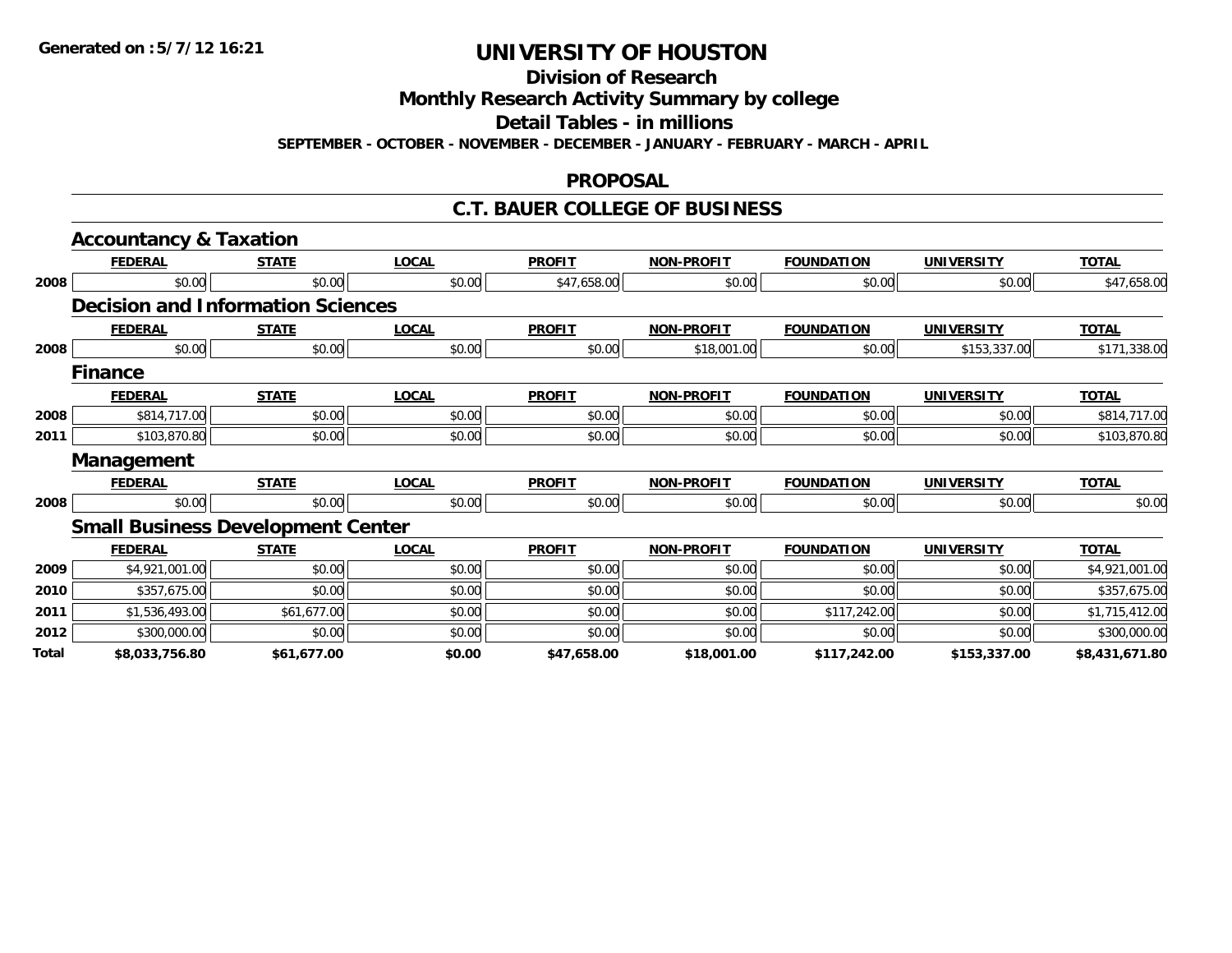Generated on :5/7/12 16:21

# UNIVERSITY OF HOUSTON

## Division of Research

## Monthly Research Activity Summary by college

## Detail Tables - in millions

**SEPTEMBER - OCTOBER - NOVEMBER - DECEMBER - JANUARY - FEBRUARY - MARCH - APRIL**

## PROPOSAL

## C.T. BAUER COLLEGE OF BUSINESS

### Accountancy & Taxation

| | FEDERAL | STATE | LOCAL | PROFIT | NON-PROFIT | FOUNDATION | UNIVERSITY | TOTAL |
|---|---|---|---|---|---|---|---|---|
| 2008 | $0.00 | $0.00 | $0.00 | $47,658.00 | $0.00 | $0.00 | $0.00 | $47,658.00 |

### Decision and Information Sciences

| | FEDERAL | STATE | LOCAL | PROFIT | NON-PROFIT | FOUNDATION | UNIVERSITY | TOTAL |
|---|---|---|---|---|---|---|---|---|
| 2008 | $0.00 | $0.00 | $0.00 | $0.00 | $18,001.00 | $0.00 | $153,337.00 | $171,338.00 |

### Finance

| | FEDERAL | STATE | LOCAL | PROFIT | NON-PROFIT | FOUNDATION | UNIVERSITY | TOTAL |
|---|---|---|---|---|---|---|---|---|
| 2008 | $814,717.00 | $0.00 | $0.00 | $0.00 | $0.00 | $0.00 | $0.00 | $814,717.00 |
| 2011 | $103,870.80 | $0.00 | $0.00 | $0.00 | $0.00 | $0.00 | $0.00 | $103,870.80 |

### Management

| | FEDERAL | STATE | LOCAL | PROFIT | NON-PROFIT | FOUNDATION | UNIVERSITY | TOTAL |
|---|---|---|---|---|---|---|---|---|
| 2008 | $0.00 | $0.00 | $0.00 | $0.00 | $0.00 | $0.00 | $0.00 | $0.00 |

### Small Business Development Center

| | FEDERAL | STATE | LOCAL | PROFIT | NON-PROFIT | FOUNDATION | UNIVERSITY | TOTAL |
|---|---|---|---|---|---|---|---|---|
| 2009 | $4,921,001.00 | $0.00 | $0.00 | $0.00 | $0.00 | $0.00 | $0.00 | $4,921,001.00 |
| 2010 | $357,675.00 | $0.00 | $0.00 | $0.00 | $0.00 | $0.00 | $0.00 | $357,675.00 |
| 2011 | $1,536,493.00 | $61,677.00 | $0.00 | $0.00 | $0.00 | $117,242.00 | $0.00 | $1,715,412.00 |
| 2012 | $300,000.00 | $0.00 | $0.00 | $0.00 | $0.00 | $0.00 | $0.00 | $300,000.00 |
| **Total** | **$8,033,756.80** | **$61,677.00** | **$0.00** | **$47,658.00** | **$18,001.00** | **$117,242.00** | **$153,337.00** | **$8,431,671.80** |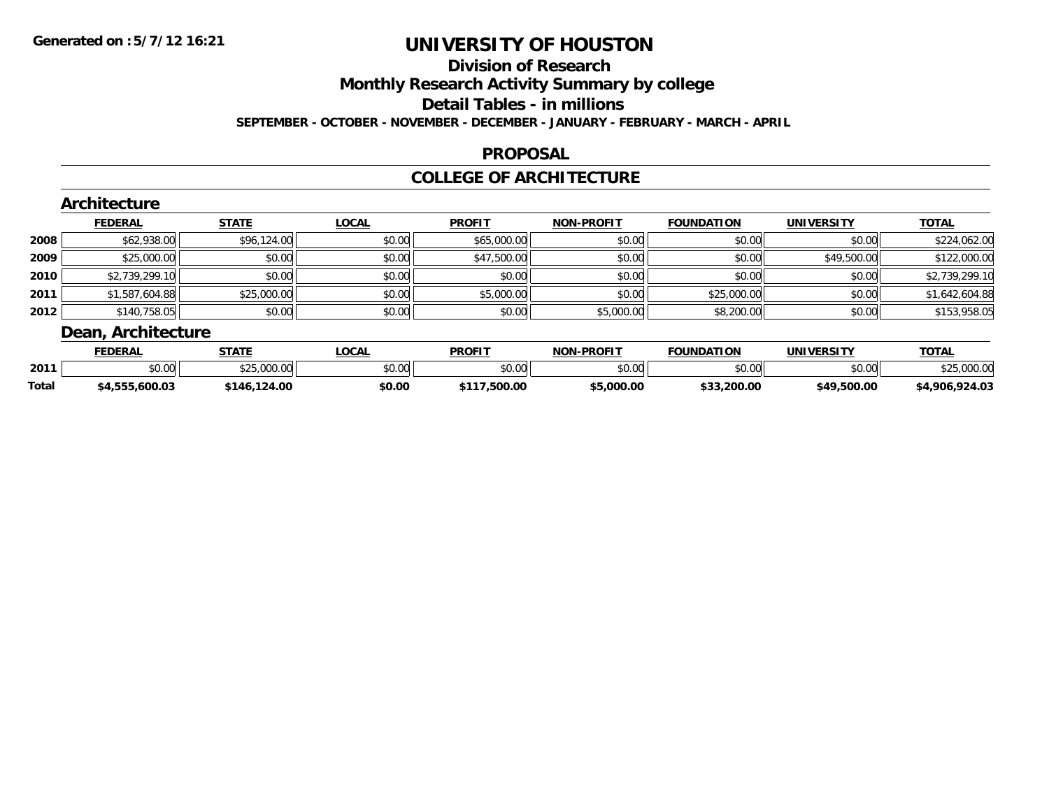Generated on :5/7/12 16:21

# UNIVERSITY OF HOUSTON

## Division of Research

## Monthly Research Activity Summary by college

## Detail Tables - in millions

**SEPTEMBER - OCTOBER - NOVEMBER - DECEMBER - JANUARY - FEBRUARY - MARCH - APRIL**

## PROPOSAL

## COLLEGE OF ARCHITECTURE

### Architecture

| | FEDERAL | STATE | LOCAL | PROFIT | NON-PROFIT | FOUNDATION | UNIVERSITY | TOTAL |
|---|---|---|---|---|---|---|---|---|
| 2008 | $62,938.00 | $96,124.00 | $0.00 | $65,000.00 | $0.00 | $0.00 | $0.00 | $224,062.00 |
| 2009 | $25,000.00 | $0.00 | $0.00 | $47,500.00 | $0.00 | $0.00 | $49,500.00 | $122,000.00 |
| 2010 | $2,739,299.10 | $0.00 | $0.00 | $0.00 | $0.00 | $0.00 | $0.00 | $2,739,299.10 |
| 2011 | $1,587,604.88 | $25,000.00 | $0.00 | $5,000.00 | $0.00 | $25,000.00 | $0.00 | $1,642,604.88 |
| 2012 | $140,758.05 | $0.00 | $0.00 | $0.00 | $5,000.00 | $8,200.00 | $0.00 | $153,958.05 |

### Dean, Architecture

| | FEDERAL | STATE | LOCAL | PROFIT | NON-PROFIT | FOUNDATION | UNIVERSITY | TOTAL |
|---|---|---|---|---|---|---|---|---|
| 2011 | $0.00 | $25,000.00 | $0.00 | $0.00 | $0.00 | $0.00 | $0.00 | $25,000.00 |
| **Total** | **$4,555,600.03** | **$146,124.00** | **$0.00** | **$117,500.00** | **$5,000.00** | **$33,200.00** | **$49,500.00** | **$4,906,924.03** |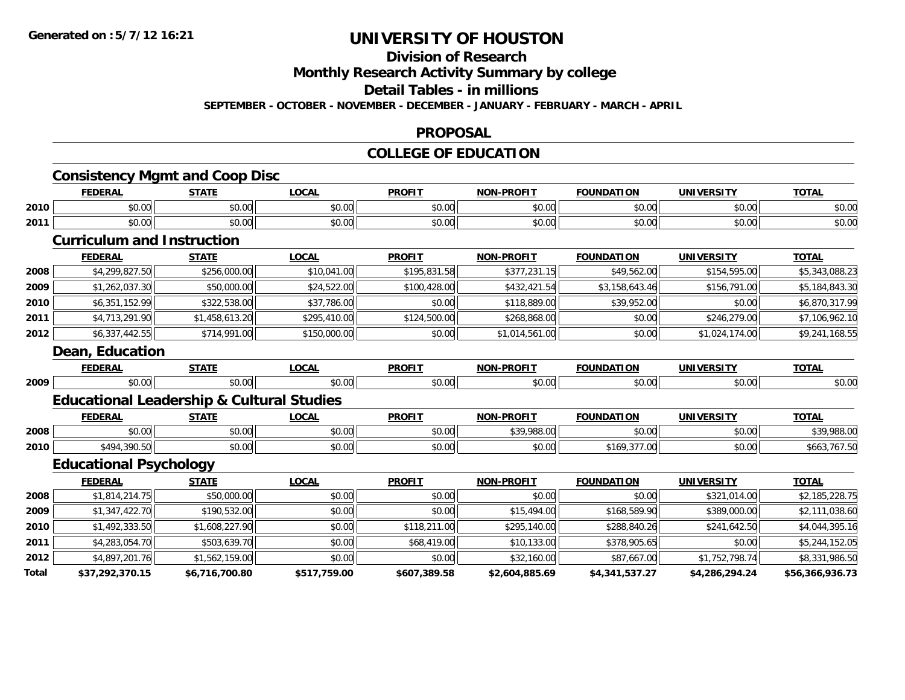# UNIVERSITY OF HOUSTON

## Division of Research

## Monthly Research Activity Summary by college

## Detail Tables - in millions

**SEPTEMBER - OCTOBER - NOVEMBER - DECEMBER - JANUARY - FEBRUARY - MARCH - APRIL**

## PROPOSAL

## COLLEGE OF EDUCATION

### Consistency Mgmt and Coop Disc

| | FEDERAL | STATE | LOCAL | PROFIT | NON-PROFIT | FOUNDATION | UNIVERSITY | TOTAL |
|---|---|---|---|---|---|---|---|---|
| 2010 | $0.00 | $0.00 | $0.00 | $0.00 | $0.00 | $0.00 | $0.00 | $0.00 |
| 2011 | $0.00 | $0.00 | $0.00 | $0.00 | $0.00 | $0.00 | $0.00 | $0.00 |

### Curriculum and Instruction

| | FEDERAL | STATE | LOCAL | PROFIT | NON-PROFIT | FOUNDATION | UNIVERSITY | TOTAL |
|---|---|---|---|---|---|---|---|---|
| 2008 | $4,299,827.50 | $256,000.00 | $10,041.00 | $195,831.58 | $377,231.15 | $49,562.00 | $154,595.00 | $5,343,088.23 |
| 2009 | $1,262,037.30 | $50,000.00 | $24,522.00 | $100,428.00 | $432,421.54 | $3,158,643.46 | $156,791.00 | $5,184,843.30 |
| 2010 | $6,351,152.99 | $322,538.00 | $37,786.00 | $0.00 | $118,889.00 | $39,952.00 | $0.00 | $6,870,317.99 |
| 2011 | $4,713,291.90 | $1,458,613.20 | $295,410.00 | $124,500.00 | $268,868.00 | $0.00 | $246,279.00 | $7,106,962.10 |
| 2012 | $6,337,442.55 | $714,991.00 | $150,000.00 | $0.00 | $1,014,561.00 | $0.00 | $1,024,174.00 | $9,241,168.55 |

### Dean, Education

| | FEDERAL | STATE | LOCAL | PROFIT | NON-PROFIT | FOUNDATION | UNIVERSITY | TOTAL |
|---|---|---|---|---|---|---|---|---|
| 2009 | $0.00 | $0.00 | $0.00 | $0.00 | $0.00 | $0.00 | $0.00 | $0.00 |

### Educational Leadership & Cultural Studies

| | FEDERAL | STATE | LOCAL | PROFIT | NON-PROFIT | FOUNDATION | UNIVERSITY | TOTAL |
|---|---|---|---|---|---|---|---|---|
| 2008 | $0.00 | $0.00 | $0.00 | $0.00 | $39,988.00 | $0.00 | $0.00 | $39,988.00 |
| 2010 | $494,390.50 | $0.00 | $0.00 | $0.00 | $0.00 | $169,377.00 | $0.00 | $663,767.50 |

### Educational Psychology

| | FEDERAL | STATE | LOCAL | PROFIT | NON-PROFIT | FOUNDATION | UNIVERSITY | TOTAL |
|---|---|---|---|---|---|---|---|---|
| 2008 | $1,814,214.75 | $50,000.00 | $0.00 | $0.00 | $0.00 | $0.00 | $321,014.00 | $2,185,228.75 |
| 2009 | $1,347,422.70 | $190,532.00 | $0.00 | $0.00 | $15,494.00 | $168,589.90 | $389,000.00 | $2,111,038.60 |
| 2010 | $1,492,333.50 | $1,608,227.90 | $0.00 | $118,211.00 | $295,140.00 | $288,840.26 | $241,642.50 | $4,044,395.16 |
| 2011 | $4,283,054.70 | $503,639.70 | $0.00 | $68,419.00 | $10,133.00 | $378,905.65 | $0.00 | $5,244,152.05 |
| 2012 | $4,897,201.76 | $1,562,159.00 | $0.00 | $0.00 | $32,160.00 | $87,667.00 | $1,752,798.74 | $8,331,986.50 |
| **Total** | **$37,292,370.15** | **$6,716,700.80** | **$517,759.00** | **$607,389.58** | **$2,604,885.69** | **$4,341,537.27** | **$4,286,294.24** | **$56,366,936.73** |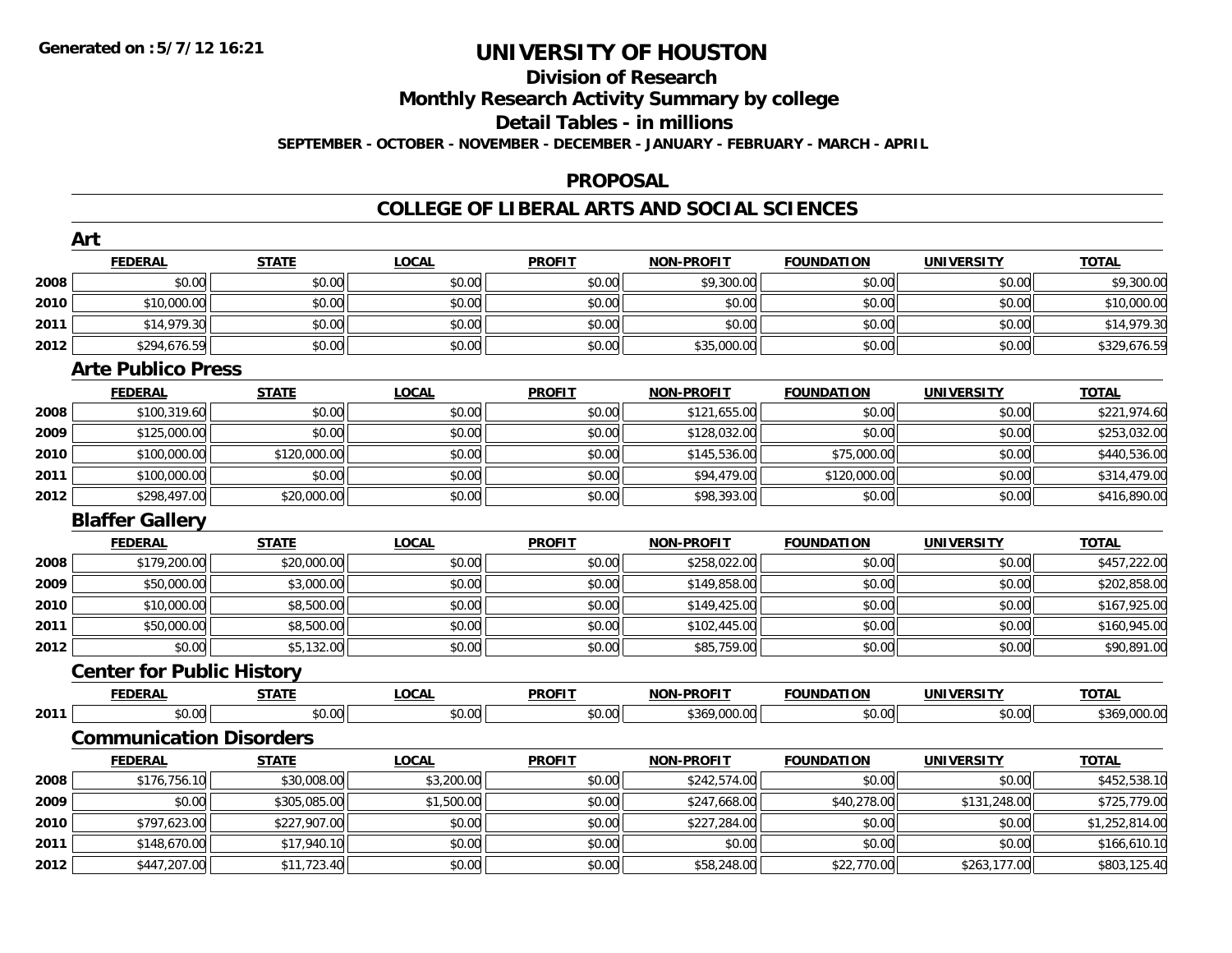**Generated on :5/7/12 16:21**

# UNIVERSITY OF HOUSTON

## Division of Research

## Monthly Research Activity Summary by college

## Detail Tables - in millions

**SEPTEMBER - OCTOBER - NOVEMBER - DECEMBER - JANUARY - FEBRUARY - MARCH - APRIL**

## PROPOSAL

## COLLEGE OF LIBERAL ARTS AND SOCIAL SCIENCES

### Art

| | FEDERAL | STATE | LOCAL | PROFIT | NON-PROFIT | FOUNDATION | UNIVERSITY | TOTAL |
|---|---|---|---|---|---|---|---|---|
| 2008 | $0.00 | $0.00 | $0.00 | $0.00 | $9,300.00 | $0.00 | $0.00 | $9,300.00 |
| 2010 | $10,000.00 | $0.00 | $0.00 | $0.00 | $0.00 | $0.00 | $0.00 | $10,000.00 |
| 2011 | $14,979.30 | $0.00 | $0.00 | $0.00 | $0.00 | $0.00 | $0.00 | $14,979.30 |
| 2012 | $294,676.59 | $0.00 | $0.00 | $0.00 | $35,000.00 | $0.00 | $0.00 | $329,676.59 |

### Arte Publico Press

| | FEDERAL | STATE | LOCAL | PROFIT | NON-PROFIT | FOUNDATION | UNIVERSITY | TOTAL |
|---|---|---|---|---|---|---|---|---|
| 2008 | $100,319.60 | $0.00 | $0.00 | $0.00 | $121,655.00 | $0.00 | $0.00 | $221,974.60 |
| 2009 | $125,000.00 | $0.00 | $0.00 | $0.00 | $128,032.00 | $0.00 | $0.00 | $253,032.00 |
| 2010 | $100,000.00 | $120,000.00 | $0.00 | $0.00 | $145,536.00 | $75,000.00 | $0.00 | $440,536.00 |
| 2011 | $100,000.00 | $0.00 | $0.00 | $0.00 | $94,479.00 | $120,000.00 | $0.00 | $314,479.00 |
| 2012 | $298,497.00 | $20,000.00 | $0.00 | $0.00 | $98,393.00 | $0.00 | $0.00 | $416,890.00 |

### Blaffer Gallery

| | FEDERAL | STATE | LOCAL | PROFIT | NON-PROFIT | FOUNDATION | UNIVERSITY | TOTAL |
|---|---|---|---|---|---|---|---|---|
| 2008 | $179,200.00 | $20,000.00 | $0.00 | $0.00 | $258,022.00 | $0.00 | $0.00 | $457,222.00 |
| 2009 | $50,000.00 | $3,000.00 | $0.00 | $0.00 | $149,858.00 | $0.00 | $0.00 | $202,858.00 |
| 2010 | $10,000.00 | $8,500.00 | $0.00 | $0.00 | $149,425.00 | $0.00 | $0.00 | $167,925.00 |
| 2011 | $50,000.00 | $8,500.00 | $0.00 | $0.00 | $102,445.00 | $0.00 | $0.00 | $160,945.00 |
| 2012 | $0.00 | $5,132.00 | $0.00 | $0.00 | $85,759.00 | $0.00 | $0.00 | $90,891.00 |

### Center for Public History

| | FEDERAL | STATE | LOCAL | PROFIT | NON-PROFIT | FOUNDATION | UNIVERSITY | TOTAL |
|---|---|---|---|---|---|---|---|---|
| 2011 | $0.00 | $0.00 | $0.00 | $0.00 | $369,000.00 | $0.00 | $0.00 | $369,000.00 |

### Communication Disorders

| | FEDERAL | STATE | LOCAL | PROFIT | NON-PROFIT | FOUNDATION | UNIVERSITY | TOTAL |
|---|---|---|---|---|---|---|---|---|
| 2008 | $176,756.10 | $30,008.00 | $3,200.00 | $0.00 | $242,574.00 | $0.00 | $0.00 | $452,538.10 |
| 2009 | $0.00 | $305,085.00 | $1,500.00 | $0.00 | $247,668.00 | $40,278.00 | $131,248.00 | $725,779.00 |
| 2010 | $797,623.00 | $227,907.00 | $0.00 | $0.00 | $227,284.00 | $0.00 | $0.00 | $1,252,814.00 |
| 2011 | $148,670.00 | $17,940.10 | $0.00 | $0.00 | $0.00 | $0.00 | $0.00 | $166,610.10 |
| 2012 | $447,207.00 | $11,723.40 | $0.00 | $0.00 | $58,248.00 | $22,770.00 | $263,177.00 | $803,125.40 |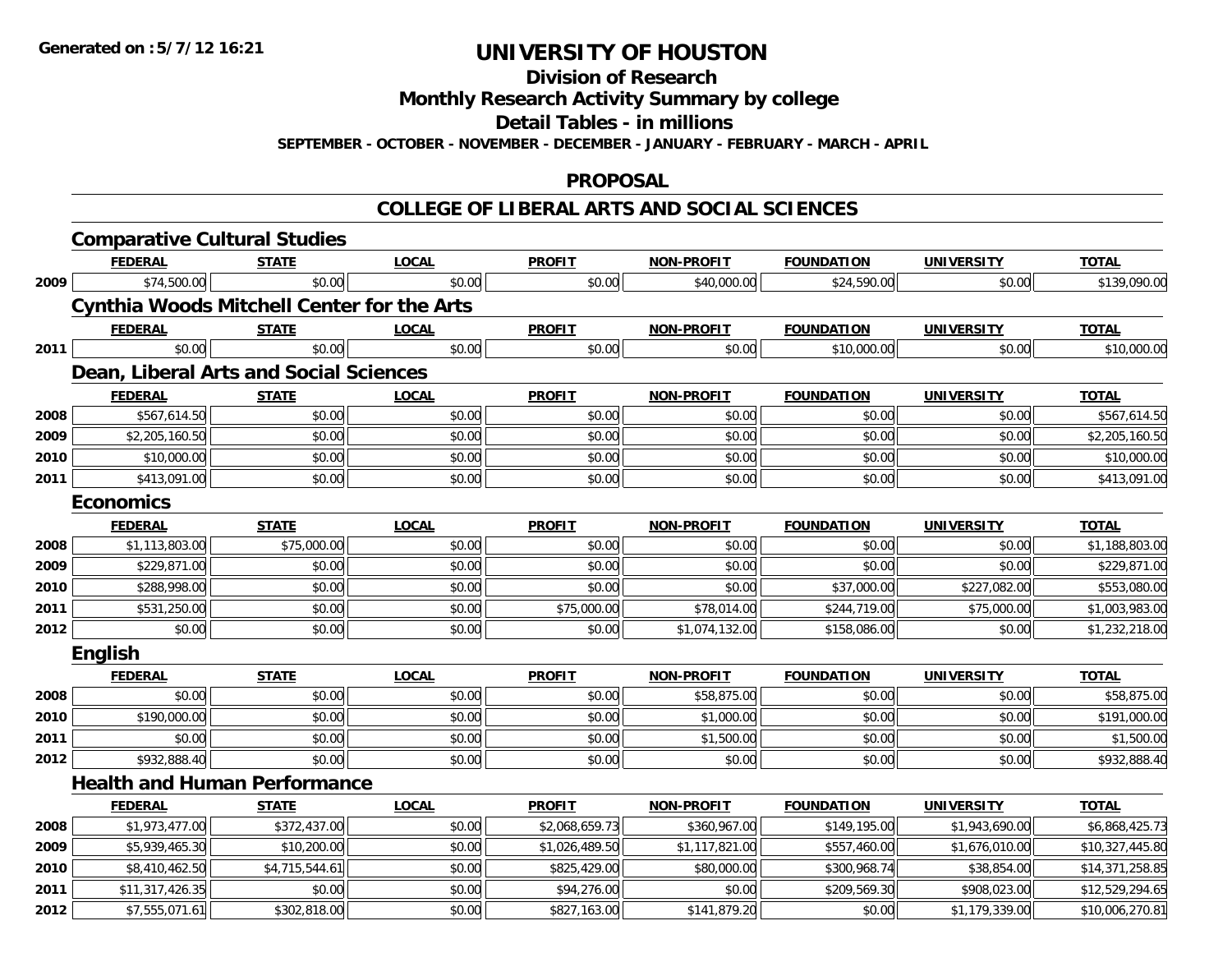**Generated on :5/7/12 16:21**

# UNIVERSITY OF HOUSTON

## Division of Research

## Monthly Research Activity Summary by college

## Detail Tables - in millions

**SEPTEMBER - OCTOBER - NOVEMBER - DECEMBER - JANUARY - FEBRUARY - MARCH - APRIL**

## PROPOSAL

## COLLEGE OF LIBERAL ARTS AND SOCIAL SCIENCES

### Comparative Cultural Studies

| | FEDERAL | STATE | LOCAL | PROFIT | NON-PROFIT | FOUNDATION | UNIVERSITY | TOTAL |
|---|---|---|---|---|---|---|---|---|
| 2009 | $74,500.00 | $0.00 | $0.00 | $0.00 | $40,000.00 | $24,590.00 | $0.00 | $139,090.00 |

### Cynthia Woods Mitchell Center for the Arts

| | FEDERAL | STATE | LOCAL | PROFIT | NON-PROFIT | FOUNDATION | UNIVERSITY | TOTAL |
|---|---|---|---|---|---|---|---|---|
| 2011 | $0.00 | $0.00 | $0.00 | $0.00 | $0.00 | $10,000.00 | $0.00 | $10,000.00 |

### Dean, Liberal Arts and Social Sciences

| | FEDERAL | STATE | LOCAL | PROFIT | NON-PROFIT | FOUNDATION | UNIVERSITY | TOTAL |
|---|---|---|---|---|---|---|---|---|
| 2008 | $567,614.50 | $0.00 | $0.00 | $0.00 | $0.00 | $0.00 | $0.00 | $567,614.50 |
| 2009 | $2,205,160.50 | $0.00 | $0.00 | $0.00 | $0.00 | $0.00 | $0.00 | $2,205,160.50 |
| 2010 | $10,000.00 | $0.00 | $0.00 | $0.00 | $0.00 | $0.00 | $0.00 | $10,000.00 |
| 2011 | $413,091.00 | $0.00 | $0.00 | $0.00 | $0.00 | $0.00 | $0.00 | $413,091.00 |

### Economics

| | FEDERAL | STATE | LOCAL | PROFIT | NON-PROFIT | FOUNDATION | UNIVERSITY | TOTAL |
|---|---|---|---|---|---|---|---|---|
| 2008 | $1,113,803.00 | $75,000.00 | $0.00 | $0.00 | $0.00 | $0.00 | $0.00 | $1,188,803.00 |
| 2009 | $229,871.00 | $0.00 | $0.00 | $0.00 | $0.00 | $0.00 | $0.00 | $229,871.00 |
| 2010 | $288,998.00 | $0.00 | $0.00 | $0.00 | $0.00 | $37,000.00 | $227,082.00 | $553,080.00 |
| 2011 | $531,250.00 | $0.00 | $0.00 | $75,000.00 | $78,014.00 | $244,719.00 | $75,000.00 | $1,003,983.00 |
| 2012 | $0.00 | $0.00 | $0.00 | $0.00 | $1,074,132.00 | $158,086.00 | $0.00 | $1,232,218.00 |

### English

| | FEDERAL | STATE | LOCAL | PROFIT | NON-PROFIT | FOUNDATION | UNIVERSITY | TOTAL |
|---|---|---|---|---|---|---|---|---|
| 2008 | $0.00 | $0.00 | $0.00 | $0.00 | $58,875.00 | $0.00 | $0.00 | $58,875.00 |
| 2010 | $190,000.00 | $0.00 | $0.00 | $0.00 | $1,000.00 | $0.00 | $0.00 | $191,000.00 |
| 2011 | $0.00 | $0.00 | $0.00 | $0.00 | $1,500.00 | $0.00 | $0.00 | $1,500.00 |
| 2012 | $932,888.40 | $0.00 | $0.00 | $0.00 | $0.00 | $0.00 | $0.00 | $932,888.40 |

### Health and Human Performance

| | FEDERAL | STATE | LOCAL | PROFIT | NON-PROFIT | FOUNDATION | UNIVERSITY | TOTAL |
|---|---|---|---|---|---|---|---|---|
| 2008 | $1,973,477.00 | $372,437.00 | $0.00 | $2,068,659.73 | $360,967.00 | $149,195.00 | $1,943,690.00 | $6,868,425.73 |
| 2009 | $5,939,465.30 | $10,200.00 | $0.00 | $1,026,489.50 | $1,117,821.00 | $557,460.00 | $1,676,010.00 | $10,327,445.80 |
| 2010 | $8,410,462.50 | $4,715,544.61 | $0.00 | $825,429.00 | $80,000.00 | $300,968.74 | $38,854.00 | $14,371,258.85 |
| 2011 | $11,317,426.35 | $0.00 | $0.00 | $94,276.00 | $0.00 | $209,569.30 | $908,023.00 | $12,529,294.65 |
| 2012 | $7,555,071.61 | $302,818.00 | $0.00 | $827,163.00 | $141,879.20 | $0.00 | $1,179,339.00 | $10,006,270.81 |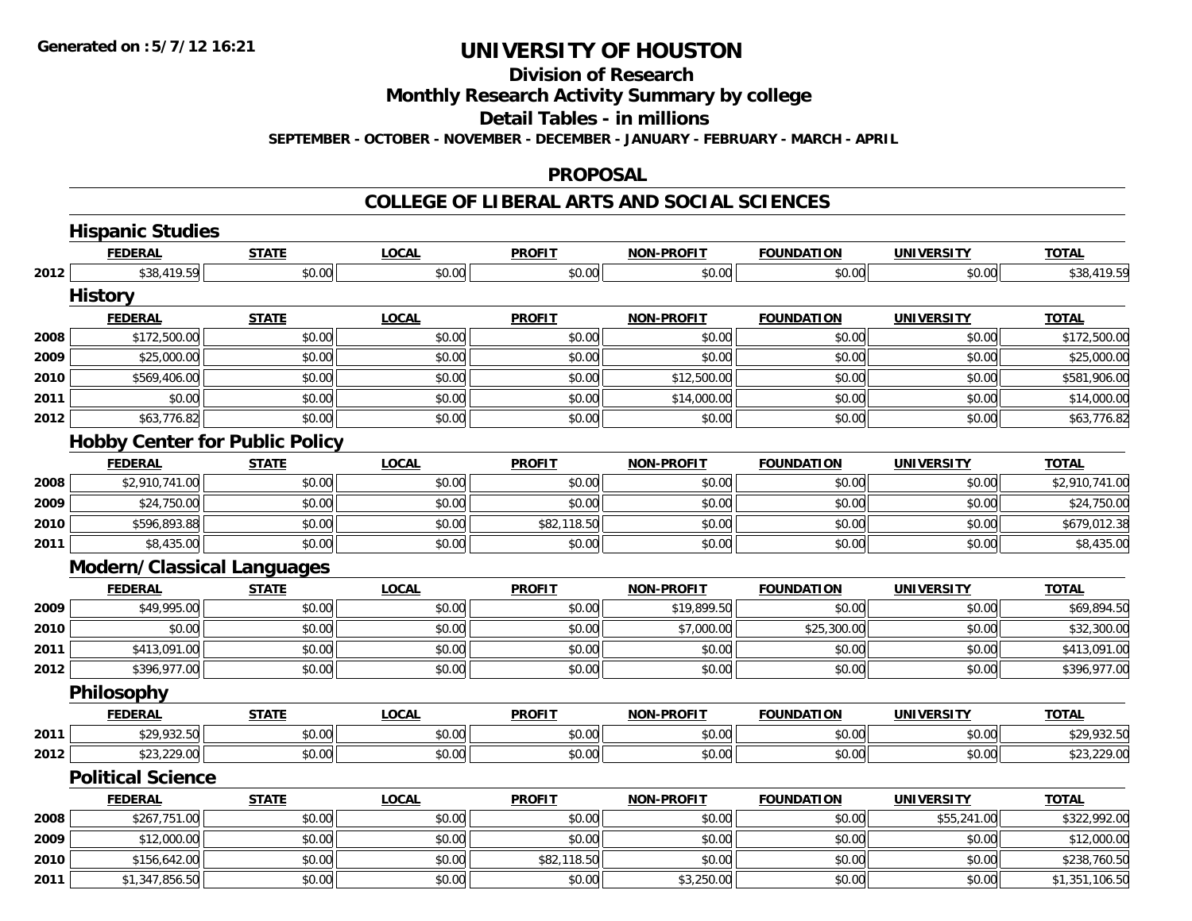**Generated on :5/7/12 16:21**

# UNIVERSITY OF HOUSTON

## Division of Research

## Monthly Research Activity Summary by college

## Detail Tables - in millions

**SEPTEMBER - OCTOBER - NOVEMBER - DECEMBER - JANUARY - FEBRUARY - MARCH - APRIL**

## PROPOSAL

## COLLEGE OF LIBERAL ARTS AND SOCIAL SCIENCES

### Hispanic Studies

| | FEDERAL | STATE | LOCAL | PROFIT | NON-PROFIT | FOUNDATION | UNIVERSITY | TOTAL |
|---|---|---|---|---|---|---|---|---|
| 2012 | $38,419.59 | $0.00 | $0.00 | $0.00 | $0.00 | $0.00 | $0.00 | $38,419.59 |

### History

| | FEDERAL | STATE | LOCAL | PROFIT | NON-PROFIT | FOUNDATION | UNIVERSITY | TOTAL |
|---|---|---|---|---|---|---|---|---|
| 2008 | $172,500.00 | $0.00 | $0.00 | $0.00 | $0.00 | $0.00 | $0.00 | $172,500.00 |
| 2009 | $25,000.00 | $0.00 | $0.00 | $0.00 | $0.00 | $0.00 | $0.00 | $25,000.00 |
| 2010 | $569,406.00 | $0.00 | $0.00 | $0.00 | $12,500.00 | $0.00 | $0.00 | $581,906.00 |
| 2011 | $0.00 | $0.00 | $0.00 | $0.00 | $14,000.00 | $0.00 | $0.00 | $14,000.00 |
| 2012 | $63,776.82 | $0.00 | $0.00 | $0.00 | $0.00 | $0.00 | $0.00 | $63,776.82 |

### Hobby Center for Public Policy

| | FEDERAL | STATE | LOCAL | PROFIT | NON-PROFIT | FOUNDATION | UNIVERSITY | TOTAL |
|---|---|---|---|---|---|---|---|---|
| 2008 | $2,910,741.00 | $0.00 | $0.00 | $0.00 | $0.00 | $0.00 | $0.00 | $2,910,741.00 |
| 2009 | $24,750.00 | $0.00 | $0.00 | $0.00 | $0.00 | $0.00 | $0.00 | $24,750.00 |
| 2010 | $596,893.88 | $0.00 | $0.00 | $82,118.50 | $0.00 | $0.00 | $0.00 | $679,012.38 |
| 2011 | $8,435.00 | $0.00 | $0.00 | $0.00 | $0.00 | $0.00 | $0.00 | $8,435.00 |

### Modern/Classical Languages

| | FEDERAL | STATE | LOCAL | PROFIT | NON-PROFIT | FOUNDATION | UNIVERSITY | TOTAL |
|---|---|---|---|---|---|---|---|---|
| 2009 | $49,995.00 | $0.00 | $0.00 | $0.00 | $19,899.50 | $0.00 | $0.00 | $69,894.50 |
| 2010 | $0.00 | $0.00 | $0.00 | $0.00 | $7,000.00 | $25,300.00 | $0.00 | $32,300.00 |
| 2011 | $413,091.00 | $0.00 | $0.00 | $0.00 | $0.00 | $0.00 | $0.00 | $413,091.00 |
| 2012 | $396,977.00 | $0.00 | $0.00 | $0.00 | $0.00 | $0.00 | $0.00 | $396,977.00 |

### Philosophy

| | FEDERAL | STATE | LOCAL | PROFIT | NON-PROFIT | FOUNDATION | UNIVERSITY | TOTAL |
|---|---|---|---|---|---|---|---|---|
| 2011 | $29,932.50 | $0.00 | $0.00 | $0.00 | $0.00 | $0.00 | $0.00 | $29,932.50 |
| 2012 | $23,229.00 | $0.00 | $0.00 | $0.00 | $0.00 | $0.00 | $0.00 | $23,229.00 |

### Political Science

| | FEDERAL | STATE | LOCAL | PROFIT | NON-PROFIT | FOUNDATION | UNIVERSITY | TOTAL |
|---|---|---|---|---|---|---|---|---|
| 2008 | $267,751.00 | $0.00 | $0.00 | $0.00 | $0.00 | $0.00 | $55,241.00 | $322,992.00 |
| 2009 | $12,000.00 | $0.00 | $0.00 | $0.00 | $0.00 | $0.00 | $0.00 | $12,000.00 |
| 2010 | $156,642.00 | $0.00 | $0.00 | $82,118.50 | $0.00 | $0.00 | $0.00 | $238,760.50 |
| 2011 | $1,347,856.50 | $0.00 | $0.00 | $0.00 | $3,250.00 | $0.00 | $0.00 | $1,351,106.50 |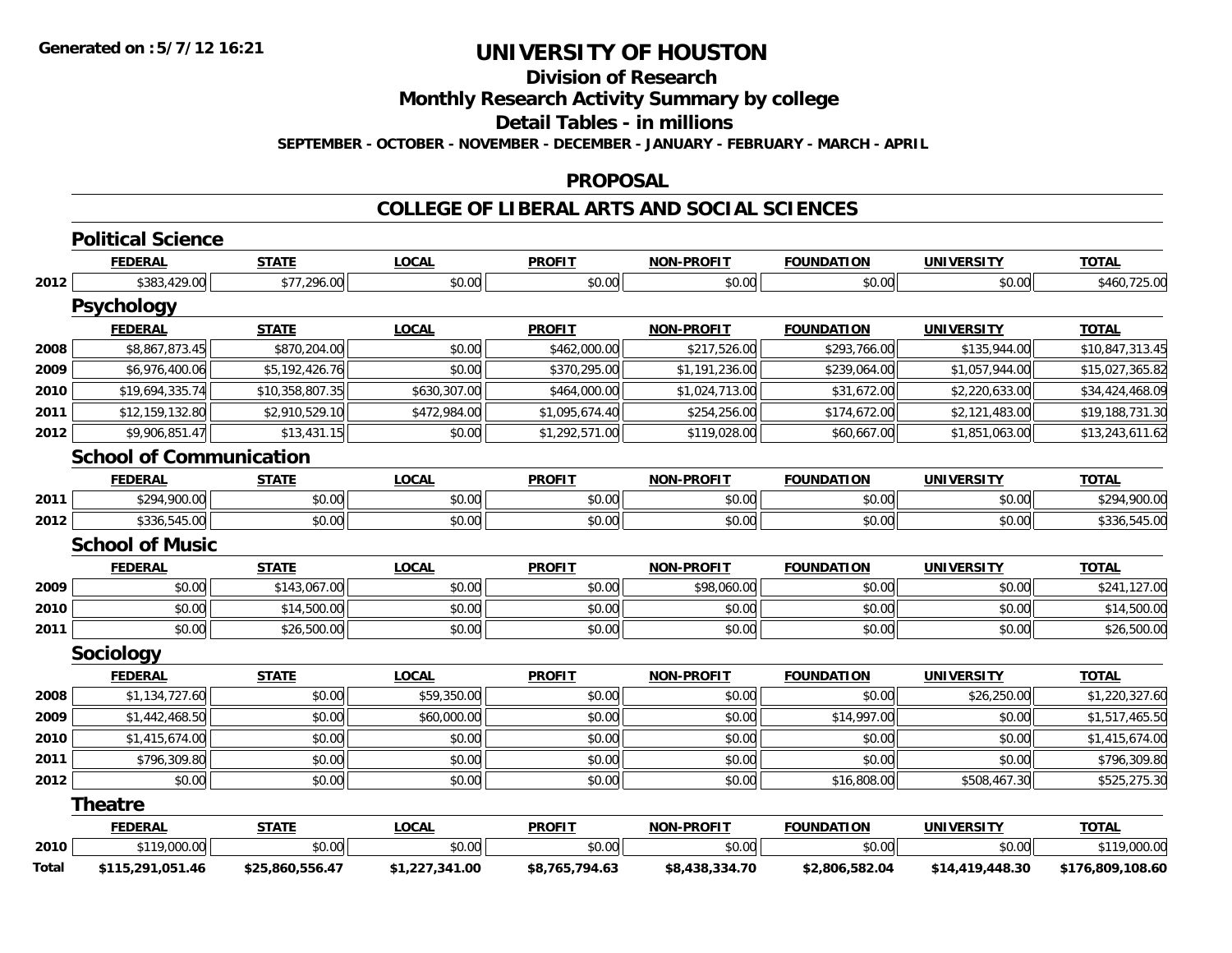**Generated on :5/7/12 16:21**

# UNIVERSITY OF HOUSTON

## Division of Research

## Monthly Research Activity Summary by college

## Detail Tables - in millions

**SEPTEMBER - OCTOBER - NOVEMBER - DECEMBER - JANUARY - FEBRUARY - MARCH - APRIL**

## PROPOSAL

## COLLEGE OF LIBERAL ARTS AND SOCIAL SCIENCES

### Political Science

| | FEDERAL | STATE | LOCAL | PROFIT | NON-PROFIT | FOUNDATION | UNIVERSITY | TOTAL |
|---|---|---|---|---|---|---|---|---|
| 2012 | $383,429.00 | $77,296.00 | $0.00 | $0.00 | $0.00 | $0.00 | $0.00 | $460,725.00 |

### Psychology

| | FEDERAL | STATE | LOCAL | PROFIT | NON-PROFIT | FOUNDATION | UNIVERSITY | TOTAL |
|---|---|---|---|---|---|---|---|---|
| 2008 | $8,867,873.45 | $870,204.00 | $0.00 | $462,000.00 | $217,526.00 | $293,766.00 | $135,944.00 | $10,847,313.45 |
| 2009 | $6,976,400.06 | $5,192,426.76 | $0.00 | $370,295.00 | $1,191,236.00 | $239,064.00 | $1,057,944.00 | $15,027,365.82 |
| 2010 | $19,694,335.74 | $10,358,807.35 | $630,307.00 | $464,000.00 | $1,024,713.00 | $31,672.00 | $2,220,633.00 | $34,424,468.09 |
| 2011 | $12,159,132.80 | $2,910,529.10 | $472,984.00 | $1,095,674.40 | $254,256.00 | $174,672.00 | $2,121,483.00 | $19,188,731.30 |
| 2012 | $9,906,851.47 | $13,431.15 | $0.00 | $1,292,571.00 | $119,028.00 | $60,667.00 | $1,851,063.00 | $13,243,611.62 |

### School of Communication

| | FEDERAL | STATE | LOCAL | PROFIT | NON-PROFIT | FOUNDATION | UNIVERSITY | TOTAL |
|---|---|---|---|---|---|---|---|---|
| 2011 | $294,900.00 | $0.00 | $0.00 | $0.00 | $0.00 | $0.00 | $0.00 | $294,900.00 |
| 2012 | $336,545.00 | $0.00 | $0.00 | $0.00 | $0.00 | $0.00 | $0.00 | $336,545.00 |

### School of Music

| | FEDERAL | STATE | LOCAL | PROFIT | NON-PROFIT | FOUNDATION | UNIVERSITY | TOTAL |
|---|---|---|---|---|---|---|---|---|
| 2009 | $0.00 | $143,067.00 | $0.00 | $0.00 | $98,060.00 | $0.00 | $0.00 | $241,127.00 |
| 2010 | $0.00 | $14,500.00 | $0.00 | $0.00 | $0.00 | $0.00 | $0.00 | $14,500.00 |
| 2011 | $0.00 | $26,500.00 | $0.00 | $0.00 | $0.00 | $0.00 | $0.00 | $26,500.00 |

### Sociology

| | FEDERAL | STATE | LOCAL | PROFIT | NON-PROFIT | FOUNDATION | UNIVERSITY | TOTAL |
|---|---|---|---|---|---|---|---|---|
| 2008 | $1,134,727.60 | $0.00 | $59,350.00 | $0.00 | $0.00 | $0.00 | $26,250.00 | $1,220,327.60 |
| 2009 | $1,442,468.50 | $0.00 | $60,000.00 | $0.00 | $0.00 | $14,997.00 | $0.00 | $1,517,465.50 |
| 2010 | $1,415,674.00 | $0.00 | $0.00 | $0.00 | $0.00 | $0.00 | $0.00 | $1,415,674.00 |
| 2011 | $796,309.80 | $0.00 | $0.00 | $0.00 | $0.00 | $0.00 | $0.00 | $796,309.80 |
| 2012 | $0.00 | $0.00 | $0.00 | $0.00 | $0.00 | $16,808.00 | $508,467.30 | $525,275.30 |

### Theatre

| | FEDERAL | STATE | LOCAL | PROFIT | NON-PROFIT | FOUNDATION | UNIVERSITY | TOTAL |
|---|---|---|---|---|---|---|---|---|
| 2010 | $119,000.00 | $0.00 | $0.00 | $0.00 | $0.00 | $0.00 | $0.00 | $119,000.00 |
| **Total** | **$115,291,051.46** | **$25,860,556.47** | **$1,227,341.00** | **$8,765,794.63** | **$8,438,334.70** | **$2,806,582.04** | **$14,419,448.30** | **$176,809,108.60** |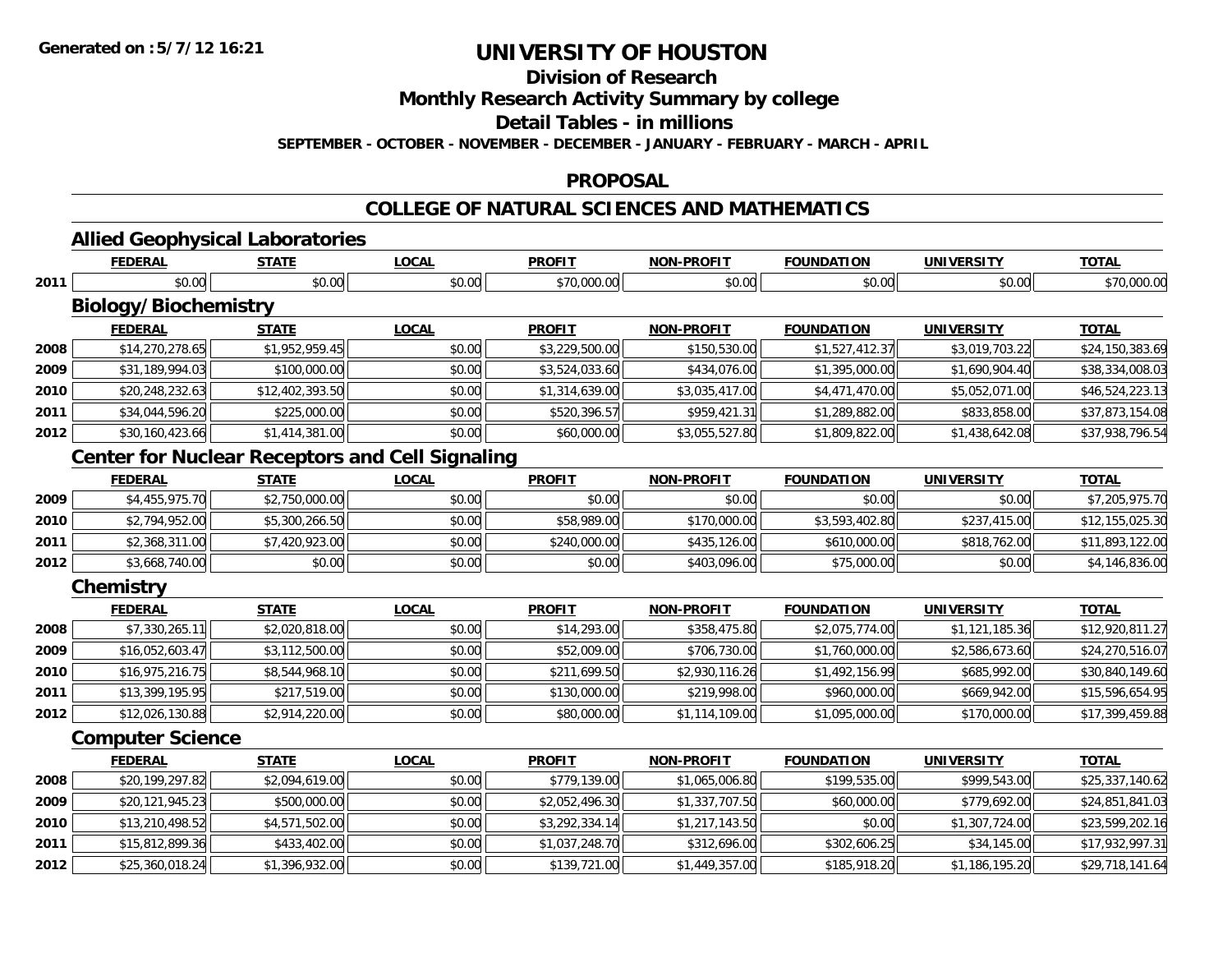# UNIVERSITY OF HOUSTON

## Division of Research

## Monthly Research Activity Summary by college

## Detail Tables - in millions

**SEPTEMBER - OCTOBER - NOVEMBER - DECEMBER - JANUARY - FEBRUARY - MARCH - APRIL**

## PROPOSAL

## COLLEGE OF NATURAL SCIENCES AND MATHEMATICS

### Allied Geophysical Laboratories

| | FEDERAL | STATE | LOCAL | PROFIT | NON-PROFIT | FOUNDATION | UNIVERSITY | TOTAL |
|---|---|---|---|---|---|---|---|---|
| 2011 | $0.00 | $0.00 | $0.00 | $70,000.00 | $0.00 | $0.00 | $0.00 | $70,000.00 |

### Biology/Biochemistry

| | FEDERAL | STATE | LOCAL | PROFIT | NON-PROFIT | FOUNDATION | UNIVERSITY | TOTAL |
|---|---|---|---|---|---|---|---|---|
| 2008 | $14,270,278.65 | $1,952,959.45 | $0.00 | $3,229,500.00 | $150,530.00 | $1,527,412.37 | $3,019,703.22 | $24,150,383.69 |
| 2009 | $31,189,994.03 | $100,000.00 | $0.00 | $3,524,033.60 | $434,076.00 | $1,395,000.00 | $1,690,904.40 | $38,334,008.03 |
| 2010 | $20,248,232.63 | $12,402,393.50 | $0.00 | $1,314,639.00 | $3,035,417.00 | $4,471,470.00 | $5,052,071.00 | $46,524,223.13 |
| 2011 | $34,044,596.20 | $225,000.00 | $0.00 | $520,396.57 | $959,421.31 | $1,289,882.00 | $833,858.00 | $37,873,154.08 |
| 2012 | $30,160,423.66 | $1,414,381.00 | $0.00 | $60,000.00 | $3,055,527.80 | $1,809,822.00 | $1,438,642.08 | $37,938,796.54 |

### Center for Nuclear Receptors and Cell Signaling

| | FEDERAL | STATE | LOCAL | PROFIT | NON-PROFIT | FOUNDATION | UNIVERSITY | TOTAL |
|---|---|---|---|---|---|---|---|---|
| 2009 | $4,455,975.70 | $2,750,000.00 | $0.00 | $0.00 | $0.00 | $0.00 | $0.00 | $7,205,975.70 |
| 2010 | $2,794,952.00 | $5,300,266.50 | $0.00 | $58,989.00 | $170,000.00 | $3,593,402.80 | $237,415.00 | $12,155,025.30 |
| 2011 | $2,368,311.00 | $7,420,923.00 | $0.00 | $240,000.00 | $435,126.00 | $610,000.00 | $818,762.00 | $11,893,122.00 |
| 2012 | $3,668,740.00 | $0.00 | $0.00 | $0.00 | $403,096.00 | $75,000.00 | $0.00 | $4,146,836.00 |

### Chemistry

| | FEDERAL | STATE | LOCAL | PROFIT | NON-PROFIT | FOUNDATION | UNIVERSITY | TOTAL |
|---|---|---|---|---|---|---|---|---|
| 2008 | $7,330,265.11 | $2,020,818.00 | $0.00 | $14,293.00 | $358,475.80 | $2,075,774.00 | $1,121,185.36 | $12,920,811.27 |
| 2009 | $16,052,603.47 | $3,112,500.00 | $0.00 | $52,009.00 | $706,730.00 | $1,760,000.00 | $2,586,673.60 | $24,270,516.07 |
| 2010 | $16,975,216.75 | $8,544,968.10 | $0.00 | $211,699.50 | $2,930,116.26 | $1,492,156.99 | $685,992.00 | $30,840,149.60 |
| 2011 | $13,399,195.95 | $217,519.00 | $0.00 | $130,000.00 | $219,998.00 | $960,000.00 | $669,942.00 | $15,596,654.95 |
| 2012 | $12,026,130.88 | $2,914,220.00 | $0.00 | $80,000.00 | $1,114,109.00 | $1,095,000.00 | $170,000.00 | $17,399,459.88 |

### Computer Science

| | FEDERAL | STATE | LOCAL | PROFIT | NON-PROFIT | FOUNDATION | UNIVERSITY | TOTAL |
|---|---|---|---|---|---|---|---|---|
| 2008 | $20,199,297.82 | $2,094,619.00 | $0.00 | $779,139.00 | $1,065,006.80 | $199,535.00 | $999,543.00 | $25,337,140.62 |
| 2009 | $20,121,945.23 | $500,000.00 | $0.00 | $2,052,496.30 | $1,337,707.50 | $60,000.00 | $779,692.00 | $24,851,841.03 |
| 2010 | $13,210,498.52 | $4,571,502.00 | $0.00 | $3,292,334.14 | $1,217,143.50 | $0.00 | $1,307,724.00 | $23,599,202.16 |
| 2011 | $15,812,899.36 | $433,402.00 | $0.00 | $1,037,248.70 | $312,696.00 | $302,606.25 | $34,145.00 | $17,932,997.31 |
| 2012 | $25,360,018.24 | $1,396,932.00 | $0.00 | $139,721.00 | $1,449,357.00 | $185,918.20 | $1,186,195.20 | $29,718,141.64 |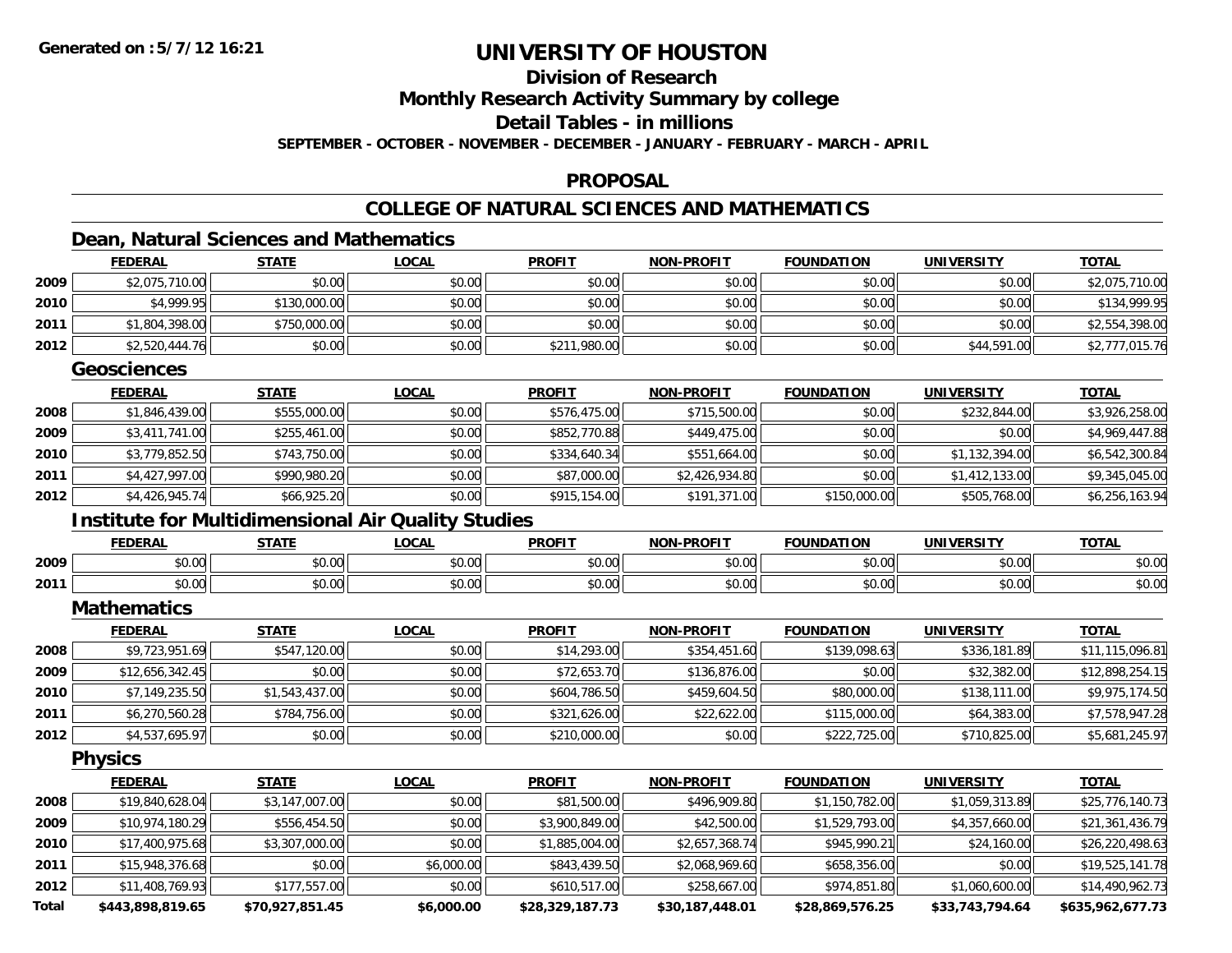**Generated on :5/7/12 16:21**

# UNIVERSITY OF HOUSTON

## Division of Research

## Monthly Research Activity Summary by college

## Detail Tables - in millions

**SEPTEMBER - OCTOBER - NOVEMBER - DECEMBER - JANUARY - FEBRUARY - MARCH - APRIL**

## PROPOSAL

## COLLEGE OF NATURAL SCIENCES AND MATHEMATICS

### Dean, Natural Sciences and Mathematics

| | FEDERAL | STATE | LOCAL | PROFIT | NON-PROFIT | FOUNDATION | UNIVERSITY | TOTAL |
|---|---|---|---|---|---|---|---|---|
| 2009 | $2,075,710.00 | $0.00 | $0.00 | $0.00 | $0.00 | $0.00 | $0.00 | $2,075,710.00 |
| 2010 | $4,999.95 | $130,000.00 | $0.00 | $0.00 | $0.00 | $0.00 | $0.00 | $134,999.95 |
| 2011 | $1,804,398.00 | $750,000.00 | $0.00 | $0.00 | $0.00 | $0.00 | $0.00 | $2,554,398.00 |
| 2012 | $2,520,444.76 | $0.00 | $0.00 | $211,980.00 | $0.00 | $0.00 | $44,591.00 | $2,777,015.76 |

### Geosciences

| | FEDERAL | STATE | LOCAL | PROFIT | NON-PROFIT | FOUNDATION | UNIVERSITY | TOTAL |
|---|---|---|---|---|---|---|---|---|
| 2008 | $1,846,439.00 | $555,000.00 | $0.00 | $576,475.00 | $715,500.00 | $0.00 | $232,844.00 | $3,926,258.00 |
| 2009 | $3,411,741.00 | $255,461.00 | $0.00 | $852,770.88 | $449,475.00 | $0.00 | $0.00 | $4,969,447.88 |
| 2010 | $3,779,852.50 | $743,750.00 | $0.00 | $334,640.34 | $551,664.00 | $0.00 | $1,132,394.00 | $6,542,300.84 |
| 2011 | $4,427,997.00 | $990,980.20 | $0.00 | $87,000.00 | $2,426,934.80 | $0.00 | $1,412,133.00 | $9,345,045.00 |
| 2012 | $4,426,945.74 | $66,925.20 | $0.00 | $915,154.00 | $191,371.00 | $150,000.00 | $505,768.00 | $6,256,163.94 |

### Institute for Multidimensional Air Quality Studies

| | FEDERAL | STATE | LOCAL | PROFIT | NON-PROFIT | FOUNDATION | UNIVERSITY | TOTAL |
|---|---|---|---|---|---|---|---|---|
| 2009 | $0.00 | $0.00 | $0.00 | $0.00 | $0.00 | $0.00 | $0.00 | $0.00 |
| 2011 | $0.00 | $0.00 | $0.00 | $0.00 | $0.00 | $0.00 | $0.00 | $0.00 |

### Mathematics

| | FEDERAL | STATE | LOCAL | PROFIT | NON-PROFIT | FOUNDATION | UNIVERSITY | TOTAL |
|---|---|---|---|---|---|---|---|---|
| 2008 | $9,723,951.69 | $547,120.00 | $0.00 | $14,293.00 | $354,451.60 | $139,098.63 | $336,181.89 | $11,115,096.81 |
| 2009 | $12,656,342.45 | $0.00 | $0.00 | $72,653.70 | $136,876.00 | $0.00 | $32,382.00 | $12,898,254.15 |
| 2010 | $7,149,235.50 | $1,543,437.00 | $0.00 | $604,786.50 | $459,604.50 | $80,000.00 | $138,111.00 | $9,975,174.50 |
| 2011 | $6,270,560.28 | $784,756.00 | $0.00 | $321,626.00 | $22,622.00 | $115,000.00 | $64,383.00 | $7,578,947.28 |
| 2012 | $4,537,695.97 | $0.00 | $0.00 | $210,000.00 | $0.00 | $222,725.00 | $710,825.00 | $5,681,245.97 |

### Physics

| | FEDERAL | STATE | LOCAL | PROFIT | NON-PROFIT | FOUNDATION | UNIVERSITY | TOTAL |
|---|---|---|---|---|---|---|---|---|
| 2008 | $19,840,628.04 | $3,147,007.00 | $0.00 | $81,500.00 | $496,909.80 | $1,150,782.00 | $1,059,313.89 | $25,776,140.73 |
| 2009 | $10,974,180.29 | $556,454.50 | $0.00 | $3,900,849.00 | $42,500.00 | $1,529,793.00 | $4,357,660.00 | $21,361,436.79 |
| 2010 | $17,400,975.68 | $3,307,000.00 | $0.00 | $1,885,004.00 | $2,657,368.74 | $945,990.21 | $24,160.00 | $26,220,498.63 |
| 2011 | $15,948,376.68 | $0.00 | $6,000.00 | $843,439.50 | $2,068,969.60 | $658,356.00 | $0.00 | $19,525,141.78 |
| 2012 | $11,408,769.93 | $177,557.00 | $0.00 | $610,517.00 | $258,667.00 | $974,851.80 | $1,060,600.00 | $14,490,962.73 |
| **Total** | **$443,898,819.65** | **$70,927,851.45** | **$6,000.00** | **$28,329,187.73** | **$30,187,448.01** | **$28,869,576.25** | **$33,743,794.64** | **$635,962,677.73** |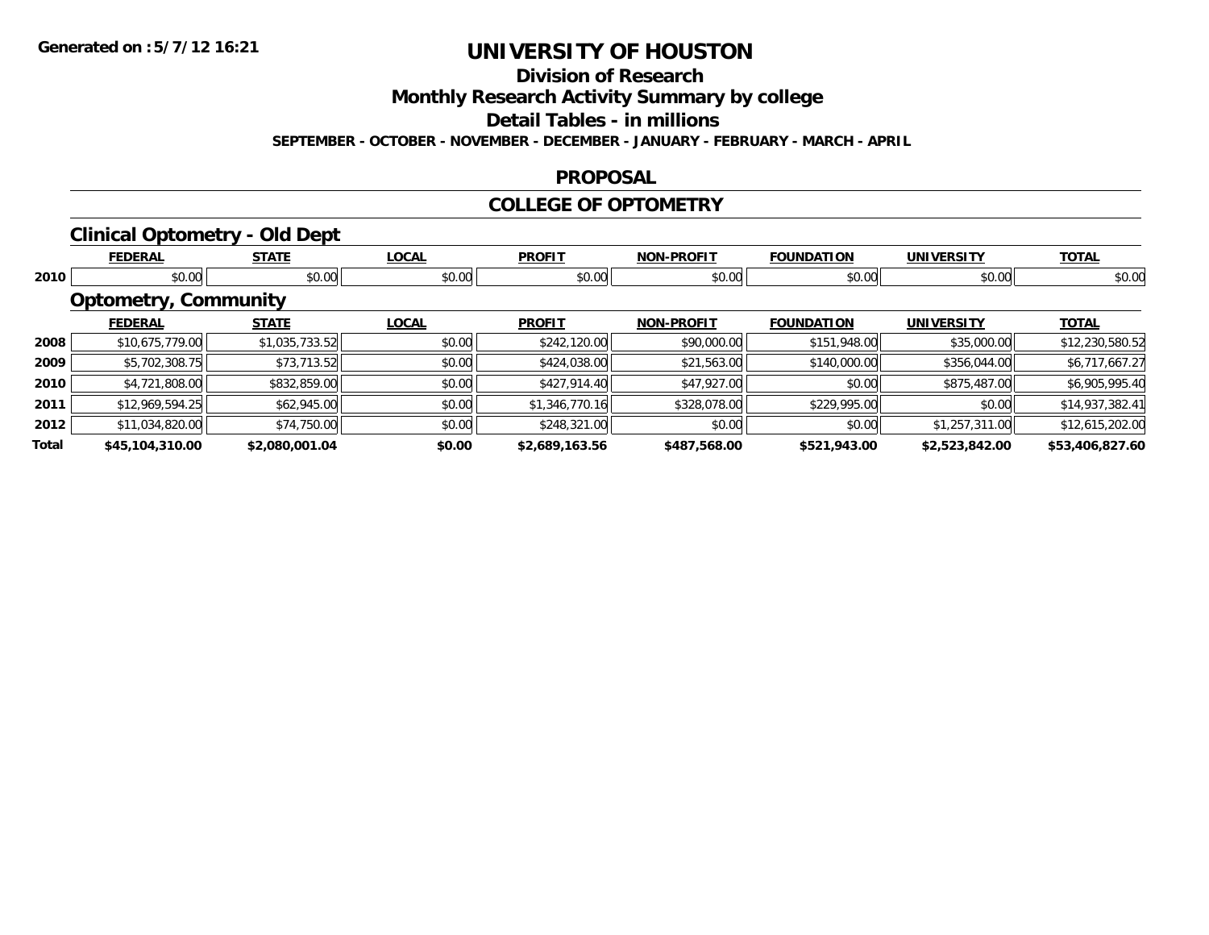# UNIVERSITY OF HOUSTON

## Division of Research

## Monthly Research Activity Summary by college

## Detail Tables - in millions

**SEPTEMBER - OCTOBER - NOVEMBER - DECEMBER - JANUARY - FEBRUARY - MARCH - APRIL**

## PROPOSAL

## COLLEGE OF OPTOMETRY

### Clinical Optometry - Old Dept

| | FEDERAL | STATE | LOCAL | PROFIT | NON-PROFIT | FOUNDATION | UNIVERSITY | TOTAL |
|---|---|---|---|---|---|---|---|---|
| 2010 | $0.00 | $0.00 | $0.00 | $0.00 | $0.00 | $0.00 | $0.00 | $0.00 |

### Optometry, Community

| | FEDERAL | STATE | LOCAL | PROFIT | NON-PROFIT | FOUNDATION | UNIVERSITY | TOTAL |
|---|---|---|---|---|---|---|---|---|
| 2008 | $10,675,779.00 | $1,035,733.52 | $0.00 | $242,120.00 | $90,000.00 | $151,948.00 | $35,000.00 | $12,230,580.52 |
| 2009 | $5,702,308.75 | $73,713.52 | $0.00 | $424,038.00 | $21,563.00 | $140,000.00 | $356,044.00 | $6,717,667.27 |
| 2010 | $4,721,808.00 | $832,859.00 | $0.00 | $427,914.40 | $47,927.00 | $0.00 | $875,487.00 | $6,905,995.40 |
| 2011 | $12,969,594.25 | $62,945.00 | $0.00 | $1,346,770.16 | $328,078.00 | $229,995.00 | $0.00 | $14,937,382.41 |
| 2012 | $11,034,820.00 | $74,750.00 | $0.00 | $248,321.00 | $0.00 | $0.00 | $1,257,311.00 | $12,615,202.00 |
| **Total** | **$45,104,310.00** | **$2,080,001.04** | **$0.00** | **$2,689,163.56** | **$487,568.00** | **$521,943.00** | **$2,523,842.00** | **$53,406,827.60** |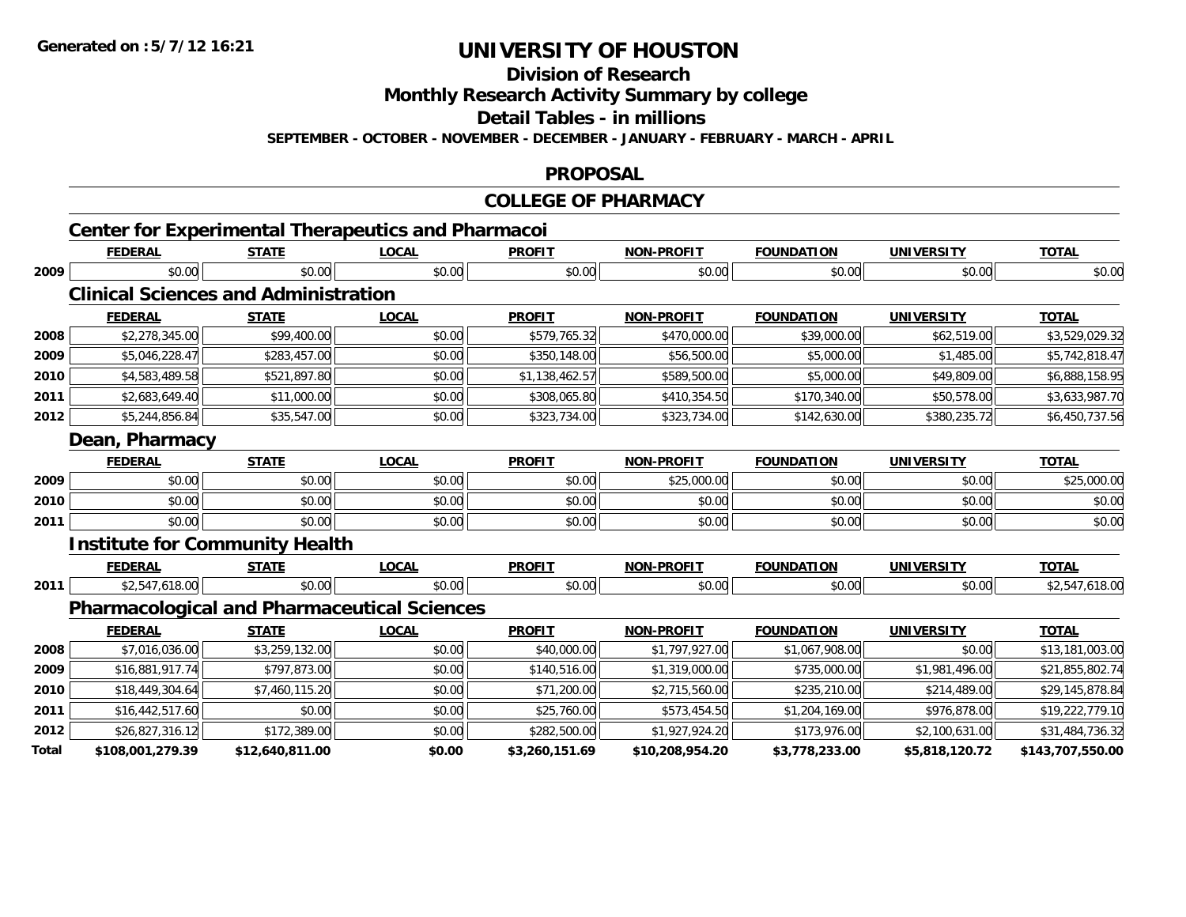# UNIVERSITY OF HOUSTON

## Division of Research

## Monthly Research Activity Summary by college

## Detail Tables - in millions

**SEPTEMBER - OCTOBER - NOVEMBER - DECEMBER - JANUARY - FEBRUARY - MARCH - APRIL**

## PROPOSAL

## COLLEGE OF PHARMACY

### Center for Experimental Therapeutics and Pharmacoi

| | FEDERAL | STATE | LOCAL | PROFIT | NON-PROFIT | FOUNDATION | UNIVERSITY | TOTAL |
|---|---|---|---|---|---|---|---|---|
| 2009 | $0.00 | $0.00 | $0.00 | $0.00 | $0.00 | $0.00 | $0.00 | $0.00 |

### Clinical Sciences and Administration

| | FEDERAL | STATE | LOCAL | PROFIT | NON-PROFIT | FOUNDATION | UNIVERSITY | TOTAL |
|---|---|---|---|---|---|---|---|---|
| 2008 | $2,278,345.00 | $99,400.00 | $0.00 | $579,765.32 | $470,000.00 | $39,000.00 | $62,519.00 | $3,529,029.32 |
| 2009 | $5,046,228.47 | $283,457.00 | $0.00 | $350,148.00 | $56,500.00 | $5,000.00 | $1,485.00 | $5,742,818.47 |
| 2010 | $4,583,489.58 | $521,897.80 | $0.00 | $1,138,462.57 | $589,500.00 | $5,000.00 | $49,809.00 | $6,888,158.95 |
| 2011 | $2,683,649.40 | $11,000.00 | $0.00 | $308,065.80 | $410,354.50 | $170,340.00 | $50,578.00 | $3,633,987.70 |
| 2012 | $5,244,856.84 | $35,547.00 | $0.00 | $323,734.00 | $323,734.00 | $142,630.00 | $380,235.72 | $6,450,737.56 |

### Dean, Pharmacy

| | FEDERAL | STATE | LOCAL | PROFIT | NON-PROFIT | FOUNDATION | UNIVERSITY | TOTAL |
|---|---|---|---|---|---|---|---|---|
| 2009 | $0.00 | $0.00 | $0.00 | $0.00 | $25,000.00 | $0.00 | $0.00 | $25,000.00 |
| 2010 | $0.00 | $0.00 | $0.00 | $0.00 | $0.00 | $0.00 | $0.00 | $0.00 |
| 2011 | $0.00 | $0.00 | $0.00 | $0.00 | $0.00 | $0.00 | $0.00 | $0.00 |

### Institute for Community Health

| | FEDERAL | STATE | LOCAL | PROFIT | NON-PROFIT | FOUNDATION | UNIVERSITY | TOTAL |
|---|---|---|---|---|---|---|---|---|
| 2011 | $2,547,618.00 | $0.00 | $0.00 | $0.00 | $0.00 | $0.00 | $0.00 | $2,547,618.00 |

### Pharmacological and Pharmaceutical Sciences

| | FEDERAL | STATE | LOCAL | PROFIT | NON-PROFIT | FOUNDATION | UNIVERSITY | TOTAL |
|---|---|---|---|---|---|---|---|---|
| 2008 | $7,016,036.00 | $3,259,132.00 | $0.00 | $40,000.00 | $1,797,927.00 | $1,067,908.00 | $0.00 | $13,181,003.00 |
| 2009 | $16,881,917.74 | $797,873.00 | $0.00 | $140,516.00 | $1,319,000.00 | $735,000.00 | $1,981,496.00 | $21,855,802.74 |
| 2010 | $18,449,304.64 | $7,460,115.20 | $0.00 | $71,200.00 | $2,715,560.00 | $235,210.00 | $214,489.00 | $29,145,878.84 |
| 2011 | $16,442,517.60 | $0.00 | $0.00 | $25,760.00 | $573,454.50 | $1,204,169.00 | $976,878.00 | $19,222,779.10 |
| 2012 | $26,827,316.12 | $172,389.00 | $0.00 | $282,500.00 | $1,927,924.20 | $173,976.00 | $2,100,631.00 | $31,484,736.32 |
| **Total** | **$108,001,279.39** | **$12,640,811.00** | **$0.00** | **$3,260,151.69** | **$10,208,954.20** | **$3,778,233.00** | **$5,818,120.72** | **$143,707,550.00** |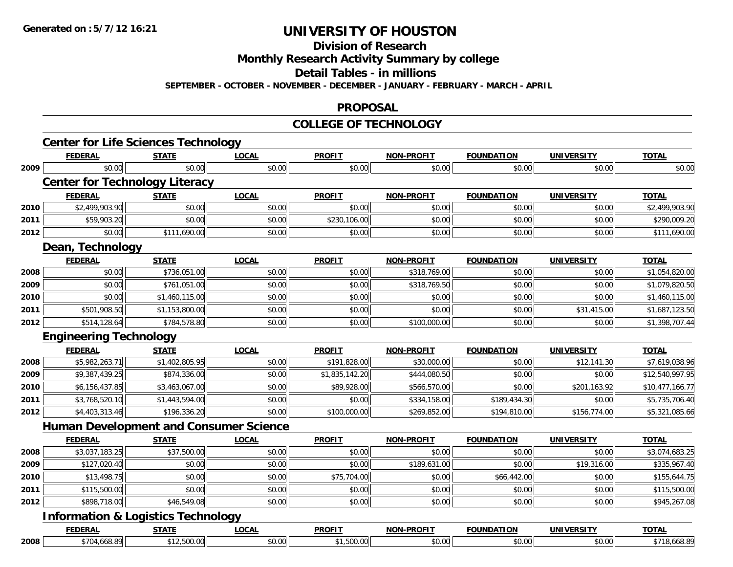**Generated on :5/7/12 16:21**

# UNIVERSITY OF HOUSTON

## Division of Research

## Monthly Research Activity Summary by college

## Detail Tables - in millions

**SEPTEMBER - OCTOBER - NOVEMBER - DECEMBER - JANUARY - FEBRUARY - MARCH - APRIL**

## PROPOSAL

## COLLEGE OF TECHNOLOGY

### Center for Life Sciences Technology

| | FEDERAL | STATE | LOCAL | PROFIT | NON-PROFIT | FOUNDATION | UNIVERSITY | TOTAL |
|---|---|---|---|---|---|---|---|---|
| 2009 | $0.00 | $0.00 | $0.00 | $0.00 | $0.00 | $0.00 | $0.00 | $0.00 |

### Center for Technology Literacy

| | FEDERAL | STATE | LOCAL | PROFIT | NON-PROFIT | FOUNDATION | UNIVERSITY | TOTAL |
|---|---|---|---|---|---|---|---|---|
| 2010 | $2,499,903.90 | $0.00 | $0.00 | $0.00 | $0.00 | $0.00 | $0.00 | $2,499,903.90 |
| 2011 | $59,903.20 | $0.00 | $0.00 | $230,106.00 | $0.00 | $0.00 | $0.00 | $290,009.20 |
| 2012 | $0.00 | $111,690.00 | $0.00 | $0.00 | $0.00 | $0.00 | $0.00 | $111,690.00 |

### Dean, Technology

| | FEDERAL | STATE | LOCAL | PROFIT | NON-PROFIT | FOUNDATION | UNIVERSITY | TOTAL |
|---|---|---|---|---|---|---|---|---|
| 2008 | $0.00 | $736,051.00 | $0.00 | $0.00 | $318,769.00 | $0.00 | $0.00 | $1,054,820.00 |
| 2009 | $0.00 | $761,051.00 | $0.00 | $0.00 | $318,769.50 | $0.00 | $0.00 | $1,079,820.50 |
| 2010 | $0.00 | $1,460,115.00 | $0.00 | $0.00 | $0.00 | $0.00 | $0.00 | $1,460,115.00 |
| 2011 | $501,908.50 | $1,153,800.00 | $0.00 | $0.00 | $0.00 | $0.00 | $31,415.00 | $1,687,123.50 |
| 2012 | $514,128.64 | $784,578.80 | $0.00 | $0.00 | $100,000.00 | $0.00 | $0.00 | $1,398,707.44 |

### Engineering Technology

| | FEDERAL | STATE | LOCAL | PROFIT | NON-PROFIT | FOUNDATION | UNIVERSITY | TOTAL |
|---|---|---|---|---|---|---|---|---|
| 2008 | $5,982,263.71 | $1,402,805.95 | $0.00 | $191,828.00 | $30,000.00 | $0.00 | $12,141.30 | $7,619,038.96 |
| 2009 | $9,387,439.25 | $874,336.00 | $0.00 | $1,835,142.20 | $444,080.50 | $0.00 | $0.00 | $12,540,997.95 |
| 2010 | $6,156,437.85 | $3,463,067.00 | $0.00 | $89,928.00 | $566,570.00 | $0.00 | $201,163.92 | $10,477,166.77 |
| 2011 | $3,768,520.10 | $1,443,594.00 | $0.00 | $0.00 | $334,158.00 | $189,434.30 | $0.00 | $5,735,706.40 |
| 2012 | $4,403,313.46 | $196,336.20 | $0.00 | $100,000.00 | $269,852.00 | $194,810.00 | $156,774.00 | $5,321,085.66 |

### Human Development and Consumer Science

| | FEDERAL | STATE | LOCAL | PROFIT | NON-PROFIT | FOUNDATION | UNIVERSITY | TOTAL |
|---|---|---|---|---|---|---|---|---|
| 2008 | $3,037,183.25 | $37,500.00 | $0.00 | $0.00 | $0.00 | $0.00 | $0.00 | $3,074,683.25 |
| 2009 | $127,020.40 | $0.00 | $0.00 | $0.00 | $189,631.00 | $0.00 | $19,316.00 | $335,967.40 |
| 2010 | $13,498.75 | $0.00 | $0.00 | $75,704.00 | $0.00 | $66,442.00 | $0.00 | $155,644.75 |
| 2011 | $115,500.00 | $0.00 | $0.00 | $0.00 | $0.00 | $0.00 | $0.00 | $115,500.00 |
| 2012 | $898,718.00 | $46,549.08 | $0.00 | $0.00 | $0.00 | $0.00 | $0.00 | $945,267.08 |

### Information & Logistics Technology

| | FEDERAL | STATE | LOCAL | PROFIT | NON-PROFIT | FOUNDATION | UNIVERSITY | TOTAL |
|---|---|---|---|---|---|---|---|---|
| 2008 | $704,668.89 | $12,500.00 | $0.00 | $1,500.00 | $0.00 | $0.00 | $0.00 | $718,668.89 |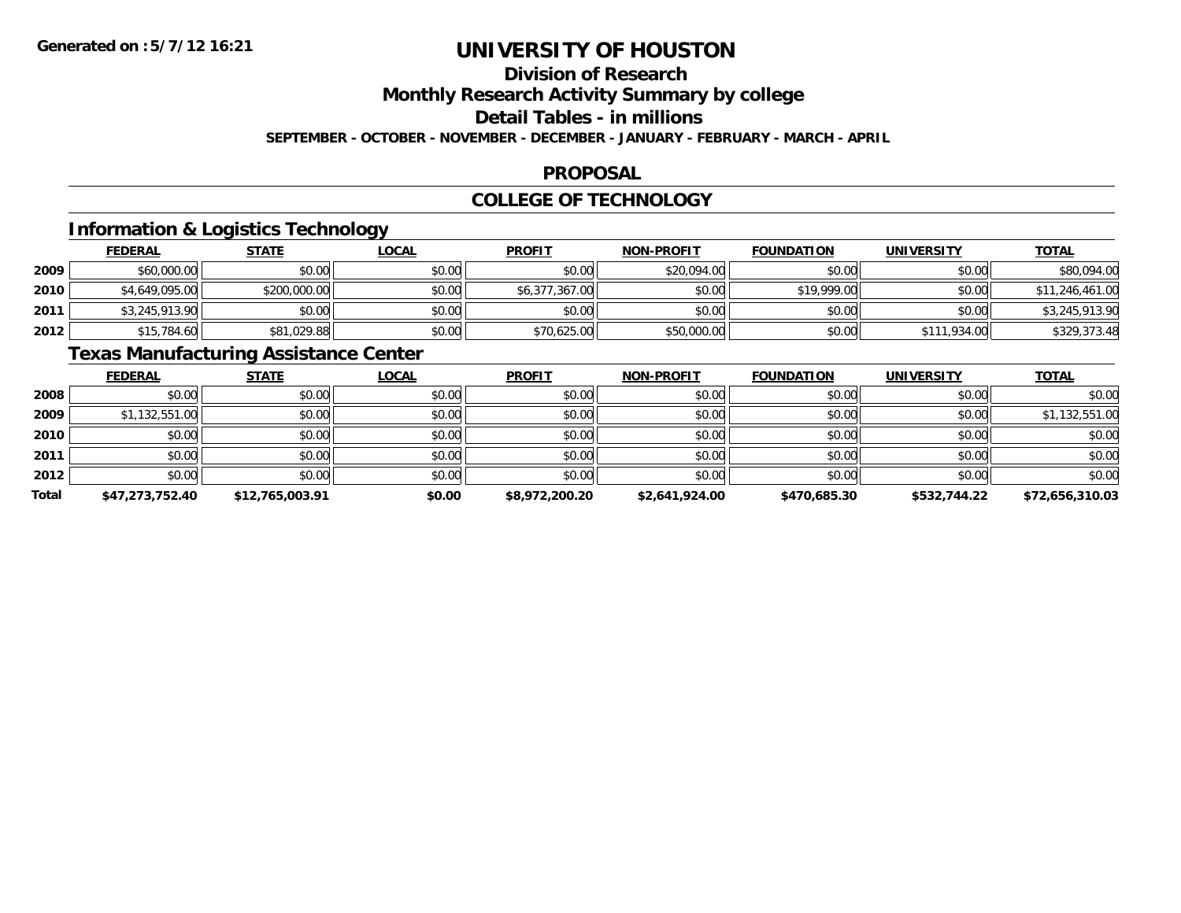# UNIVERSITY OF HOUSTON

## Division of Research

## Monthly Research Activity Summary by college

## Detail Tables - in millions

**SEPTEMBER - OCTOBER - NOVEMBER - DECEMBER - JANUARY - FEBRUARY - MARCH - APRIL**

## PROPOSAL

## COLLEGE OF TECHNOLOGY

### Information & Logistics Technology

| | FEDERAL | STATE | LOCAL | PROFIT | NON-PROFIT | FOUNDATION | UNIVERSITY | TOTAL |
|---|---|---|---|---|---|---|---|---|
| 2009 | $60,000.00 | $0.00 | $0.00 | $0.00 | $20,094.00 | $0.00 | $0.00 | $80,094.00 |
| 2010 | $4,649,095.00 | $200,000.00 | $0.00 | $6,377,367.00 | $0.00 | $19,999.00 | $0.00 | $11,246,461.00 |
| 2011 | $3,245,913.90 | $0.00 | $0.00 | $0.00 | $0.00 | $0.00 | $0.00 | $3,245,913.90 |
| 2012 | $15,784.60 | $81,029.88 | $0.00 | $70,625.00 | $50,000.00 | $0.00 | $111,934.00 | $329,373.48 |

### Texas Manufacturing Assistance Center

| | FEDERAL | STATE | LOCAL | PROFIT | NON-PROFIT | FOUNDATION | UNIVERSITY | TOTAL |
|---|---|---|---|---|---|---|---|---|
| 2008 | $0.00 | $0.00 | $0.00 | $0.00 | $0.00 | $0.00 | $0.00 | $0.00 |
| 2009 | $1,132,551.00 | $0.00 | $0.00 | $0.00 | $0.00 | $0.00 | $0.00 | $1,132,551.00 |
| 2010 | $0.00 | $0.00 | $0.00 | $0.00 | $0.00 | $0.00 | $0.00 | $0.00 |
| 2011 | $0.00 | $0.00 | $0.00 | $0.00 | $0.00 | $0.00 | $0.00 | $0.00 |
| 2012 | $0.00 | $0.00 | $0.00 | $0.00 | $0.00 | $0.00 | $0.00 | $0.00 |
| **Total** | **$47,273,752.40** | **$12,765,003.91** | **$0.00** | **$8,972,200.20** | **$2,641,924.00** | **$470,685.30** | **$532,744.22** | **$72,656,310.03** |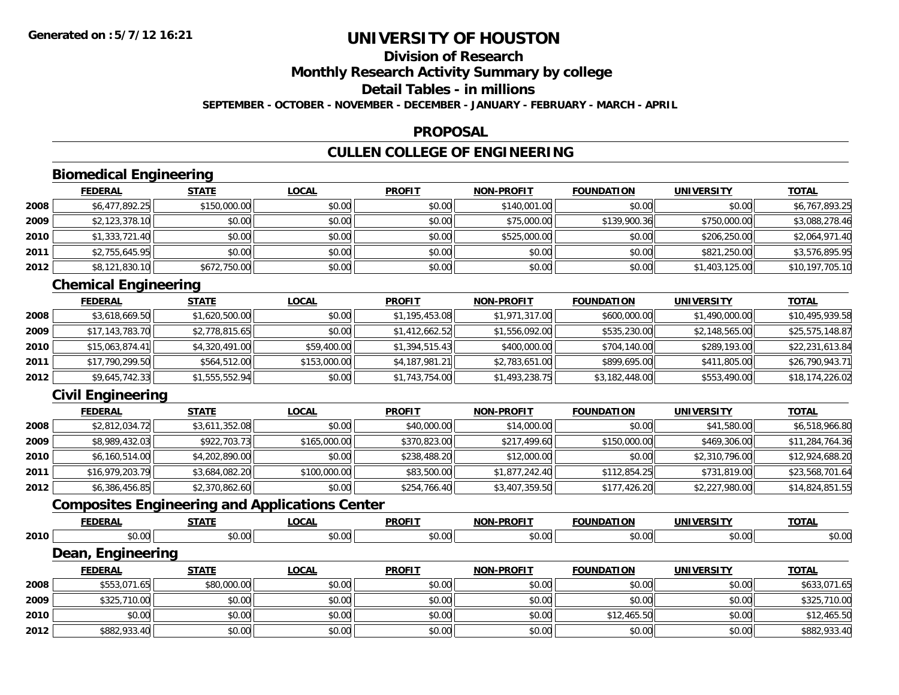**Generated on :5/7/12 16:21**

# UNIVERSITY OF HOUSTON

## Division of Research

## Monthly Research Activity Summary by college

## Detail Tables - in millions

**SEPTEMBER - OCTOBER - NOVEMBER - DECEMBER - JANUARY - FEBRUARY - MARCH - APRIL**

## PROPOSAL

## CULLEN COLLEGE OF ENGINEERING

### Biomedical Engineering

| | FEDERAL | STATE | LOCAL | PROFIT | NON-PROFIT | FOUNDATION | UNIVERSITY | TOTAL |
|---|---|---|---|---|---|---|---|---|
| 2008 | $6,477,892.25 | $150,000.00 | $0.00 | $0.00 | $140,001.00 | $0.00 | $0.00 | $6,767,893.25 |
| 2009 | $2,123,378.10 | $0.00 | $0.00 | $0.00 | $75,000.00 | $139,900.36 | $750,000.00 | $3,088,278.46 |
| 2010 | $1,333,721.40 | $0.00 | $0.00 | $0.00 | $525,000.00 | $0.00 | $206,250.00 | $2,064,971.40 |
| 2011 | $2,755,645.95 | $0.00 | $0.00 | $0.00 | $0.00 | $0.00 | $821,250.00 | $3,576,895.95 |
| 2012 | $8,121,830.10 | $672,750.00 | $0.00 | $0.00 | $0.00 | $0.00 | $1,403,125.00 | $10,197,705.10 |

### Chemical Engineering

| | FEDERAL | STATE | LOCAL | PROFIT | NON-PROFIT | FOUNDATION | UNIVERSITY | TOTAL |
|---|---|---|---|---|---|---|---|---|
| 2008 | $3,618,669.50 | $1,620,500.00 | $0.00 | $1,195,453.08 | $1,971,317.00 | $600,000.00 | $1,490,000.00 | $10,495,939.58 |
| 2009 | $17,143,783.70 | $2,778,815.65 | $0.00 | $1,412,662.52 | $1,556,092.00 | $535,230.00 | $2,148,565.00 | $25,575,148.87 |
| 2010 | $15,063,874.41 | $4,320,491.00 | $59,400.00 | $1,394,515.43 | $400,000.00 | $704,140.00 | $289,193.00 | $22,231,613.84 |
| 2011 | $17,790,299.50 | $564,512.00 | $153,000.00 | $4,187,981.21 | $2,783,651.00 | $899,695.00 | $411,805.00 | $26,790,943.71 |
| 2012 | $9,645,742.33 | $1,555,552.94 | $0.00 | $1,743,754.00 | $1,493,238.75 | $3,182,448.00 | $553,490.00 | $18,174,226.02 |

### Civil Engineering

| | FEDERAL | STATE | LOCAL | PROFIT | NON-PROFIT | FOUNDATION | UNIVERSITY | TOTAL |
|---|---|---|---|---|---|---|---|---|
| 2008 | $2,812,034.72 | $3,611,352.08 | $0.00 | $40,000.00 | $14,000.00 | $0.00 | $41,580.00 | $6,518,966.80 |
| 2009 | $8,989,432.03 | $922,703.73 | $165,000.00 | $370,823.00 | $217,499.60 | $150,000.00 | $469,306.00 | $11,284,764.36 |
| 2010 | $6,160,514.00 | $4,202,890.00 | $0.00 | $238,488.20 | $12,000.00 | $0.00 | $2,310,796.00 | $12,924,688.20 |
| 2011 | $16,979,203.79 | $3,684,082.20 | $100,000.00 | $83,500.00 | $1,877,242.40 | $112,854.25 | $731,819.00 | $23,568,701.64 |
| 2012 | $6,386,456.85 | $2,370,862.60 | $0.00 | $254,766.40 | $3,407,359.50 | $177,426.20 | $2,227,980.00 | $14,824,851.55 |

### Composites Engineering and Applications Center

| | FEDERAL | STATE | LOCAL | PROFIT | NON-PROFIT | FOUNDATION | UNIVERSITY | TOTAL |
|---|---|---|---|---|---|---|---|---|
| 2010 | $0.00 | $0.00 | $0.00 | $0.00 | $0.00 | $0.00 | $0.00 | $0.00 |

### Dean, Engineering

| | FEDERAL | STATE | LOCAL | PROFIT | NON-PROFIT | FOUNDATION | UNIVERSITY | TOTAL |
|---|---|---|---|---|---|---|---|---|
| 2008 | $553,071.65 | $80,000.00 | $0.00 | $0.00 | $0.00 | $0.00 | $0.00 | $633,071.65 |
| 2009 | $325,710.00 | $0.00 | $0.00 | $0.00 | $0.00 | $0.00 | $0.00 | $325,710.00 |
| 2010 | $0.00 | $0.00 | $0.00 | $0.00 | $0.00 | $12,465.50 | $0.00 | $12,465.50 |
| 2012 | $882,933.40 | $0.00 | $0.00 | $0.00 | $0.00 | $0.00 | $0.00 | $882,933.40 |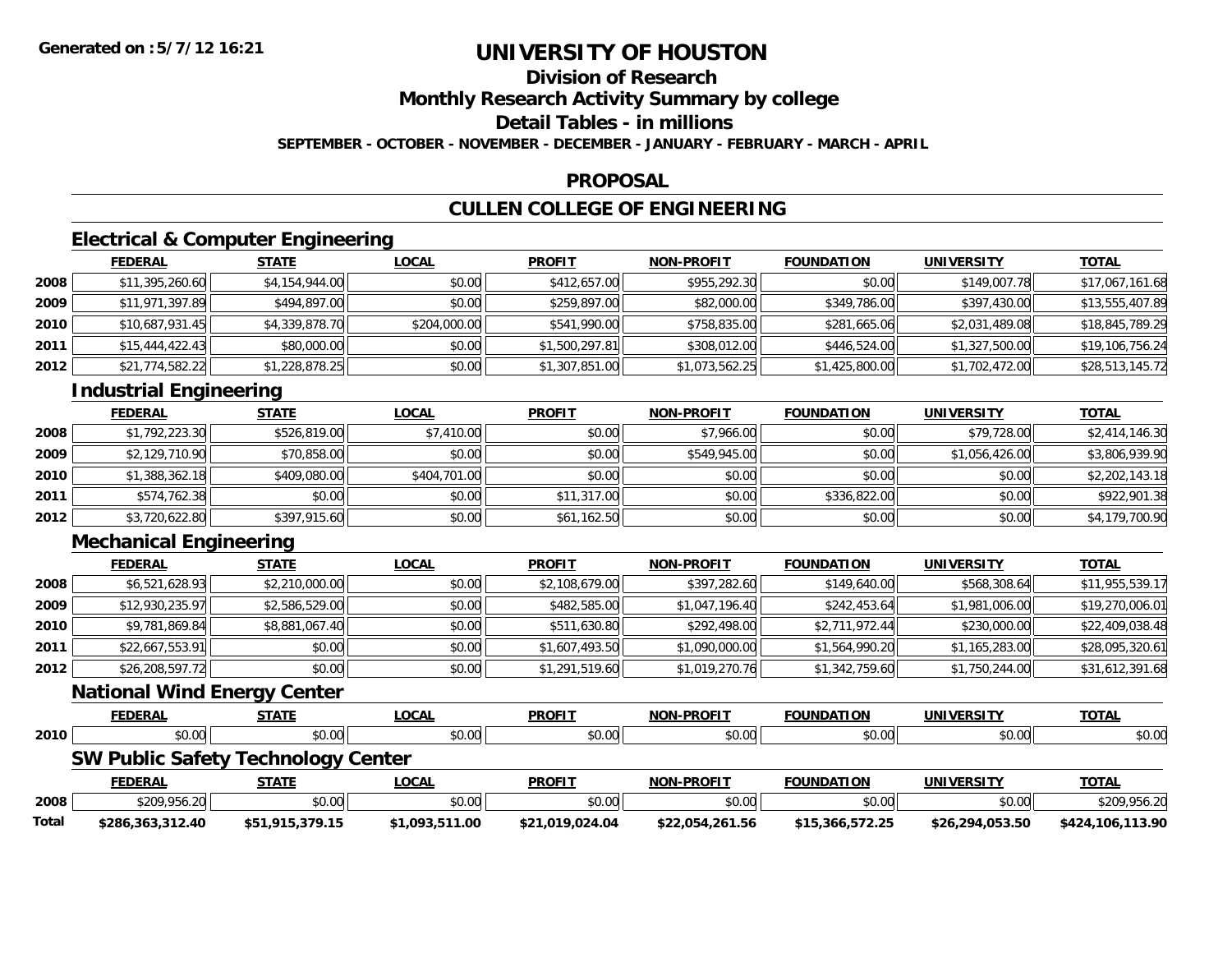Generated on :5/7/12 16:21

# UNIVERSITY OF HOUSTON

## Division of Research

## Monthly Research Activity Summary by college

## Detail Tables - in millions

**SEPTEMBER - OCTOBER - NOVEMBER - DECEMBER - JANUARY - FEBRUARY - MARCH - APRIL**

## PROPOSAL

## CULLEN COLLEGE OF ENGINEERING

### Electrical & Computer Engineering

| | FEDERAL | STATE | LOCAL | PROFIT | NON-PROFIT | FOUNDATION | UNIVERSITY | TOTAL |
|---|---|---|---|---|---|---|---|---|
| 2008 | $11,395,260.60 | $4,154,944.00 | $0.00 | $412,657.00 | $955,292.30 | $0.00 | $149,007.78 | $17,067,161.68 |
| 2009 | $11,971,397.89 | $494,897.00 | $0.00 | $259,897.00 | $82,000.00 | $349,786.00 | $397,430.00 | $13,555,407.89 |
| 2010 | $10,687,931.45 | $4,339,878.70 | $204,000.00 | $541,990.00 | $758,835.00 | $281,665.06 | $2,031,489.08 | $18,845,789.29 |
| 2011 | $15,444,422.43 | $80,000.00 | $0.00 | $1,500,297.81 | $308,012.00 | $446,524.00 | $1,327,500.00 | $19,106,756.24 |
| 2012 | $21,774,582.22 | $1,228,878.25 | $0.00 | $1,307,851.00 | $1,073,562.25 | $1,425,800.00 | $1,702,472.00 | $28,513,145.72 |

### Industrial Engineering

| | FEDERAL | STATE | LOCAL | PROFIT | NON-PROFIT | FOUNDATION | UNIVERSITY | TOTAL |
|---|---|---|---|---|---|---|---|---|
| 2008 | $1,792,223.30 | $526,819.00 | $7,410.00 | $0.00 | $7,966.00 | $0.00 | $79,728.00 | $2,414,146.30 |
| 2009 | $2,129,710.90 | $70,858.00 | $0.00 | $0.00 | $549,945.00 | $0.00 | $1,056,426.00 | $3,806,939.90 |
| 2010 | $1,388,362.18 | $409,080.00 | $404,701.00 | $0.00 | $0.00 | $0.00 | $0.00 | $2,202,143.18 |
| 2011 | $574,762.38 | $0.00 | $0.00 | $11,317.00 | $0.00 | $336,822.00 | $0.00 | $922,901.38 |
| 2012 | $3,720,622.80 | $397,915.60 | $0.00 | $61,162.50 | $0.00 | $0.00 | $0.00 | $4,179,700.90 |

### Mechanical Engineering

| | FEDERAL | STATE | LOCAL | PROFIT | NON-PROFIT | FOUNDATION | UNIVERSITY | TOTAL |
|---|---|---|---|---|---|---|---|---|
| 2008 | $6,521,628.93 | $2,210,000.00 | $0.00 | $2,108,679.00 | $397,282.60 | $149,640.00 | $568,308.64 | $11,955,539.17 |
| 2009 | $12,930,235.97 | $2,586,529.00 | $0.00 | $482,585.00 | $1,047,196.40 | $242,453.64 | $1,981,006.00 | $19,270,006.01 |
| 2010 | $9,781,869.84 | $8,881,067.40 | $0.00 | $511,630.80 | $292,498.00 | $2,711,972.44 | $230,000.00 | $22,409,038.48 |
| 2011 | $22,667,553.91 | $0.00 | $0.00 | $1,607,493.50 | $1,090,000.00 | $1,564,990.20 | $1,165,283.00 | $28,095,320.61 |
| 2012 | $26,208,597.72 | $0.00 | $0.00 | $1,291,519.60 | $1,019,270.76 | $1,342,759.60 | $1,750,244.00 | $31,612,391.68 |

### National Wind Energy Center

| | FEDERAL | STATE | LOCAL | PROFIT | NON-PROFIT | FOUNDATION | UNIVERSITY | TOTAL |
|---|---|---|---|---|---|---|---|---|
| 2010 | $0.00 | $0.00 | $0.00 | $0.00 | $0.00 | $0.00 | $0.00 | $0.00 |

### SW Public Safety Technology Center

| | FEDERAL | STATE | LOCAL | PROFIT | NON-PROFIT | FOUNDATION | UNIVERSITY | TOTAL |
|---|---|---|---|---|---|---|---|---|
| 2008 | $209,956.20 | $0.00 | $0.00 | $0.00 | $0.00 | $0.00 | $0.00 | $209,956.20 |
| **Total** | **$286,363,312.40** | **$51,915,379.15** | **$1,093,511.00** | **$21,019,024.04** | **$22,054,261.56** | **$15,366,572.25** | **$26,294,053.50** | **$424,106,113.90** |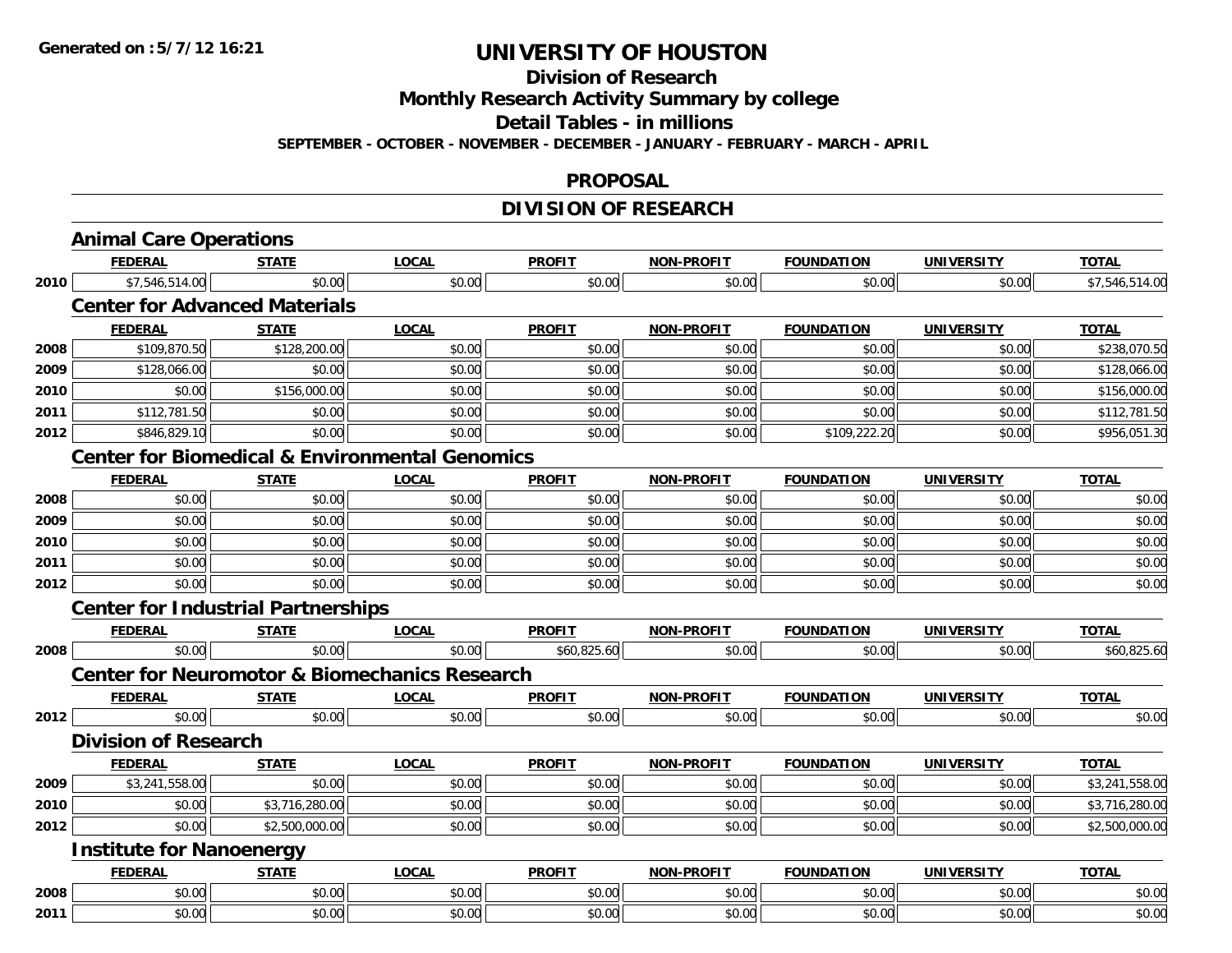**Generated on :5/7/12 16:21**

# UNIVERSITY OF HOUSTON

## Division of Research

## Monthly Research Activity Summary by college

## Detail Tables - in millions

**SEPTEMBER - OCTOBER - NOVEMBER - DECEMBER - JANUARY - FEBRUARY - MARCH - APRIL**

## PROPOSAL

## DIVISION OF RESEARCH

### Animal Care Operations

| | FEDERAL | STATE | LOCAL | PROFIT | NON-PROFIT | FOUNDATION | UNIVERSITY | TOTAL |
|---|---|---|---|---|---|---|---|---|
| 2010 | $7,546,514.00 | $0.00 | $0.00 | $0.00 | $0.00 | $0.00 | $0.00 | $7,546,514.00 |

### Center for Advanced Materials

| | FEDERAL | STATE | LOCAL | PROFIT | NON-PROFIT | FOUNDATION | UNIVERSITY | TOTAL |
|---|---|---|---|---|---|---|---|---|
| 2008 | $109,870.50 | $128,200.00 | $0.00 | $0.00 | $0.00 | $0.00 | $0.00 | $238,070.50 |
| 2009 | $128,066.00 | $0.00 | $0.00 | $0.00 | $0.00 | $0.00 | $0.00 | $128,066.00 |
| 2010 | $0.00 | $156,000.00 | $0.00 | $0.00 | $0.00 | $0.00 | $0.00 | $156,000.00 |
| 2011 | $112,781.50 | $0.00 | $0.00 | $0.00 | $0.00 | $0.00 | $0.00 | $112,781.50 |
| 2012 | $846,829.10 | $0.00 | $0.00 | $0.00 | $0.00 | $109,222.20 | $0.00 | $956,051.30 |

### Center for Biomedical & Environmental Genomics

| | FEDERAL | STATE | LOCAL | PROFIT | NON-PROFIT | FOUNDATION | UNIVERSITY | TOTAL |
|---|---|---|---|---|---|---|---|---|
| 2008 | $0.00 | $0.00 | $0.00 | $0.00 | $0.00 | $0.00 | $0.00 | $0.00 |
| 2009 | $0.00 | $0.00 | $0.00 | $0.00 | $0.00 | $0.00 | $0.00 | $0.00 |
| 2010 | $0.00 | $0.00 | $0.00 | $0.00 | $0.00 | $0.00 | $0.00 | $0.00 |
| 2011 | $0.00 | $0.00 | $0.00 | $0.00 | $0.00 | $0.00 | $0.00 | $0.00 |
| 2012 | $0.00 | $0.00 | $0.00 | $0.00 | $0.00 | $0.00 | $0.00 | $0.00 |

### Center for Industrial Partnerships

| | FEDERAL | STATE | LOCAL | PROFIT | NON-PROFIT | FOUNDATION | UNIVERSITY | TOTAL |
|---|---|---|---|---|---|---|---|---|
| 2008 | $0.00 | $0.00 | $0.00 | $60,825.60 | $0.00 | $0.00 | $0.00 | $60,825.60 |

### Center for Neuromotor & Biomechanics Research

| | FEDERAL | STATE | LOCAL | PROFIT | NON-PROFIT | FOUNDATION | UNIVERSITY | TOTAL |
|---|---|---|---|---|---|---|---|---|
| 2012 | $0.00 | $0.00 | $0.00 | $0.00 | $0.00 | $0.00 | $0.00 | $0.00 |

### Division of Research

| | FEDERAL | STATE | LOCAL | PROFIT | NON-PROFIT | FOUNDATION | UNIVERSITY | TOTAL |
|---|---|---|---|---|---|---|---|---|
| 2009 | $3,241,558.00 | $0.00 | $0.00 | $0.00 | $0.00 | $0.00 | $0.00 | $3,241,558.00 |
| 2010 | $0.00 | $3,716,280.00 | $0.00 | $0.00 | $0.00 | $0.00 | $0.00 | $3,716,280.00 |
| 2012 | $0.00 | $2,500,000.00 | $0.00 | $0.00 | $0.00 | $0.00 | $0.00 | $2,500,000.00 |

### Institute for Nanoenergy

| | FEDERAL | STATE | LOCAL | PROFIT | NON-PROFIT | FOUNDATION | UNIVERSITY | TOTAL |
|---|---|---|---|---|---|---|---|---|
| 2008 | $0.00 | $0.00 | $0.00 | $0.00 | $0.00 | $0.00 | $0.00 | $0.00 |
| 2011 | $0.00 | $0.00 | $0.00 | $0.00 | $0.00 | $0.00 | $0.00 | $0.00 |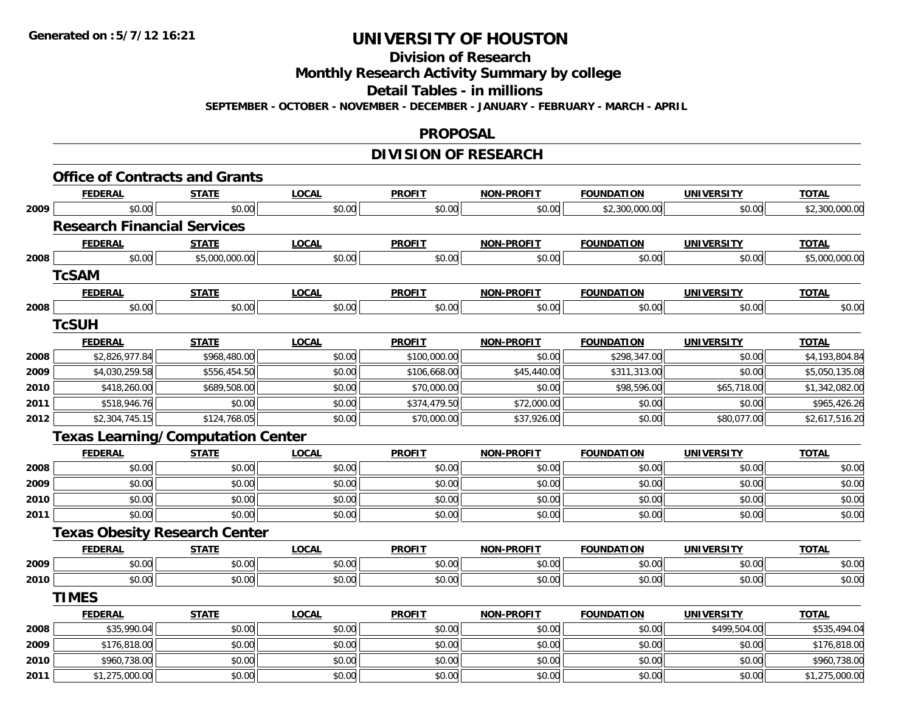**Generated on :5/7/12 16:21**

# UNIVERSITY OF HOUSTON

## Division of Research

## Monthly Research Activity Summary by college

## Detail Tables - in millions

**SEPTEMBER - OCTOBER - NOVEMBER - DECEMBER - JANUARY - FEBRUARY - MARCH - APRIL**

## PROPOSAL

## DIVISION OF RESEARCH

### Office of Contracts and Grants

| | FEDERAL | STATE | LOCAL | PROFIT | NON-PROFIT | FOUNDATION | UNIVERSITY | TOTAL |
|---|---|---|---|---|---|---|---|---|
| 2009 | $0.00 | $0.00 | $0.00 | $0.00 | $0.00 | $2,300,000.00 | $0.00 | $2,300,000.00 |

### Research Financial Services

| | FEDERAL | STATE | LOCAL | PROFIT | NON-PROFIT | FOUNDATION | UNIVERSITY | TOTAL |
|---|---|---|---|---|---|---|---|---|
| 2008 | $0.00 | $5,000,000.00 | $0.00 | $0.00 | $0.00 | $0.00 | $0.00 | $5,000,000.00 |

### TcSAM

| | FEDERAL | STATE | LOCAL | PROFIT | NON-PROFIT | FOUNDATION | UNIVERSITY | TOTAL |
|---|---|---|---|---|---|---|---|---|
| 2008 | $0.00 | $0.00 | $0.00 | $0.00 | $0.00 | $0.00 | $0.00 | $0.00 |

### TcSUH

| | FEDERAL | STATE | LOCAL | PROFIT | NON-PROFIT | FOUNDATION | UNIVERSITY | TOTAL |
|---|---|---|---|---|---|---|---|---|
| 2008 | $2,826,977.84 | $968,480.00 | $0.00 | $100,000.00 | $0.00 | $298,347.00 | $0.00 | $4,193,804.84 |
| 2009 | $4,030,259.58 | $556,454.50 | $0.00 | $106,668.00 | $45,440.00 | $311,313.00 | $0.00 | $5,050,135.08 |
| 2010 | $418,260.00 | $689,508.00 | $0.00 | $70,000.00 | $0.00 | $98,596.00 | $65,718.00 | $1,342,082.00 |
| 2011 | $518,946.76 | $0.00 | $0.00 | $374,479.50 | $72,000.00 | $0.00 | $0.00 | $965,426.26 |
| 2012 | $2,304,745.15 | $124,768.05 | $0.00 | $70,000.00 | $37,926.00 | $0.00 | $80,077.00 | $2,617,516.20 |

### Texas Learning/Computation Center

| | FEDERAL | STATE | LOCAL | PROFIT | NON-PROFIT | FOUNDATION | UNIVERSITY | TOTAL |
|---|---|---|---|---|---|---|---|---|
| 2008 | $0.00 | $0.00 | $0.00 | $0.00 | $0.00 | $0.00 | $0.00 | $0.00 |
| 2009 | $0.00 | $0.00 | $0.00 | $0.00 | $0.00 | $0.00 | $0.00 | $0.00 |
| 2010 | $0.00 | $0.00 | $0.00 | $0.00 | $0.00 | $0.00 | $0.00 | $0.00 |
| 2011 | $0.00 | $0.00 | $0.00 | $0.00 | $0.00 | $0.00 | $0.00 | $0.00 |

### Texas Obesity Research Center

| | FEDERAL | STATE | LOCAL | PROFIT | NON-PROFIT | FOUNDATION | UNIVERSITY | TOTAL |
|---|---|---|---|---|---|---|---|---|
| 2009 | $0.00 | $0.00 | $0.00 | $0.00 | $0.00 | $0.00 | $0.00 | $0.00 |
| 2010 | $0.00 | $0.00 | $0.00 | $0.00 | $0.00 | $0.00 | $0.00 | $0.00 |

### TIMES

| | FEDERAL | STATE | LOCAL | PROFIT | NON-PROFIT | FOUNDATION | UNIVERSITY | TOTAL |
|---|---|---|---|---|---|---|---|---|
| 2008 | $35,990.04 | $0.00 | $0.00 | $0.00 | $0.00 | $0.00 | $499,504.00 | $535,494.04 |
| 2009 | $176,818.00 | $0.00 | $0.00 | $0.00 | $0.00 | $0.00 | $0.00 | $176,818.00 |
| 2010 | $960,738.00 | $0.00 | $0.00 | $0.00 | $0.00 | $0.00 | $0.00 | $960,738.00 |
| 2011 | $1,275,000.00 | $0.00 | $0.00 | $0.00 | $0.00 | $0.00 | $0.00 | $1,275,000.00 |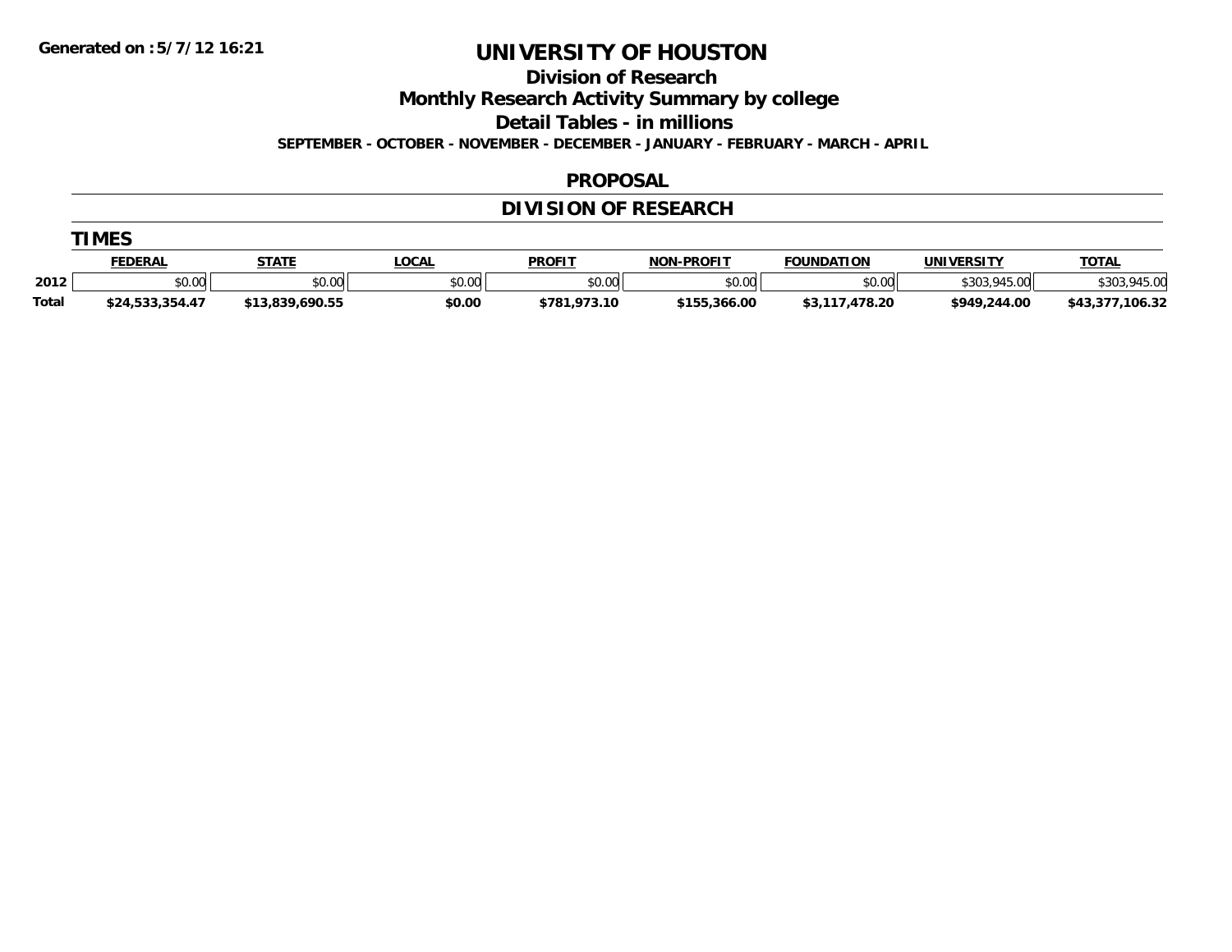Generated on :5/7/12 16:21

# UNIVERSITY OF HOUSTON

## Division of Research

## Monthly Research Activity Summary by college

## Detail Tables - in millions

**SEPTEMBER - OCTOBER - NOVEMBER - DECEMBER - JANUARY - FEBRUARY - MARCH - APRIL**

## PROPOSAL

## DIVISION OF RESEARCH

### TIMES

| | FEDERAL | STATE | LOCAL | PROFIT | NON-PROFIT | FOUNDATION | UNIVERSITY | TOTAL |
|---|---|---|---|---|---|---|---|---|
| 2012 | $0.00 | $0.00 | $0.00 | $0.00 | $0.00 | $0.00 | $303,945.00 | $303,945.00 |
| Total | $24,533,354.47 | $13,839,690.55 | $0.00 | $781,973.10 | $155,366.00 | $3,117,478.20 | $949,244.00 | $43,377,106.32 |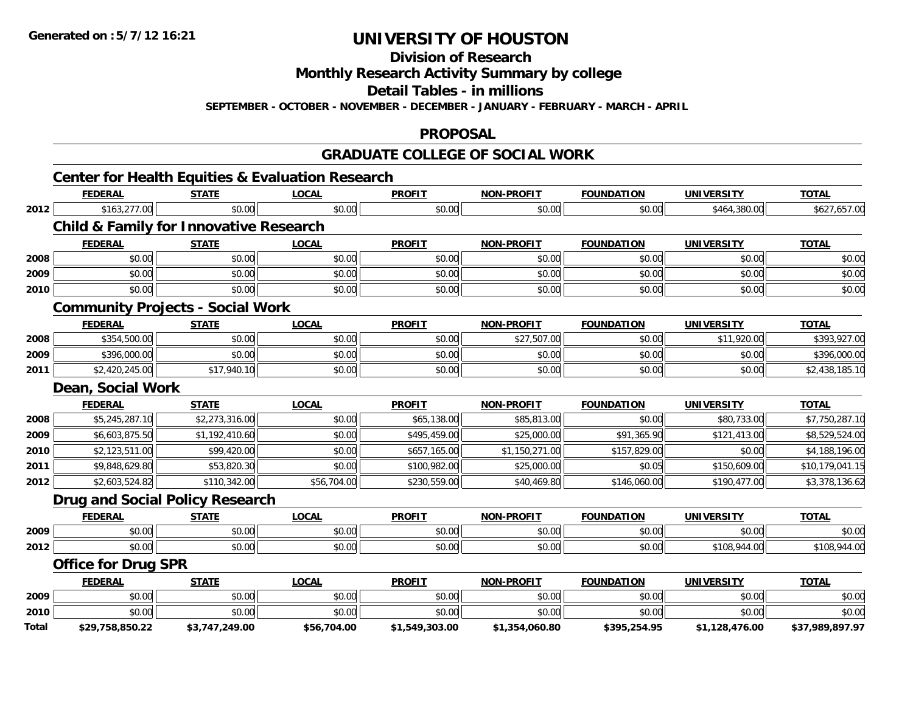**Generated on :5/7/12 16:21**

# UNIVERSITY OF HOUSTON

## Division of Research

## Monthly Research Activity Summary by college

## Detail Tables - in millions

**SEPTEMBER - OCTOBER - NOVEMBER - DECEMBER - JANUARY - FEBRUARY - MARCH - APRIL**

## PROPOSAL

## GRADUATE COLLEGE OF SOCIAL WORK

### Center for Health Equities & Evaluation Research

| | FEDERAL | STATE | LOCAL | PROFIT | NON-PROFIT | FOUNDATION | UNIVERSITY | TOTAL |
|---|---|---|---|---|---|---|---|---|
| 2012 | $163,277.00 | $0.00 | $0.00 | $0.00 | $0.00 | $0.00 | $464,380.00 | $627,657.00 |

### Child & Family for Innovative Research

| | FEDERAL | STATE | LOCAL | PROFIT | NON-PROFIT | FOUNDATION | UNIVERSITY | TOTAL |
|---|---|---|---|---|---|---|---|---|
| 2008 | $0.00 | $0.00 | $0.00 | $0.00 | $0.00 | $0.00 | $0.00 | $0.00 |
| 2009 | $0.00 | $0.00 | $0.00 | $0.00 | $0.00 | $0.00 | $0.00 | $0.00 |
| 2010 | $0.00 | $0.00 | $0.00 | $0.00 | $0.00 | $0.00 | $0.00 | $0.00 |

### Community Projects - Social Work

| | FEDERAL | STATE | LOCAL | PROFIT | NON-PROFIT | FOUNDATION | UNIVERSITY | TOTAL |
|---|---|---|---|---|---|---|---|---|
| 2008 | $354,500.00 | $0.00 | $0.00 | $0.00 | $27,507.00 | $0.00 | $11,920.00 | $393,927.00 |
| 2009 | $396,000.00 | $0.00 | $0.00 | $0.00 | $0.00 | $0.00 | $0.00 | $396,000.00 |
| 2011 | $2,420,245.00 | $17,940.10 | $0.00 | $0.00 | $0.00 | $0.00 | $0.00 | $2,438,185.10 |

### Dean, Social Work

| | FEDERAL | STATE | LOCAL | PROFIT | NON-PROFIT | FOUNDATION | UNIVERSITY | TOTAL |
|---|---|---|---|---|---|---|---|---|
| 2008 | $5,245,287.10 | $2,273,316.00 | $0.00 | $65,138.00 | $85,813.00 | $0.00 | $80,733.00 | $7,750,287.10 |
| 2009 | $6,603,875.50 | $1,192,410.60 | $0.00 | $495,459.00 | $25,000.00 | $91,365.90 | $121,413.00 | $8,529,524.00 |
| 2010 | $2,123,511.00 | $99,420.00 | $0.00 | $657,165.00 | $1,150,271.00 | $157,829.00 | $0.00 | $4,188,196.00 |
| 2011 | $9,848,629.80 | $53,820.30 | $0.00 | $100,982.00 | $25,000.00 | $0.05 | $150,609.00 | $10,179,041.15 |
| 2012 | $2,603,524.82 | $110,342.00 | $56,704.00 | $230,559.00 | $40,469.80 | $146,060.00 | $190,477.00 | $3,378,136.62 |

### Drug and Social Policy Research

| | FEDERAL | STATE | LOCAL | PROFIT | NON-PROFIT | FOUNDATION | UNIVERSITY | TOTAL |
|---|---|---|---|---|---|---|---|---|
| 2009 | $0.00 | $0.00 | $0.00 | $0.00 | $0.00 | $0.00 | $0.00 | $0.00 |
| 2012 | $0.00 | $0.00 | $0.00 | $0.00 | $0.00 | $0.00 | $108,944.00 | $108,944.00 |

### Office for Drug SPR

| | FEDERAL | STATE | LOCAL | PROFIT | NON-PROFIT | FOUNDATION | UNIVERSITY | TOTAL |
|---|---|---|---|---|---|---|---|---|
| 2009 | $0.00 | $0.00 | $0.00 | $0.00 | $0.00 | $0.00 | $0.00 | $0.00 |
| 2010 | $0.00 | $0.00 | $0.00 | $0.00 | $0.00 | $0.00 | $0.00 | $0.00 |
| **Total** | **$29,758,850.22** | **$3,747,249.00** | **$56,704.00** | **$1,549,303.00** | **$1,354,060.80** | **$395,254.95** | **$1,128,476.00** | **$37,989,897.97** |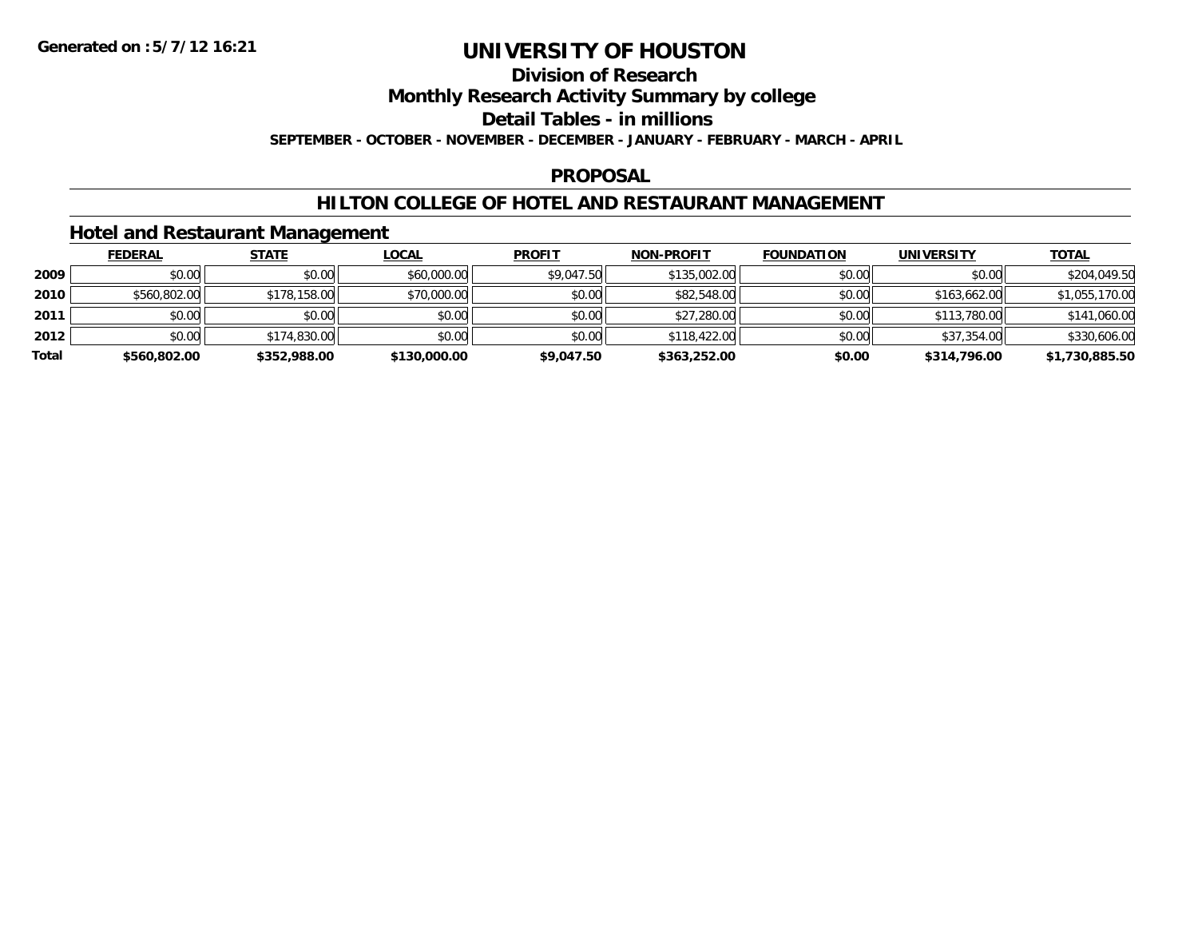**Generated on :5/7/12 16:21**

# UNIVERSITY OF HOUSTON

## Division of Research

## Monthly Research Activity Summary by college

## Detail Tables - in millions

**SEPTEMBER - OCTOBER - NOVEMBER - DECEMBER - JANUARY - FEBRUARY - MARCH - APRIL**

## PROPOSAL

## HILTON COLLEGE OF HOTEL AND RESTAURANT MANAGEMENT

### Hotel and Restaurant Management

| | FEDERAL | STATE | LOCAL | PROFIT | NON-PROFIT | FOUNDATION | UNIVERSITY | TOTAL |
|---|---|---|---|---|---|---|---|---|
| 2009 | $0.00 | $0.00 | $60,000.00 | $9,047.50 | $135,002.00 | $0.00 | $0.00 | $204,049.50 |
| 2010 | $560,802.00 | $178,158.00 | $70,000.00 | $0.00 | $82,548.00 | $0.00 | $163,662.00 | $1,055,170.00 |
| 2011 | $0.00 | $0.00 | $0.00 | $0.00 | $27,280.00 | $0.00 | $113,780.00 | $141,060.00 |
| 2012 | $0.00 | $174,830.00 | $0.00 | $0.00 | $118,422.00 | $0.00 | $37,354.00 | $330,606.00 |
| **Total** | **$560,802.00** | **$352,988.00** | **$130,000.00** | **$9,047.50** | **$363,252.00** | **$0.00** | **$314,796.00** | **$1,730,885.50** |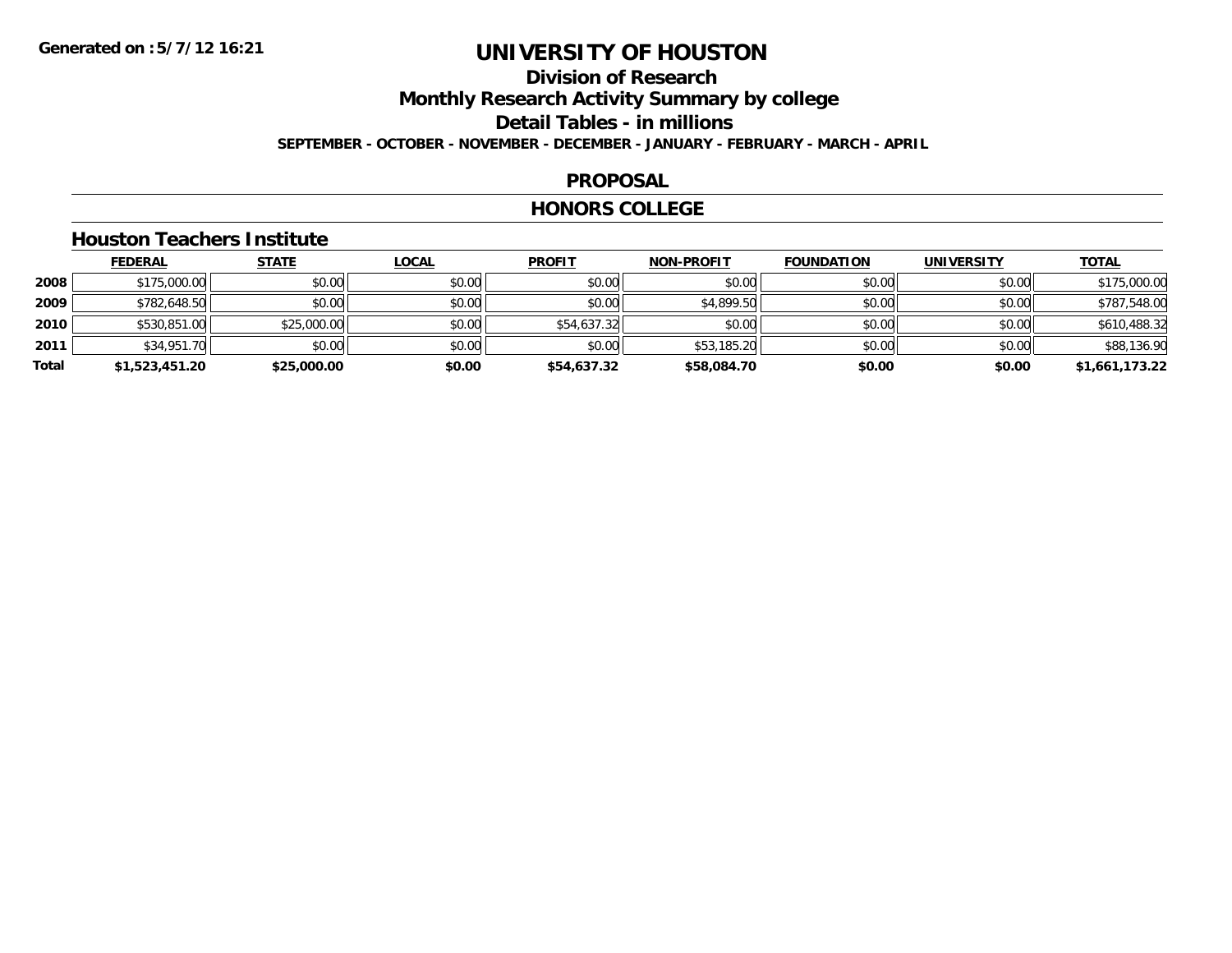Generated on :5/7/12 16:21

# UNIVERSITY OF HOUSTON

## Division of Research

## Monthly Research Activity Summary by college

## Detail Tables - in millions

**SEPTEMBER - OCTOBER - NOVEMBER - DECEMBER - JANUARY - FEBRUARY - MARCH - APRIL**

## PROPOSAL

## HONORS COLLEGE

### Houston Teachers Institute

| | FEDERAL | STATE | LOCAL | PROFIT | NON-PROFIT | FOUNDATION | UNIVERSITY | TOTAL |
|---|---|---|---|---|---|---|---|---|
| **2008** | $175,000.00 | $0.00 | $0.00 | $0.00 | $0.00 | $0.00 | $0.00 | $175,000.00 |
| **2009** | $782,648.50 | $0.00 | $0.00 | $0.00 | $4,899.50 | $0.00 | $0.00 | $787,548.00 |
| **2010** | $530,851.00 | $25,000.00 | $0.00 | $54,637.32 | $0.00 | $0.00 | $0.00 | $610,488.32 |
| **2011** | $34,951.70 | $0.00 | $0.00 | $0.00 | $53,185.20 | $0.00 | $0.00 | $88,136.90 |
| **Total** | **$1,523,451.20** | **$25,000.00** | **$0.00** | **$54,637.32** | **$58,084.70** | **$0.00** | **$0.00** | **$1,661,173.22** |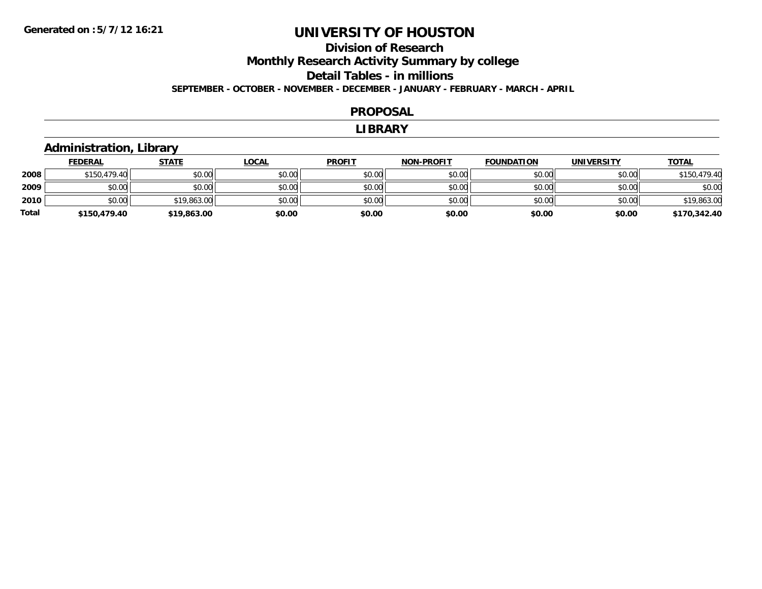**Generated on :5/7/12 16:21**

# UNIVERSITY OF HOUSTON

## Division of Research

## Monthly Research Activity Summary by college

## Detail Tables - in millions

**SEPTEMBER - OCTOBER - NOVEMBER - DECEMBER - JANUARY - FEBRUARY - MARCH - APRIL**

## PROPOSAL

## LIBRARY

### Administration, Library

| | FEDERAL | STATE | LOCAL | PROFIT | NON-PROFIT | FOUNDATION | UNIVERSITY | TOTAL |
|---|---|---|---|---|---|---|---|---|
| **2008** | $150,479.40 | $0.00 | $0.00 | $0.00 | $0.00 | $0.00 | $0.00 | $150,479.40 |
| **2009** | $0.00 | $0.00 | $0.00 | $0.00 | $0.00 | $0.00 | $0.00 | $0.00 |
| **2010** | $0.00 | $19,863.00 | $0.00 | $0.00 | $0.00 | $0.00 | $0.00 | $19,863.00 |
| **Total** | **$150,479.40** | **$19,863.00** | **$0.00** | **$0.00** | **$0.00** | **$0.00** | **$0.00** | **$170,342.40** |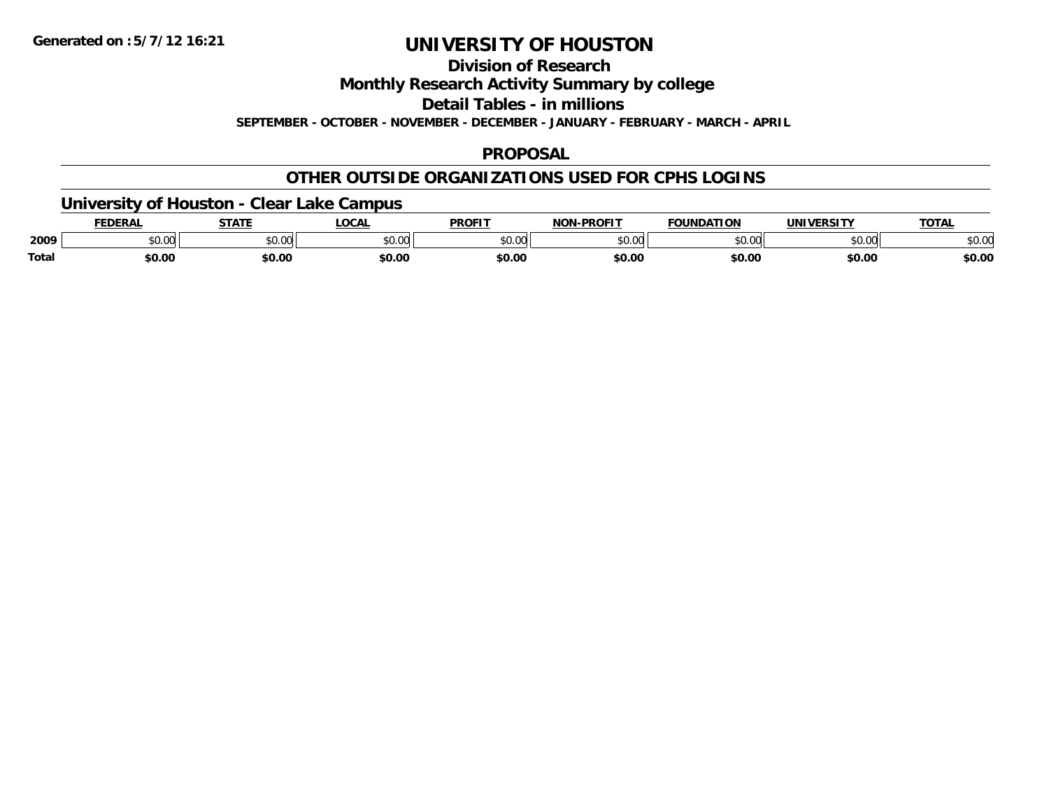Generated on :5/7/12 16:21

# UNIVERSITY OF HOUSTON

## Division of Research

## Monthly Research Activity Summary by college

## Detail Tables - in millions

**SEPTEMBER - OCTOBER - NOVEMBER - DECEMBER - JANUARY - FEBRUARY - MARCH - APRIL**

## PROPOSAL

## OTHER OUTSIDE ORGANIZATIONS USED FOR CPHS LOGINS

### University of Houston - Clear Lake Campus

| | FEDERAL | STATE | LOCAL | PROFIT | NON-PROFIT | FOUNDATION | UNIVERSITY | TOTAL |
|---|---|---|---|---|---|---|---|---|
| 2009 | $0.00 | $0.00 | $0.00 | $0.00 | $0.00 | $0.00 | $0.00 | $0.00 |
| **Total** | **$0.00** | **$0.00** | **$0.00** | **$0.00** | **$0.00** | **$0.00** | **$0.00** | **$0.00** |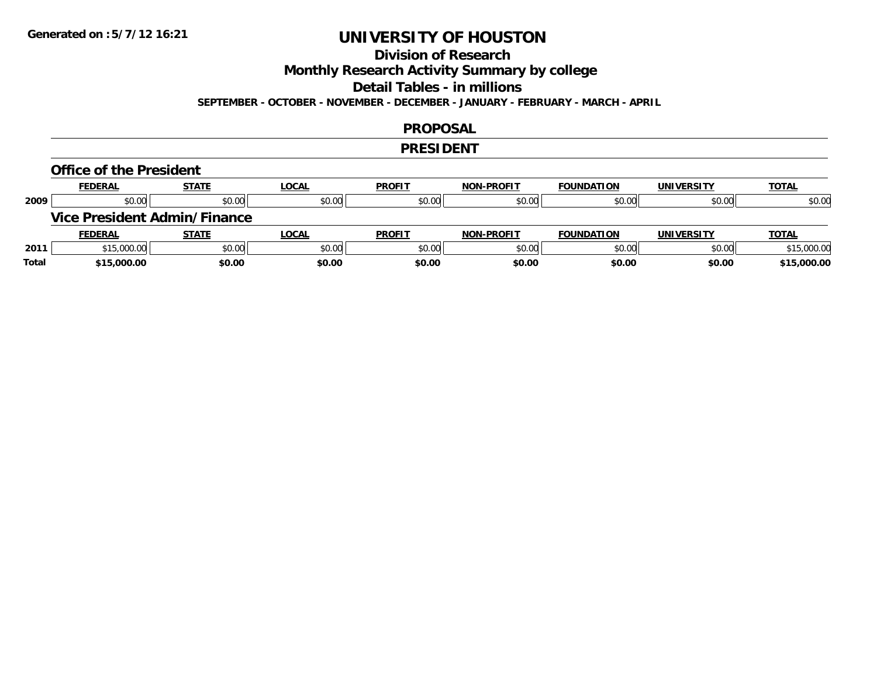**Generated on :5/7/12 16:21**

# UNIVERSITY OF HOUSTON

## Division of Research

## Monthly Research Activity Summary by college

## Detail Tables - in millions

**SEPTEMBER - OCTOBER - NOVEMBER - DECEMBER - JANUARY - FEBRUARY - MARCH - APRIL**

## PROPOSAL

## PRESIDENT

### Office of the President

| | FEDERAL | STATE | LOCAL | PROFIT | NON-PROFIT | FOUNDATION | UNIVERSITY | TOTAL |
|---|---|---|---|---|---|---|---|---|
| 2009 | $0.00 | $0.00 | $0.00 | $0.00 | $0.00 | $0.00 | $0.00 | $0.00 |

### Vice President Admin/Finance

| | FEDERAL | STATE | LOCAL | PROFIT | NON-PROFIT | FOUNDATION | UNIVERSITY | TOTAL |
|---|---|---|---|---|---|---|---|---|
| 2011 | $15,000.00 | $0.00 | $0.00 | $0.00 | $0.00 | $0.00 | $0.00 | $15,000.00 |
| **Total** | **$15,000.00** | **$0.00** | **$0.00** | **$0.00** | **$0.00** | **$0.00** | **$0.00** | **$15,000.00** |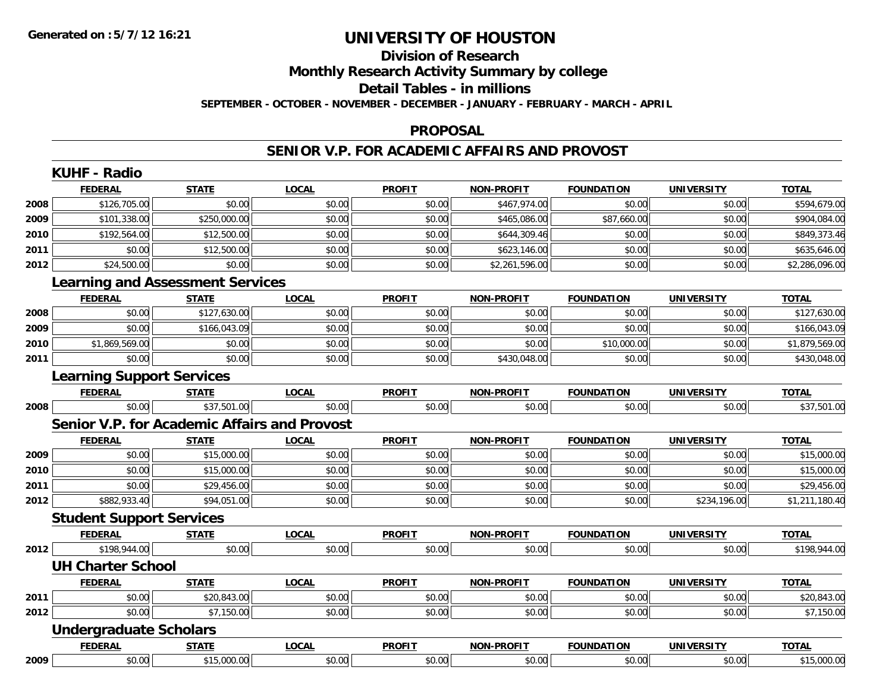# UNIVERSITY OF HOUSTON

## Division of Research

## Monthly Research Activity Summary by college

## Detail Tables - in millions

**SEPTEMBER - OCTOBER - NOVEMBER - DECEMBER - JANUARY - FEBRUARY - MARCH - APRIL**

**Generated on :5/7/12 16:21**

## PROPOSAL

## SENIOR V.P. FOR ACADEMIC AFFAIRS AND PROVOST

### KUHF - Radio

| | FEDERAL | STATE | LOCAL | PROFIT | NON-PROFIT | FOUNDATION | UNIVERSITY | TOTAL |
|---|---|---|---|---|---|---|---|---|
| 2008 | $126,705.00 | $0.00 | $0.00 | $0.00 | $467,974.00 | $0.00 | $0.00 | $594,679.00 |
| 2009 | $101,338.00 | $250,000.00 | $0.00 | $0.00 | $465,086.00 | $87,660.00 | $0.00 | $904,084.00 |
| 2010 | $192,564.00 | $12,500.00 | $0.00 | $0.00 | $644,309.46 | $0.00 | $0.00 | $849,373.46 |
| 2011 | $0.00 | $12,500.00 | $0.00 | $0.00 | $623,146.00 | $0.00 | $0.00 | $635,646.00 |
| 2012 | $24,500.00 | $0.00 | $0.00 | $0.00 | $2,261,596.00 | $0.00 | $0.00 | $2,286,096.00 |

### Learning and Assessment Services

| | FEDERAL | STATE | LOCAL | PROFIT | NON-PROFIT | FOUNDATION | UNIVERSITY | TOTAL |
|---|---|---|---|---|---|---|---|---|
| 2008 | $0.00 | $127,630.00 | $0.00 | $0.00 | $0.00 | $0.00 | $0.00 | $127,630.00 |
| 2009 | $0.00 | $166,043.09 | $0.00 | $0.00 | $0.00 | $0.00 | $0.00 | $166,043.09 |
| 2010 | $1,869,569.00 | $0.00 | $0.00 | $0.00 | $0.00 | $10,000.00 | $0.00 | $1,879,569.00 |
| 2011 | $0.00 | $0.00 | $0.00 | $0.00 | $430,048.00 | $0.00 | $0.00 | $430,048.00 |

### Learning Support Services

| | FEDERAL | STATE | LOCAL | PROFIT | NON-PROFIT | FOUNDATION | UNIVERSITY | TOTAL |
|---|---|---|---|---|---|---|---|---|
| 2008 | $0.00 | $37,501.00 | $0.00 | $0.00 | $0.00 | $0.00 | $0.00 | $37,501.00 |

### Senior V.P. for Academic Affairs and Provost

| | FEDERAL | STATE | LOCAL | PROFIT | NON-PROFIT | FOUNDATION | UNIVERSITY | TOTAL |
|---|---|---|---|---|---|---|---|---|
| 2009 | $0.00 | $15,000.00 | $0.00 | $0.00 | $0.00 | $0.00 | $0.00 | $15,000.00 |
| 2010 | $0.00 | $15,000.00 | $0.00 | $0.00 | $0.00 | $0.00 | $0.00 | $15,000.00 |
| 2011 | $0.00 | $29,456.00 | $0.00 | $0.00 | $0.00 | $0.00 | $0.00 | $29,456.00 |
| 2012 | $882,933.40 | $94,051.00 | $0.00 | $0.00 | $0.00 | $0.00 | $234,196.00 | $1,211,180.40 |

### Student Support Services

| | FEDERAL | STATE | LOCAL | PROFIT | NON-PROFIT | FOUNDATION | UNIVERSITY | TOTAL |
|---|---|---|---|---|---|---|---|---|
| 2012 | $198,944.00 | $0.00 | $0.00 | $0.00 | $0.00 | $0.00 | $0.00 | $198,944.00 |

### UH Charter School

| | FEDERAL | STATE | LOCAL | PROFIT | NON-PROFIT | FOUNDATION | UNIVERSITY | TOTAL |
|---|---|---|---|---|---|---|---|---|
| 2011 | $0.00 | $20,843.00 | $0.00 | $0.00 | $0.00 | $0.00 | $0.00 | $20,843.00 |
| 2012 | $0.00 | $7,150.00 | $0.00 | $0.00 | $0.00 | $0.00 | $0.00 | $7,150.00 |

### Undergraduate Scholars

| | FEDERAL | STATE | LOCAL | PROFIT | NON-PROFIT | FOUNDATION | UNIVERSITY | TOTAL |
|---|---|---|---|---|---|---|---|---|
| 2009 | $0.00 | $15,000.00 | $0.00 | $0.00 | $0.00 | $0.00 | $0.00 | $15,000.00 |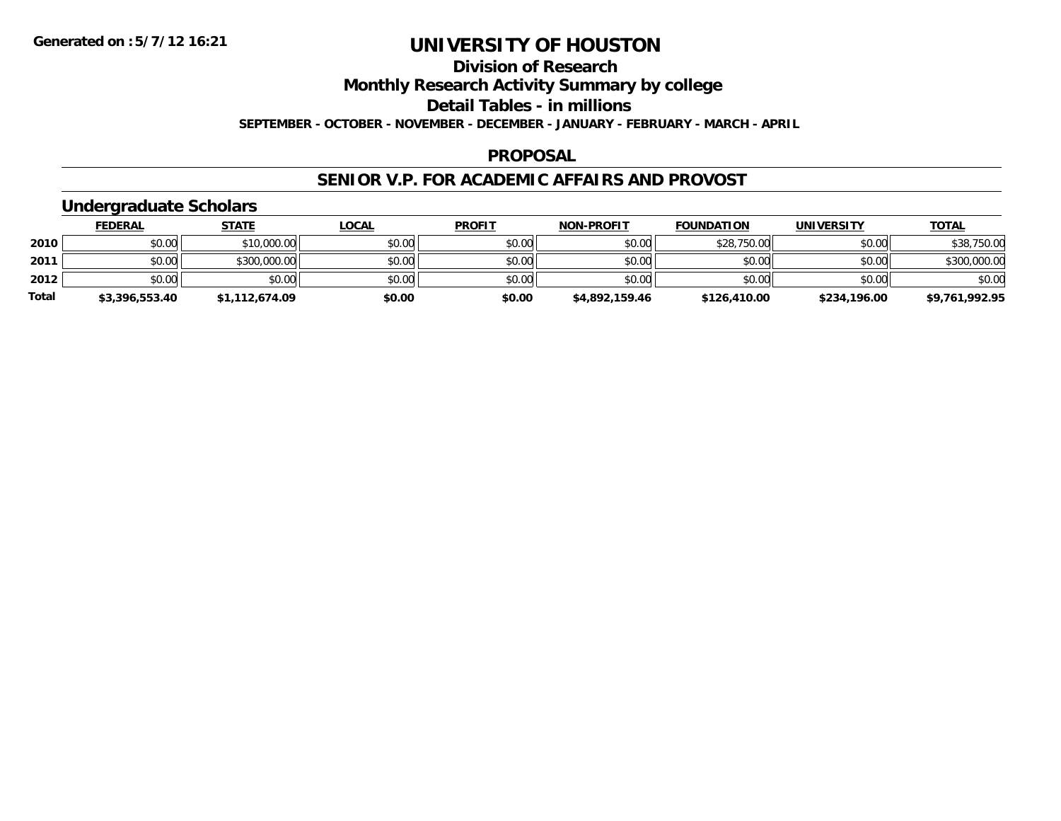# UNIVERSITY OF HOUSTON

## Division of Research

## Monthly Research Activity Summary by college

## Detail Tables - in millions

**SEPTEMBER - OCTOBER - NOVEMBER - DECEMBER - JANUARY - FEBRUARY - MARCH - APRIL**

### PROPOSAL

### SENIOR V.P. FOR ACADEMIC AFFAIRS AND PROVOST

#### Undergraduate Scholars

| | FEDERAL | STATE | LOCAL | PROFIT | NON-PROFIT | FOUNDATION | UNIVERSITY | TOTAL |
|---|---|---|---|---|---|---|---|---|
| **2010** | $0.00 | $10,000.00 | $0.00 | $0.00 | $0.00 | $28,750.00 | $0.00 | $38,750.00 |
| **2011** | $0.00 | $300,000.00 | $0.00 | $0.00 | $0.00 | $0.00 | $0.00 | $300,000.00 |
| **2012** | $0.00 | $0.00 | $0.00 | $0.00 | $0.00 | $0.00 | $0.00 | $0.00 |
| **Total** | **$3,396,553.40** | **$1,112,674.09** | **$0.00** | **$0.00** | **$4,892,159.46** | **$126,410.00** | **$234,196.00** | **$9,761,992.95** |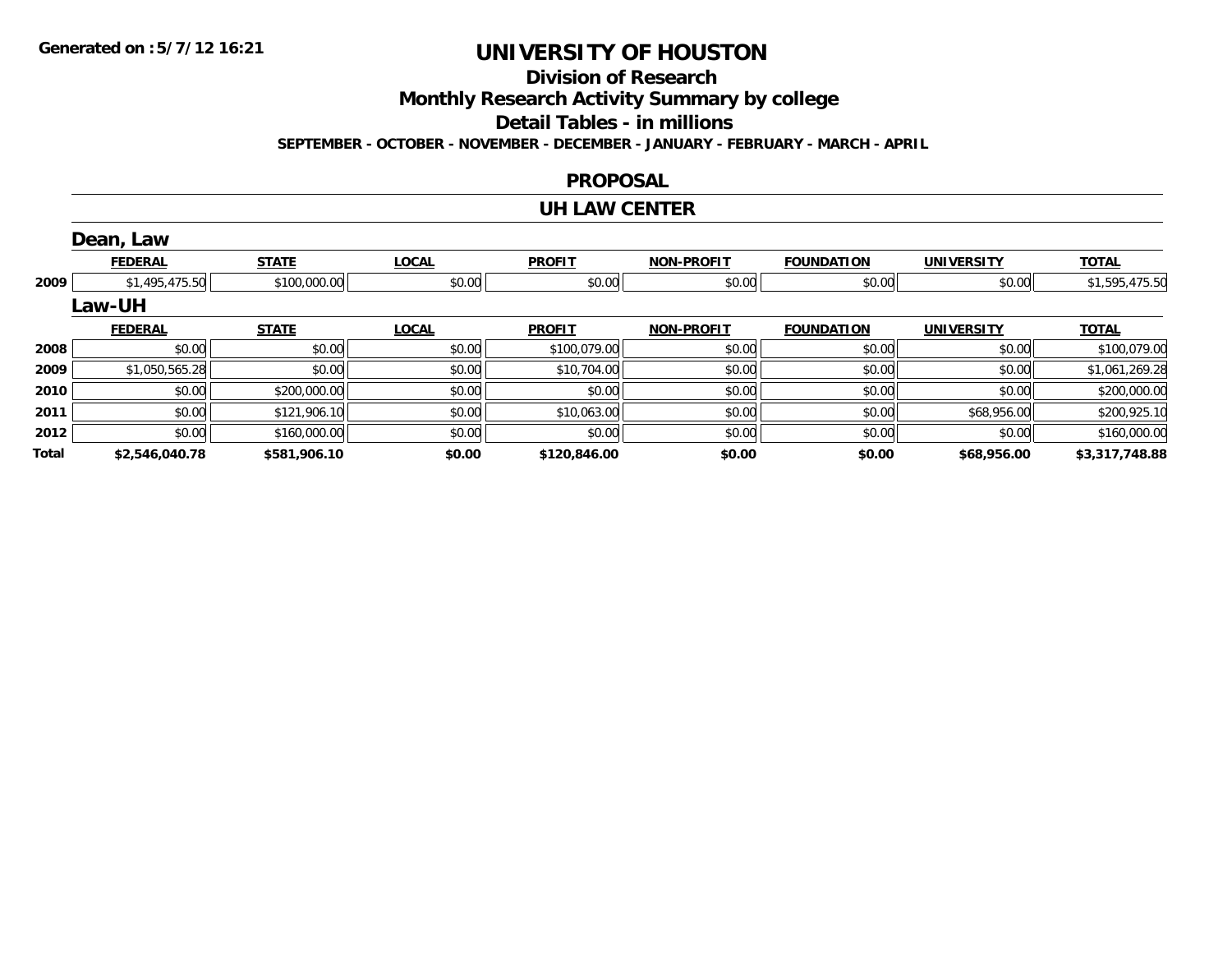# UNIVERSITY OF HOUSTON

## Division of Research

## Monthly Research Activity Summary by college

## Detail Tables - in millions

**SEPTEMBER - OCTOBER - NOVEMBER - DECEMBER - JANUARY - FEBRUARY - MARCH - APRIL**

### PROPOSAL

### UH LAW CENTER

#### Dean, Law

| | FEDERAL | STATE | LOCAL | PROFIT | NON-PROFIT | FOUNDATION | UNIVERSITY | TOTAL |
|---|---|---|---|---|---|---|---|---|
| 2009 | $1,495,475.50 | $100,000.00 | $0.00 | $0.00 | $0.00 | $0.00 | $0.00 | $1,595,475.50 |

#### Law-UH

| | FEDERAL | STATE | LOCAL | PROFIT | NON-PROFIT | FOUNDATION | UNIVERSITY | TOTAL |
|---|---|---|---|---|---|---|---|---|
| 2008 | $0.00 | $0.00 | $0.00 | $100,079.00 | $0.00 | $0.00 | $0.00 | $100,079.00 |
| 2009 | $1,050,565.28 | $0.00 | $0.00 | $10,704.00 | $0.00 | $0.00 | $0.00 | $1,061,269.28 |
| 2010 | $0.00 | $200,000.00 | $0.00 | $0.00 | $0.00 | $0.00 | $0.00 | $200,000.00 |
| 2011 | $0.00 | $121,906.10 | $0.00 | $10,063.00 | $0.00 | $0.00 | $68,956.00 | $200,925.10 |
| 2012 | $0.00 | $160,000.00 | $0.00 | $0.00 | $0.00 | $0.00 | $0.00 | $160,000.00 |
| **Total** | **$2,546,040.78** | **$581,906.10** | **$0.00** | **$120,846.00** | **$0.00** | **$0.00** | **$68,956.00** | **$3,317,748.88** |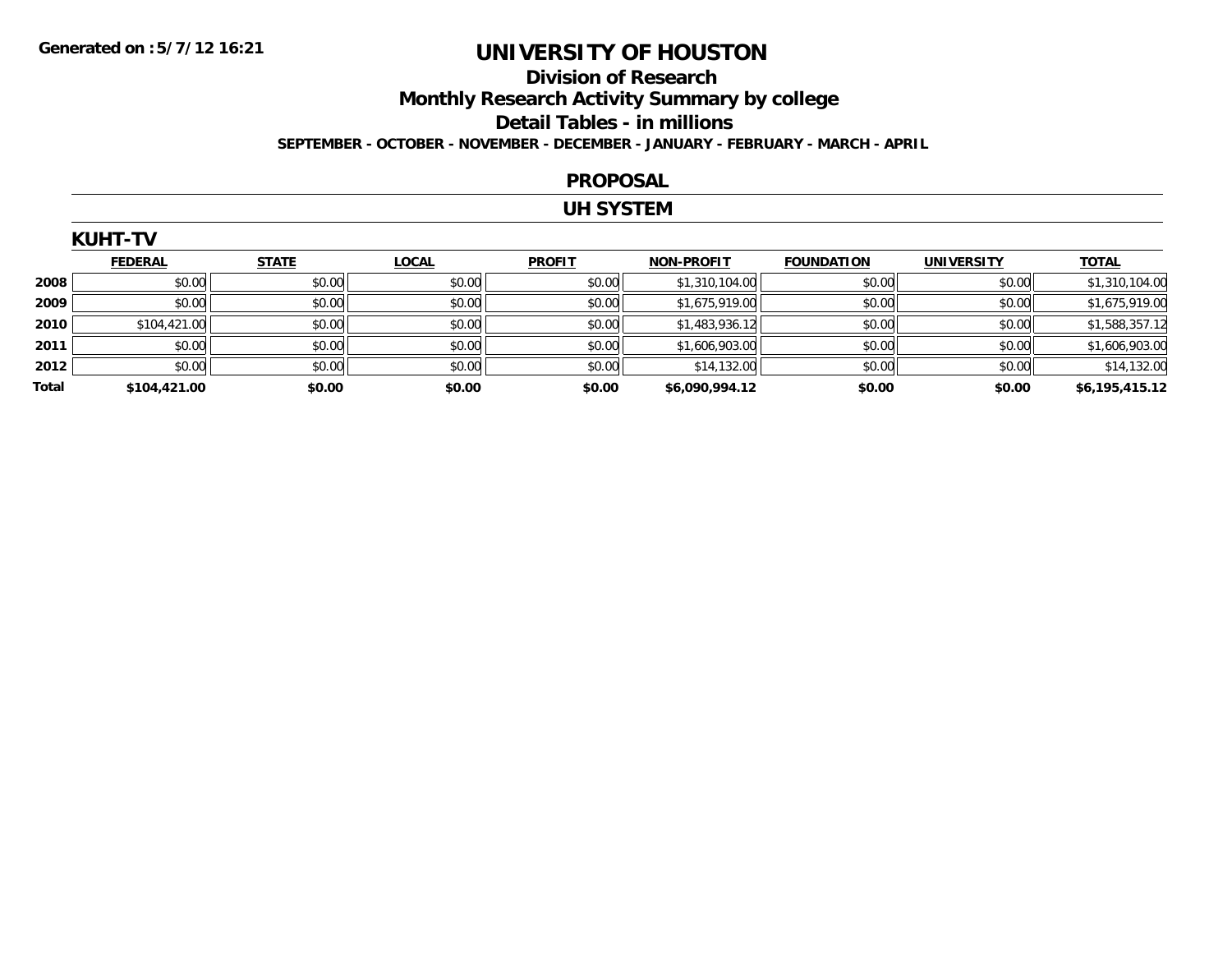**Generated on :5/7/12 16:21**

# UNIVERSITY OF HOUSTON

## Division of Research

## Monthly Research Activity Summary by college

## Detail Tables - in millions

**SEPTEMBER - OCTOBER - NOVEMBER - DECEMBER - JANUARY - FEBRUARY - MARCH - APRIL**

## PROPOSAL

## UH SYSTEM

### KUHT-TV

| | FEDERAL | STATE | LOCAL | PROFIT | NON-PROFIT | FOUNDATION | UNIVERSITY | TOTAL |
|---|---|---|---|---|---|---|---|---|
| **2008** | $0.00 | $0.00 | $0.00 | $0.00 | $1,310,104.00 | $0.00 | $0.00 | $1,310,104.00 |
| **2009** | $0.00 | $0.00 | $0.00 | $0.00 | $1,675,919.00 | $0.00 | $0.00 | $1,675,919.00 |
| **2010** | $104,421.00 | $0.00 | $0.00 | $0.00 | $1,483,936.12 | $0.00 | $0.00 | $1,588,357.12 |
| **2011** | $0.00 | $0.00 | $0.00 | $0.00 | $1,606,903.00 | $0.00 | $0.00 | $1,606,903.00 |
| **2012** | $0.00 | $0.00 | $0.00 | $0.00 | $14,132.00 | $0.00 | $0.00 | $14,132.00 |
| **Total** | **$104,421.00** | **$0.00** | **$0.00** | **$0.00** | **$6,090,994.12** | **$0.00** | **$0.00** | **$6,195,415.12** |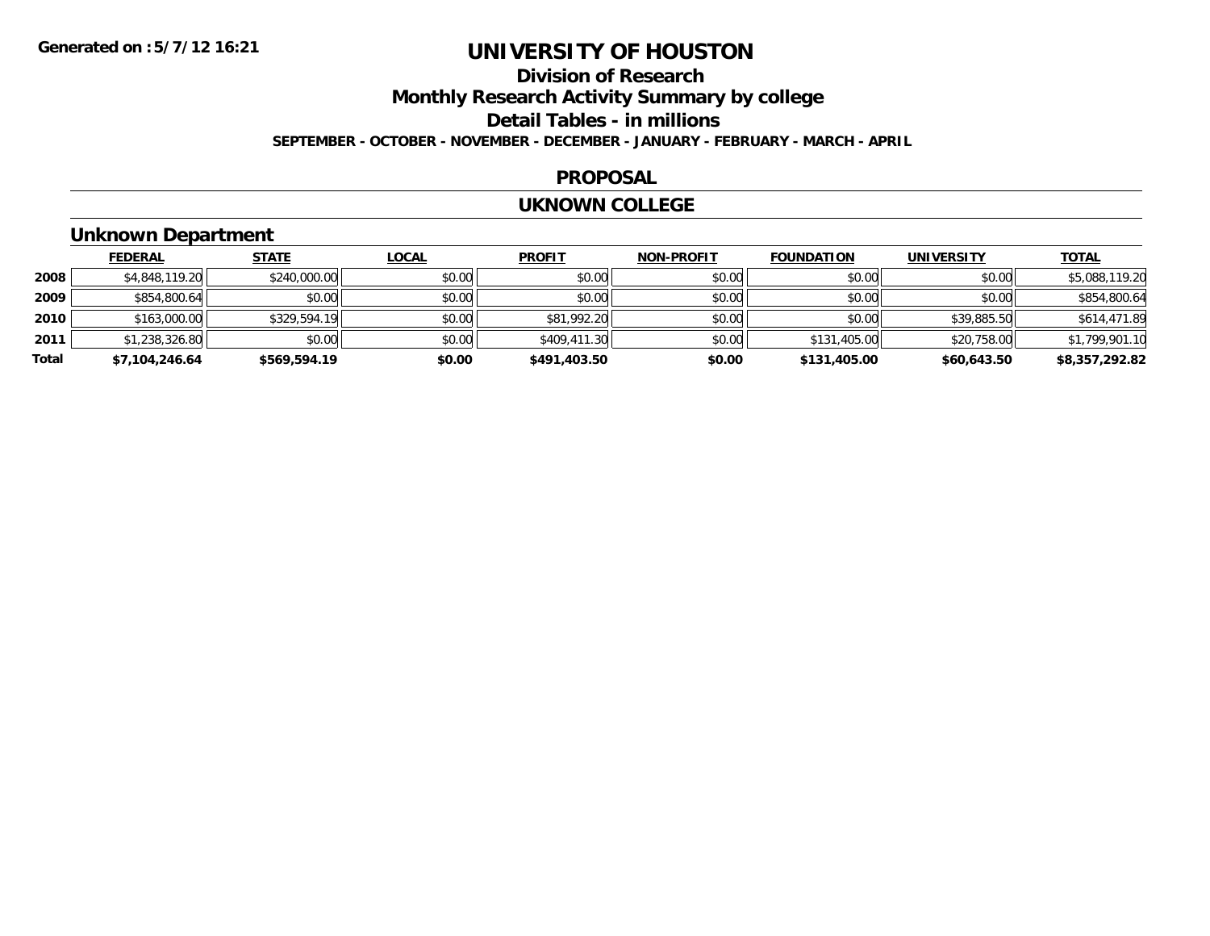Generated on :5/7/12 16:21

# UNIVERSITY OF HOUSTON

## Division of Research

## Monthly Research Activity Summary by college

## Detail Tables - in millions

**SEPTEMBER - OCTOBER - NOVEMBER - DECEMBER - JANUARY - FEBRUARY - MARCH - APRIL**

## PROPOSAL

## UKNOWN COLLEGE

### Unknown Department

| | FEDERAL | STATE | LOCAL | PROFIT | NON-PROFIT | FOUNDATION | UNIVERSITY | TOTAL |
|---|---|---|---|---|---|---|---|---|
| 2008 | $4,848,119.20 | $240,000.00 | $0.00 | $0.00 | $0.00 | $0.00 | $0.00 | $5,088,119.20 |
| 2009 | $854,800.64 | $0.00 | $0.00 | $0.00 | $0.00 | $0.00 | $0.00 | $854,800.64 |
| 2010 | $163,000.00 | $329,594.19 | $0.00 | $81,992.20 | $0.00 | $0.00 | $39,885.50 | $614,471.89 |
| 2011 | $1,238,326.80 | $0.00 | $0.00 | $409,411.30 | $0.00 | $131,405.00 | $20,758.00 | $1,799,901.10 |
| **Total** | **$7,104,246.64** | **$569,594.19** | **$0.00** | **$491,403.50** | **$0.00** | **$131,405.00** | **$60,643.50** | **$8,357,292.82** |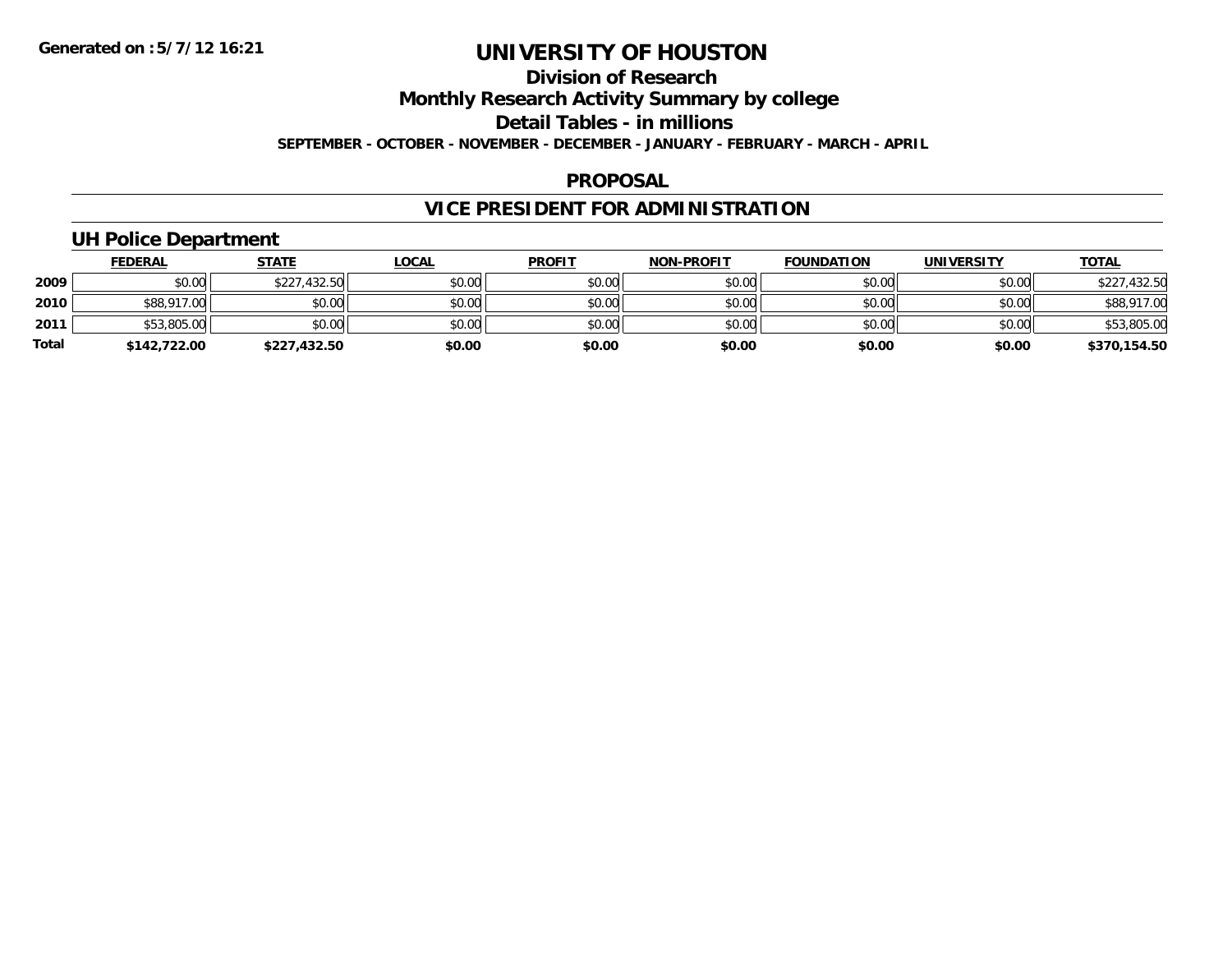Generated on :5/7/12 16:21

# UNIVERSITY OF HOUSTON

## Division of Research

## Monthly Research Activity Summary by college

## Detail Tables - in millions

**SEPTEMBER - OCTOBER - NOVEMBER - DECEMBER - JANUARY - FEBRUARY - MARCH - APRIL**

## PROPOSAL

## VICE PRESIDENT FOR ADMINISTRATION

### UH Police Department

| | FEDERAL | STATE | LOCAL | PROFIT | NON-PROFIT | FOUNDATION | UNIVERSITY | TOTAL |
|---|---|---|---|---|---|---|---|---|
| 2009 | $0.00 | $227,432.50 | $0.00 | $0.00 | $0.00 | $0.00 | $0.00 | $227,432.50 |
| 2010 | $88,917.00 | $0.00 | $0.00 | $0.00 | $0.00 | $0.00 | $0.00 | $88,917.00 |
| 2011 | $53,805.00 | $0.00 | $0.00 | $0.00 | $0.00 | $0.00 | $0.00 | $53,805.00 |
| **Total** | **$142,722.00** | **$227,432.50** | **$0.00** | **$0.00** | **$0.00** | **$0.00** | **$0.00** | **$370,154.50** |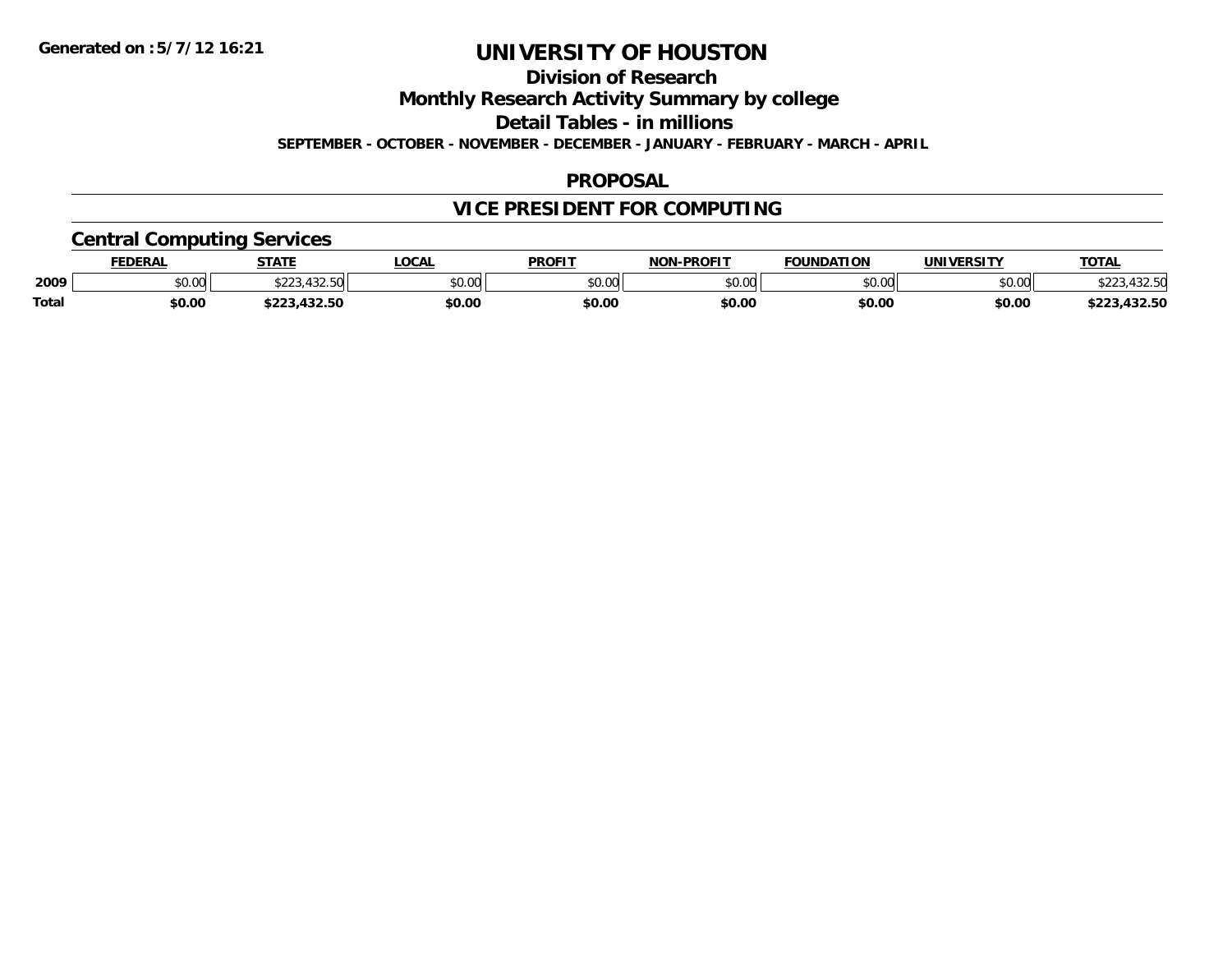**Generated on :5/7/12 16:21**

# UNIVERSITY OF HOUSTON

## Division of Research

## Monthly Research Activity Summary by college

## Detail Tables - in millions

**SEPTEMBER - OCTOBER - NOVEMBER - DECEMBER - JANUARY - FEBRUARY - MARCH - APRIL**

## PROPOSAL

## VICE PRESIDENT FOR COMPUTING

### Central Computing Services

| | FEDERAL | STATE | LOCAL | PROFIT | NON-PROFIT | FOUNDATION | UNIVERSITY | TOTAL |
|---|---|---|---|---|---|---|---|---|
| 2009 | $0.00 | $223,432.50 | $0.00 | $0.00 | $0.00 | $0.00 | $0.00 | $223,432.50 |
| **Total** | **$0.00** | **$223,432.50** | **$0.00** | **$0.00** | **$0.00** | **$0.00** | **$0.00** | **$223,432.50** |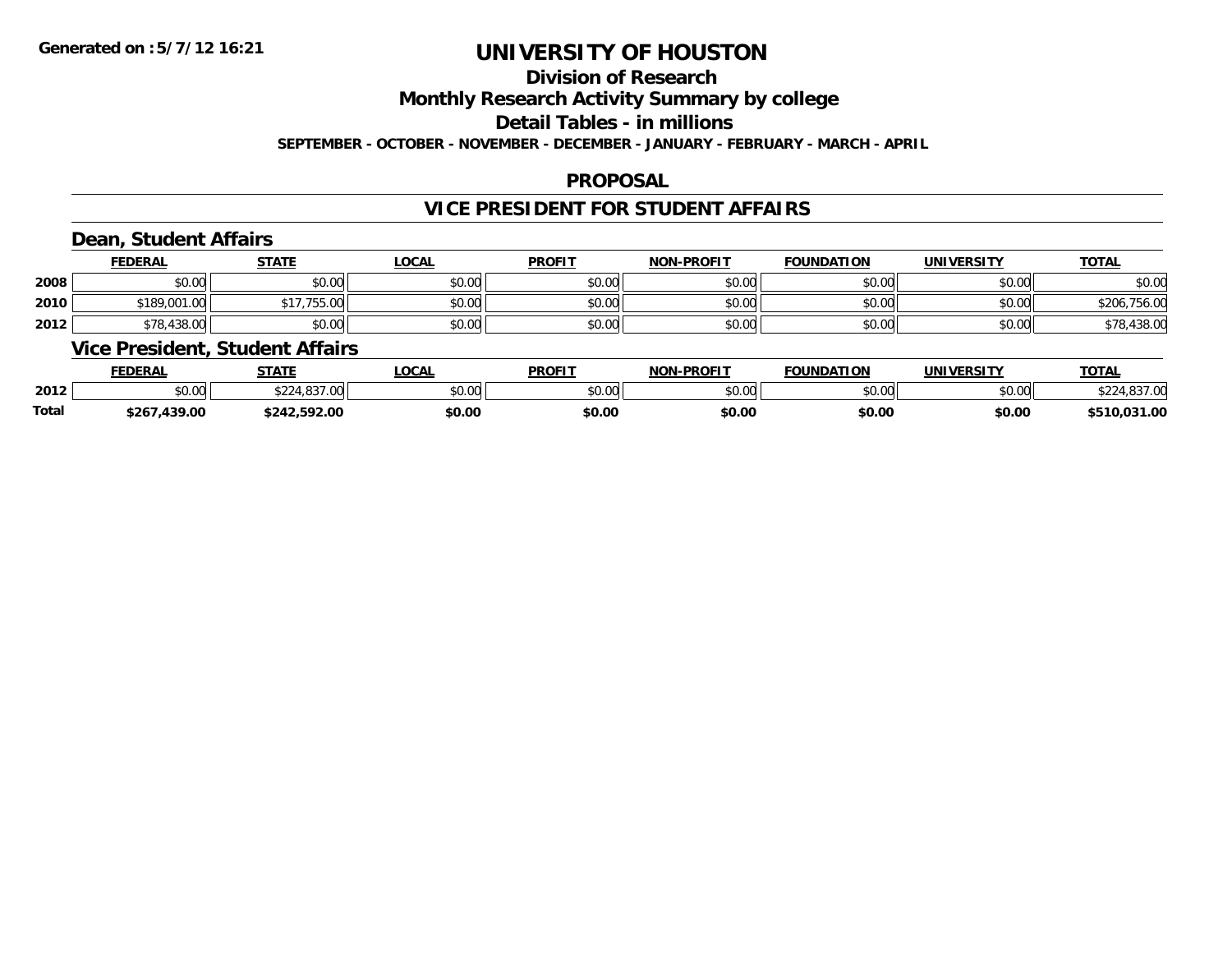Generated on :5/7/12 16:21

# UNIVERSITY OF HOUSTON

## Division of Research

## Monthly Research Activity Summary by college

## Detail Tables - in millions

**SEPTEMBER - OCTOBER - NOVEMBER - DECEMBER - JANUARY - FEBRUARY - MARCH - APRIL**

### PROPOSAL

### VICE PRESIDENT FOR STUDENT AFFAIRS

#### Dean, Student Affairs

| | FEDERAL | STATE | LOCAL | PROFIT | NON-PROFIT | FOUNDATION | UNIVERSITY | TOTAL |
|---|---|---|---|---|---|---|---|---|
| 2008 | $0.00 | $0.00 | $0.00 | $0.00 | $0.00 | $0.00 | $0.00 | $0.00 |
| 2010 | $189,001.00 | $17,755.00 | $0.00 | $0.00 | $0.00 | $0.00 | $0.00 | $206,756.00 |
| 2012 | $78,438.00 | $0.00 | $0.00 | $0.00 | $0.00 | $0.00 | $0.00 | $78,438.00 |

#### Vice President, Student Affairs

| | FEDERAL | STATE | LOCAL | PROFIT | NON-PROFIT | FOUNDATION | UNIVERSITY | TOTAL |
|---|---|---|---|---|---|---|---|---|
| 2012 | $0.00 | $224,837.00 | $0.00 | $0.00 | $0.00 | $0.00 | $0.00 | $224,837.00 |
| **Total** | **$267,439.00** | **$242,592.00** | **$0.00** | **$0.00** | **$0.00** | **$0.00** | **$0.00** | **$510,031.00** |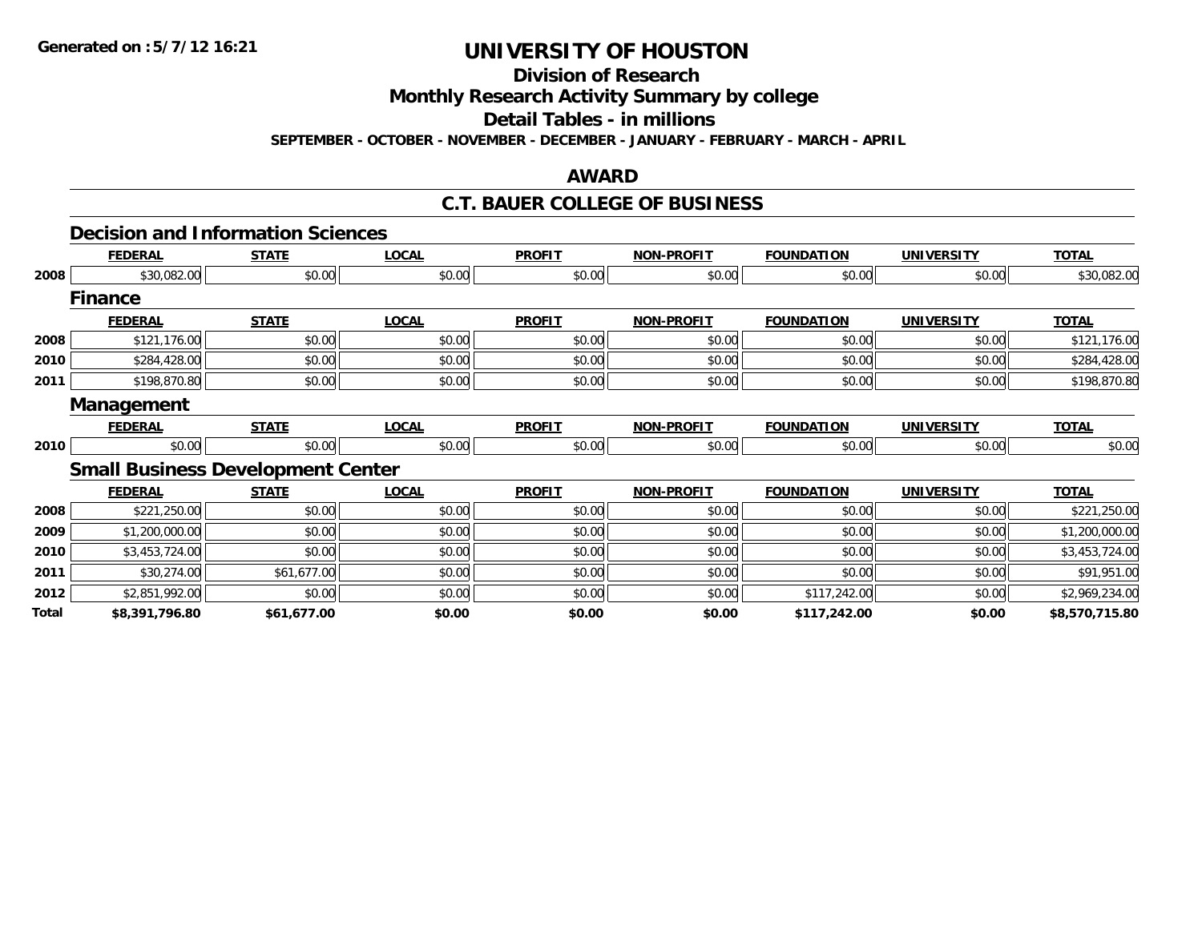**Generated on :5/7/12 16:21**

# UNIVERSITY OF HOUSTON

## Division of Research

## Monthly Research Activity Summary by college

## Detail Tables - in millions

**SEPTEMBER - OCTOBER - NOVEMBER - DECEMBER - JANUARY - FEBRUARY - MARCH - APRIL**

## AWARD

## C.T. BAUER COLLEGE OF BUSINESS

### Decision and Information Sciences

| | FEDERAL | STATE | LOCAL | PROFIT | NON-PROFIT | FOUNDATION | UNIVERSITY | TOTAL |
|---|---|---|---|---|---|---|---|---|
| 2008 | $30,082.00 | $0.00 | $0.00 | $0.00 | $0.00 | $0.00 | $0.00 | $30,082.00 |

### Finance

| | FEDERAL | STATE | LOCAL | PROFIT | NON-PROFIT | FOUNDATION | UNIVERSITY | TOTAL |
|---|---|---|---|---|---|---|---|---|
| 2008 | $121,176.00 | $0.00 | $0.00 | $0.00 | $0.00 | $0.00 | $0.00 | $121,176.00 |
| 2010 | $284,428.00 | $0.00 | $0.00 | $0.00 | $0.00 | $0.00 | $0.00 | $284,428.00 |
| 2011 | $198,870.80 | $0.00 | $0.00 | $0.00 | $0.00 | $0.00 | $0.00 | $198,870.80 |

### Management

| | FEDERAL | STATE | LOCAL | PROFIT | NON-PROFIT | FOUNDATION | UNIVERSITY | TOTAL |
|---|---|---|---|---|---|---|---|---|
| 2010 | $0.00 | $0.00 | $0.00 | $0.00 | $0.00 | $0.00 | $0.00 | $0.00 |

### Small Business Development Center

| | FEDERAL | STATE | LOCAL | PROFIT | NON-PROFIT | FOUNDATION | UNIVERSITY | TOTAL |
|---|---|---|---|---|---|---|---|---|
| 2008 | $221,250.00 | $0.00 | $0.00 | $0.00 | $0.00 | $0.00 | $0.00 | $221,250.00 |
| 2009 | $1,200,000.00 | $0.00 | $0.00 | $0.00 | $0.00 | $0.00 | $0.00 | $1,200,000.00 |
| 2010 | $3,453,724.00 | $0.00 | $0.00 | $0.00 | $0.00 | $0.00 | $0.00 | $3,453,724.00 |
| 2011 | $30,274.00 | $61,677.00 | $0.00 | $0.00 | $0.00 | $0.00 | $0.00 | $91,951.00 |
| 2012 | $2,851,992.00 | $0.00 | $0.00 | $0.00 | $0.00 | $117,242.00 | $0.00 | $2,969,234.00 |
| **Total** | **$8,391,796.80** | **$61,677.00** | **$0.00** | **$0.00** | **$0.00** | **$117,242.00** | **$0.00** | **$8,570,715.80** |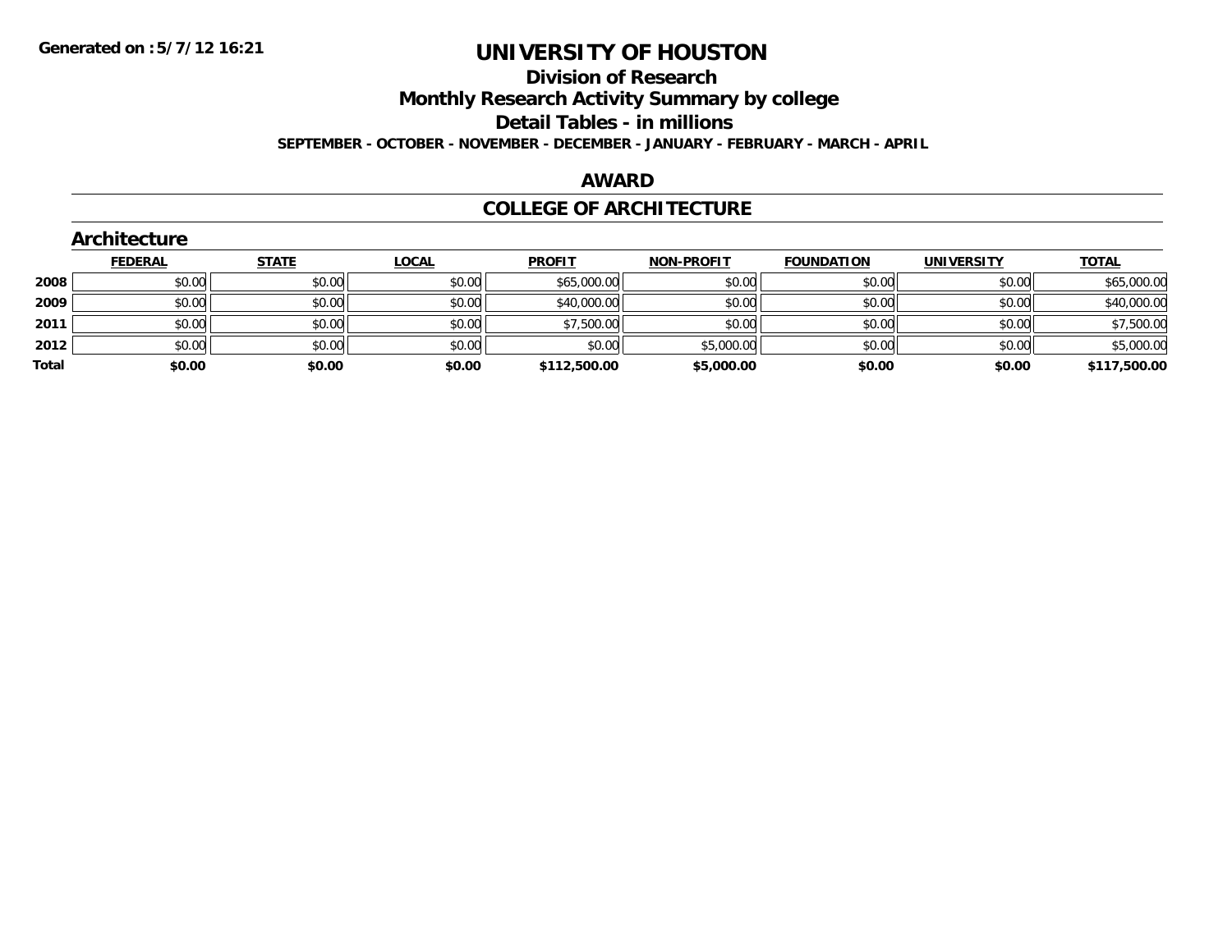Generated on :5/7/12 16:21

# UNIVERSITY OF HOUSTON

## Division of Research

## Monthly Research Activity Summary by college

## Detail Tables - in millions

**SEPTEMBER - OCTOBER - NOVEMBER - DECEMBER - JANUARY - FEBRUARY - MARCH - APRIL**

## AWARD

## COLLEGE OF ARCHITECTURE

### Architecture

| | FEDERAL | STATE | LOCAL | PROFIT | NON-PROFIT | FOUNDATION | UNIVERSITY | TOTAL |
|---|---|---|---|---|---|---|---|---|
| **2008** | $0.00 | $0.00 | $0.00 | $65,000.00 | $0.00 | $0.00 | $0.00 | $65,000.00 |
| **2009** | $0.00 | $0.00 | $0.00 | $40,000.00 | $0.00 | $0.00 | $0.00 | $40,000.00 |
| **2011** | $0.00 | $0.00 | $0.00 | $7,500.00 | $0.00 | $0.00 | $0.00 | $7,500.00 |
| **2012** | $0.00 | $0.00 | $0.00 | $0.00 | $5,000.00 | $0.00 | $0.00 | $5,000.00 |
| **Total** | **$0.00** | **$0.00** | **$0.00** | **$112,500.00** | **$5,000.00** | **$0.00** | **$0.00** | **$117,500.00** |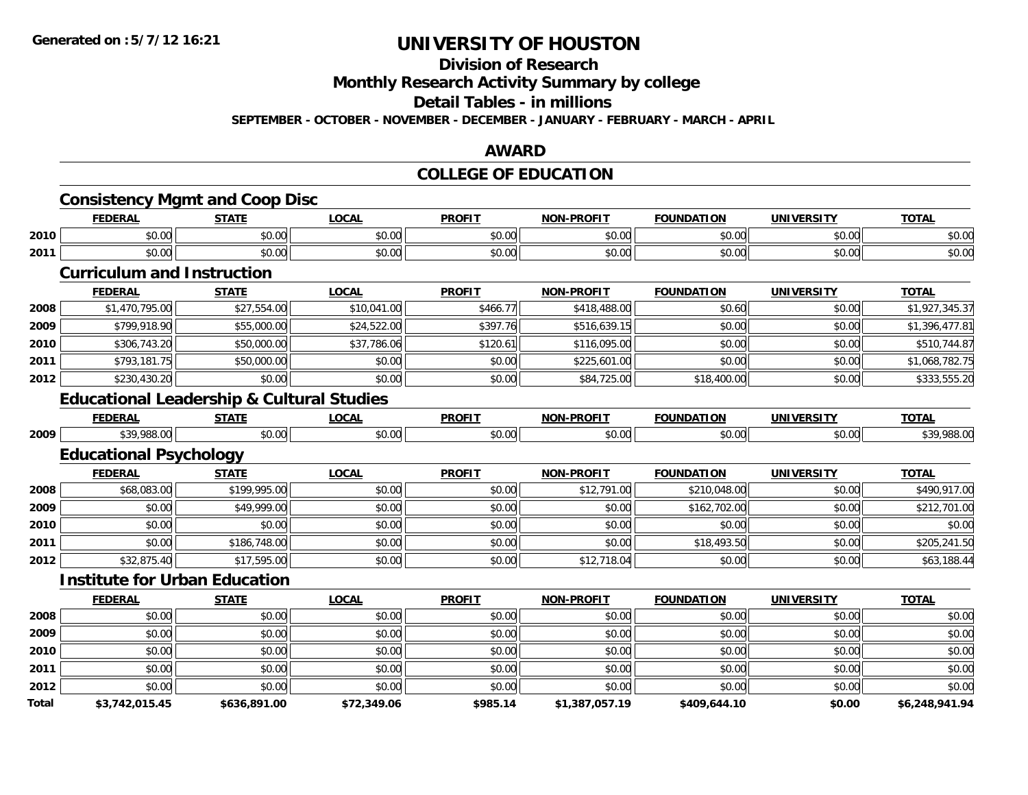**Generated on :5/7/12 16:21**

# UNIVERSITY OF HOUSTON

## Division of Research

## Monthly Research Activity Summary by college

## Detail Tables - in millions

**SEPTEMBER - OCTOBER - NOVEMBER - DECEMBER - JANUARY - FEBRUARY - MARCH - APRIL**

## AWARD

## COLLEGE OF EDUCATION

### Consistency Mgmt and Coop Disc

| | FEDERAL | STATE | LOCAL | PROFIT | NON-PROFIT | FOUNDATION | UNIVERSITY | TOTAL |
|---|---|---|---|---|---|---|---|---|
| 2010 | $0.00 | $0.00 | $0.00 | $0.00 | $0.00 | $0.00 | $0.00 | $0.00 |
| 2011 | $0.00 | $0.00 | $0.00 | $0.00 | $0.00 | $0.00 | $0.00 | $0.00 |

### Curriculum and Instruction

| | FEDERAL | STATE | LOCAL | PROFIT | NON-PROFIT | FOUNDATION | UNIVERSITY | TOTAL |
|---|---|---|---|---|---|---|---|---|
| 2008 | $1,470,795.00 | $27,554.00 | $10,041.00 | $466.77 | $418,488.00 | $0.60 | $0.00 | $1,927,345.37 |
| 2009 | $799,918.90 | $55,000.00 | $24,522.00 | $397.76 | $516,639.15 | $0.00 | $0.00 | $1,396,477.81 |
| 2010 | $306,743.20 | $50,000.00 | $37,786.06 | $120.61 | $116,095.00 | $0.00 | $0.00 | $510,744.87 |
| 2011 | $793,181.75 | $50,000.00 | $0.00 | $0.00 | $225,601.00 | $0.00 | $0.00 | $1,068,782.75 |
| 2012 | $230,430.20 | $0.00 | $0.00 | $0.00 | $84,725.00 | $18,400.00 | $0.00 | $333,555.20 |

### Educational Leadership & Cultural Studies

| | FEDERAL | STATE | LOCAL | PROFIT | NON-PROFIT | FOUNDATION | UNIVERSITY | TOTAL |
|---|---|---|---|---|---|---|---|---|
| 2009 | $39,988.00 | $0.00 | $0.00 | $0.00 | $0.00 | $0.00 | $0.00 | $39,988.00 |

### Educational Psychology

| | FEDERAL | STATE | LOCAL | PROFIT | NON-PROFIT | FOUNDATION | UNIVERSITY | TOTAL |
|---|---|---|---|---|---|---|---|---|
| 2008 | $68,083.00 | $199,995.00 | $0.00 | $0.00 | $12,791.00 | $210,048.00 | $0.00 | $490,917.00 |
| 2009 | $0.00 | $49,999.00 | $0.00 | $0.00 | $0.00 | $162,702.00 | $0.00 | $212,701.00 |
| 2010 | $0.00 | $0.00 | $0.00 | $0.00 | $0.00 | $0.00 | $0.00 | $0.00 |
| 2011 | $0.00 | $186,748.00 | $0.00 | $0.00 | $0.00 | $18,493.50 | $0.00 | $205,241.50 |
| 2012 | $32,875.40 | $17,595.00 | $0.00 | $0.00 | $12,718.04 | $0.00 | $0.00 | $63,188.44 |

### Institute for Urban Education

| | FEDERAL | STATE | LOCAL | PROFIT | NON-PROFIT | FOUNDATION | UNIVERSITY | TOTAL |
|---|---|---|---|---|---|---|---|---|
| 2008 | $0.00 | $0.00 | $0.00 | $0.00 | $0.00 | $0.00 | $0.00 | $0.00 |
| 2009 | $0.00 | $0.00 | $0.00 | $0.00 | $0.00 | $0.00 | $0.00 | $0.00 |
| 2010 | $0.00 | $0.00 | $0.00 | $0.00 | $0.00 | $0.00 | $0.00 | $0.00 |
| 2011 | $0.00 | $0.00 | $0.00 | $0.00 | $0.00 | $0.00 | $0.00 | $0.00 |
| 2012 | $0.00 | $0.00 | $0.00 | $0.00 | $0.00 | $0.00 | $0.00 | $0.00 |
| **Total** | **$3,742,015.45** | **$636,891.00** | **$72,349.06** | **$985.14** | **$1,387,057.19** | **$409,644.10** | **$0.00** | **$6,248,941.94** |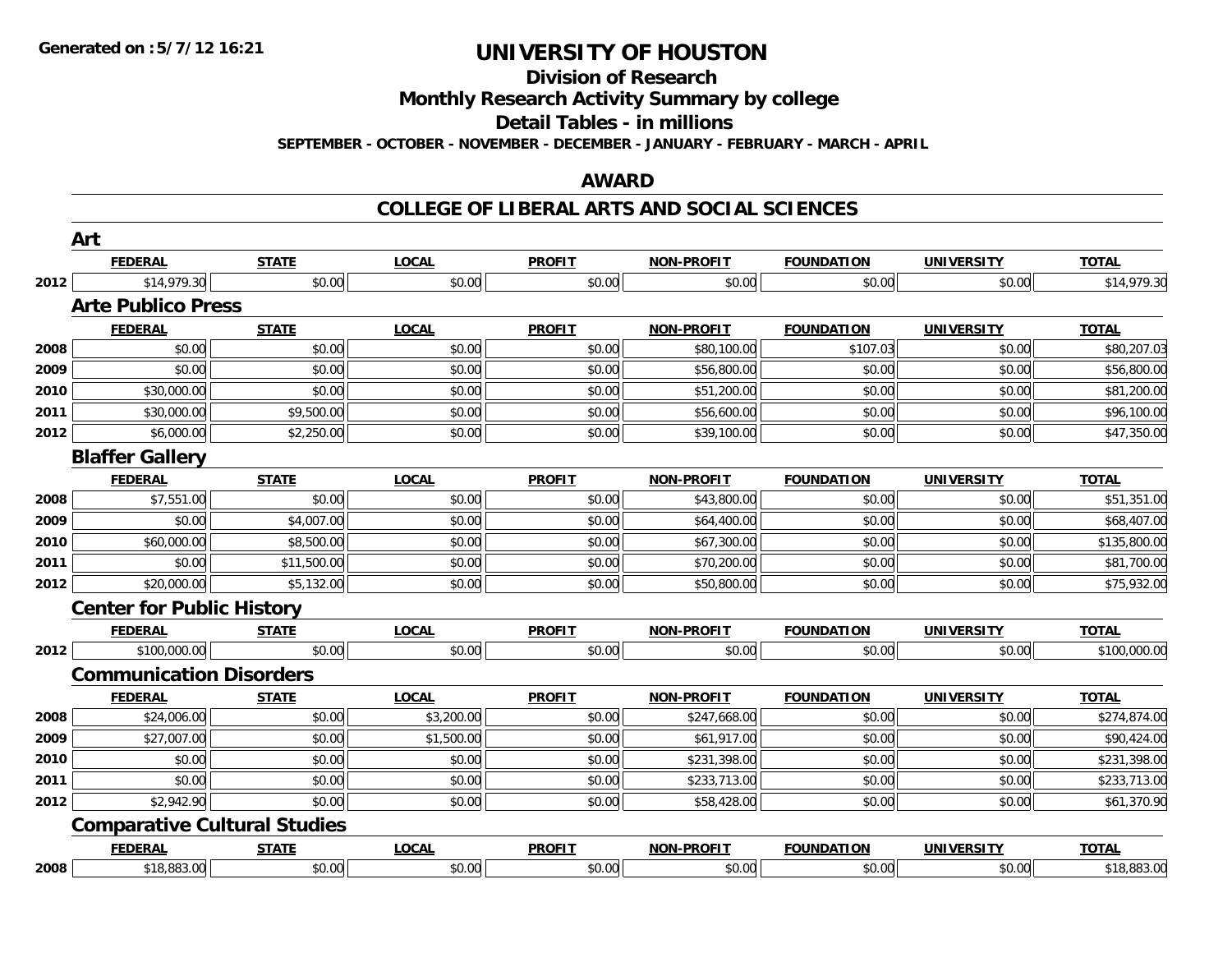**Generated on :5/7/12 16:21**

# UNIVERSITY OF HOUSTON

## Division of Research

## Monthly Research Activity Summary by college

## Detail Tables - in millions

**SEPTEMBER - OCTOBER - NOVEMBER - DECEMBER - JANUARY - FEBRUARY - MARCH - APRIL**

## AWARD

## COLLEGE OF LIBERAL ARTS AND SOCIAL SCIENCES

### Art

| | FEDERAL | STATE | LOCAL | PROFIT | NON-PROFIT | FOUNDATION | UNIVERSITY | TOTAL |
|---|---|---|---|---|---|---|---|---|
| 2012 | $14,979.30 | $0.00 | $0.00 | $0.00 | $0.00 | $0.00 | $0.00 | $14,979.30 |

### Arte Publico Press

| | FEDERAL | STATE | LOCAL | PROFIT | NON-PROFIT | FOUNDATION | UNIVERSITY | TOTAL |
|---|---|---|---|---|---|---|---|---|
| 2008 | $0.00 | $0.00 | $0.00 | $0.00 | $80,100.00 | $107.03 | $0.00 | $80,207.03 |
| 2009 | $0.00 | $0.00 | $0.00 | $0.00 | $56,800.00 | $0.00 | $0.00 | $56,800.00 |
| 2010 | $30,000.00 | $0.00 | $0.00 | $0.00 | $51,200.00 | $0.00 | $0.00 | $81,200.00 |
| 2011 | $30,000.00 | $9,500.00 | $0.00 | $0.00 | $56,600.00 | $0.00 | $0.00 | $96,100.00 |
| 2012 | $6,000.00 | $2,250.00 | $0.00 | $0.00 | $39,100.00 | $0.00 | $0.00 | $47,350.00 |

### Blaffer Gallery

| | FEDERAL | STATE | LOCAL | PROFIT | NON-PROFIT | FOUNDATION | UNIVERSITY | TOTAL |
|---|---|---|---|---|---|---|---|---|
| 2008 | $7,551.00 | $0.00 | $0.00 | $0.00 | $43,800.00 | $0.00 | $0.00 | $51,351.00 |
| 2009 | $0.00 | $4,007.00 | $0.00 | $0.00 | $64,400.00 | $0.00 | $0.00 | $68,407.00 |
| 2010 | $60,000.00 | $8,500.00 | $0.00 | $0.00 | $67,300.00 | $0.00 | $0.00 | $135,800.00 |
| 2011 | $0.00 | $11,500.00 | $0.00 | $0.00 | $70,200.00 | $0.00 | $0.00 | $81,700.00 |
| 2012 | $20,000.00 | $5,132.00 | $0.00 | $0.00 | $50,800.00 | $0.00 | $0.00 | $75,932.00 |

### Center for Public History

| | FEDERAL | STATE | LOCAL | PROFIT | NON-PROFIT | FOUNDATION | UNIVERSITY | TOTAL |
|---|---|---|---|---|---|---|---|---|
| 2012 | $100,000.00 | $0.00 | $0.00 | $0.00 | $0.00 | $0.00 | $0.00 | $100,000.00 |

### Communication Disorders

| | FEDERAL | STATE | LOCAL | PROFIT | NON-PROFIT | FOUNDATION | UNIVERSITY | TOTAL |
|---|---|---|---|---|---|---|---|---|
| 2008 | $24,006.00 | $0.00 | $3,200.00 | $0.00 | $247,668.00 | $0.00 | $0.00 | $274,874.00 |
| 2009 | $27,007.00 | $0.00 | $1,500.00 | $0.00 | $61,917.00 | $0.00 | $0.00 | $90,424.00 |
| 2010 | $0.00 | $0.00 | $0.00 | $0.00 | $231,398.00 | $0.00 | $0.00 | $231,398.00 |
| 2011 | $0.00 | $0.00 | $0.00 | $0.00 | $233,713.00 | $0.00 | $0.00 | $233,713.00 |
| 2012 | $2,942.90 | $0.00 | $0.00 | $0.00 | $58,428.00 | $0.00 | $0.00 | $61,370.90 |

### Comparative Cultural Studies

| | FEDERAL | STATE | LOCAL | PROFIT | NON-PROFIT | FOUNDATION | UNIVERSITY | TOTAL |
|---|---|---|---|---|---|---|---|---|
| 2008 | $18,883.00 | $0.00 | $0.00 | $0.00 | $0.00 | $0.00 | $0.00 | $18,883.00 |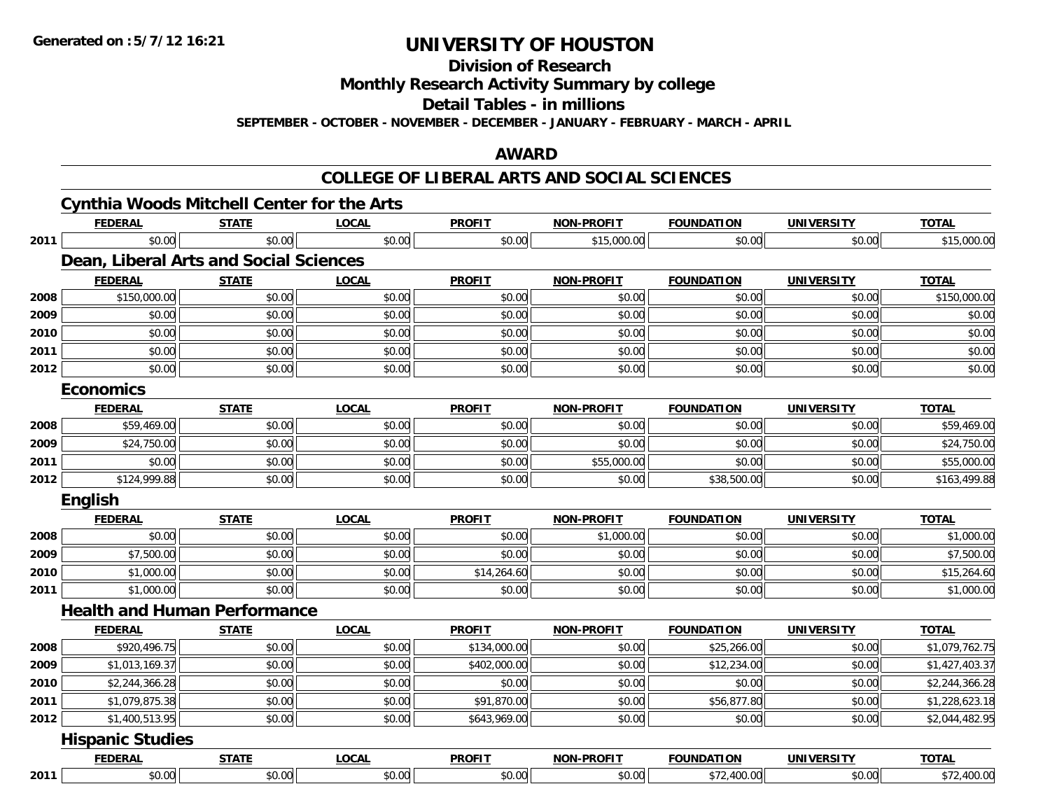# UNIVERSITY OF HOUSTON

## Division of Research

## Monthly Research Activity Summary by college

## Detail Tables - in millions

**SEPTEMBER - OCTOBER - NOVEMBER - DECEMBER - JANUARY - FEBRUARY - MARCH - APRIL**

## AWARD

## COLLEGE OF LIBERAL ARTS AND SOCIAL SCIENCES

### Cynthia Woods Mitchell Center for the Arts

| | FEDERAL | STATE | LOCAL | PROFIT | NON-PROFIT | FOUNDATION | UNIVERSITY | TOTAL |
|---|---|---|---|---|---|---|---|---|
| 2011 | $0.00 | $0.00 | $0.00 | $0.00 | $15,000.00 | $0.00 | $0.00 | $15,000.00 |

### Dean, Liberal Arts and Social Sciences

| | FEDERAL | STATE | LOCAL | PROFIT | NON-PROFIT | FOUNDATION | UNIVERSITY | TOTAL |
|---|---|---|---|---|---|---|---|---|
| 2008 | $150,000.00 | $0.00 | $0.00 | $0.00 | $0.00 | $0.00 | $0.00 | $150,000.00 |
| 2009 | $0.00 | $0.00 | $0.00 | $0.00 | $0.00 | $0.00 | $0.00 | $0.00 |
| 2010 | $0.00 | $0.00 | $0.00 | $0.00 | $0.00 | $0.00 | $0.00 | $0.00 |
| 2011 | $0.00 | $0.00 | $0.00 | $0.00 | $0.00 | $0.00 | $0.00 | $0.00 |
| 2012 | $0.00 | $0.00 | $0.00 | $0.00 | $0.00 | $0.00 | $0.00 | $0.00 |

### Economics

| | FEDERAL | STATE | LOCAL | PROFIT | NON-PROFIT | FOUNDATION | UNIVERSITY | TOTAL |
|---|---|---|---|---|---|---|---|---|
| 2008 | $59,469.00 | $0.00 | $0.00 | $0.00 | $0.00 | $0.00 | $0.00 | $59,469.00 |
| 2009 | $24,750.00 | $0.00 | $0.00 | $0.00 | $0.00 | $0.00 | $0.00 | $24,750.00 |
| 2011 | $0.00 | $0.00 | $0.00 | $0.00 | $55,000.00 | $0.00 | $0.00 | $55,000.00 |
| 2012 | $124,999.88 | $0.00 | $0.00 | $0.00 | $0.00 | $38,500.00 | $0.00 | $163,499.88 |

### English

| | FEDERAL | STATE | LOCAL | PROFIT | NON-PROFIT | FOUNDATION | UNIVERSITY | TOTAL |
|---|---|---|---|---|---|---|---|---|
| 2008 | $0.00 | $0.00 | $0.00 | $0.00 | $1,000.00 | $0.00 | $0.00 | $1,000.00 |
| 2009 | $7,500.00 | $0.00 | $0.00 | $0.00 | $0.00 | $0.00 | $0.00 | $7,500.00 |
| 2010 | $1,000.00 | $0.00 | $0.00 | $14,264.60 | $0.00 | $0.00 | $0.00 | $15,264.60 |
| 2011 | $1,000.00 | $0.00 | $0.00 | $0.00 | $0.00 | $0.00 | $0.00 | $1,000.00 |

### Health and Human Performance

| | FEDERAL | STATE | LOCAL | PROFIT | NON-PROFIT | FOUNDATION | UNIVERSITY | TOTAL |
|---|---|---|---|---|---|---|---|---|
| 2008 | $920,496.75 | $0.00 | $0.00 | $134,000.00 | $0.00 | $25,266.00 | $0.00 | $1,079,762.75 |
| 2009 | $1,013,169.37 | $0.00 | $0.00 | $402,000.00 | $0.00 | $12,234.00 | $0.00 | $1,427,403.37 |
| 2010 | $2,244,366.28 | $0.00 | $0.00 | $0.00 | $0.00 | $0.00 | $0.00 | $2,244,366.28 |
| 2011 | $1,079,875.38 | $0.00 | $0.00 | $91,870.00 | $0.00 | $56,877.80 | $0.00 | $1,228,623.18 |
| 2012 | $1,400,513.95 | $0.00 | $0.00 | $643,969.00 | $0.00 | $0.00 | $0.00 | $2,044,482.95 |

### Hispanic Studies

| | FEDERAL | STATE | LOCAL | PROFIT | NON-PROFIT | FOUNDATION | UNIVERSITY | TOTAL |
|---|---|---|---|---|---|---|---|---|
| 2011 | $0.00 | $0.00 | $0.00 | $0.00 | $0.00 | $72,400.00 | $0.00 | $72,400.00 |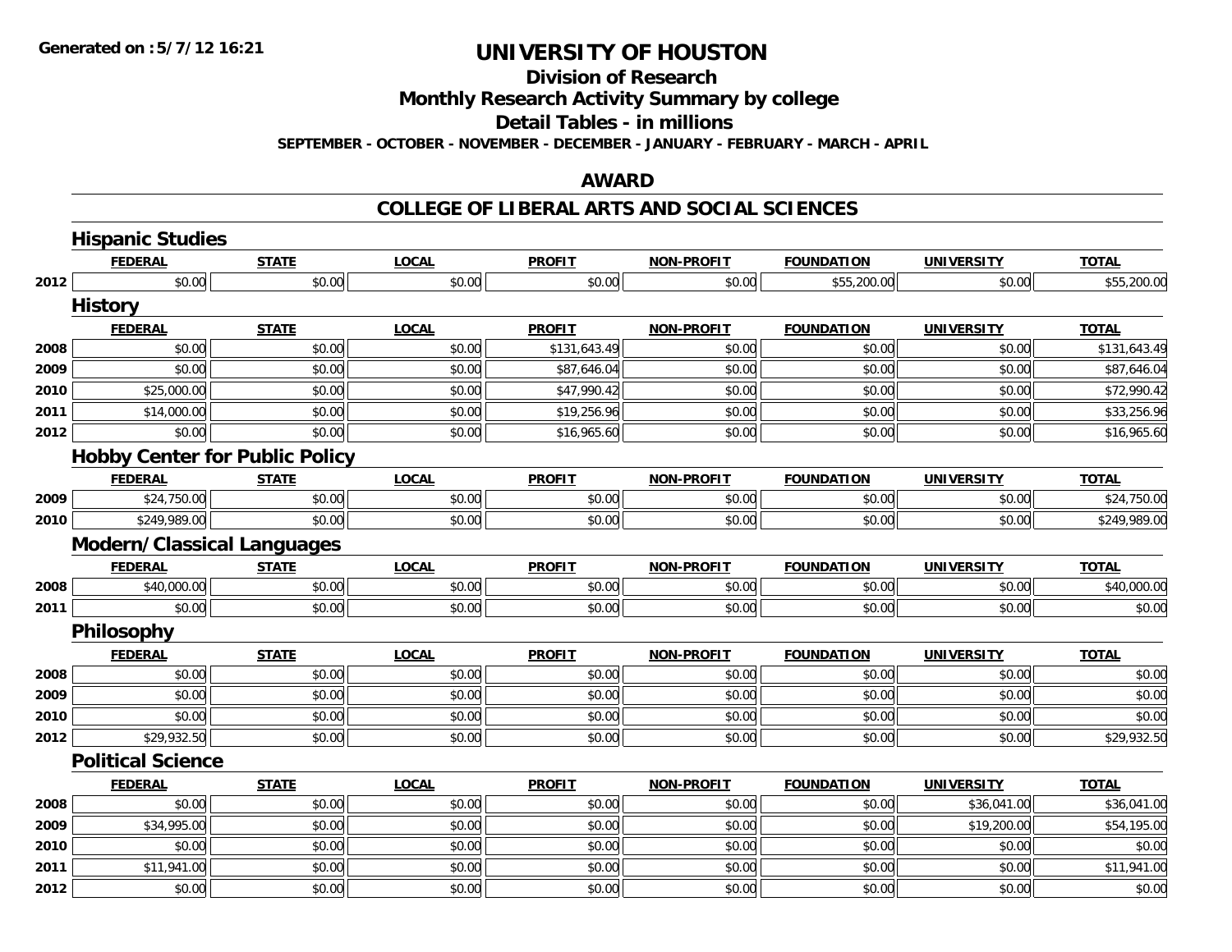# UNIVERSITY OF HOUSTON

## Division of Research

## Monthly Research Activity Summary by college

## Detail Tables - in millions

**SEPTEMBER - OCTOBER - NOVEMBER - DECEMBER - JANUARY - FEBRUARY - MARCH - APRIL**

## AWARD

## COLLEGE OF LIBERAL ARTS AND SOCIAL SCIENCES

### Hispanic Studies

| | FEDERAL | STATE | LOCAL | PROFIT | NON-PROFIT | FOUNDATION | UNIVERSITY | TOTAL |
|---|---|---|---|---|---|---|---|---|
| 2012 | $0.00 | $0.00 | $0.00 | $0.00 | $0.00 | $55,200.00 | $0.00 | $55,200.00 |

### History

| | FEDERAL | STATE | LOCAL | PROFIT | NON-PROFIT | FOUNDATION | UNIVERSITY | TOTAL |
|---|---|---|---|---|---|---|---|---|
| 2008 | $0.00 | $0.00 | $0.00 | $131,643.49 | $0.00 | $0.00 | $0.00 | $131,643.49 |
| 2009 | $0.00 | $0.00 | $0.00 | $87,646.04 | $0.00 | $0.00 | $0.00 | $87,646.04 |
| 2010 | $25,000.00 | $0.00 | $0.00 | $47,990.42 | $0.00 | $0.00 | $0.00 | $72,990.42 |
| 2011 | $14,000.00 | $0.00 | $0.00 | $19,256.96 | $0.00 | $0.00 | $0.00 | $33,256.96 |
| 2012 | $0.00 | $0.00 | $0.00 | $16,965.60 | $0.00 | $0.00 | $0.00 | $16,965.60 |

### Hobby Center for Public Policy

| | FEDERAL | STATE | LOCAL | PROFIT | NON-PROFIT | FOUNDATION | UNIVERSITY | TOTAL |
|---|---|---|---|---|---|---|---|---|
| 2009 | $24,750.00 | $0.00 | $0.00 | $0.00 | $0.00 | $0.00 | $0.00 | $24,750.00 |
| 2010 | $249,989.00 | $0.00 | $0.00 | $0.00 | $0.00 | $0.00 | $0.00 | $249,989.00 |

### Modern/Classical Languages

| | FEDERAL | STATE | LOCAL | PROFIT | NON-PROFIT | FOUNDATION | UNIVERSITY | TOTAL |
|---|---|---|---|---|---|---|---|---|
| 2008 | $40,000.00 | $0.00 | $0.00 | $0.00 | $0.00 | $0.00 | $0.00 | $40,000.00 |
| 2011 | $0.00 | $0.00 | $0.00 | $0.00 | $0.00 | $0.00 | $0.00 | $0.00 |

### Philosophy

| | FEDERAL | STATE | LOCAL | PROFIT | NON-PROFIT | FOUNDATION | UNIVERSITY | TOTAL |
|---|---|---|---|---|---|---|---|---|
| 2008 | $0.00 | $0.00 | $0.00 | $0.00 | $0.00 | $0.00 | $0.00 | $0.00 |
| 2009 | $0.00 | $0.00 | $0.00 | $0.00 | $0.00 | $0.00 | $0.00 | $0.00 |
| 2010 | $0.00 | $0.00 | $0.00 | $0.00 | $0.00 | $0.00 | $0.00 | $0.00 |
| 2012 | $29,932.50 | $0.00 | $0.00 | $0.00 | $0.00 | $0.00 | $0.00 | $29,932.50 |

### Political Science

| | FEDERAL | STATE | LOCAL | PROFIT | NON-PROFIT | FOUNDATION | UNIVERSITY | TOTAL |
|---|---|---|---|---|---|---|---|---|
| 2008 | $0.00 | $0.00 | $0.00 | $0.00 | $0.00 | $0.00 | $36,041.00 | $36,041.00 |
| 2009 | $34,995.00 | $0.00 | $0.00 | $0.00 | $0.00 | $0.00 | $19,200.00 | $54,195.00 |
| 2010 | $0.00 | $0.00 | $0.00 | $0.00 | $0.00 | $0.00 | $0.00 | $0.00 |
| 2011 | $11,941.00 | $0.00 | $0.00 | $0.00 | $0.00 | $0.00 | $0.00 | $11,941.00 |
| 2012 | $0.00 | $0.00 | $0.00 | $0.00 | $0.00 | $0.00 | $0.00 | $0.00 |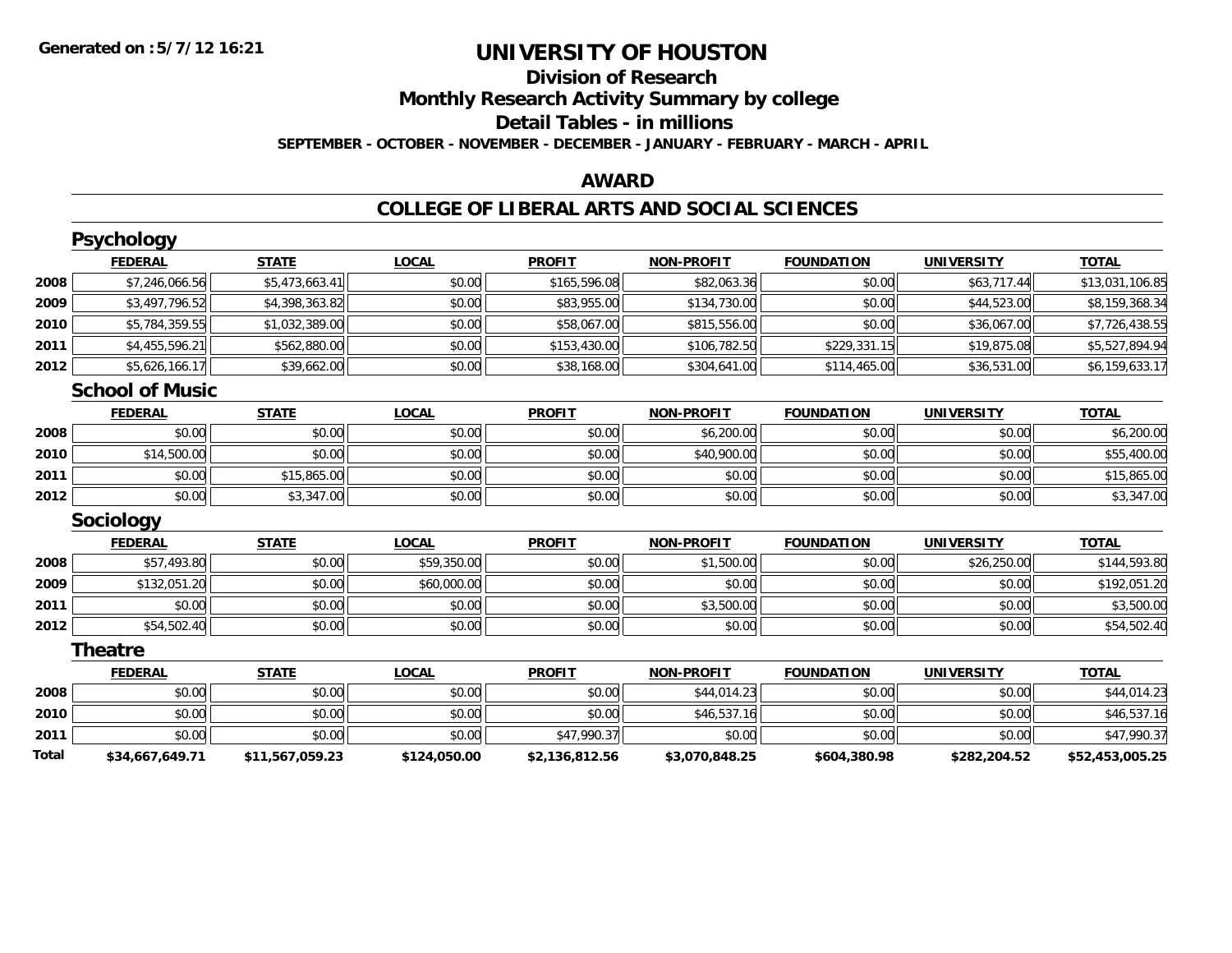Generated on :5/7/12 16:21

# UNIVERSITY OF HOUSTON

## Division of Research

## Monthly Research Activity Summary by college

## Detail Tables - in millions

**SEPTEMBER - OCTOBER - NOVEMBER - DECEMBER - JANUARY - FEBRUARY - MARCH - APRIL**

## AWARD

## COLLEGE OF LIBERAL ARTS AND SOCIAL SCIENCES

### Psychology

| | FEDERAL | STATE | LOCAL | PROFIT | NON-PROFIT | FOUNDATION | UNIVERSITY | TOTAL |
|---|---|---|---|---|---|---|---|---|
| 2008 | $7,246,066.56 | $5,473,663.41 | $0.00 | $165,596.08 | $82,063.36 | $0.00 | $63,717.44 | $13,031,106.85 |
| 2009 | $3,497,796.52 | $4,398,363.82 | $0.00 | $83,955.00 | $134,730.00 | $0.00 | $44,523.00 | $8,159,368.34 |
| 2010 | $5,784,359.55 | $1,032,389.00 | $0.00 | $58,067.00 | $815,556.00 | $0.00 | $36,067.00 | $7,726,438.55 |
| 2011 | $4,455,596.21 | $562,880.00 | $0.00 | $153,430.00 | $106,782.50 | $229,331.15 | $19,875.08 | $5,527,894.94 |
| 2012 | $5,626,166.17 | $39,662.00 | $0.00 | $38,168.00 | $304,641.00 | $114,465.00 | $36,531.00 | $6,159,633.17 |

### School of Music

| | FEDERAL | STATE | LOCAL | PROFIT | NON-PROFIT | FOUNDATION | UNIVERSITY | TOTAL |
|---|---|---|---|---|---|---|---|---|
| 2008 | $0.00 | $0.00 | $0.00 | $0.00 | $6,200.00 | $0.00 | $0.00 | $6,200.00 |
| 2010 | $14,500.00 | $0.00 | $0.00 | $0.00 | $40,900.00 | $0.00 | $0.00 | $55,400.00 |
| 2011 | $0.00 | $15,865.00 | $0.00 | $0.00 | $0.00 | $0.00 | $0.00 | $15,865.00 |
| 2012 | $0.00 | $3,347.00 | $0.00 | $0.00 | $0.00 | $0.00 | $0.00 | $3,347.00 |

### Sociology

| | FEDERAL | STATE | LOCAL | PROFIT | NON-PROFIT | FOUNDATION | UNIVERSITY | TOTAL |
|---|---|---|---|---|---|---|---|---|
| 2008 | $57,493.80 | $0.00 | $59,350.00 | $0.00 | $1,500.00 | $0.00 | $26,250.00 | $144,593.80 |
| 2009 | $132,051.20 | $0.00 | $60,000.00 | $0.00 | $0.00 | $0.00 | $0.00 | $192,051.20 |
| 2011 | $0.00 | $0.00 | $0.00 | $0.00 | $3,500.00 | $0.00 | $0.00 | $3,500.00 |
| 2012 | $54,502.40 | $0.00 | $0.00 | $0.00 | $0.00 | $0.00 | $0.00 | $54,502.40 |

### Theatre

| | FEDERAL | STATE | LOCAL | PROFIT | NON-PROFIT | FOUNDATION | UNIVERSITY | TOTAL |
|---|---|---|---|---|---|---|---|---|
| 2008 | $0.00 | $0.00 | $0.00 | $0.00 | $44,014.23 | $0.00 | $0.00 | $44,014.23 |
| 2010 | $0.00 | $0.00 | $0.00 | $0.00 | $46,537.16 | $0.00 | $0.00 | $46,537.16 |
| 2011 | $0.00 | $0.00 | $0.00 | $47,990.37 | $0.00 | $0.00 | $0.00 | $47,990.37 |
| **Total** | **$34,667,649.71** | **$11,567,059.23** | **$124,050.00** | **$2,136,812.56** | **$3,070,848.25** | **$604,380.98** | **$282,204.52** | **$52,453,005.25** |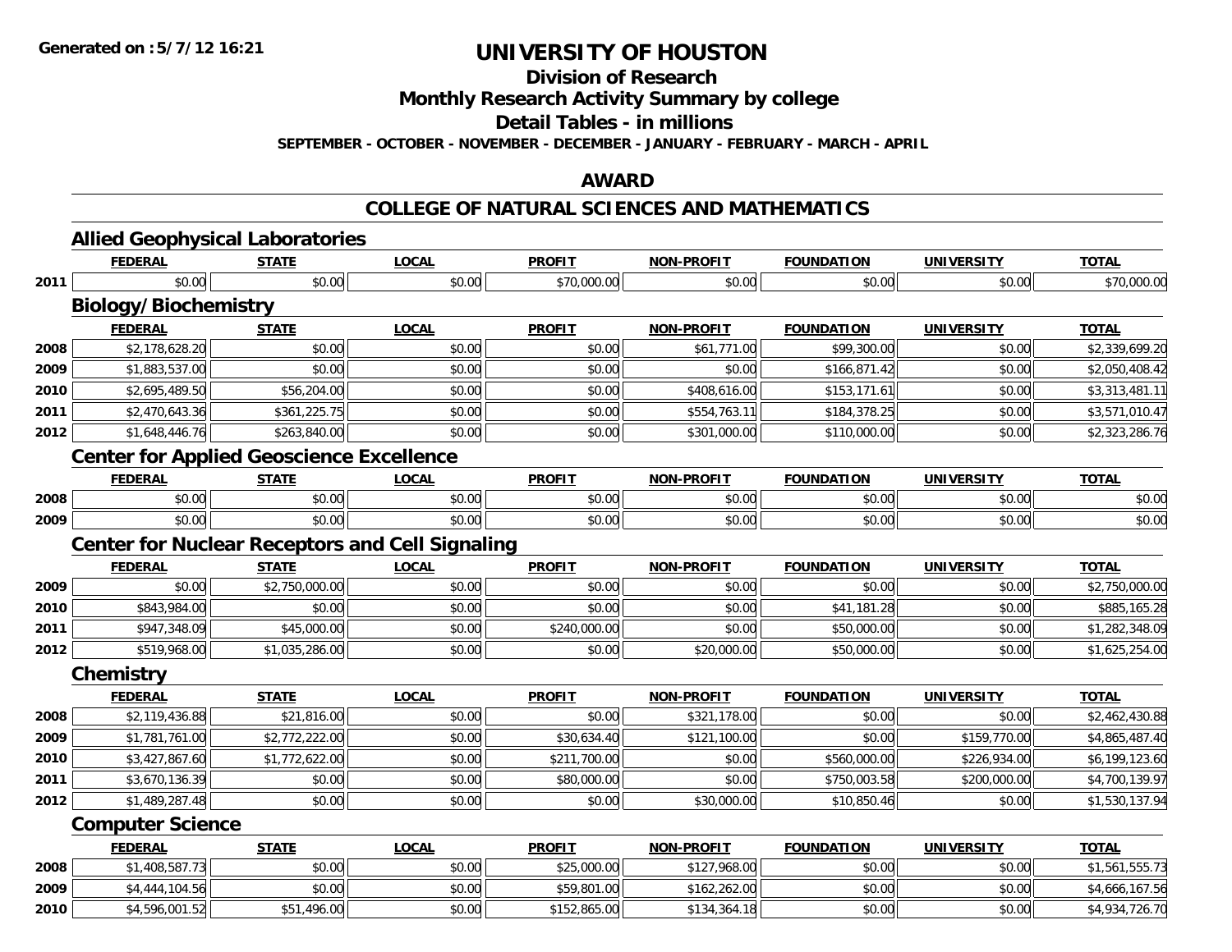Generated on :5/7/12 16:21

# UNIVERSITY OF HOUSTON

## Division of Research

## Monthly Research Activity Summary by college

## Detail Tables - in millions

**SEPTEMBER - OCTOBER - NOVEMBER - DECEMBER - JANUARY - FEBRUARY - MARCH - APRIL**

## AWARD

## COLLEGE OF NATURAL SCIENCES AND MATHEMATICS

### Allied Geophysical Laboratories

| | FEDERAL | STATE | LOCAL | PROFIT | NON-PROFIT | FOUNDATION | UNIVERSITY | TOTAL |
|---|---|---|---|---|---|---|---|---|
| 2011 | $0.00 | $0.00 | $0.00 | $70,000.00 | $0.00 | $0.00 | $0.00 | $70,000.00 |

### Biology/Biochemistry

| | FEDERAL | STATE | LOCAL | PROFIT | NON-PROFIT | FOUNDATION | UNIVERSITY | TOTAL |
|---|---|---|---|---|---|---|---|---|
| 2008 | $2,178,628.20 | $0.00 | $0.00 | $0.00 | $61,771.00 | $99,300.00 | $0.00 | $2,339,699.20 |
| 2009 | $1,883,537.00 | $0.00 | $0.00 | $0.00 | $0.00 | $166,871.42 | $0.00 | $2,050,408.42 |
| 2010 | $2,695,489.50 | $56,204.00 | $0.00 | $0.00 | $408,616.00 | $153,171.61 | $0.00 | $3,313,481.11 |
| 2011 | $2,470,643.36 | $361,225.75 | $0.00 | $0.00 | $554,763.11 | $184,378.25 | $0.00 | $3,571,010.47 |
| 2012 | $1,648,446.76 | $263,840.00 | $0.00 | $0.00 | $301,000.00 | $110,000.00 | $0.00 | $2,323,286.76 |

### Center for Applied Geoscience Excellence

| | FEDERAL | STATE | LOCAL | PROFIT | NON-PROFIT | FOUNDATION | UNIVERSITY | TOTAL |
|---|---|---|---|---|---|---|---|---|
| 2008 | $0.00 | $0.00 | $0.00 | $0.00 | $0.00 | $0.00 | $0.00 | $0.00 |
| 2009 | $0.00 | $0.00 | $0.00 | $0.00 | $0.00 | $0.00 | $0.00 | $0.00 |

### Center for Nuclear Receptors and Cell Signaling

| | FEDERAL | STATE | LOCAL | PROFIT | NON-PROFIT | FOUNDATION | UNIVERSITY | TOTAL |
|---|---|---|---|---|---|---|---|---|
| 2009 | $0.00 | $2,750,000.00 | $0.00 | $0.00 | $0.00 | $0.00 | $0.00 | $2,750,000.00 |
| 2010 | $843,984.00 | $0.00 | $0.00 | $0.00 | $0.00 | $41,181.28 | $0.00 | $885,165.28 |
| 2011 | $947,348.09 | $45,000.00 | $0.00 | $240,000.00 | $0.00 | $50,000.00 | $0.00 | $1,282,348.09 |
| 2012 | $519,968.00 | $1,035,286.00 | $0.00 | $0.00 | $20,000.00 | $50,000.00 | $0.00 | $1,625,254.00 |

### Chemistry

| | FEDERAL | STATE | LOCAL | PROFIT | NON-PROFIT | FOUNDATION | UNIVERSITY | TOTAL |
|---|---|---|---|---|---|---|---|---|
| 2008 | $2,119,436.88 | $21,816.00 | $0.00 | $0.00 | $321,178.00 | $0.00 | $0.00 | $2,462,430.88 |
| 2009 | $1,781,761.00 | $2,772,222.00 | $0.00 | $30,634.40 | $121,100.00 | $0.00 | $159,770.00 | $4,865,487.40 |
| 2010 | $3,427,867.60 | $1,772,622.00 | $0.00 | $211,700.00 | $0.00 | $560,000.00 | $226,934.00 | $6,199,123.60 |
| 2011 | $3,670,136.39 | $0.00 | $0.00 | $80,000.00 | $0.00 | $750,003.58 | $200,000.00 | $4,700,139.97 |
| 2012 | $1,489,287.48 | $0.00 | $0.00 | $0.00 | $30,000.00 | $10,850.46 | $0.00 | $1,530,137.94 |

### Computer Science

| | FEDERAL | STATE | LOCAL | PROFIT | NON-PROFIT | FOUNDATION | UNIVERSITY | TOTAL |
|---|---|---|---|---|---|---|---|---|
| 2008 | $1,408,587.73 | $0.00 | $0.00 | $25,000.00 | $127,968.00 | $0.00 | $0.00 | $1,561,555.73 |
| 2009 | $4,444,104.56 | $0.00 | $0.00 | $59,801.00 | $162,262.00 | $0.00 | $0.00 | $4,666,167.56 |
| 2010 | $4,596,001.52 | $51,496.00 | $0.00 | $152,865.00 | $134,364.18 | $0.00 | $0.00 | $4,934,726.70 |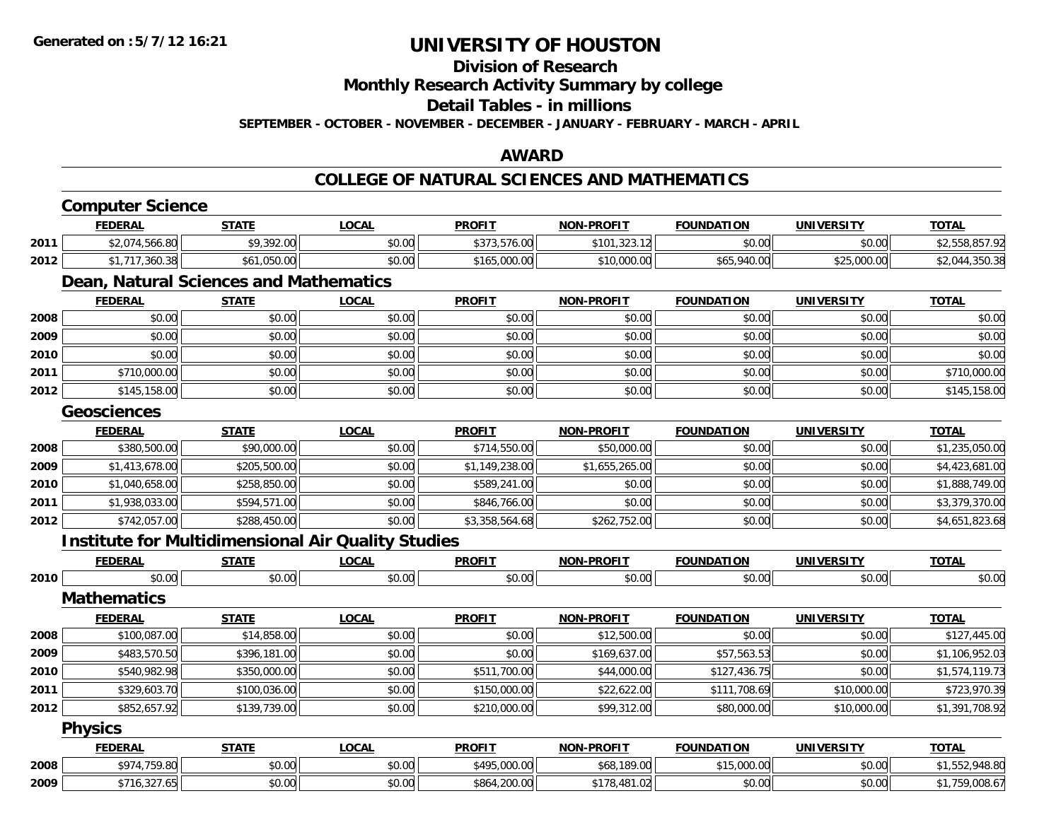# UNIVERSITY OF HOUSTON

## Division of Research

## Monthly Research Activity Summary by college

## Detail Tables - in millions

**SEPTEMBER - OCTOBER - NOVEMBER - DECEMBER - JANUARY - FEBRUARY - MARCH - APRIL**

## AWARD

## COLLEGE OF NATURAL SCIENCES AND MATHEMATICS

### Computer Science

| | FEDERAL | STATE | LOCAL | PROFIT | NON-PROFIT | FOUNDATION | UNIVERSITY | TOTAL |
|---|---|---|---|---|---|---|---|---|
| 2011 | $2,074,566.80 | $9,392.00 | $0.00 | $373,576.00 | $101,323.12 | $0.00 | $0.00 | $2,558,857.92 |
| 2012 | $1,717,360.38 | $61,050.00 | $0.00 | $165,000.00 | $10,000.00 | $65,940.00 | $25,000.00 | $2,044,350.38 |

### Dean, Natural Sciences and Mathematics

| | FEDERAL | STATE | LOCAL | PROFIT | NON-PROFIT | FOUNDATION | UNIVERSITY | TOTAL |
|---|---|---|---|---|---|---|---|---|
| 2008 | $0.00 | $0.00 | $0.00 | $0.00 | $0.00 | $0.00 | $0.00 | $0.00 |
| 2009 | $0.00 | $0.00 | $0.00 | $0.00 | $0.00 | $0.00 | $0.00 | $0.00 |
| 2010 | $0.00 | $0.00 | $0.00 | $0.00 | $0.00 | $0.00 | $0.00 | $0.00 |
| 2011 | $710,000.00 | $0.00 | $0.00 | $0.00 | $0.00 | $0.00 | $0.00 | $710,000.00 |
| 2012 | $145,158.00 | $0.00 | $0.00 | $0.00 | $0.00 | $0.00 | $0.00 | $145,158.00 |

### Geosciences

| | FEDERAL | STATE | LOCAL | PROFIT | NON-PROFIT | FOUNDATION | UNIVERSITY | TOTAL |
|---|---|---|---|---|---|---|---|---|
| 2008 | $380,500.00 | $90,000.00 | $0.00 | $714,550.00 | $50,000.00 | $0.00 | $0.00 | $1,235,050.00 |
| 2009 | $1,413,678.00 | $205,500.00 | $0.00 | $1,149,238.00 | $1,655,265.00 | $0.00 | $0.00 | $4,423,681.00 |
| 2010 | $1,040,658.00 | $258,850.00 | $0.00 | $589,241.00 | $0.00 | $0.00 | $0.00 | $1,888,749.00 |
| 2011 | $1,938,033.00 | $594,571.00 | $0.00 | $846,766.00 | $0.00 | $0.00 | $0.00 | $3,379,370.00 |
| 2012 | $742,057.00 | $288,450.00 | $0.00 | $3,358,564.68 | $262,752.00 | $0.00 | $0.00 | $4,651,823.68 |

### Institute for Multidimensional Air Quality Studies

| | FEDERAL | STATE | LOCAL | PROFIT | NON-PROFIT | FOUNDATION | UNIVERSITY | TOTAL |
|---|---|---|---|---|---|---|---|---|
| 2010 | $0.00 | $0.00 | $0.00 | $0.00 | $0.00 | $0.00 | $0.00 | $0.00 |

### Mathematics

| | FEDERAL | STATE | LOCAL | PROFIT | NON-PROFIT | FOUNDATION | UNIVERSITY | TOTAL |
|---|---|---|---|---|---|---|---|---|
| 2008 | $100,087.00 | $14,858.00 | $0.00 | $0.00 | $12,500.00 | $0.00 | $0.00 | $127,445.00 |
| 2009 | $483,570.50 | $396,181.00 | $0.00 | $0.00 | $169,637.00 | $57,563.53 | $0.00 | $1,106,952.03 |
| 2010 | $540,982.98 | $350,000.00 | $0.00 | $511,700.00 | $44,000.00 | $127,436.75 | $0.00 | $1,574,119.73 |
| 2011 | $329,603.70 | $100,036.00 | $0.00 | $150,000.00 | $22,622.00 | $111,708.69 | $10,000.00 | $723,970.39 |
| 2012 | $852,657.92 | $139,739.00 | $0.00 | $210,000.00 | $99,312.00 | $80,000.00 | $10,000.00 | $1,391,708.92 |

### Physics

| | FEDERAL | STATE | LOCAL | PROFIT | NON-PROFIT | FOUNDATION | UNIVERSITY | TOTAL |
|---|---|---|---|---|---|---|---|---|
| 2008 | $974,759.80 | $0.00 | $0.00 | $495,000.00 | $68,189.00 | $15,000.00 | $0.00 | $1,552,948.80 |
| 2009 | $716,327.65 | $0.00 | $0.00 | $864,200.00 | $178,481.02 | $0.00 | $0.00 | $1,759,008.67 |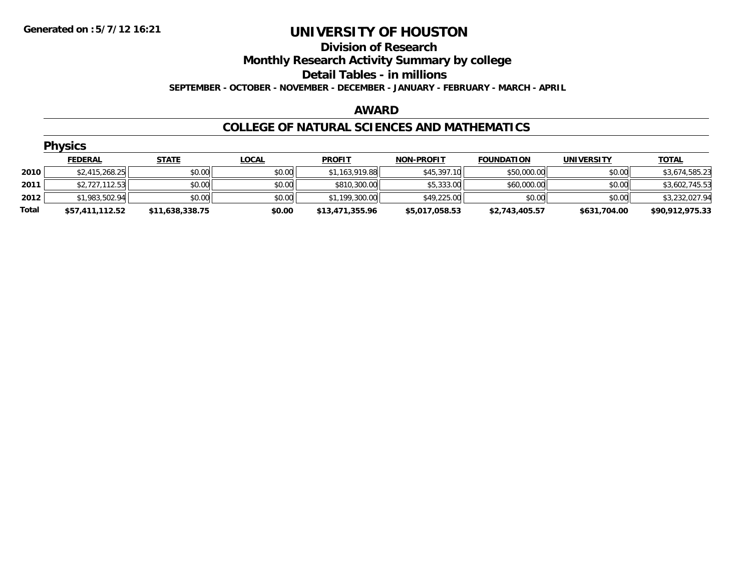**Generated on :5/7/12 16:21**

# UNIVERSITY OF HOUSTON

## Division of Research

## Monthly Research Activity Summary by college

## Detail Tables - in millions

**SEPTEMBER - OCTOBER - NOVEMBER - DECEMBER - JANUARY - FEBRUARY - MARCH - APRIL**

### AWARD

### COLLEGE OF NATURAL SCIENCES AND MATHEMATICS

#### Physics

| | FEDERAL | STATE | LOCAL | PROFIT | NON-PROFIT | FOUNDATION | UNIVERSITY | TOTAL |
|---|---|---|---|---|---|---|---|---|
| **2010** | $2,415,268.25 | $0.00 | $0.00 | $1,163,919.88 | $45,397.10 | $50,000.00 | $0.00 | $3,674,585.23 |
| **2011** | $2,727,112.53 | $0.00 | $0.00 | $810,300.00 | $5,333.00 | $60,000.00 | $0.00 | $3,602,745.53 |
| **2012** | $1,983,502.94 | $0.00 | $0.00 | $1,199,300.00 | $49,225.00 | $0.00 | $0.00 | $3,232,027.94 |
| **Total** | **$57,411,112.52** | **$11,638,338.75** | **$0.00** | **$13,471,355.96** | **$5,017,058.53** | **$2,743,405.57** | **$631,704.00** | **$90,912,975.33** |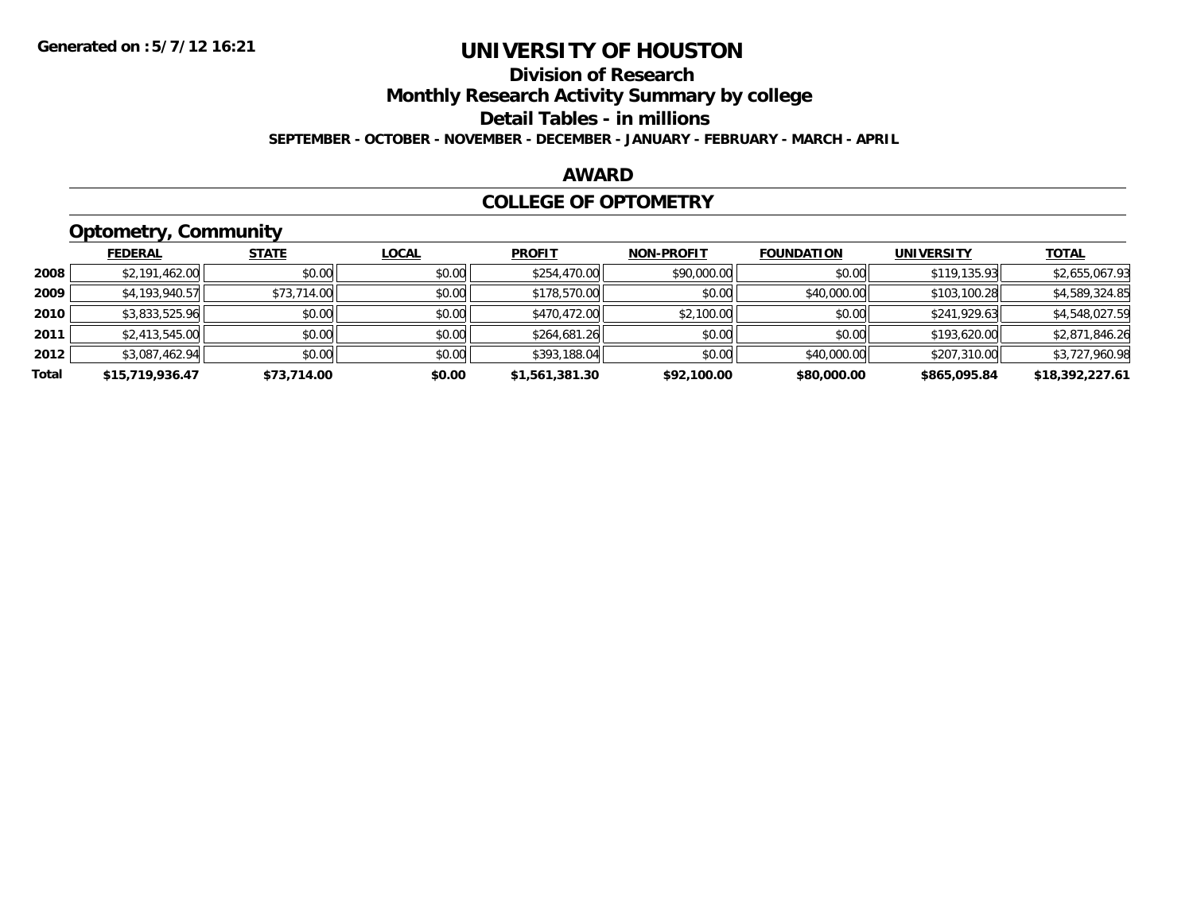**Generated on :5/7/12 16:21**

# UNIVERSITY OF HOUSTON

## Division of Research

## Monthly Research Activity Summary by college

## Detail Tables - in millions

**SEPTEMBER - OCTOBER - NOVEMBER - DECEMBER - JANUARY - FEBRUARY - MARCH - APRIL**

### AWARD

### COLLEGE OF OPTOMETRY

### Optometry, Community

| | FEDERAL | STATE | LOCAL | PROFIT | NON-PROFIT | FOUNDATION | UNIVERSITY | TOTAL |
|---|---|---|---|---|---|---|---|---|
| 2008 | $2,191,462.00 | $0.00 | $0.00 | $254,470.00 | $90,000.00 | $0.00 | $119,135.93 | $2,655,067.93 |
| 2009 | $4,193,940.57 | $73,714.00 | $0.00 | $178,570.00 | $0.00 | $40,000.00 | $103,100.28 | $4,589,324.85 |
| 2010 | $3,833,525.96 | $0.00 | $0.00 | $470,472.00 | $2,100.00 | $0.00 | $241,929.63 | $4,548,027.59 |
| 2011 | $2,413,545.00 | $0.00 | $0.00 | $264,681.26 | $0.00 | $0.00 | $193,620.00 | $2,871,846.26 |
| 2012 | $3,087,462.94 | $0.00 | $0.00 | $393,188.04 | $0.00 | $40,000.00 | $207,310.00 | $3,727,960.98 |
| **Total** | **$15,719,936.47** | **$73,714.00** | **$0.00** | **$1,561,381.30** | **$92,100.00** | **$80,000.00** | **$865,095.84** | **$18,392,227.61** |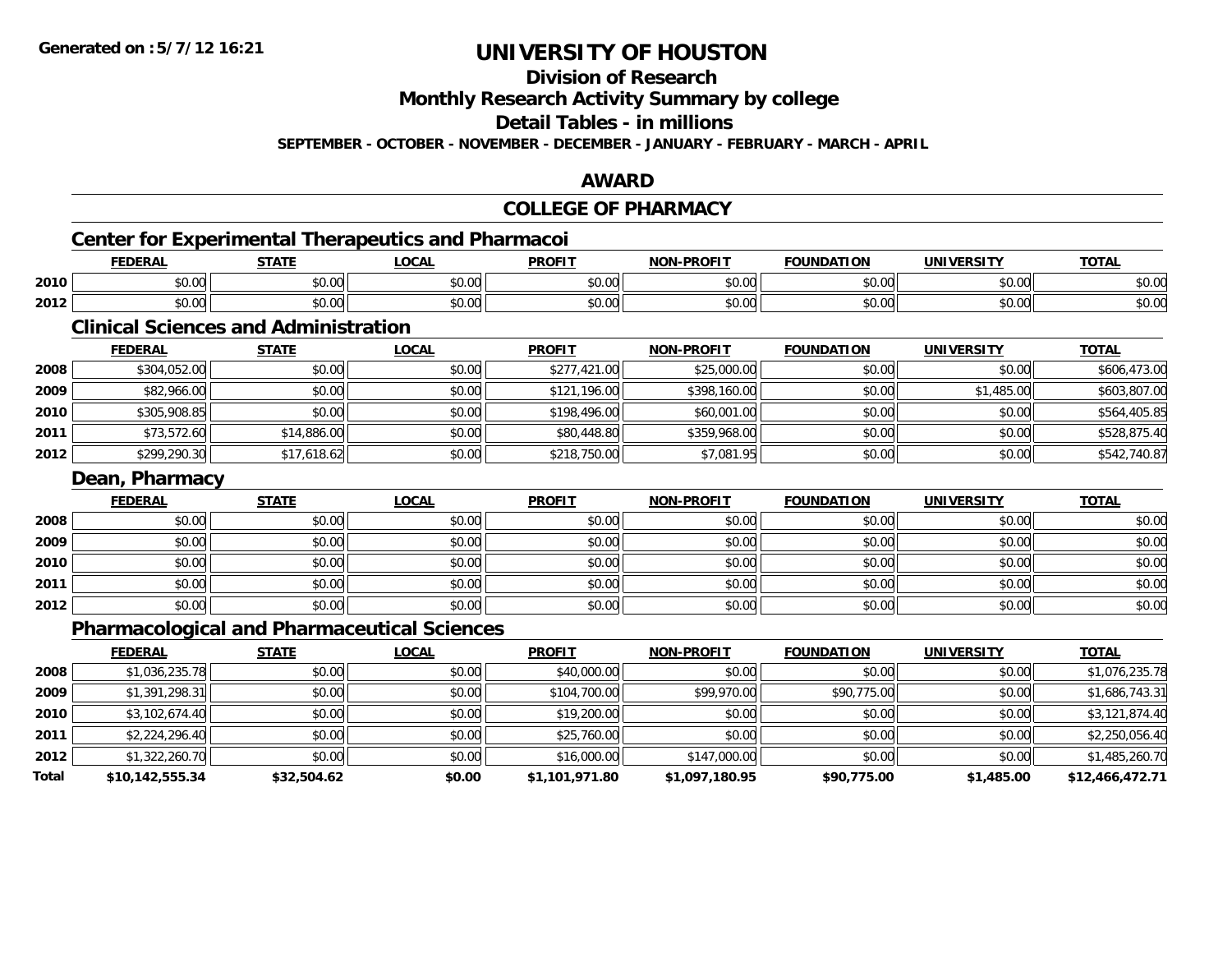# UNIVERSITY OF HOUSTON

## Division of Research

## Monthly Research Activity Summary by college

## Detail Tables - in millions

**SEPTEMBER - OCTOBER - NOVEMBER - DECEMBER - JANUARY - FEBRUARY - MARCH - APRIL**

Generated on :5/7/12 16:21

## AWARD

## COLLEGE OF PHARMACY

### Center for Experimental Therapeutics and Pharmacoi

| | FEDERAL | STATE | LOCAL | PROFIT | NON-PROFIT | FOUNDATION | UNIVERSITY | TOTAL |
|---|---|---|---|---|---|---|---|---|
| 2010 | $0.00 | $0.00 | $0.00 | $0.00 | $0.00 | $0.00 | $0.00 | $0.00 |
| 2012 | $0.00 | $0.00 | $0.00 | $0.00 | $0.00 | $0.00 | $0.00 | $0.00 |

### Clinical Sciences and Administration

| | FEDERAL | STATE | LOCAL | PROFIT | NON-PROFIT | FOUNDATION | UNIVERSITY | TOTAL |
|---|---|---|---|---|---|---|---|---|
| 2008 | $304,052.00 | $0.00 | $0.00 | $277,421.00 | $25,000.00 | $0.00 | $0.00 | $606,473.00 |
| 2009 | $82,966.00 | $0.00 | $0.00 | $121,196.00 | $398,160.00 | $0.00 | $1,485.00 | $603,807.00 |
| 2010 | $305,908.85 | $0.00 | $0.00 | $198,496.00 | $60,001.00 | $0.00 | $0.00 | $564,405.85 |
| 2011 | $73,572.60 | $14,886.00 | $0.00 | $80,448.80 | $359,968.00 | $0.00 | $0.00 | $528,875.40 |
| 2012 | $299,290.30 | $17,618.62 | $0.00 | $218,750.00 | $7,081.95 | $0.00 | $0.00 | $542,740.87 |

### Dean, Pharmacy

| | FEDERAL | STATE | LOCAL | PROFIT | NON-PROFIT | FOUNDATION | UNIVERSITY | TOTAL |
|---|---|---|---|---|---|---|---|---|
| 2008 | $0.00 | $0.00 | $0.00 | $0.00 | $0.00 | $0.00 | $0.00 | $0.00 |
| 2009 | $0.00 | $0.00 | $0.00 | $0.00 | $0.00 | $0.00 | $0.00 | $0.00 |
| 2010 | $0.00 | $0.00 | $0.00 | $0.00 | $0.00 | $0.00 | $0.00 | $0.00 |
| 2011 | $0.00 | $0.00 | $0.00 | $0.00 | $0.00 | $0.00 | $0.00 | $0.00 |
| 2012 | $0.00 | $0.00 | $0.00 | $0.00 | $0.00 | $0.00 | $0.00 | $0.00 |

### Pharmacological and Pharmaceutical Sciences

| | FEDERAL | STATE | LOCAL | PROFIT | NON-PROFIT | FOUNDATION | UNIVERSITY | TOTAL |
|---|---|---|---|---|---|---|---|---|
| 2008 | $1,036,235.78 | $0.00 | $0.00 | $40,000.00 | $0.00 | $0.00 | $0.00 | $1,076,235.78 |
| 2009 | $1,391,298.31 | $0.00 | $0.00 | $104,700.00 | $99,970.00 | $90,775.00 | $0.00 | $1,686,743.31 |
| 2010 | $3,102,674.40 | $0.00 | $0.00 | $19,200.00 | $0.00 | $0.00 | $0.00 | $3,121,874.40 |
| 2011 | $2,224,296.40 | $0.00 | $0.00 | $25,760.00 | $0.00 | $0.00 | $0.00 | $2,250,056.40 |
| 2012 | $1,322,260.70 | $0.00 | $0.00 | $16,000.00 | $147,000.00 | $0.00 | $0.00 | $1,485,260.70 |
| **Total** | **$10,142,555.34** | **$32,504.62** | **$0.00** | **$1,101,971.80** | **$1,097,180.95** | **$90,775.00** | **$1,485.00** | **$12,466,472.71** |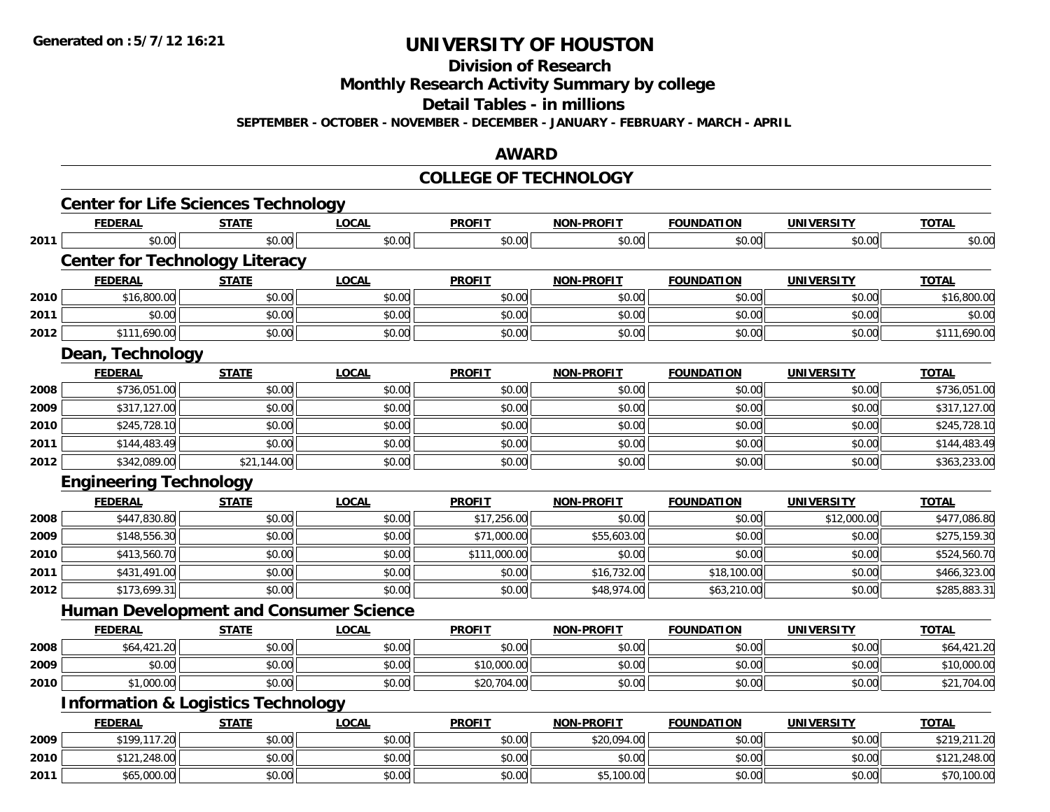# UNIVERSITY OF HOUSTON

## Division of Research

## Monthly Research Activity Summary by college

## Detail Tables - in millions

**SEPTEMBER - OCTOBER - NOVEMBER - DECEMBER - JANUARY - FEBRUARY - MARCH - APRIL**

**Generated on :5/7/12 16:21**

## AWARD

## COLLEGE OF TECHNOLOGY

### Center for Life Sciences Technology

| | FEDERAL | STATE | LOCAL | PROFIT | NON-PROFIT | FOUNDATION | UNIVERSITY | TOTAL |
|---|---|---|---|---|---|---|---|---|
| 2011 | $0.00 | $0.00 | $0.00 | $0.00 | $0.00 | $0.00 | $0.00 | $0.00 |

### Center for Technology Literacy

| | FEDERAL | STATE | LOCAL | PROFIT | NON-PROFIT | FOUNDATION | UNIVERSITY | TOTAL |
|---|---|---|---|---|---|---|---|---|
| 2010 | $16,800.00 | $0.00 | $0.00 | $0.00 | $0.00 | $0.00 | $0.00 | $16,800.00 |
| 2011 | $0.00 | $0.00 | $0.00 | $0.00 | $0.00 | $0.00 | $0.00 | $0.00 |
| 2012 | $111,690.00 | $0.00 | $0.00 | $0.00 | $0.00 | $0.00 | $0.00 | $111,690.00 |

### Dean, Technology

| | FEDERAL | STATE | LOCAL | PROFIT | NON-PROFIT | FOUNDATION | UNIVERSITY | TOTAL |
|---|---|---|---|---|---|---|---|---|
| 2008 | $736,051.00 | $0.00 | $0.00 | $0.00 | $0.00 | $0.00 | $0.00 | $736,051.00 |
| 2009 | $317,127.00 | $0.00 | $0.00 | $0.00 | $0.00 | $0.00 | $0.00 | $317,127.00 |
| 2010 | $245,728.10 | $0.00 | $0.00 | $0.00 | $0.00 | $0.00 | $0.00 | $245,728.10 |
| 2011 | $144,483.49 | $0.00 | $0.00 | $0.00 | $0.00 | $0.00 | $0.00 | $144,483.49 |
| 2012 | $342,089.00 | $21,144.00 | $0.00 | $0.00 | $0.00 | $0.00 | $0.00 | $363,233.00 |

### Engineering Technology

| | FEDERAL | STATE | LOCAL | PROFIT | NON-PROFIT | FOUNDATION | UNIVERSITY | TOTAL |
|---|---|---|---|---|---|---|---|---|
| 2008 | $447,830.80 | $0.00 | $0.00 | $17,256.00 | $0.00 | $0.00 | $12,000.00 | $477,086.80 |
| 2009 | $148,556.30 | $0.00 | $0.00 | $71,000.00 | $55,603.00 | $0.00 | $0.00 | $275,159.30 |
| 2010 | $413,560.70 | $0.00 | $0.00 | $111,000.00 | $0.00 | $0.00 | $0.00 | $524,560.70 |
| 2011 | $431,491.00 | $0.00 | $0.00 | $0.00 | $16,732.00 | $18,100.00 | $0.00 | $466,323.00 |
| 2012 | $173,699.31 | $0.00 | $0.00 | $0.00 | $48,974.00 | $63,210.00 | $0.00 | $285,883.31 |

### Human Development and Consumer Science

| | FEDERAL | STATE | LOCAL | PROFIT | NON-PROFIT | FOUNDATION | UNIVERSITY | TOTAL |
|---|---|---|---|---|---|---|---|---|
| 2008 | $64,421.20 | $0.00 | $0.00 | $0.00 | $0.00 | $0.00 | $0.00 | $64,421.20 |
| 2009 | $0.00 | $0.00 | $0.00 | $10,000.00 | $0.00 | $0.00 | $0.00 | $10,000.00 |
| 2010 | $1,000.00 | $0.00 | $0.00 | $20,704.00 | $0.00 | $0.00 | $0.00 | $21,704.00 |

### Information & Logistics Technology

| | FEDERAL | STATE | LOCAL | PROFIT | NON-PROFIT | FOUNDATION | UNIVERSITY | TOTAL |
|---|---|---|---|---|---|---|---|---|
| 2009 | $199,117.20 | $0.00 | $0.00 | $0.00 | $20,094.00 | $0.00 | $0.00 | $219,211.20 |
| 2010 | $121,248.00 | $0.00 | $0.00 | $0.00 | $0.00 | $0.00 | $0.00 | $121,248.00 |
| 2011 | $65,000.00 | $0.00 | $0.00 | $0.00 | $5,100.00 | $0.00 | $0.00 | $70,100.00 |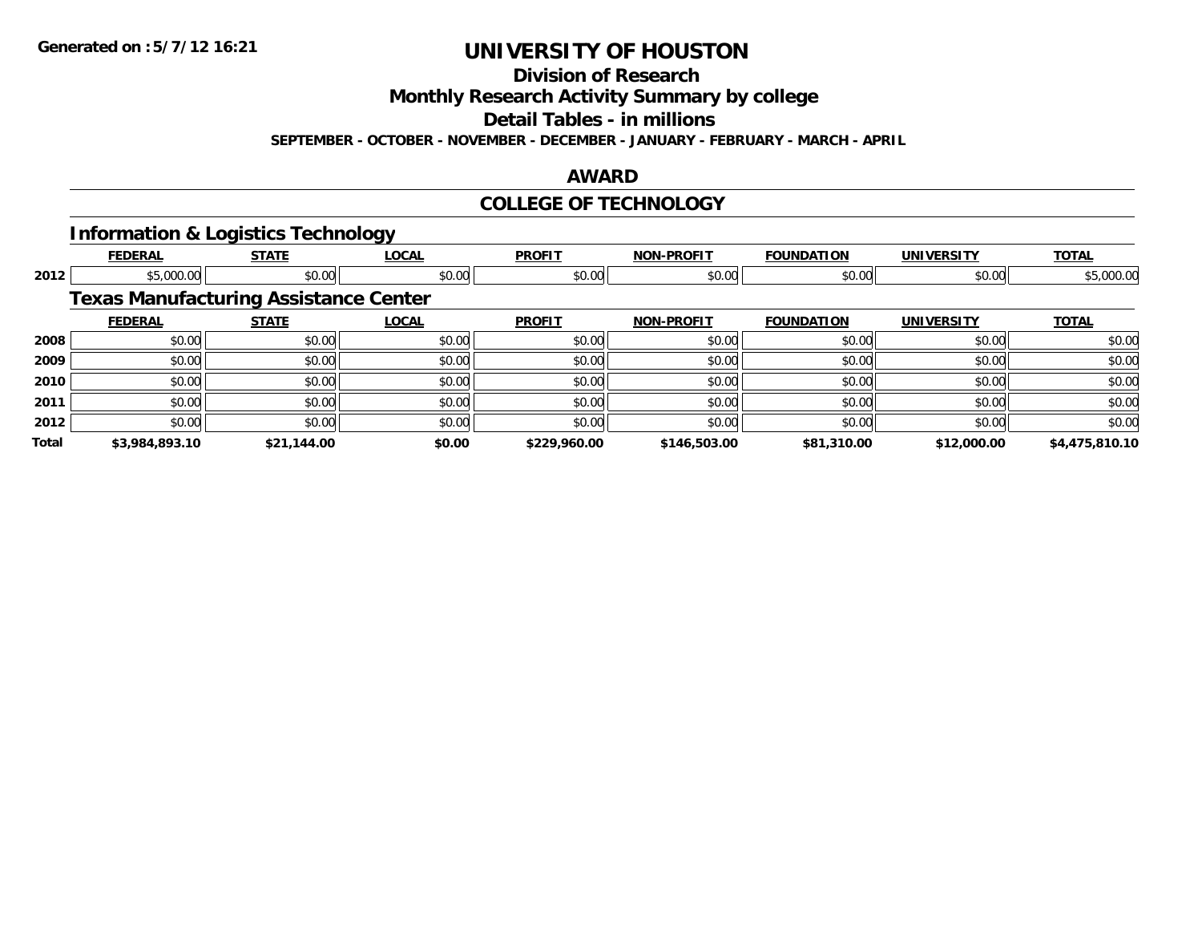**Generated on :5/7/12 16:21**

# UNIVERSITY OF HOUSTON

## Division of Research

## Monthly Research Activity Summary by college

## Detail Tables - in millions

**SEPTEMBER - OCTOBER - NOVEMBER - DECEMBER - JANUARY - FEBRUARY - MARCH - APRIL**

## AWARD

## COLLEGE OF TECHNOLOGY

### Information & Logistics Technology

| | FEDERAL | STATE | LOCAL | PROFIT | NON-PROFIT | FOUNDATION | UNIVERSITY | TOTAL |
|---|---|---|---|---|---|---|---|---|
| 2012 | $5,000.00 | $0.00 | $0.00 | $0.00 | $0.00 | $0.00 | $0.00 | $5,000.00 |

### Texas Manufacturing Assistance Center

| | FEDERAL | STATE | LOCAL | PROFIT | NON-PROFIT | FOUNDATION | UNIVERSITY | TOTAL |
|---|---|---|---|---|---|---|---|---|
| 2008 | $0.00 | $0.00 | $0.00 | $0.00 | $0.00 | $0.00 | $0.00 | $0.00 |
| 2009 | $0.00 | $0.00 | $0.00 | $0.00 | $0.00 | $0.00 | $0.00 | $0.00 |
| 2010 | $0.00 | $0.00 | $0.00 | $0.00 | $0.00 | $0.00 | $0.00 | $0.00 |
| 2011 | $0.00 | $0.00 | $0.00 | $0.00 | $0.00 | $0.00 | $0.00 | $0.00 |
| 2012 | $0.00 | $0.00 | $0.00 | $0.00 | $0.00 | $0.00 | $0.00 | $0.00 |
| **Total** | **$3,984,893.10** | **$21,144.00** | **$0.00** | **$229,960.00** | **$146,503.00** | **$81,310.00** | **$12,000.00** | **$4,475,810.10** |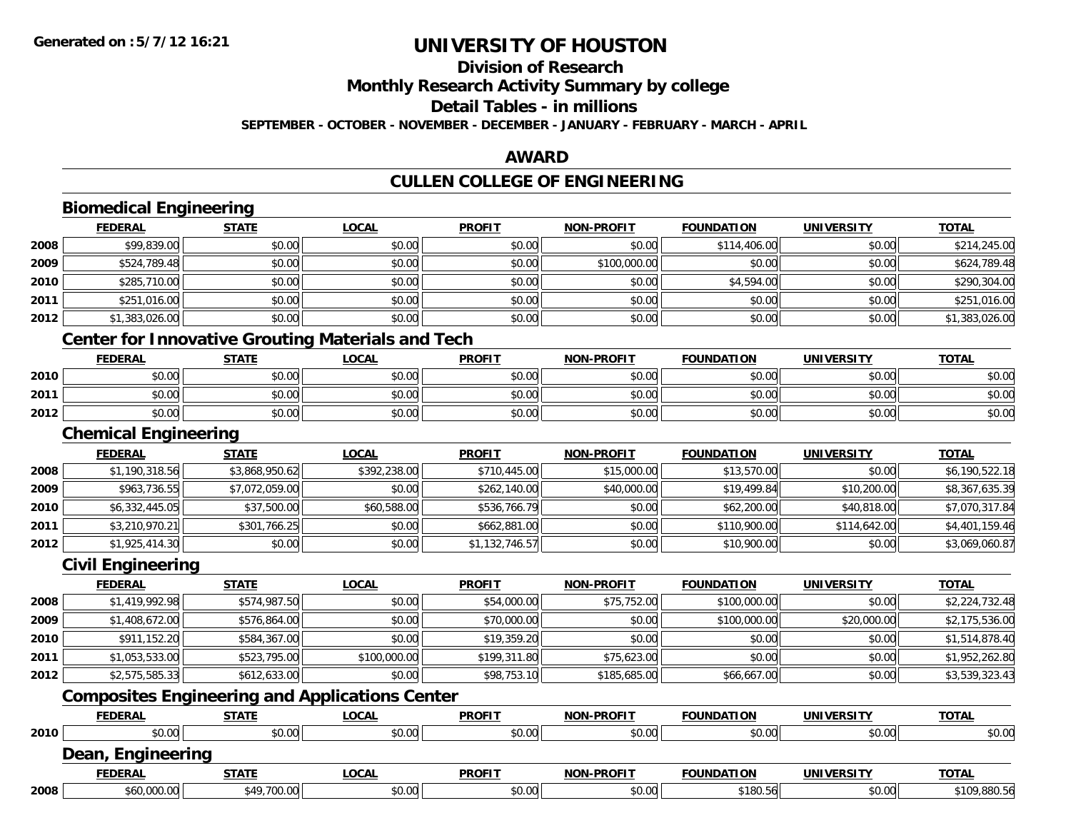**Generated on :5/7/12 16:21**

# UNIVERSITY OF HOUSTON

## Division of Research

## Monthly Research Activity Summary by college

## Detail Tables - in millions

**SEPTEMBER - OCTOBER - NOVEMBER - DECEMBER - JANUARY - FEBRUARY - MARCH - APRIL**

## AWARD

## CULLEN COLLEGE OF ENGINEERING

### Biomedical Engineering

| | FEDERAL | STATE | LOCAL | PROFIT | NON-PROFIT | FOUNDATION | UNIVERSITY | TOTAL |
|---|---|---|---|---|---|---|---|---|
| 2008 | $99,839.00 | $0.00 | $0.00 | $0.00 | $0.00 | $114,406.00 | $0.00 | $214,245.00 |
| 2009 | $524,789.48 | $0.00 | $0.00 | $0.00 | $100,000.00 | $0.00 | $0.00 | $624,789.48 |
| 2010 | $285,710.00 | $0.00 | $0.00 | $0.00 | $0.00 | $4,594.00 | $0.00 | $290,304.00 |
| 2011 | $251,016.00 | $0.00 | $0.00 | $0.00 | $0.00 | $0.00 | $0.00 | $251,016.00 |
| 2012 | $1,383,026.00 | $0.00 | $0.00 | $0.00 | $0.00 | $0.00 | $0.00 | $1,383,026.00 |

### Center for Innovative Grouting Materials and Tech

| | FEDERAL | STATE | LOCAL | PROFIT | NON-PROFIT | FOUNDATION | UNIVERSITY | TOTAL |
|---|---|---|---|---|---|---|---|---|
| 2010 | $0.00 | $0.00 | $0.00 | $0.00 | $0.00 | $0.00 | $0.00 | $0.00 |
| 2011 | $0.00 | $0.00 | $0.00 | $0.00 | $0.00 | $0.00 | $0.00 | $0.00 |
| 2012 | $0.00 | $0.00 | $0.00 | $0.00 | $0.00 | $0.00 | $0.00 | $0.00 |

### Chemical Engineering

| | FEDERAL | STATE | LOCAL | PROFIT | NON-PROFIT | FOUNDATION | UNIVERSITY | TOTAL |
|---|---|---|---|---|---|---|---|---|
| 2008 | $1,190,318.56 | $3,868,950.62 | $392,238.00 | $710,445.00 | $15,000.00 | $13,570.00 | $0.00 | $6,190,522.18 |
| 2009 | $963,736.55 | $7,072,059.00 | $0.00 | $262,140.00 | $40,000.00 | $19,499.84 | $10,200.00 | $8,367,635.39 |
| 2010 | $6,332,445.05 | $37,500.00 | $60,588.00 | $536,766.79 | $0.00 | $62,200.00 | $40,818.00 | $7,070,317.84 |
| 2011 | $3,210,970.21 | $301,766.25 | $0.00 | $662,881.00 | $0.00 | $110,900.00 | $114,642.00 | $4,401,159.46 |
| 2012 | $1,925,414.30 | $0.00 | $0.00 | $1,132,746.57 | $0.00 | $10,900.00 | $0.00 | $3,069,060.87 |

### Civil Engineering

| | FEDERAL | STATE | LOCAL | PROFIT | NON-PROFIT | FOUNDATION | UNIVERSITY | TOTAL |
|---|---|---|---|---|---|---|---|---|
| 2008 | $1,419,992.98 | $574,987.50 | $0.00 | $54,000.00 | $75,752.00 | $100,000.00 | $0.00 | $2,224,732.48 |
| 2009 | $1,408,672.00 | $576,864.00 | $0.00 | $70,000.00 | $0.00 | $100,000.00 | $20,000.00 | $2,175,536.00 |
| 2010 | $911,152.20 | $584,367.00 | $0.00 | $19,359.20 | $0.00 | $0.00 | $0.00 | $1,514,878.40 |
| 2011 | $1,053,533.00 | $523,795.00 | $100,000.00 | $199,311.80 | $75,623.00 | $0.00 | $0.00 | $1,952,262.80 |
| 2012 | $2,575,585.33 | $612,633.00 | $0.00 | $98,753.10 | $185,685.00 | $66,667.00 | $0.00 | $3,539,323.43 |

### Composites Engineering and Applications Center

| | FEDERAL | STATE | LOCAL | PROFIT | NON-PROFIT | FOUNDATION | UNIVERSITY | TOTAL |
|---|---|---|---|---|---|---|---|---|
| 2010 | $0.00 | $0.00 | $0.00 | $0.00 | $0.00 | $0.00 | $0.00 | $0.00 |

### Dean, Engineering

| | FEDERAL | STATE | LOCAL | PROFIT | NON-PROFIT | FOUNDATION | UNIVERSITY | TOTAL |
|---|---|---|---|---|---|---|---|---|
| 2008 | $60,000.00 | $49,700.00 | $0.00 | $0.00 | $0.00 | $180.56 | $0.00 | $109,880.56 |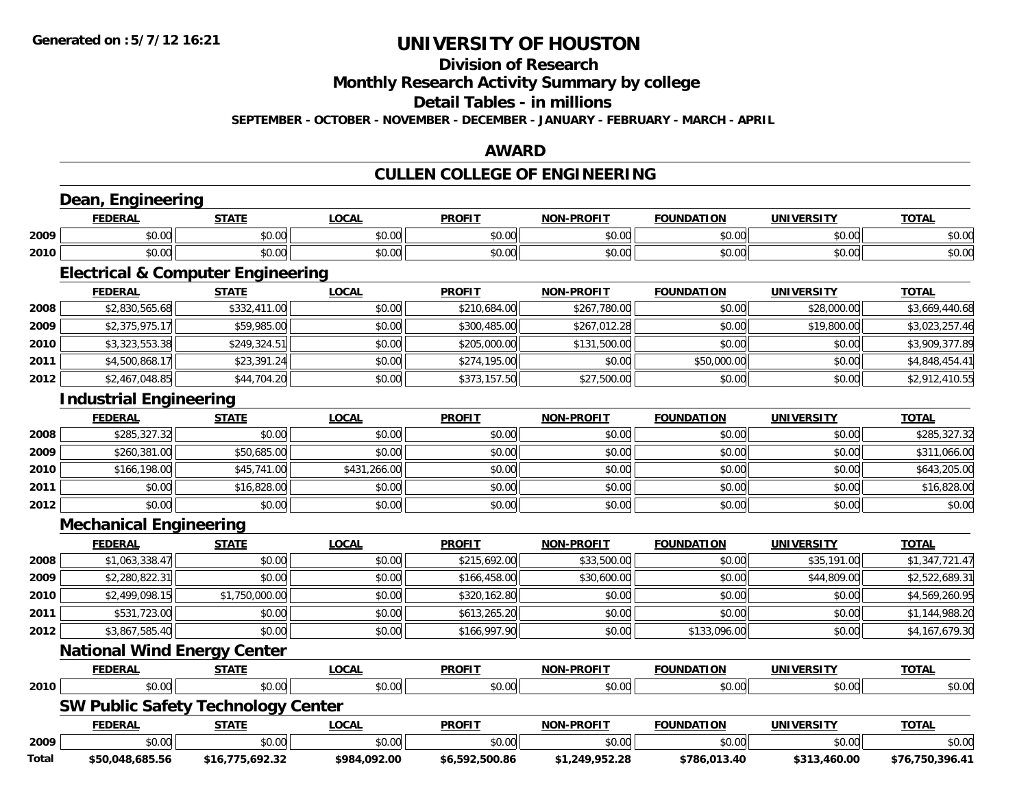# UNIVERSITY OF HOUSTON

## Division of Research

## Monthly Research Activity Summary by college

## Detail Tables - in millions

**SEPTEMBER - OCTOBER - NOVEMBER - DECEMBER - JANUARY - FEBRUARY - MARCH - APRIL**

## AWARD

## CULLEN COLLEGE OF ENGINEERING

### Dean, Engineering

| | FEDERAL | STATE | LOCAL | PROFIT | NON-PROFIT | FOUNDATION | UNIVERSITY | TOTAL |
|---|---|---|---|---|---|---|---|---|
| 2009 | $0.00 | $0.00 | $0.00 | $0.00 | $0.00 | $0.00 | $0.00 | $0.00 |
| 2010 | $0.00 | $0.00 | $0.00 | $0.00 | $0.00 | $0.00 | $0.00 | $0.00 |

### Electrical & Computer Engineering

| | FEDERAL | STATE | LOCAL | PROFIT | NON-PROFIT | FOUNDATION | UNIVERSITY | TOTAL |
|---|---|---|---|---|---|---|---|---|
| 2008 | $2,830,565.68 | $332,411.00 | $0.00 | $210,684.00 | $267,780.00 | $0.00 | $28,000.00 | $3,669,440.68 |
| 2009 | $2,375,975.17 | $59,985.00 | $0.00 | $300,485.00 | $267,012.28 | $0.00 | $19,800.00 | $3,023,257.46 |
| 2010 | $3,323,553.38 | $249,324.51 | $0.00 | $205,000.00 | $131,500.00 | $0.00 | $0.00 | $3,909,377.89 |
| 2011 | $4,500,868.17 | $23,391.24 | $0.00 | $274,195.00 | $0.00 | $50,000.00 | $0.00 | $4,848,454.41 |
| 2012 | $2,467,048.85 | $44,704.20 | $0.00 | $373,157.50 | $27,500.00 | $0.00 | $0.00 | $2,912,410.55 |

### Industrial Engineering

| | FEDERAL | STATE | LOCAL | PROFIT | NON-PROFIT | FOUNDATION | UNIVERSITY | TOTAL |
|---|---|---|---|---|---|---|---|---|
| 2008 | $285,327.32 | $0.00 | $0.00 | $0.00 | $0.00 | $0.00 | $0.00 | $285,327.32 |
| 2009 | $260,381.00 | $50,685.00 | $0.00 | $0.00 | $0.00 | $0.00 | $0.00 | $311,066.00 |
| 2010 | $166,198.00 | $45,741.00 | $431,266.00 | $0.00 | $0.00 | $0.00 | $0.00 | $643,205.00 |
| 2011 | $0.00 | $16,828.00 | $0.00 | $0.00 | $0.00 | $0.00 | $0.00 | $16,828.00 |
| 2012 | $0.00 | $0.00 | $0.00 | $0.00 | $0.00 | $0.00 | $0.00 | $0.00 |

### Mechanical Engineering

| | FEDERAL | STATE | LOCAL | PROFIT | NON-PROFIT | FOUNDATION | UNIVERSITY | TOTAL |
|---|---|---|---|---|---|---|---|---|
| 2008 | $1,063,338.47 | $0.00 | $0.00 | $215,692.00 | $33,500.00 | $0.00 | $35,191.00 | $1,347,721.47 |
| 2009 | $2,280,822.31 | $0.00 | $0.00 | $166,458.00 | $30,600.00 | $0.00 | $44,809.00 | $2,522,689.31 |
| 2010 | $2,499,098.15 | $1,750,000.00 | $0.00 | $320,162.80 | $0.00 | $0.00 | $0.00 | $4,569,260.95 |
| 2011 | $531,723.00 | $0.00 | $0.00 | $613,265.20 | $0.00 | $0.00 | $0.00 | $1,144,988.20 |
| 2012 | $3,867,585.40 | $0.00 | $0.00 | $166,997.90 | $0.00 | $133,096.00 | $0.00 | $4,167,679.30 |

### National Wind Energy Center

| | FEDERAL | STATE | LOCAL | PROFIT | NON-PROFIT | FOUNDATION | UNIVERSITY | TOTAL |
|---|---|---|---|---|---|---|---|---|
| 2010 | $0.00 | $0.00 | $0.00 | $0.00 | $0.00 | $0.00 | $0.00 | $0.00 |

### SW Public Safety Technology Center

| | FEDERAL | STATE | LOCAL | PROFIT | NON-PROFIT | FOUNDATION | UNIVERSITY | TOTAL |
|---|---|---|---|---|---|---|---|---|
| 2009 | $0.00 | $0.00 | $0.00 | $0.00 | $0.00 | $0.00 | $0.00 | $0.00 |
| **Total** | **$50,048,685.56** | **$16,775,692.32** | **$984,092.00** | **$6,592,500.86** | **$1,249,952.28** | **$786,013.40** | **$313,460.00** | **$76,750,396.41** |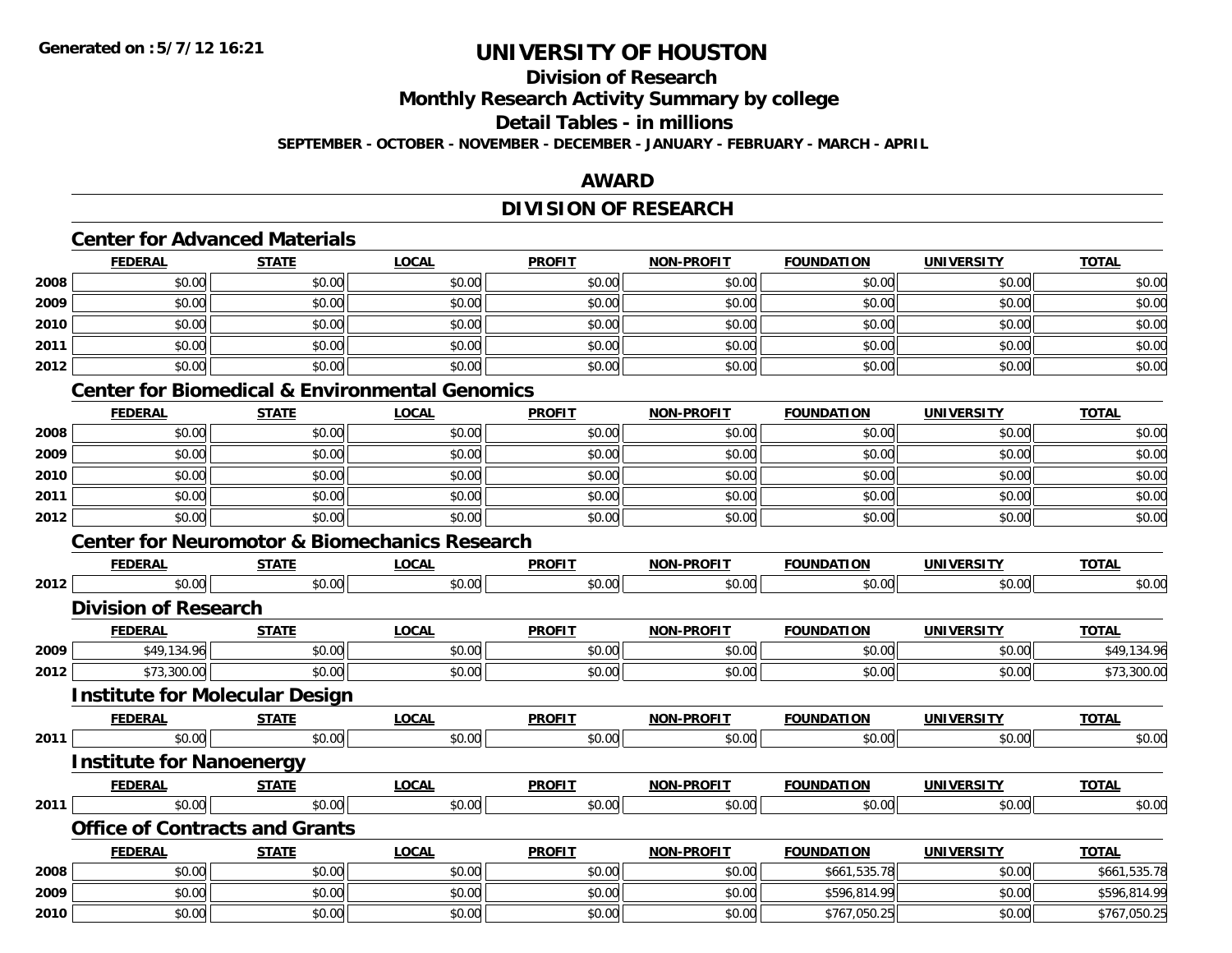Generated on :5/7/12 16:21

# UNIVERSITY OF HOUSTON

## Division of Research

## Monthly Research Activity Summary by college

## Detail Tables - in millions

SEPTEMBER - OCTOBER - NOVEMBER - DECEMBER - JANUARY - FEBRUARY - MARCH - APRIL

## AWARD

## DIVISION OF RESEARCH

### Center for Advanced Materials

| | FEDERAL | STATE | LOCAL | PROFIT | NON-PROFIT | FOUNDATION | UNIVERSITY | TOTAL |
|---|---|---|---|---|---|---|---|---|
| 2008 | $0.00 | $0.00 | $0.00 | $0.00 | $0.00 | $0.00 | $0.00 | $0.00 |
| 2009 | $0.00 | $0.00 | $0.00 | $0.00 | $0.00 | $0.00 | $0.00 | $0.00 |
| 2010 | $0.00 | $0.00 | $0.00 | $0.00 | $0.00 | $0.00 | $0.00 | $0.00 |
| 2011 | $0.00 | $0.00 | $0.00 | $0.00 | $0.00 | $0.00 | $0.00 | $0.00 |
| 2012 | $0.00 | $0.00 | $0.00 | $0.00 | $0.00 | $0.00 | $0.00 | $0.00 |

### Center for Biomedical & Environmental Genomics

| | FEDERAL | STATE | LOCAL | PROFIT | NON-PROFIT | FOUNDATION | UNIVERSITY | TOTAL |
|---|---|---|---|---|---|---|---|---|
| 2008 | $0.00 | $0.00 | $0.00 | $0.00 | $0.00 | $0.00 | $0.00 | $0.00 |
| 2009 | $0.00 | $0.00 | $0.00 | $0.00 | $0.00 | $0.00 | $0.00 | $0.00 |
| 2010 | $0.00 | $0.00 | $0.00 | $0.00 | $0.00 | $0.00 | $0.00 | $0.00 |
| 2011 | $0.00 | $0.00 | $0.00 | $0.00 | $0.00 | $0.00 | $0.00 | $0.00 |
| 2012 | $0.00 | $0.00 | $0.00 | $0.00 | $0.00 | $0.00 | $0.00 | $0.00 |

### Center for Neuromotor & Biomechanics Research

| | FEDERAL | STATE | LOCAL | PROFIT | NON-PROFIT | FOUNDATION | UNIVERSITY | TOTAL |
|---|---|---|---|---|---|---|---|---|
| 2012 | $0.00 | $0.00 | $0.00 | $0.00 | $0.00 | $0.00 | $0.00 | $0.00 |

### Division of Research

| | FEDERAL | STATE | LOCAL | PROFIT | NON-PROFIT | FOUNDATION | UNIVERSITY | TOTAL |
|---|---|---|---|---|---|---|---|---|
| 2009 | $49,134.96 | $0.00 | $0.00 | $0.00 | $0.00 | $0.00 | $0.00 | $49,134.96 |
| 2012 | $73,300.00 | $0.00 | $0.00 | $0.00 | $0.00 | $0.00 | $0.00 | $73,300.00 |

### Institute for Molecular Design

| | FEDERAL | STATE | LOCAL | PROFIT | NON-PROFIT | FOUNDATION | UNIVERSITY | TOTAL |
|---|---|---|---|---|---|---|---|---|
| 2011 | $0.00 | $0.00 | $0.00 | $0.00 | $0.00 | $0.00 | $0.00 | $0.00 |

### Institute for Nanoenergy

| | FEDERAL | STATE | LOCAL | PROFIT | NON-PROFIT | FOUNDATION | UNIVERSITY | TOTAL |
|---|---|---|---|---|---|---|---|---|
| 2011 | $0.00 | $0.00 | $0.00 | $0.00 | $0.00 | $0.00 | $0.00 | $0.00 |

### Office of Contracts and Grants

| | FEDERAL | STATE | LOCAL | PROFIT | NON-PROFIT | FOUNDATION | UNIVERSITY | TOTAL |
|---|---|---|---|---|---|---|---|---|
| 2008 | $0.00 | $0.00 | $0.00 | $0.00 | $0.00 | $661,535.78 | $0.00 | $661,535.78 |
| 2009 | $0.00 | $0.00 | $0.00 | $0.00 | $0.00 | $596,814.99 | $0.00 | $596,814.99 |
| 2010 | $0.00 | $0.00 | $0.00 | $0.00 | $0.00 | $767,050.25 | $0.00 | $767,050.25 |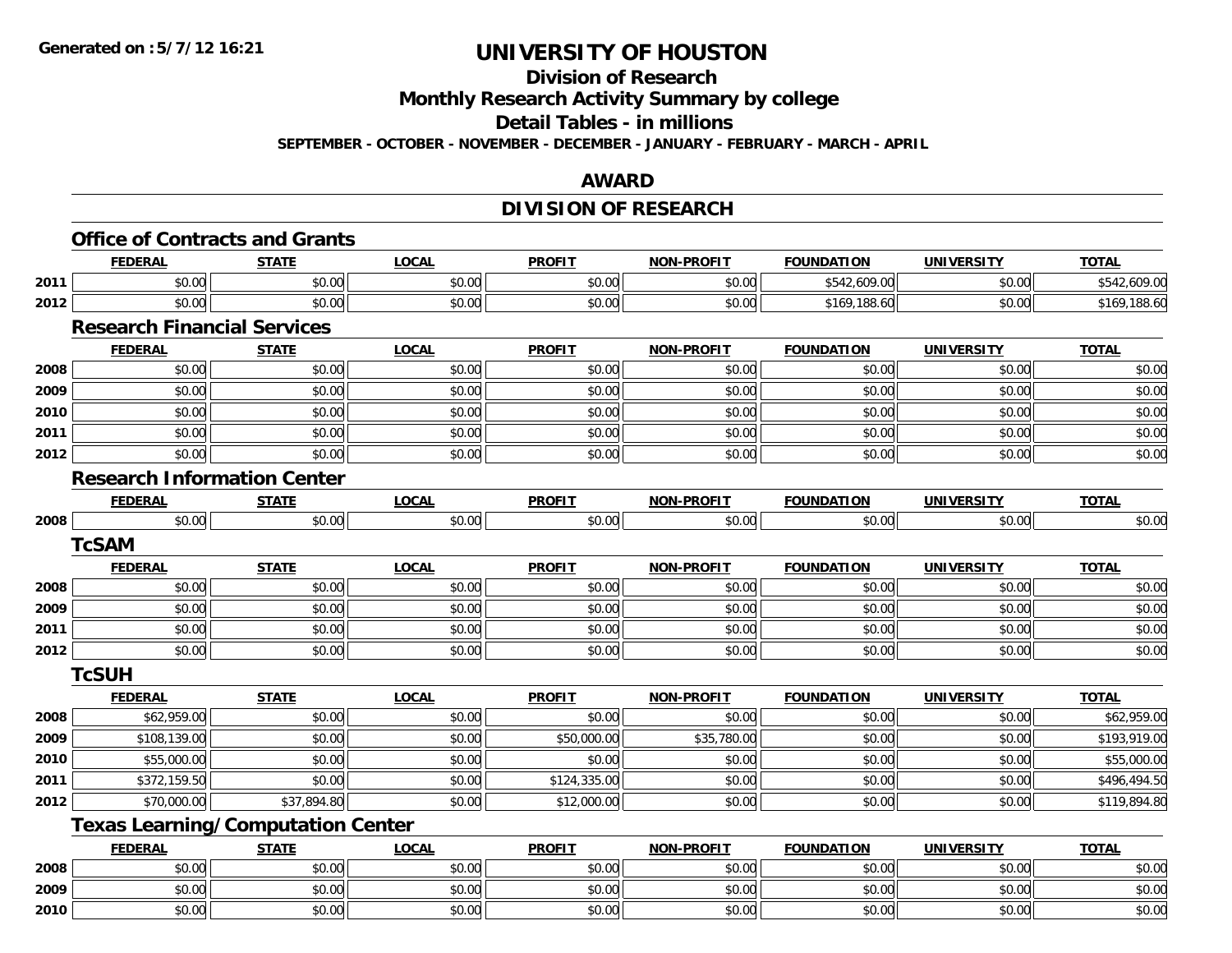Generated on :5/7/12 16:21

# UNIVERSITY OF HOUSTON

## Division of Research

## Monthly Research Activity Summary by college

## Detail Tables - in millions

**SEPTEMBER - OCTOBER - NOVEMBER - DECEMBER - JANUARY - FEBRUARY - MARCH - APRIL**

## AWARD

## DIVISION OF RESEARCH

### Office of Contracts and Grants

| | FEDERAL | STATE | LOCAL | PROFIT | NON-PROFIT | FOUNDATION | UNIVERSITY | TOTAL |
|---|---|---|---|---|---|---|---|---|
| 2011 | $0.00 | $0.00 | $0.00 | $0.00 | $0.00 | $542,609.00 | $0.00 | $542,609.00 |
| 2012 | $0.00 | $0.00 | $0.00 | $0.00 | $0.00 | $169,188.60 | $0.00 | $169,188.60 |

### Research Financial Services

| | FEDERAL | STATE | LOCAL | PROFIT | NON-PROFIT | FOUNDATION | UNIVERSITY | TOTAL |
|---|---|---|---|---|---|---|---|---|
| 2008 | $0.00 | $0.00 | $0.00 | $0.00 | $0.00 | $0.00 | $0.00 | $0.00 |
| 2009 | $0.00 | $0.00 | $0.00 | $0.00 | $0.00 | $0.00 | $0.00 | $0.00 |
| 2010 | $0.00 | $0.00 | $0.00 | $0.00 | $0.00 | $0.00 | $0.00 | $0.00 |
| 2011 | $0.00 | $0.00 | $0.00 | $0.00 | $0.00 | $0.00 | $0.00 | $0.00 |
| 2012 | $0.00 | $0.00 | $0.00 | $0.00 | $0.00 | $0.00 | $0.00 | $0.00 |

### Research Information Center

| | FEDERAL | STATE | LOCAL | PROFIT | NON-PROFIT | FOUNDATION | UNIVERSITY | TOTAL |
|---|---|---|---|---|---|---|---|---|
| 2008 | $0.00 | $0.00 | $0.00 | $0.00 | $0.00 | $0.00 | $0.00 | $0.00 |

### TcSAM

| | FEDERAL | STATE | LOCAL | PROFIT | NON-PROFIT | FOUNDATION | UNIVERSITY | TOTAL |
|---|---|---|---|---|---|---|---|---|
| 2008 | $0.00 | $0.00 | $0.00 | $0.00 | $0.00 | $0.00 | $0.00 | $0.00 |
| 2009 | $0.00 | $0.00 | $0.00 | $0.00 | $0.00 | $0.00 | $0.00 | $0.00 |
| 2011 | $0.00 | $0.00 | $0.00 | $0.00 | $0.00 | $0.00 | $0.00 | $0.00 |
| 2012 | $0.00 | $0.00 | $0.00 | $0.00 | $0.00 | $0.00 | $0.00 | $0.00 |

### TcSUH

| | FEDERAL | STATE | LOCAL | PROFIT | NON-PROFIT | FOUNDATION | UNIVERSITY | TOTAL |
|---|---|---|---|---|---|---|---|---|
| 2008 | $62,959.00 | $0.00 | $0.00 | $0.00 | $0.00 | $0.00 | $0.00 | $62,959.00 |
| 2009 | $108,139.00 | $0.00 | $0.00 | $50,000.00 | $35,780.00 | $0.00 | $0.00 | $193,919.00 |
| 2010 | $55,000.00 | $0.00 | $0.00 | $0.00 | $0.00 | $0.00 | $0.00 | $55,000.00 |
| 2011 | $372,159.50 | $0.00 | $0.00 | $124,335.00 | $0.00 | $0.00 | $0.00 | $496,494.50 |
| 2012 | $70,000.00 | $37,894.80 | $0.00 | $12,000.00 | $0.00 | $0.00 | $0.00 | $119,894.80 |

### Texas Learning/Computation Center

| | FEDERAL | STATE | LOCAL | PROFIT | NON-PROFIT | FOUNDATION | UNIVERSITY | TOTAL |
|---|---|---|---|---|---|---|---|---|
| 2008 | $0.00 | $0.00 | $0.00 | $0.00 | $0.00 | $0.00 | $0.00 | $0.00 |
| 2009 | $0.00 | $0.00 | $0.00 | $0.00 | $0.00 | $0.00 | $0.00 | $0.00 |
| 2010 | $0.00 | $0.00 | $0.00 | $0.00 | $0.00 | $0.00 | $0.00 | $0.00 |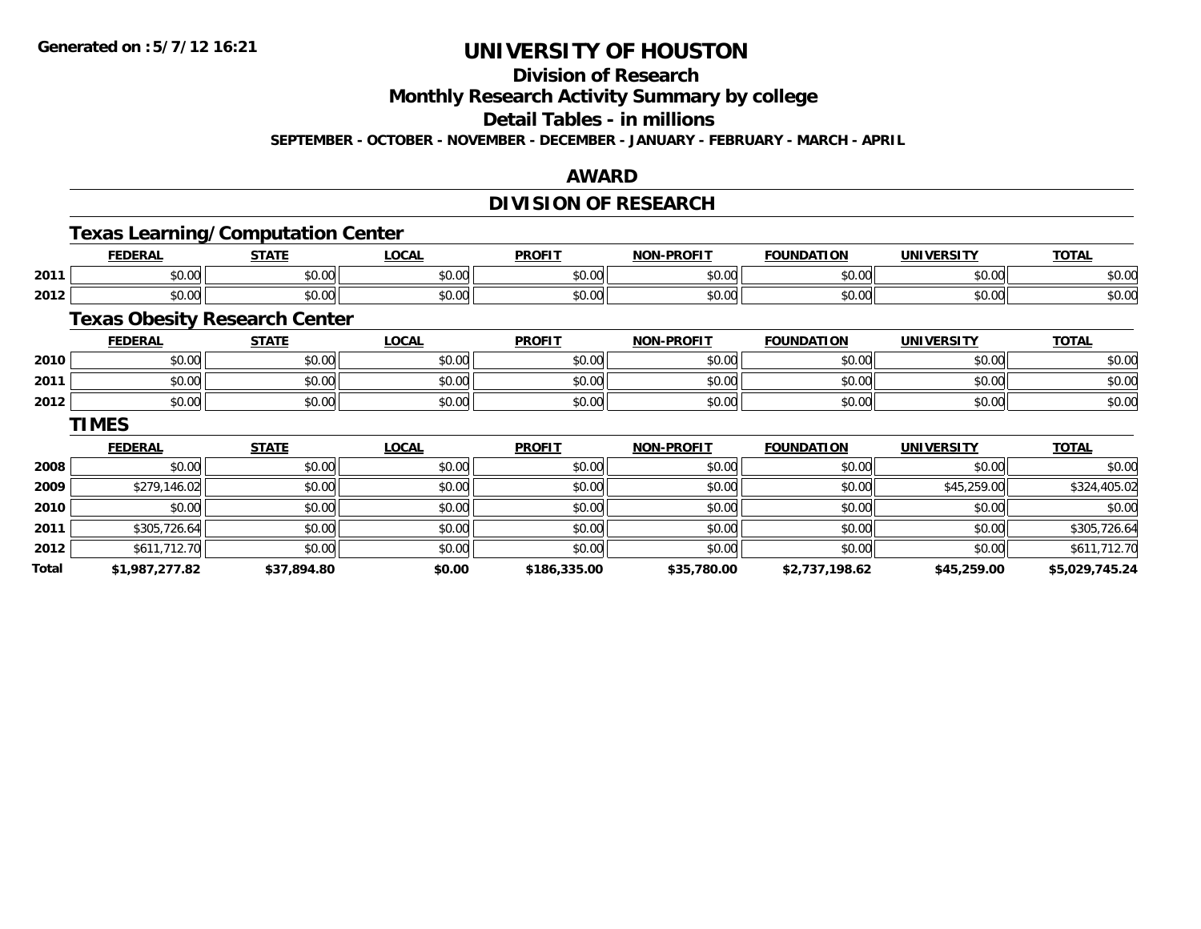# UNIVERSITY OF HOUSTON

## Division of Research

## Monthly Research Activity Summary by college

## Detail Tables - in millions

**SEPTEMBER - OCTOBER - NOVEMBER - DECEMBER - JANUARY - FEBRUARY - MARCH - APRIL**

## AWARD

## DIVISION OF RESEARCH

### Texas Learning/Computation Center

| | FEDERAL | STATE | LOCAL | PROFIT | NON-PROFIT | FOUNDATION | UNIVERSITY | TOTAL |
|---|---|---|---|---|---|---|---|---|
| 2011 | $0.00 | $0.00 | $0.00 | $0.00 | $0.00 | $0.00 | $0.00 | $0.00 |
| 2012 | $0.00 | $0.00 | $0.00 | $0.00 | $0.00 | $0.00 | $0.00 | $0.00 |

### Texas Obesity Research Center

| | FEDERAL | STATE | LOCAL | PROFIT | NON-PROFIT | FOUNDATION | UNIVERSITY | TOTAL |
|---|---|---|---|---|---|---|---|---|
| 2010 | $0.00 | $0.00 | $0.00 | $0.00 | $0.00 | $0.00 | $0.00 | $0.00 |
| 2011 | $0.00 | $0.00 | $0.00 | $0.00 | $0.00 | $0.00 | $0.00 | $0.00 |
| 2012 | $0.00 | $0.00 | $0.00 | $0.00 | $0.00 | $0.00 | $0.00 | $0.00 |

### TIMES

| | FEDERAL | STATE | LOCAL | PROFIT | NON-PROFIT | FOUNDATION | UNIVERSITY | TOTAL |
|---|---|---|---|---|---|---|---|---|
| 2008 | $0.00 | $0.00 | $0.00 | $0.00 | $0.00 | $0.00 | $0.00 | $0.00 |
| 2009 | $279,146.02 | $0.00 | $0.00 | $0.00 | $0.00 | $0.00 | $45,259.00 | $324,405.02 |
| 2010 | $0.00 | $0.00 | $0.00 | $0.00 | $0.00 | $0.00 | $0.00 | $0.00 |
| 2011 | $305,726.64 | $0.00 | $0.00 | $0.00 | $0.00 | $0.00 | $0.00 | $305,726.64 |
| 2012 | $611,712.70 | $0.00 | $0.00 | $0.00 | $0.00 | $0.00 | $0.00 | $611,712.70 |
| **Total** | **$1,987,277.82** | **$37,894.80** | **$0.00** | **$186,335.00** | **$35,780.00** | **$2,737,198.62** | **$45,259.00** | **$5,029,745.24** |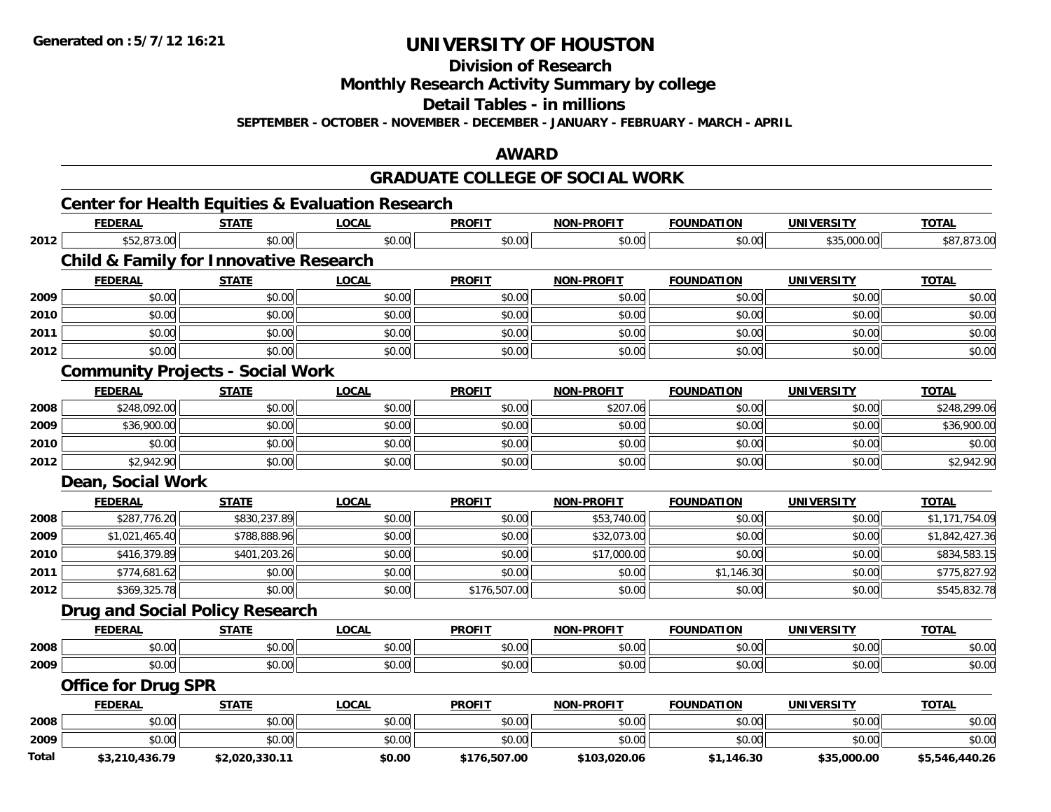Generated on :5/7/12 16:21

# UNIVERSITY OF HOUSTON

## Division of Research

## Monthly Research Activity Summary by college

## Detail Tables - in millions

SEPTEMBER - OCTOBER - NOVEMBER - DECEMBER - JANUARY - FEBRUARY - MARCH - APRIL

## AWARD

## GRADUATE COLLEGE OF SOCIAL WORK

### Center for Health Equities & Evaluation Research

| | FEDERAL | STATE | LOCAL | PROFIT | NON-PROFIT | FOUNDATION | UNIVERSITY | TOTAL |
|---|---|---|---|---|---|---|---|---|
| 2012 | $52,873.00 | $0.00 | $0.00 | $0.00 | $0.00 | $0.00 | $35,000.00 | $87,873.00 |

### Child & Family for Innovative Research

| | FEDERAL | STATE | LOCAL | PROFIT | NON-PROFIT | FOUNDATION | UNIVERSITY | TOTAL |
|---|---|---|---|---|---|---|---|---|
| 2009 | $0.00 | $0.00 | $0.00 | $0.00 | $0.00 | $0.00 | $0.00 | $0.00 |
| 2010 | $0.00 | $0.00 | $0.00 | $0.00 | $0.00 | $0.00 | $0.00 | $0.00 |
| 2011 | $0.00 | $0.00 | $0.00 | $0.00 | $0.00 | $0.00 | $0.00 | $0.00 |
| 2012 | $0.00 | $0.00 | $0.00 | $0.00 | $0.00 | $0.00 | $0.00 | $0.00 |

### Community Projects - Social Work

| | FEDERAL | STATE | LOCAL | PROFIT | NON-PROFIT | FOUNDATION | UNIVERSITY | TOTAL |
|---|---|---|---|---|---|---|---|---|
| 2008 | $248,092.00 | $0.00 | $0.00 | $0.00 | $207.06 | $0.00 | $0.00 | $248,299.06 |
| 2009 | $36,900.00 | $0.00 | $0.00 | $0.00 | $0.00 | $0.00 | $0.00 | $36,900.00 |
| 2010 | $0.00 | $0.00 | $0.00 | $0.00 | $0.00 | $0.00 | $0.00 | $0.00 |
| 2012 | $2,942.90 | $0.00 | $0.00 | $0.00 | $0.00 | $0.00 | $0.00 | $2,942.90 |

### Dean, Social Work

| | FEDERAL | STATE | LOCAL | PROFIT | NON-PROFIT | FOUNDATION | UNIVERSITY | TOTAL |
|---|---|---|---|---|---|---|---|---|
| 2008 | $287,776.20 | $830,237.89 | $0.00 | $0.00 | $53,740.00 | $0.00 | $0.00 | $1,171,754.09 |
| 2009 | $1,021,465.40 | $788,888.96 | $0.00 | $0.00 | $32,073.00 | $0.00 | $0.00 | $1,842,427.36 |
| 2010 | $416,379.89 | $401,203.26 | $0.00 | $0.00 | $17,000.00 | $0.00 | $0.00 | $834,583.15 |
| 2011 | $774,681.62 | $0.00 | $0.00 | $0.00 | $0.00 | $1,146.30 | $0.00 | $775,827.92 |
| 2012 | $369,325.78 | $0.00 | $0.00 | $176,507.00 | $0.00 | $0.00 | $0.00 | $545,832.78 |

### Drug and Social Policy Research

| | FEDERAL | STATE | LOCAL | PROFIT | NON-PROFIT | FOUNDATION | UNIVERSITY | TOTAL |
|---|---|---|---|---|---|---|---|---|
| 2008 | $0.00 | $0.00 | $0.00 | $0.00 | $0.00 | $0.00 | $0.00 | $0.00 |
| 2009 | $0.00 | $0.00 | $0.00 | $0.00 | $0.00 | $0.00 | $0.00 | $0.00 |

### Office for Drug SPR

| | FEDERAL | STATE | LOCAL | PROFIT | NON-PROFIT | FOUNDATION | UNIVERSITY | TOTAL |
|---|---|---|---|---|---|---|---|---|
| 2008 | $0.00 | $0.00 | $0.00 | $0.00 | $0.00 | $0.00 | $0.00 | $0.00 |
| 2009 | $0.00 | $0.00 | $0.00 | $0.00 | $0.00 | $0.00 | $0.00 | $0.00 |
| **Total** | **$3,210,436.79** | **$2,020,330.11** | **$0.00** | **$176,507.00** | **$103,020.06** | **$1,146.30** | **$35,000.00** | **$5,546,440.26** |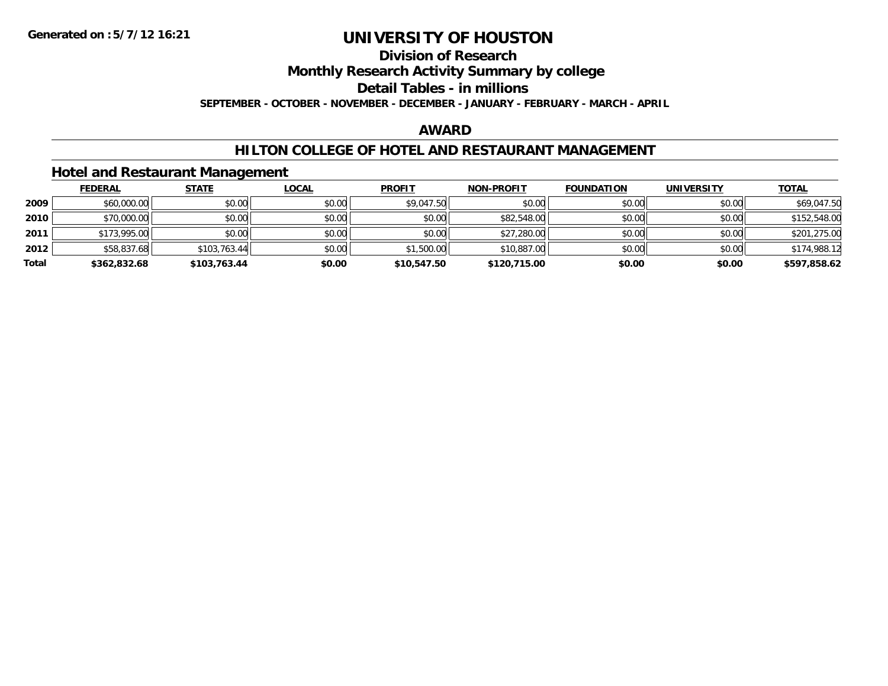Generated on :5/7/12 16:21

# UNIVERSITY OF HOUSTON

## Division of Research

## Monthly Research Activity Summary by college

## Detail Tables - in millions

**SEPTEMBER - OCTOBER - NOVEMBER - DECEMBER - JANUARY - FEBRUARY - MARCH - APRIL**

## AWARD

## HILTON COLLEGE OF HOTEL AND RESTAURANT MANAGEMENT

### Hotel and Restaurant Management

| | FEDERAL | STATE | LOCAL | PROFIT | NON-PROFIT | FOUNDATION | UNIVERSITY | TOTAL |
|---|---|---|---|---|---|---|---|---|
| 2009 | $60,000.00 | $0.00 | $0.00 | $9,047.50 | $0.00 | $0.00 | $0.00 | $69,047.50 |
| 2010 | $70,000.00 | $0.00 | $0.00 | $0.00 | $82,548.00 | $0.00 | $0.00 | $152,548.00 |
| 2011 | $173,995.00 | $0.00 | $0.00 | $0.00 | $27,280.00 | $0.00 | $0.00 | $201,275.00 |
| 2012 | $58,837.68 | $103,763.44 | $0.00 | $1,500.00 | $10,887.00 | $0.00 | $0.00 | $174,988.12 |
| **Total** | **$362,832.68** | **$103,763.44** | **$0.00** | **$10,547.50** | **$120,715.00** | **$0.00** | **$0.00** | **$597,858.62** |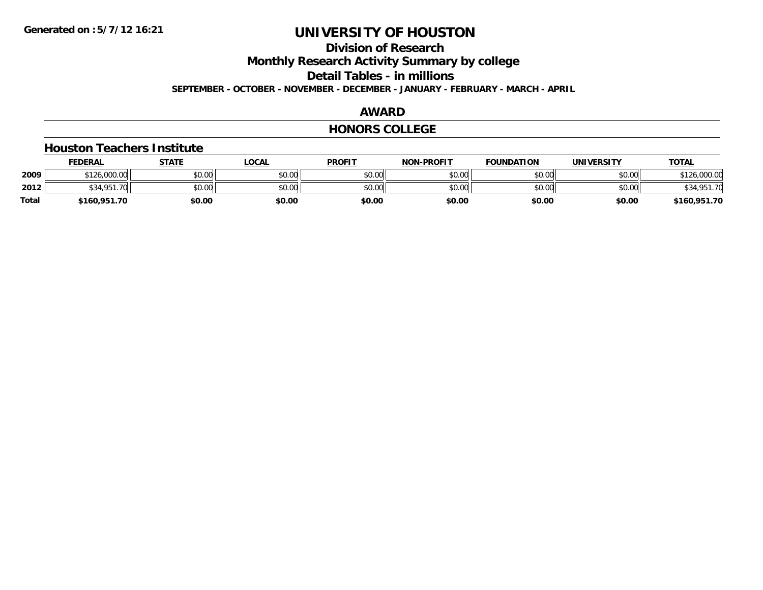**Generated on :5/7/12 16:21**

# UNIVERSITY OF HOUSTON

## Division of Research

## Monthly Research Activity Summary by college

## Detail Tables - in millions

**SEPTEMBER - OCTOBER - NOVEMBER - DECEMBER - JANUARY - FEBRUARY - MARCH - APRIL**

## AWARD

## HONORS COLLEGE

### Houston Teachers Institute

| | FEDERAL | STATE | LOCAL | PROFIT | NON-PROFIT | FOUNDATION | UNIVERSITY | TOTAL |
|---|---|---|---|---|---|---|---|---|
| 2009 | $126,000.00 | $0.00 | $0.00 | $0.00 | $0.00 | $0.00 | $0.00 | $126,000.00 |
| 2012 | $34,951.70 | $0.00 | $0.00 | $0.00 | $0.00 | $0.00 | $0.00 | $34,951.70 |
| **Total** | **$160,951.70** | **$0.00** | **$0.00** | **$0.00** | **$0.00** | **$0.00** | **$0.00** | **$160,951.70** |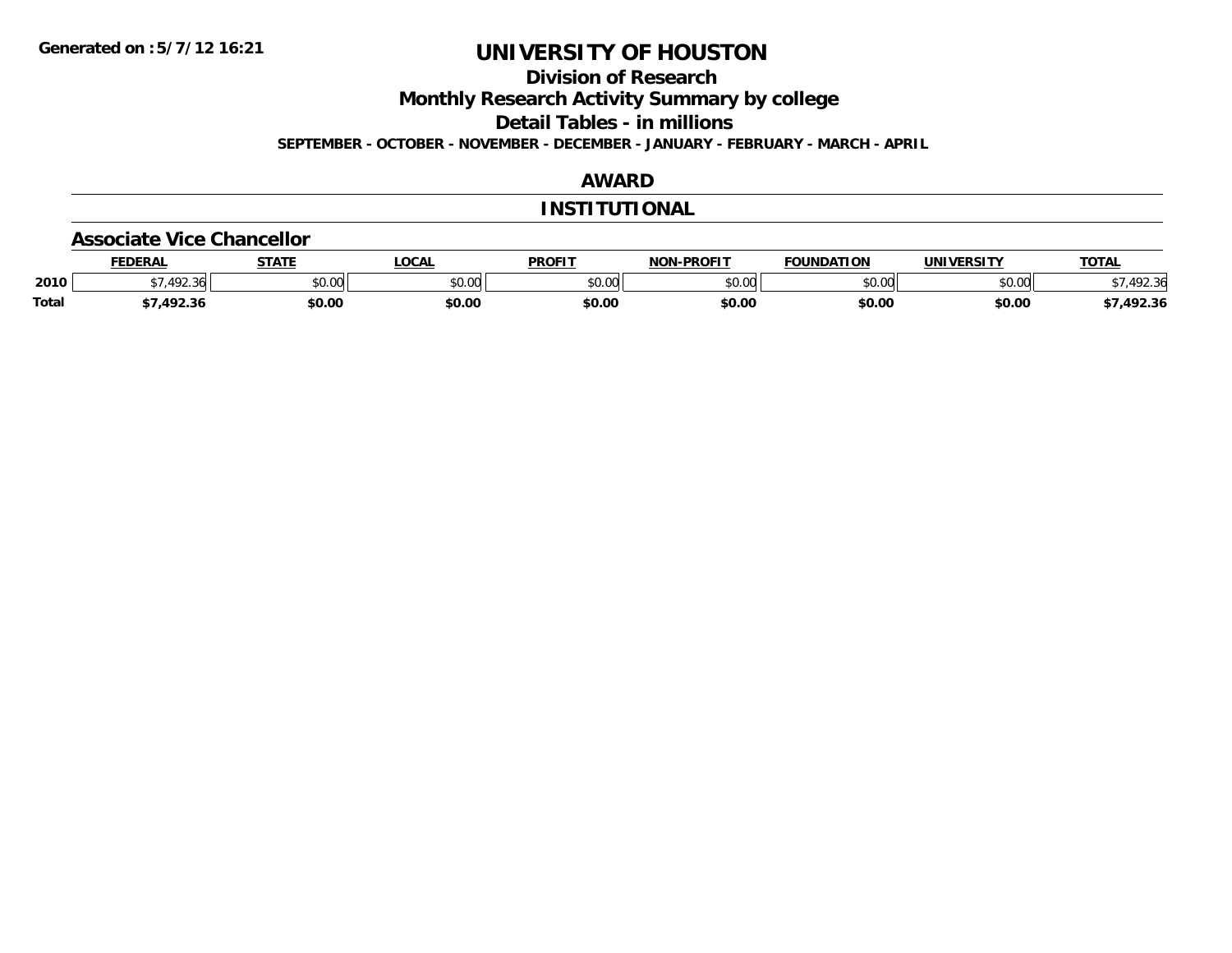Generated on :5/7/12 16:21

# UNIVERSITY OF HOUSTON

## Division of Research

## Monthly Research Activity Summary by college

## Detail Tables - in millions

**SEPTEMBER - OCTOBER - NOVEMBER - DECEMBER - JANUARY - FEBRUARY - MARCH - APRIL**

## AWARD

## INSTITUTIONAL

### Associate Vice Chancellor

| | FEDERAL | STATE | LOCAL | PROFIT | NON-PROFIT | FOUNDATION | UNIVERSITY | TOTAL |
|---|---|---|---|---|---|---|---|---|
| 2010 | $7,492.36 | $0.00 | $0.00 | $0.00 | $0.00 | $0.00 | $0.00 | $7,492.36 |
| **Total** | **$7,492.36** | **$0.00** | **$0.00** | **$0.00** | **$0.00** | **$0.00** | **$0.00** | **$7,492.36** |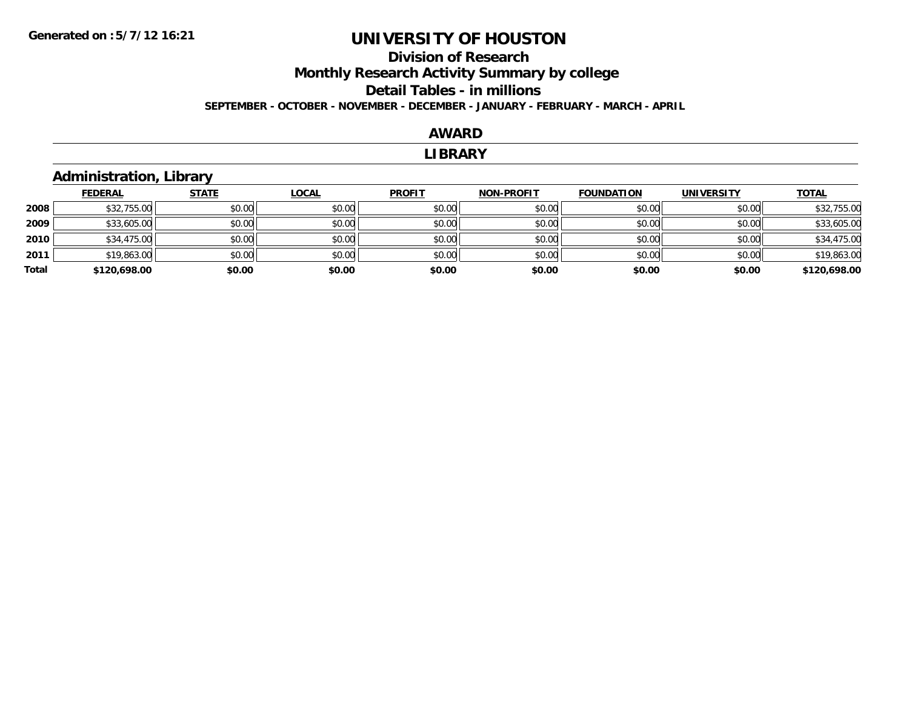Generated on :5/7/12 16:21

# UNIVERSITY OF HOUSTON

## Division of Research

## Monthly Research Activity Summary by college

## Detail Tables - in millions

**SEPTEMBER - OCTOBER - NOVEMBER - DECEMBER - JANUARY - FEBRUARY - MARCH - APRIL**

## AWARD

## LIBRARY

### Administration, Library

| | FEDERAL | STATE | LOCAL | PROFIT | NON-PROFIT | FOUNDATION | UNIVERSITY | TOTAL |
|---|---|---|---|---|---|---|---|---|
| 2008 | $32,755.00 | $0.00 | $0.00 | $0.00 | $0.00 | $0.00 | $0.00 | $32,755.00 |
| 2009 | $33,605.00 | $0.00 | $0.00 | $0.00 | $0.00 | $0.00 | $0.00 | $33,605.00 |
| 2010 | $34,475.00 | $0.00 | $0.00 | $0.00 | $0.00 | $0.00 | $0.00 | $34,475.00 |
| 2011 | $19,863.00 | $0.00 | $0.00 | $0.00 | $0.00 | $0.00 | $0.00 | $19,863.00 |
| **Total** | **$120,698.00** | **$0.00** | **$0.00** | **$0.00** | **$0.00** | **$0.00** | **$0.00** | **$120,698.00** |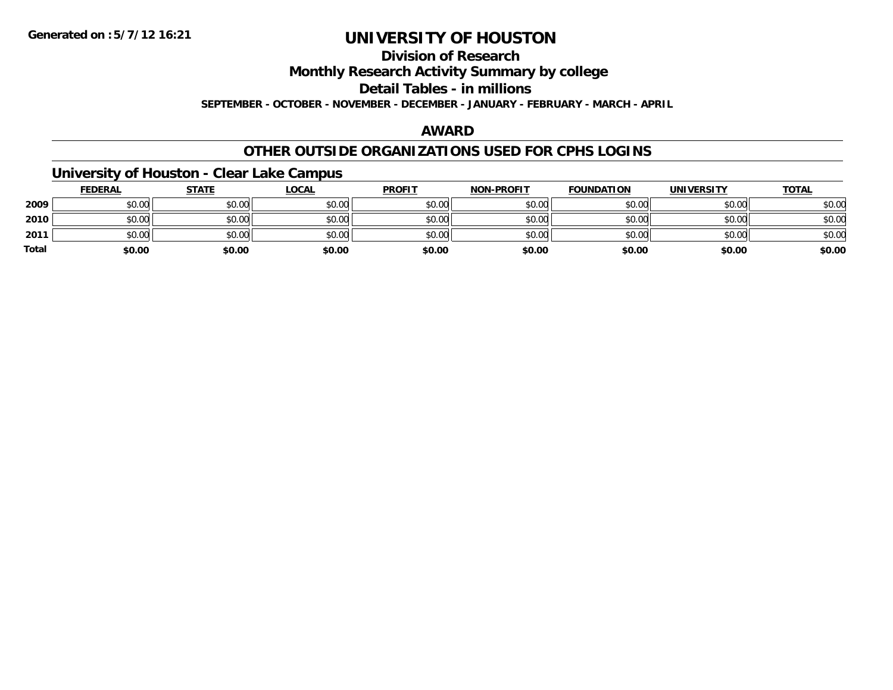Generated on :5/7/12 16:21

# UNIVERSITY OF HOUSTON

## Division of Research

## Monthly Research Activity Summary by college

## Detail Tables - in millions

**SEPTEMBER - OCTOBER - NOVEMBER - DECEMBER - JANUARY - FEBRUARY - MARCH - APRIL**

## AWARD

## OTHER OUTSIDE ORGANIZATIONS USED FOR CPHS LOGINS

### University of Houston - Clear Lake Campus

| | FEDERAL | STATE | LOCAL | PROFIT | NON-PROFIT | FOUNDATION | UNIVERSITY | TOTAL |
|---|---|---|---|---|---|---|---|---|
| 2009 | $0.00 | $0.00 | $0.00 | $0.00 | $0.00 | $0.00 | $0.00 | $0.00 |
| 2010 | $0.00 | $0.00 | $0.00 | $0.00 | $0.00 | $0.00 | $0.00 | $0.00 |
| 2011 | $0.00 | $0.00 | $0.00 | $0.00 | $0.00 | $0.00 | $0.00 | $0.00 |
| **Total** | **$0.00** | **$0.00** | **$0.00** | **$0.00** | **$0.00** | **$0.00** | **$0.00** | **$0.00** |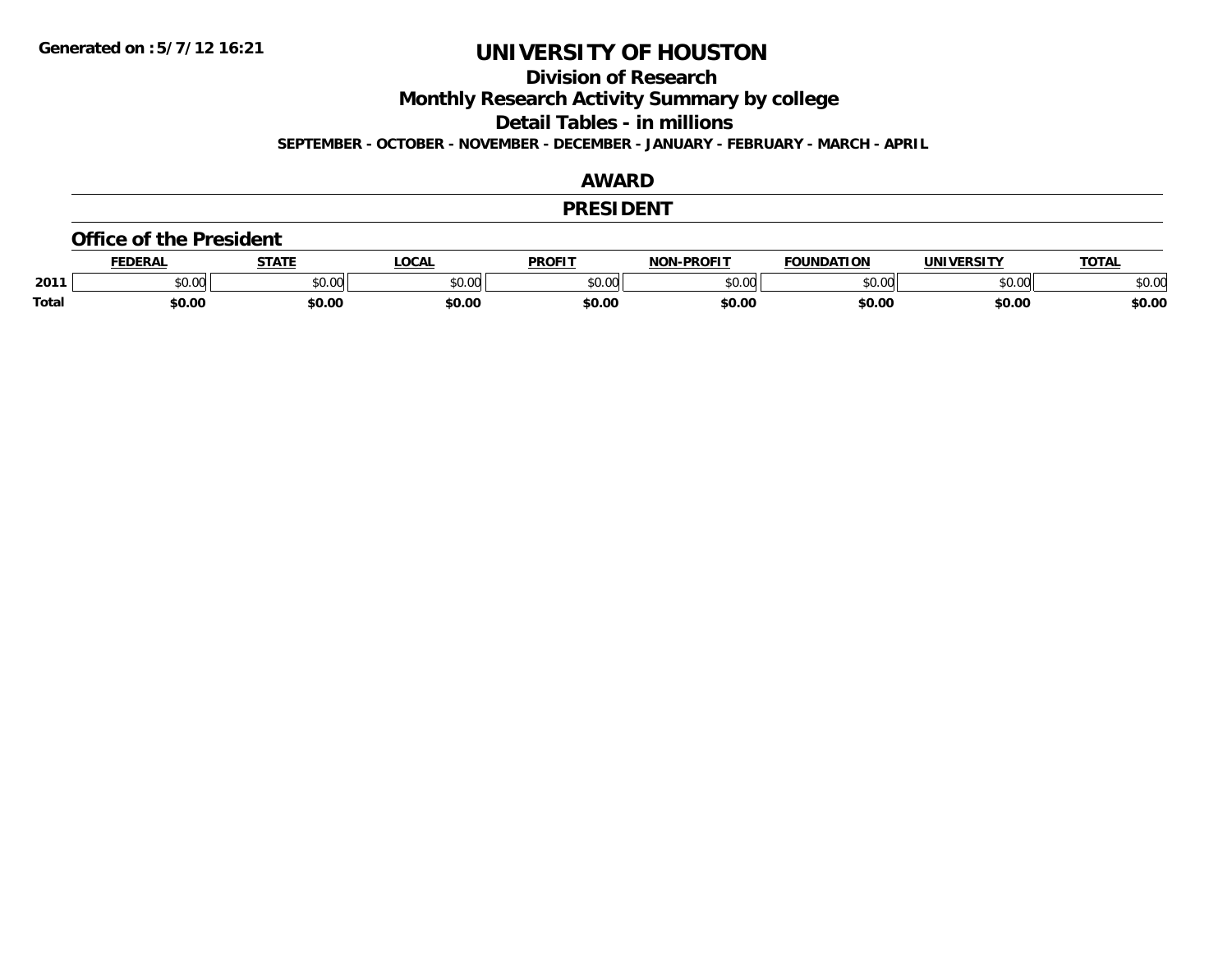Generated on :5/7/12 16:21

# UNIVERSITY OF HOUSTON

## Division of Research

## Monthly Research Activity Summary by college

## Detail Tables - in millions

**SEPTEMBER - OCTOBER - NOVEMBER - DECEMBER - JANUARY - FEBRUARY - MARCH - APRIL**

## AWARD

## PRESIDENT

### Office of the President

| | FEDERAL | STATE | LOCAL | PROFIT | NON-PROFIT | FOUNDATION | UNIVERSITY | TOTAL |
|---|---|---|---|---|---|---|---|---|
| 2011 | $0.00 | $0.00 | $0.00 | $0.00 | $0.00 | $0.00 | $0.00 | $0.00 |
| **Total** | **$0.00** | **$0.00** | **$0.00** | **$0.00** | **$0.00** | **$0.00** | **$0.00** | **$0.00** |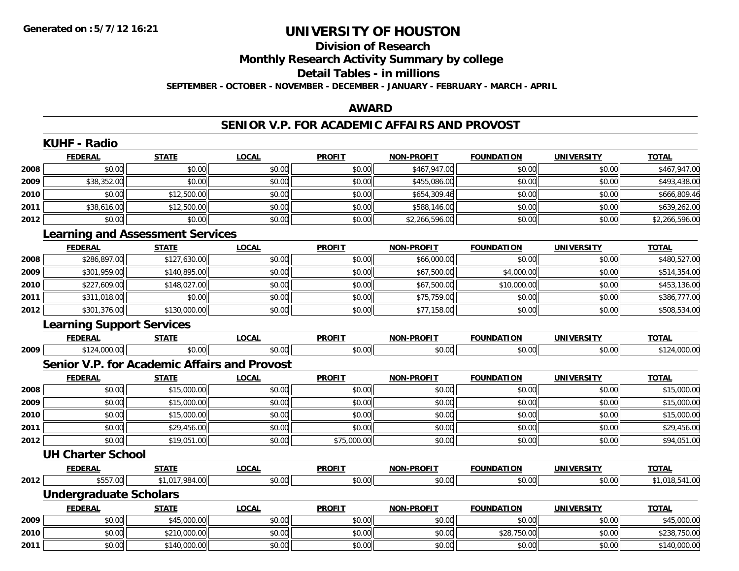Generated on :5/7/12 16:21

# UNIVERSITY OF HOUSTON

## Division of Research

## Monthly Research Activity Summary by college

## Detail Tables - in millions

SEPTEMBER - OCTOBER - NOVEMBER - DECEMBER - JANUARY - FEBRUARY - MARCH - APRIL

## AWARD

## SENIOR V.P. FOR ACADEMIC AFFAIRS AND PROVOST

### KUHF - Radio

| | FEDERAL | STATE | LOCAL | PROFIT | NON-PROFIT | FOUNDATION | UNIVERSITY | TOTAL |
|---|---|---|---|---|---|---|---|---|
| 2008 | $0.00 | $0.00 | $0.00 | $0.00 | $467,947.00 | $0.00 | $0.00 | $467,947.00 |
| 2009 | $38,352.00 | $0.00 | $0.00 | $0.00 | $455,086.00 | $0.00 | $0.00 | $493,438.00 |
| 2010 | $0.00 | $12,500.00 | $0.00 | $0.00 | $654,309.46 | $0.00 | $0.00 | $666,809.46 |
| 2011 | $38,616.00 | $12,500.00 | $0.00 | $0.00 | $588,146.00 | $0.00 | $0.00 | $639,262.00 |
| 2012 | $0.00 | $0.00 | $0.00 | $0.00 | $2,266,596.00 | $0.00 | $0.00 | $2,266,596.00 |

### Learning and Assessment Services

| | FEDERAL | STATE | LOCAL | PROFIT | NON-PROFIT | FOUNDATION | UNIVERSITY | TOTAL |
|---|---|---|---|---|---|---|---|---|
| 2008 | $286,897.00 | $127,630.00 | $0.00 | $0.00 | $66,000.00 | $0.00 | $0.00 | $480,527.00 |
| 2009 | $301,959.00 | $140,895.00 | $0.00 | $0.00 | $67,500.00 | $4,000.00 | $0.00 | $514,354.00 |
| 2010 | $227,609.00 | $148,027.00 | $0.00 | $0.00 | $67,500.00 | $10,000.00 | $0.00 | $453,136.00 |
| 2011 | $311,018.00 | $0.00 | $0.00 | $0.00 | $75,759.00 | $0.00 | $0.00 | $386,777.00 |
| 2012 | $301,376.00 | $130,000.00 | $0.00 | $0.00 | $77,158.00 | $0.00 | $0.00 | $508,534.00 |

### Learning Support Services

| | FEDERAL | STATE | LOCAL | PROFIT | NON-PROFIT | FOUNDATION | UNIVERSITY | TOTAL |
|---|---|---|---|---|---|---|---|---|
| 2009 | $124,000.00 | $0.00 | $0.00 | $0.00 | $0.00 | $0.00 | $0.00 | $124,000.00 |

### Senior V.P. for Academic Affairs and Provost

| | FEDERAL | STATE | LOCAL | PROFIT | NON-PROFIT | FOUNDATION | UNIVERSITY | TOTAL |
|---|---|---|---|---|---|---|---|---|
| 2008 | $0.00 | $15,000.00 | $0.00 | $0.00 | $0.00 | $0.00 | $0.00 | $15,000.00 |
| 2009 | $0.00 | $15,000.00 | $0.00 | $0.00 | $0.00 | $0.00 | $0.00 | $15,000.00 |
| 2010 | $0.00 | $15,000.00 | $0.00 | $0.00 | $0.00 | $0.00 | $0.00 | $15,000.00 |
| 2011 | $0.00 | $29,456.00 | $0.00 | $0.00 | $0.00 | $0.00 | $0.00 | $29,456.00 |
| 2012 | $0.00 | $19,051.00 | $0.00 | $75,000.00 | $0.00 | $0.00 | $0.00 | $94,051.00 |

### UH Charter School

| | FEDERAL | STATE | LOCAL | PROFIT | NON-PROFIT | FOUNDATION | UNIVERSITY | TOTAL |
|---|---|---|---|---|---|---|---|---|
| 2012 | $557.00 | $1,017,984.00 | $0.00 | $0.00 | $0.00 | $0.00 | $0.00 | $1,018,541.00 |

### Undergraduate Scholars

| | FEDERAL | STATE | LOCAL | PROFIT | NON-PROFIT | FOUNDATION | UNIVERSITY | TOTAL |
|---|---|---|---|---|---|---|---|---|
| 2009 | $0.00 | $45,000.00 | $0.00 | $0.00 | $0.00 | $0.00 | $0.00 | $45,000.00 |
| 2010 | $0.00 | $210,000.00 | $0.00 | $0.00 | $0.00 | $28,750.00 | $0.00 | $238,750.00 |
| 2011 | $0.00 | $140,000.00 | $0.00 | $0.00 | $0.00 | $0.00 | $0.00 | $140,000.00 |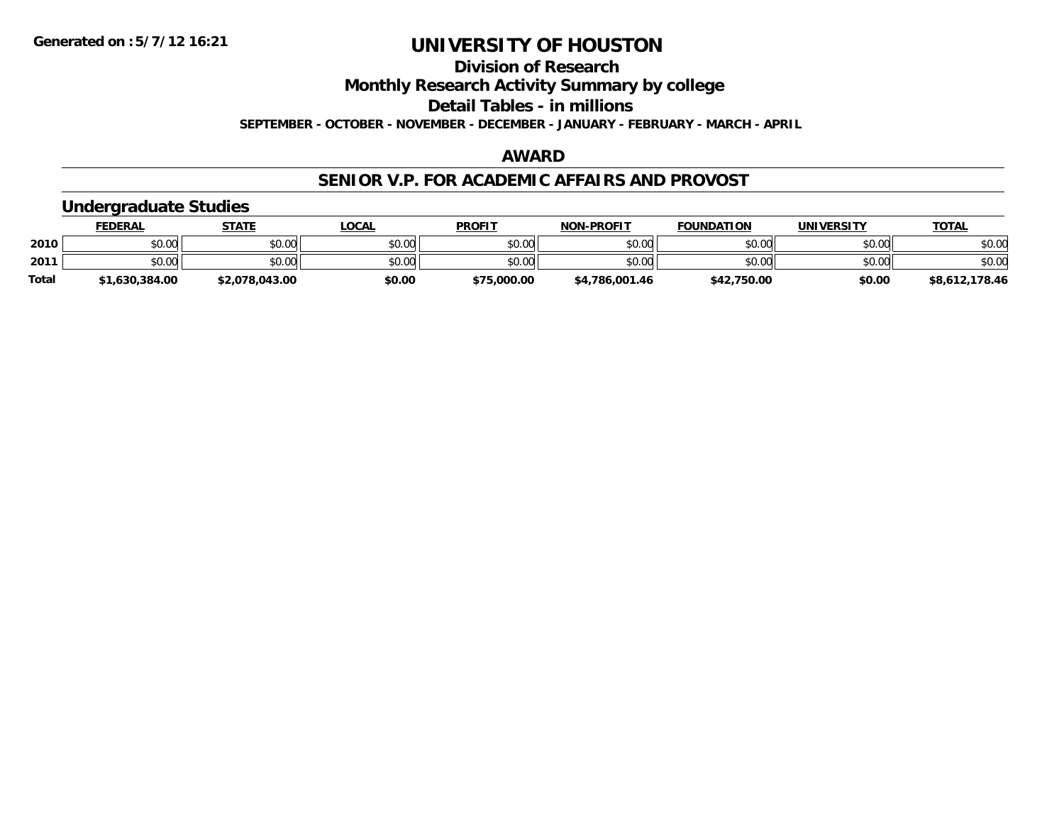Generated on :5/7/12 16:21

# UNIVERSITY OF HOUSTON

## Division of Research

## Monthly Research Activity Summary by college

## Detail Tables - in millions

**SEPTEMBER - OCTOBER - NOVEMBER - DECEMBER - JANUARY - FEBRUARY - MARCH - APRIL**

### AWARD

### SENIOR V.P. FOR ACADEMIC AFFAIRS AND PROVOST

### Undergraduate Studies

| | FEDERAL | STATE | LOCAL | PROFIT | NON-PROFIT | FOUNDATION | UNIVERSITY | TOTAL |
|---|---|---|---|---|---|---|---|---|
| 2010 | $0.00 | $0.00 | $0.00 | $0.00 | $0.00 | $0.00 | $0.00 | $0.00 |
| 2011 | $0.00 | $0.00 | $0.00 | $0.00 | $0.00 | $0.00 | $0.00 | $0.00 |
| Total | $1,630,384.00 | $2,078,043.00 | $0.00 | $75,000.00 | $4,786,001.46 | $42,750.00 | $0.00 | $8,612,178.46 |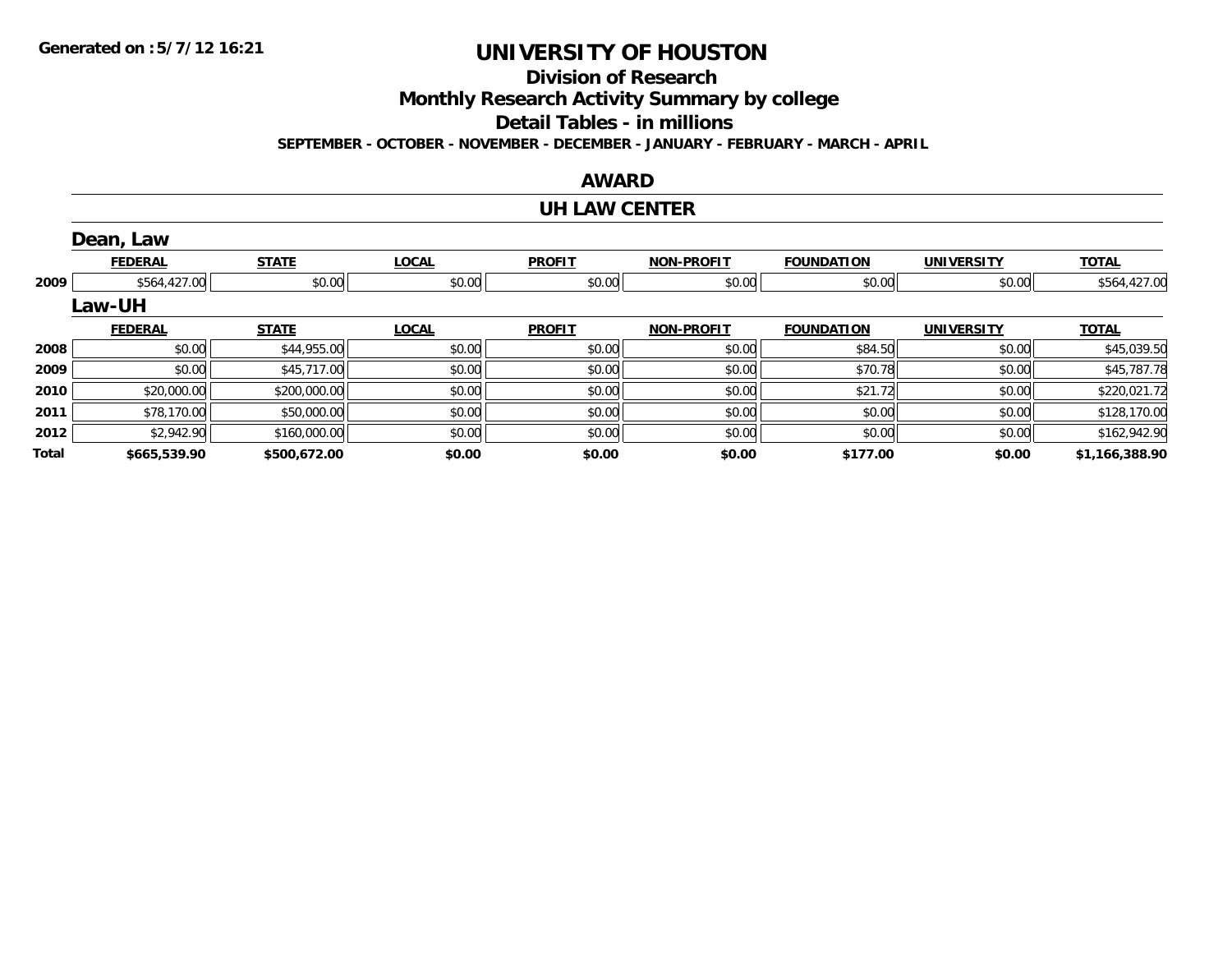**Generated on :5/7/12 16:21**

# UNIVERSITY OF HOUSTON

## Division of Research

## Monthly Research Activity Summary by college

## Detail Tables - in millions

**SEPTEMBER - OCTOBER - NOVEMBER - DECEMBER - JANUARY - FEBRUARY - MARCH - APRIL**

## AWARD

## UH LAW CENTER

### Dean, Law

| | FEDERAL | STATE | LOCAL | PROFIT | NON-PROFIT | FOUNDATION | UNIVERSITY | TOTAL |
|---|---|---|---|---|---|---|---|---|
| 2009 | $564,427.00 | $0.00 | $0.00 | $0.00 | $0.00 | $0.00 | $0.00 | $564,427.00 |

### Law-UH

| | FEDERAL | STATE | LOCAL | PROFIT | NON-PROFIT | FOUNDATION | UNIVERSITY | TOTAL |
|---|---|---|---|---|---|---|---|---|
| 2008 | $0.00 | $44,955.00 | $0.00 | $0.00 | $0.00 | $84.50 | $0.00 | $45,039.50 |
| 2009 | $0.00 | $45,717.00 | $0.00 | $0.00 | $0.00 | $70.78 | $0.00 | $45,787.78 |
| 2010 | $20,000.00 | $200,000.00 | $0.00 | $0.00 | $0.00 | $21.72 | $0.00 | $220,021.72 |
| 2011 | $78,170.00 | $50,000.00 | $0.00 | $0.00 | $0.00 | $0.00 | $0.00 | $128,170.00 |
| 2012 | $2,942.90 | $160,000.00 | $0.00 | $0.00 | $0.00 | $0.00 | $0.00 | $162,942.90 |
| **Total** | **$665,539.90** | **$500,672.00** | **$0.00** | **$0.00** | **$0.00** | **$177.00** | **$0.00** | **$1,166,388.90** |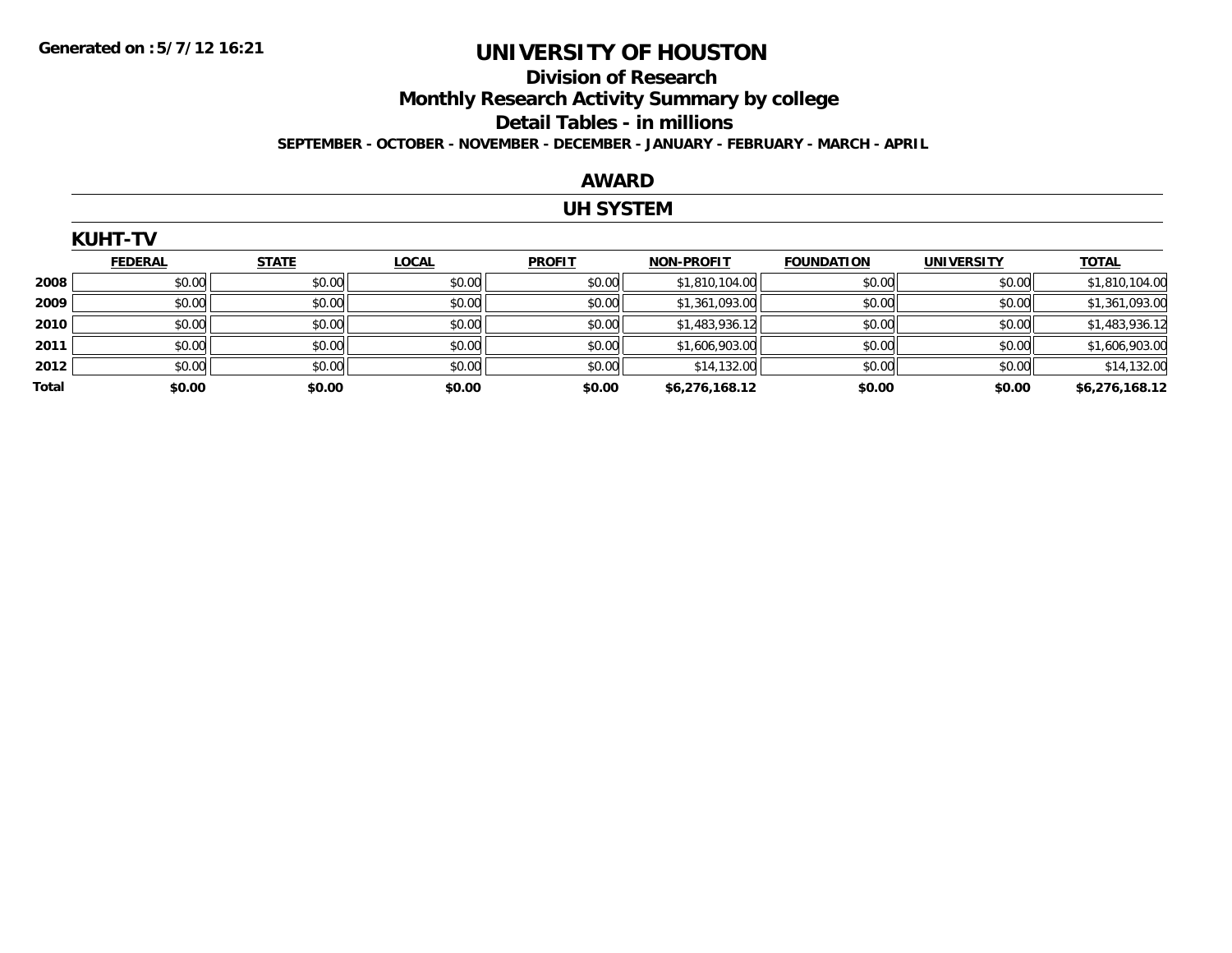Generated on :5/7/12 16:21

# UNIVERSITY OF HOUSTON

## Division of Research

## Monthly Research Activity Summary by college

## Detail Tables - in millions

**SEPTEMBER - OCTOBER - NOVEMBER - DECEMBER - JANUARY - FEBRUARY - MARCH - APRIL**

## AWARD

## UH SYSTEM

### KUHT-TV

| | FEDERAL | STATE | LOCAL | PROFIT | NON-PROFIT | FOUNDATION | UNIVERSITY | TOTAL |
|---|---|---|---|---|---|---|---|---|
| 2008 | $0.00 | $0.00 | $0.00 | $0.00 | $1,810,104.00 | $0.00 | $0.00 | $1,810,104.00 |
| 2009 | $0.00 | $0.00 | $0.00 | $0.00 | $1,361,093.00 | $0.00 | $0.00 | $1,361,093.00 |
| 2010 | $0.00 | $0.00 | $0.00 | $0.00 | $1,483,936.12 | $0.00 | $0.00 | $1,483,936.12 |
| 2011 | $0.00 | $0.00 | $0.00 | $0.00 | $1,606,903.00 | $0.00 | $0.00 | $1,606,903.00 |
| 2012 | $0.00 | $0.00 | $0.00 | $0.00 | $14,132.00 | $0.00 | $0.00 | $14,132.00 |
| **Total** | **$0.00** | **$0.00** | **$0.00** | **$0.00** | **$6,276,168.12** | **$0.00** | **$0.00** | **$6,276,168.12** |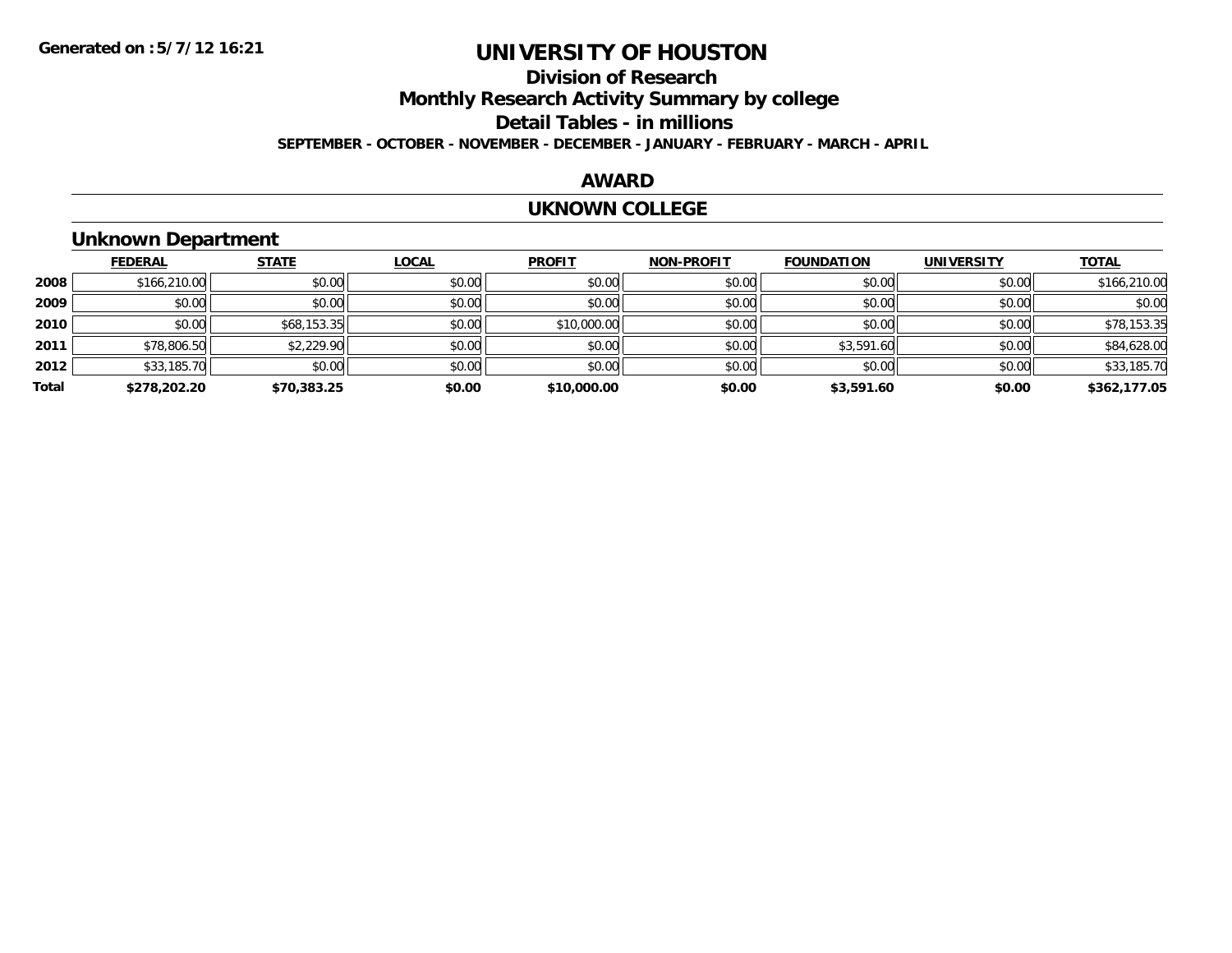Generated on :5/7/12 16:21

# UNIVERSITY OF HOUSTON

## Division of Research

## Monthly Research Activity Summary by college

## Detail Tables - in millions

**SEPTEMBER - OCTOBER - NOVEMBER - DECEMBER - JANUARY - FEBRUARY - MARCH - APRIL**

### AWARD

### UKNOWN COLLEGE

### Unknown Department

| | FEDERAL | STATE | LOCAL | PROFIT | NON-PROFIT | FOUNDATION | UNIVERSITY | TOTAL |
|---|---|---|---|---|---|---|---|---|
| 2008 | $166,210.00 | $0.00 | $0.00 | $0.00 | $0.00 | $0.00 | $0.00 | $166,210.00 |
| 2009 | $0.00 | $0.00 | $0.00 | $0.00 | $0.00 | $0.00 | $0.00 | $0.00 |
| 2010 | $0.00 | $68,153.35 | $0.00 | $10,000.00 | $0.00 | $0.00 | $0.00 | $78,153.35 |
| 2011 | $78,806.50 | $2,229.90 | $0.00 | $0.00 | $0.00 | $3,591.60 | $0.00 | $84,628.00 |
| 2012 | $33,185.70 | $0.00 | $0.00 | $0.00 | $0.00 | $0.00 | $0.00 | $33,185.70 |
| **Total** | **$278,202.20** | **$70,383.25** | **$0.00** | **$10,000.00** | **$0.00** | **$3,591.60** | **$0.00** | **$362,177.05** |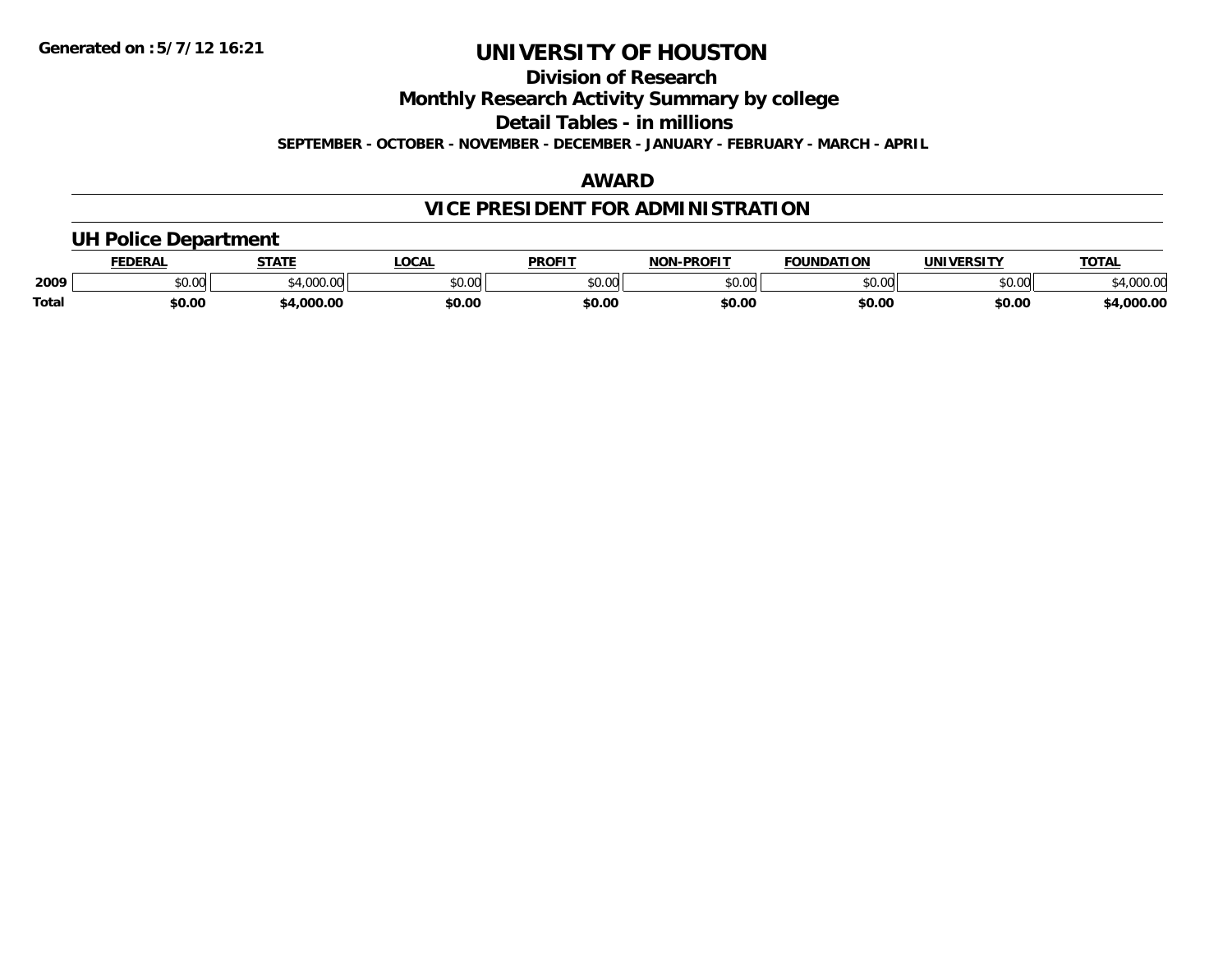Generated on :5/7/12 16:21

# UNIVERSITY OF HOUSTON

## Division of Research

## Monthly Research Activity Summary by college

## Detail Tables - in millions

**SEPTEMBER - OCTOBER - NOVEMBER - DECEMBER - JANUARY - FEBRUARY - MARCH - APRIL**

## AWARD

## VICE PRESIDENT FOR ADMINISTRATION

### UH Police Department

| | FEDERAL | STATE | LOCAL | PROFIT | NON-PROFIT | FOUNDATION | UNIVERSITY | TOTAL |
|---|---|---|---|---|---|---|---|---|
| 2009 | $0.00 | $4,000.00 | $0.00 | $0.00 | $0.00 | $0.00 | $0.00 | $4,000.00 |
| **Total** | **$0.00** | **$4,000.00** | **$0.00** | **$0.00** | **$0.00** | **$0.00** | **$0.00** | **$4,000.00** |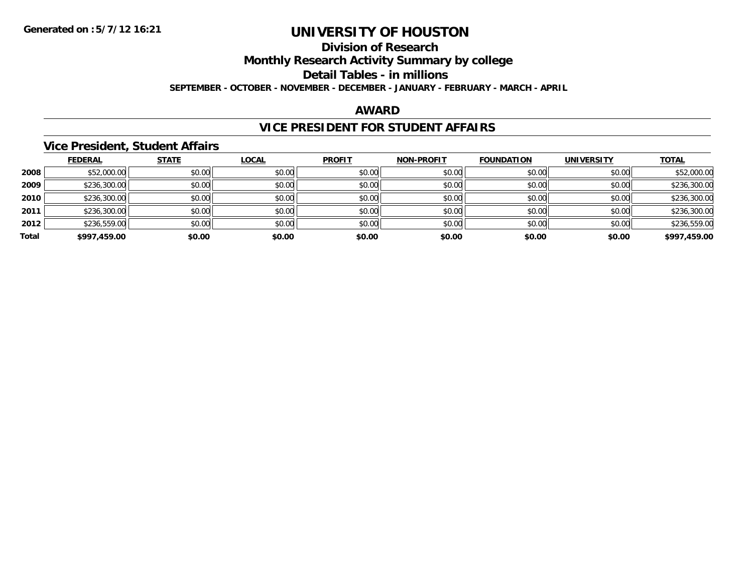Generated on :5/7/12 16:21

# UNIVERSITY OF HOUSTON

## Division of Research

## Monthly Research Activity Summary by college

## Detail Tables - in millions

**SEPTEMBER - OCTOBER - NOVEMBER - DECEMBER - JANUARY - FEBRUARY - MARCH - APRIL**

## AWARD

## VICE PRESIDENT FOR STUDENT AFFAIRS

### Vice President, Student Affairs

| | FEDERAL | STATE | LOCAL | PROFIT | NON-PROFIT | FOUNDATION | UNIVERSITY | TOTAL |
|---|---|---|---|---|---|---|---|---|
| 2008 | $52,000.00 | $0.00 | $0.00 | $0.00 | $0.00 | $0.00 | $0.00 | $52,000.00 |
| 2009 | $236,300.00 | $0.00 | $0.00 | $0.00 | $0.00 | $0.00 | $0.00 | $236,300.00 |
| 2010 | $236,300.00 | $0.00 | $0.00 | $0.00 | $0.00 | $0.00 | $0.00 | $236,300.00 |
| 2011 | $236,300.00 | $0.00 | $0.00 | $0.00 | $0.00 | $0.00 | $0.00 | $236,300.00 |
| 2012 | $236,559.00 | $0.00 | $0.00 | $0.00 | $0.00 | $0.00 | $0.00 | $236,559.00 |
| **Total** | **$997,459.00** | **$0.00** | **$0.00** | **$0.00** | **$0.00** | **$0.00** | **$0.00** | **$997,459.00** |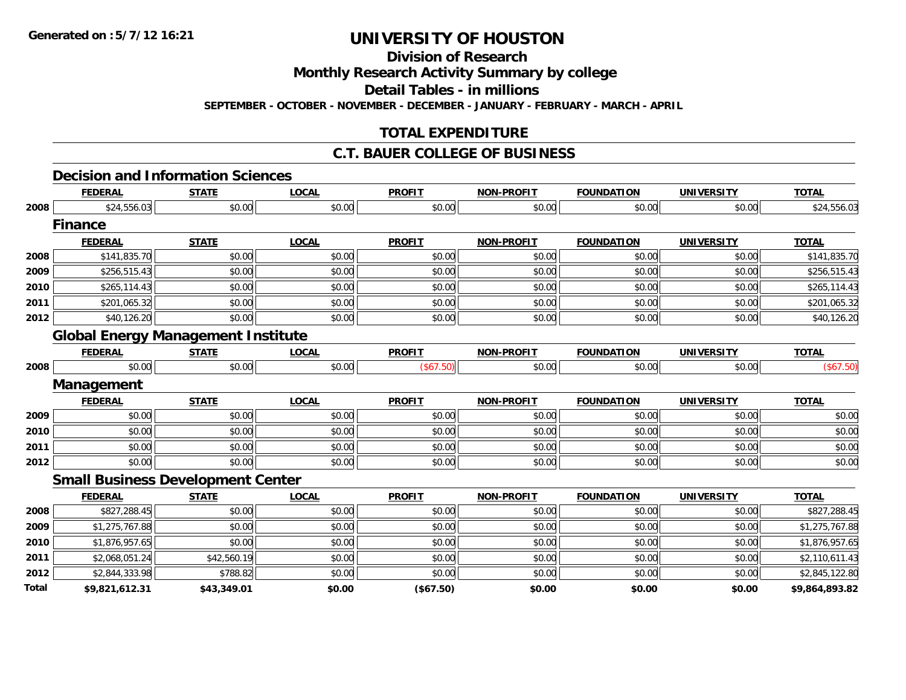Generated on :5/7/12 16:21

# UNIVERSITY OF HOUSTON

## Division of Research

## Monthly Research Activity Summary by college

## Detail Tables - in millions

SEPTEMBER - OCTOBER - NOVEMBER - DECEMBER - JANUARY - FEBRUARY - MARCH - APRIL

## TOTAL EXPENDITURE

## C.T. BAUER COLLEGE OF BUSINESS

### Decision and Information Sciences

| | FEDERAL | STATE | LOCAL | PROFIT | NON-PROFIT | FOUNDATION | UNIVERSITY | TOTAL |
|---|---|---|---|---|---|---|---|---|
| 2008 | $24,556.03 | $0.00 | $0.00 | $0.00 | $0.00 | $0.00 | $0.00 | $24,556.03 |

### Finance

| | FEDERAL | STATE | LOCAL | PROFIT | NON-PROFIT | FOUNDATION | UNIVERSITY | TOTAL |
|---|---|---|---|---|---|---|---|---|
| 2008 | $141,835.70 | $0.00 | $0.00 | $0.00 | $0.00 | $0.00 | $0.00 | $141,835.70 |
| 2009 | $256,515.43 | $0.00 | $0.00 | $0.00 | $0.00 | $0.00 | $0.00 | $256,515.43 |
| 2010 | $265,114.43 | $0.00 | $0.00 | $0.00 | $0.00 | $0.00 | $0.00 | $265,114.43 |
| 2011 | $201,065.32 | $0.00 | $0.00 | $0.00 | $0.00 | $0.00 | $0.00 | $201,065.32 |
| 2012 | $40,126.20 | $0.00 | $0.00 | $0.00 | $0.00 | $0.00 | $0.00 | $40,126.20 |

### Global Energy Management Institute

| | FEDERAL | STATE | LOCAL | PROFIT | NON-PROFIT | FOUNDATION | UNIVERSITY | TOTAL |
|---|---|---|---|---|---|---|---|---|
| 2008 | $0.00 | $0.00 | $0.00 | ($67.50) | $0.00 | $0.00 | $0.00 | ($67.50) |

### Management

| | FEDERAL | STATE | LOCAL | PROFIT | NON-PROFIT | FOUNDATION | UNIVERSITY | TOTAL |
|---|---|---|---|---|---|---|---|---|
| 2009 | $0.00 | $0.00 | $0.00 | $0.00 | $0.00 | $0.00 | $0.00 | $0.00 |
| 2010 | $0.00 | $0.00 | $0.00 | $0.00 | $0.00 | $0.00 | $0.00 | $0.00 |
| 2011 | $0.00 | $0.00 | $0.00 | $0.00 | $0.00 | $0.00 | $0.00 | $0.00 |
| 2012 | $0.00 | $0.00 | $0.00 | $0.00 | $0.00 | $0.00 | $0.00 | $0.00 |

### Small Business Development Center

| | FEDERAL | STATE | LOCAL | PROFIT | NON-PROFIT | FOUNDATION | UNIVERSITY | TOTAL |
|---|---|---|---|---|---|---|---|---|
| 2008 | $827,288.45 | $0.00 | $0.00 | $0.00 | $0.00 | $0.00 | $0.00 | $827,288.45 |
| 2009 | $1,275,767.88 | $0.00 | $0.00 | $0.00 | $0.00 | $0.00 | $0.00 | $1,275,767.88 |
| 2010 | $1,876,957.65 | $0.00 | $0.00 | $0.00 | $0.00 | $0.00 | $0.00 | $1,876,957.65 |
| 2011 | $2,068,051.24 | $42,560.19 | $0.00 | $0.00 | $0.00 | $0.00 | $0.00 | $2,110,611.43 |
| 2012 | $2,844,333.98 | $788.82 | $0.00 | $0.00 | $0.00 | $0.00 | $0.00 | $2,845,122.80 |
| **Total** | **$9,821,612.31** | **$43,349.01** | **$0.00** | **($67.50)** | **$0.00** | **$0.00** | **$0.00** | **$9,864,893.82** |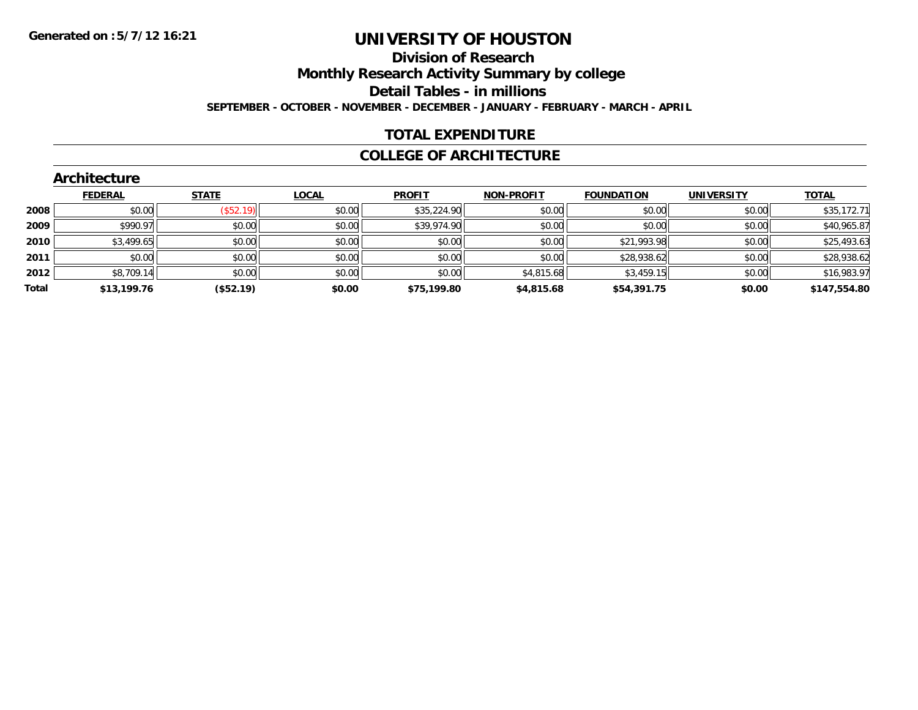Generated on :5/7/12 16:21

# UNIVERSITY OF HOUSTON

## Division of Research

## Monthly Research Activity Summary by college

## Detail Tables - in millions

**SEPTEMBER - OCTOBER - NOVEMBER - DECEMBER - JANUARY - FEBRUARY - MARCH - APRIL**

## TOTAL EXPENDITURE

## COLLEGE OF ARCHITECTURE

### Architecture

| | FEDERAL | STATE | LOCAL | PROFIT | NON-PROFIT | FOUNDATION | UNIVERSITY | TOTAL |
|---|---|---|---|---|---|---|---|---|
| 2008 | $0.00 | ($52.19) | $0.00 | $35,224.90 | $0.00 | $0.00 | $0.00 | $35,172.71 |
| 2009 | $990.97 | $0.00 | $0.00 | $39,974.90 | $0.00 | $0.00 | $0.00 | $40,965.87 |
| 2010 | $3,499.65 | $0.00 | $0.00 | $0.00 | $0.00 | $21,993.98 | $0.00 | $25,493.63 |
| 2011 | $0.00 | $0.00 | $0.00 | $0.00 | $0.00 | $28,938.62 | $0.00 | $28,938.62 |
| 2012 | $8,709.14 | $0.00 | $0.00 | $0.00 | $4,815.68 | $3,459.15 | $0.00 | $16,983.97 |
| **Total** | **$13,199.76** | **($52.19)** | **$0.00** | **$75,199.80** | **$4,815.68** | **$54,391.75** | **$0.00** | **$147,554.80** |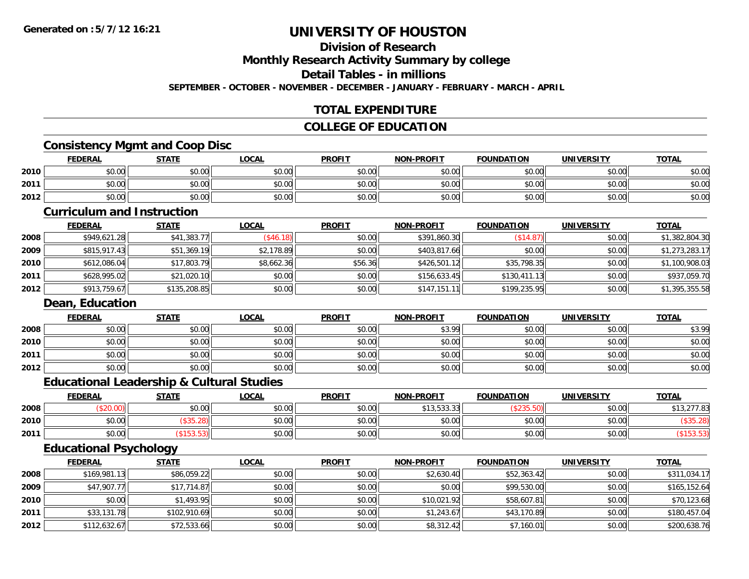# UNIVERSITY OF HOUSTON

## Division of Research

## Monthly Research Activity Summary by college

## Detail Tables - in millions

**SEPTEMBER - OCTOBER - NOVEMBER - DECEMBER - JANUARY - FEBRUARY - MARCH - APRIL**

## TOTAL EXPENDITURE

## COLLEGE OF EDUCATION

### Consistency Mgmt and Coop Disc

| | FEDERAL | STATE | LOCAL | PROFIT | NON-PROFIT | FOUNDATION | UNIVERSITY | TOTAL |
|---|---|---|---|---|---|---|---|---|
| 2010 | $0.00 | $0.00 | $0.00 | $0.00 | $0.00 | $0.00 | $0.00 | $0.00 |
| 2011 | $0.00 | $0.00 | $0.00 | $0.00 | $0.00 | $0.00 | $0.00 | $0.00 |
| 2012 | $0.00 | $0.00 | $0.00 | $0.00 | $0.00 | $0.00 | $0.00 | $0.00 |

### Curriculum and Instruction

| | FEDERAL | STATE | LOCAL | PROFIT | NON-PROFIT | FOUNDATION | UNIVERSITY | TOTAL |
|---|---|---|---|---|---|---|---|---|
| 2008 | $949,621.28 | $41,383.77 | ($46.18) | $0.00 | $391,860.30 | ($14.87) | $0.00 | $1,382,804.30 |
| 2009 | $815,917.43 | $51,369.19 | $2,178.89 | $0.00 | $403,817.66 | $0.00 | $0.00 | $1,273,283.17 |
| 2010 | $612,086.04 | $17,803.79 | $8,662.36 | $56.36 | $426,501.12 | $35,798.35 | $0.00 | $1,100,908.03 |
| 2011 | $628,995.02 | $21,020.10 | $0.00 | $0.00 | $156,633.45 | $130,411.13 | $0.00 | $937,059.70 |
| 2012 | $913,759.67 | $135,208.85 | $0.00 | $0.00 | $147,151.11 | $199,235.95 | $0.00 | $1,395,355.58 |

### Dean, Education

| | FEDERAL | STATE | LOCAL | PROFIT | NON-PROFIT | FOUNDATION | UNIVERSITY | TOTAL |
|---|---|---|---|---|---|---|---|---|
| 2008 | $0.00 | $0.00 | $0.00 | $0.00 | $3.99 | $0.00 | $0.00 | $3.99 |
| 2010 | $0.00 | $0.00 | $0.00 | $0.00 | $0.00 | $0.00 | $0.00 | $0.00 |
| 2011 | $0.00 | $0.00 | $0.00 | $0.00 | $0.00 | $0.00 | $0.00 | $0.00 |
| 2012 | $0.00 | $0.00 | $0.00 | $0.00 | $0.00 | $0.00 | $0.00 | $0.00 |

### Educational Leadership & Cultural Studies

| | FEDERAL | STATE | LOCAL | PROFIT | NON-PROFIT | FOUNDATION | UNIVERSITY | TOTAL |
|---|---|---|---|---|---|---|---|---|
| 2008 | ($20.00) | $0.00 | $0.00 | $0.00 | $13,533.33 | ($235.50) | $0.00 | $13,277.83 |
| 2010 | $0.00 | ($35.28) | $0.00 | $0.00 | $0.00 | $0.00 | $0.00 | ($35.28) |
| 2011 | $0.00 | ($153.53) | $0.00 | $0.00 | $0.00 | $0.00 | $0.00 | ($153.53) |

### Educational Psychology

| | FEDERAL | STATE | LOCAL | PROFIT | NON-PROFIT | FOUNDATION | UNIVERSITY | TOTAL |
|---|---|---|---|---|---|---|---|---|
| 2008 | $169,981.13 | $86,059.22 | $0.00 | $0.00 | $2,630.40 | $52,363.42 | $0.00 | $311,034.17 |
| 2009 | $47,907.77 | $17,714.87 | $0.00 | $0.00 | $0.00 | $99,530.00 | $0.00 | $165,152.64 |
| 2010 | $0.00 | $1,493.95 | $0.00 | $0.00 | $10,021.92 | $58,607.81 | $0.00 | $70,123.68 |
| 2011 | $33,131.78 | $102,910.69 | $0.00 | $0.00 | $1,243.67 | $43,170.89 | $0.00 | $180,457.04 |
| 2012 | $112,632.67 | $72,533.66 | $0.00 | $0.00 | $8,312.42 | $7,160.01 | $0.00 | $200,638.76 |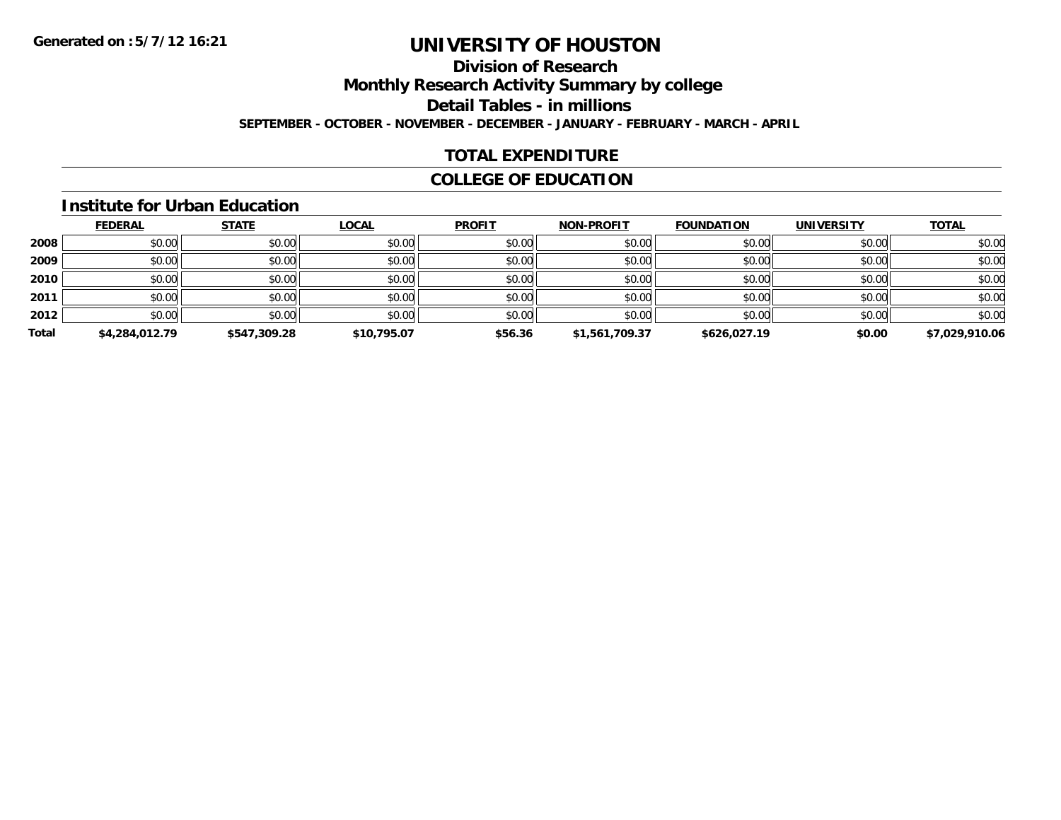**Generated on :5/7/12 16:21**

# UNIVERSITY OF HOUSTON

## Division of Research

## Monthly Research Activity Summary by college

## Detail Tables - in millions

**SEPTEMBER - OCTOBER - NOVEMBER - DECEMBER - JANUARY - FEBRUARY - MARCH - APRIL**

## TOTAL EXPENDITURE

## COLLEGE OF EDUCATION

### Institute for Urban Education

| | FEDERAL | STATE | LOCAL | PROFIT | NON-PROFIT | FOUNDATION | UNIVERSITY | TOTAL |
|---|---|---|---|---|---|---|---|---|
| **2008** | $0.00 | $0.00 | $0.00 | $0.00 | $0.00 | $0.00 | $0.00 | $0.00 |
| **2009** | $0.00 | $0.00 | $0.00 | $0.00 | $0.00 | $0.00 | $0.00 | $0.00 |
| **2010** | $0.00 | $0.00 | $0.00 | $0.00 | $0.00 | $0.00 | $0.00 | $0.00 |
| **2011** | $0.00 | $0.00 | $0.00 | $0.00 | $0.00 | $0.00 | $0.00 | $0.00 |
| **2012** | $0.00 | $0.00 | $0.00 | $0.00 | $0.00 | $0.00 | $0.00 | $0.00 |
| **Total** | **$4,284,012.79** | **$547,309.28** | **$10,795.07** | **$56.36** | **$1,561,709.37** | **$626,027.19** | **$0.00** | **$7,029,910.06** |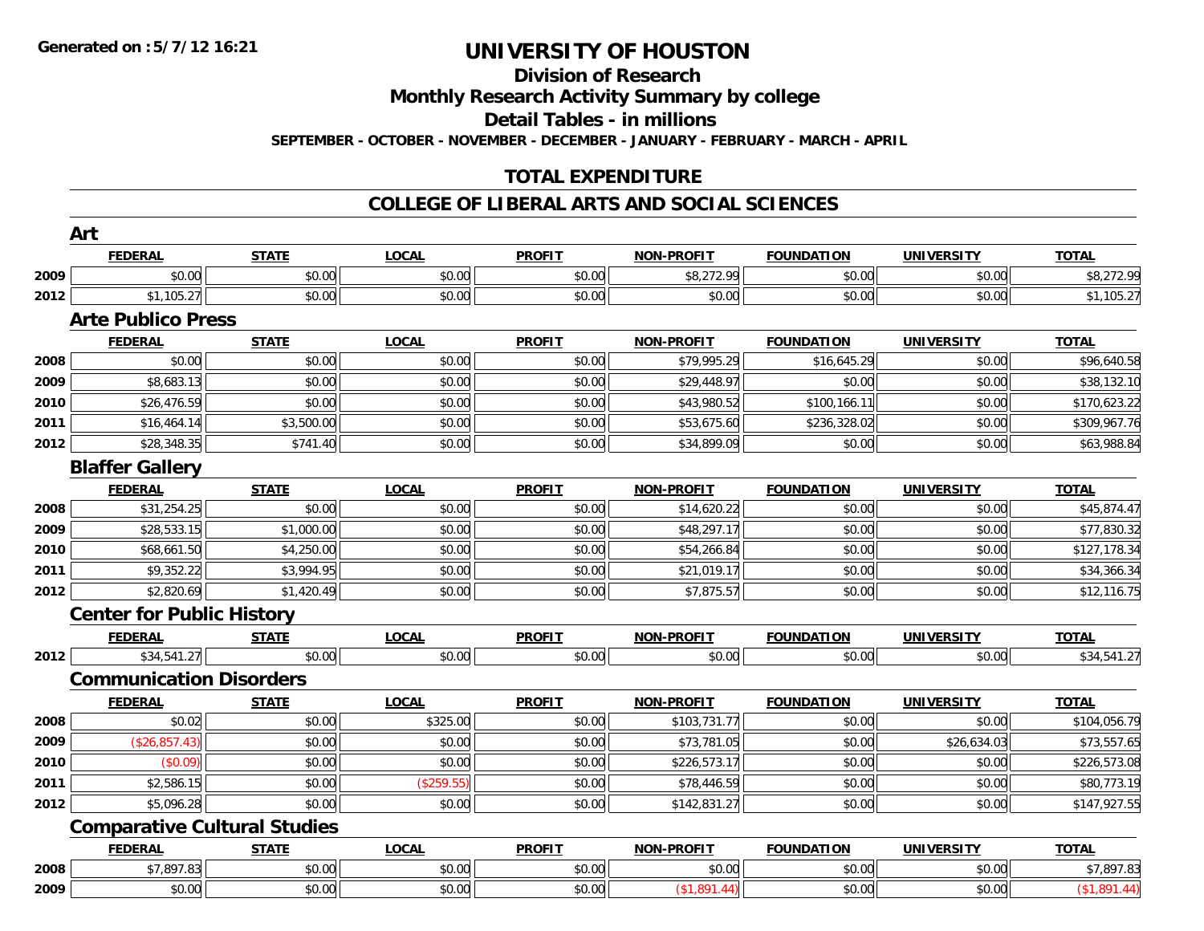Generated on :5/7/12 16:21

# UNIVERSITY OF HOUSTON

## Division of Research

## Monthly Research Activity Summary by college

## Detail Tables - in millions

SEPTEMBER - OCTOBER - NOVEMBER - DECEMBER - JANUARY - FEBRUARY - MARCH - APRIL

## TOTAL EXPENDITURE

## COLLEGE OF LIBERAL ARTS AND SOCIAL SCIENCES

### Art

| | FEDERAL | STATE | LOCAL | PROFIT | NON-PROFIT | FOUNDATION | UNIVERSITY | TOTAL |
|---|---|---|---|---|---|---|---|---|
| 2009 | $0.00 | $0.00 | $0.00 | $0.00 | $8,272.99 | $0.00 | $0.00 | $8,272.99 |
| 2012 | $1,105.27 | $0.00 | $0.00 | $0.00 | $0.00 | $0.00 | $0.00 | $1,105.27 |

### Arte Publico Press

| | FEDERAL | STATE | LOCAL | PROFIT | NON-PROFIT | FOUNDATION | UNIVERSITY | TOTAL |
|---|---|---|---|---|---|---|---|---|
| 2008 | $0.00 | $0.00 | $0.00 | $0.00 | $79,995.29 | $16,645.29 | $0.00 | $96,640.58 |
| 2009 | $8,683.13 | $0.00 | $0.00 | $0.00 | $29,448.97 | $0.00 | $0.00 | $38,132.10 |
| 2010 | $26,476.59 | $0.00 | $0.00 | $0.00 | $43,980.52 | $100,166.11 | $0.00 | $170,623.22 |
| 2011 | $16,464.14 | $3,500.00 | $0.00 | $0.00 | $53,675.60 | $236,328.02 | $0.00 | $309,967.76 |
| 2012 | $28,348.35 | $741.40 | $0.00 | $0.00 | $34,899.09 | $0.00 | $0.00 | $63,988.84 |

### Blaffer Gallery

| | FEDERAL | STATE | LOCAL | PROFIT | NON-PROFIT | FOUNDATION | UNIVERSITY | TOTAL |
|---|---|---|---|---|---|---|---|---|
| 2008 | $31,254.25 | $0.00 | $0.00 | $0.00 | $14,620.22 | $0.00 | $0.00 | $45,874.47 |
| 2009 | $28,533.15 | $1,000.00 | $0.00 | $0.00 | $48,297.17 | $0.00 | $0.00 | $77,830.32 |
| 2010 | $68,661.50 | $4,250.00 | $0.00 | $0.00 | $54,266.84 | $0.00 | $0.00 | $127,178.34 |
| 2011 | $9,352.22 | $3,994.95 | $0.00 | $0.00 | $21,019.17 | $0.00 | $0.00 | $34,366.34 |
| 2012 | $2,820.69 | $1,420.49 | $0.00 | $0.00 | $7,875.57 | $0.00 | $0.00 | $12,116.75 |

### Center for Public History

| | FEDERAL | STATE | LOCAL | PROFIT | NON-PROFIT | FOUNDATION | UNIVERSITY | TOTAL |
|---|---|---|---|---|---|---|---|---|
| 2012 | $34,541.27 | $0.00 | $0.00 | $0.00 | $0.00 | $0.00 | $0.00 | $34,541.27 |

### Communication Disorders

| | FEDERAL | STATE | LOCAL | PROFIT | NON-PROFIT | FOUNDATION | UNIVERSITY | TOTAL |
|---|---|---|---|---|---|---|---|---|
| 2008 | $0.02 | $0.00 | $325.00 | $0.00 | $103,731.77 | $0.00 | $0.00 | $104,056.79 |
| 2009 | ($26,857.43) | $0.00 | $0.00 | $0.00 | $73,781.05 | $0.00 | $26,634.03 | $73,557.65 |
| 2010 | ($0.09) | $0.00 | $0.00 | $0.00 | $226,573.17 | $0.00 | $0.00 | $226,573.08 |
| 2011 | $2,586.15 | $0.00 | ($259.55) | $0.00 | $78,446.59 | $0.00 | $0.00 | $80,773.19 |
| 2012 | $5,096.28 | $0.00 | $0.00 | $0.00 | $142,831.27 | $0.00 | $0.00 | $147,927.55 |

### Comparative Cultural Studies

| | FEDERAL | STATE | LOCAL | PROFIT | NON-PROFIT | FOUNDATION | UNIVERSITY | TOTAL |
|---|---|---|---|---|---|---|---|---|
| 2008 | $7,897.83 | $0.00 | $0.00 | $0.00 | $0.00 | $0.00 | $0.00 | $7,897.83 |
| 2009 | $0.00 | $0.00 | $0.00 | $0.00 | ($1,891.44) | $0.00 | $0.00 | ($1,891.44) |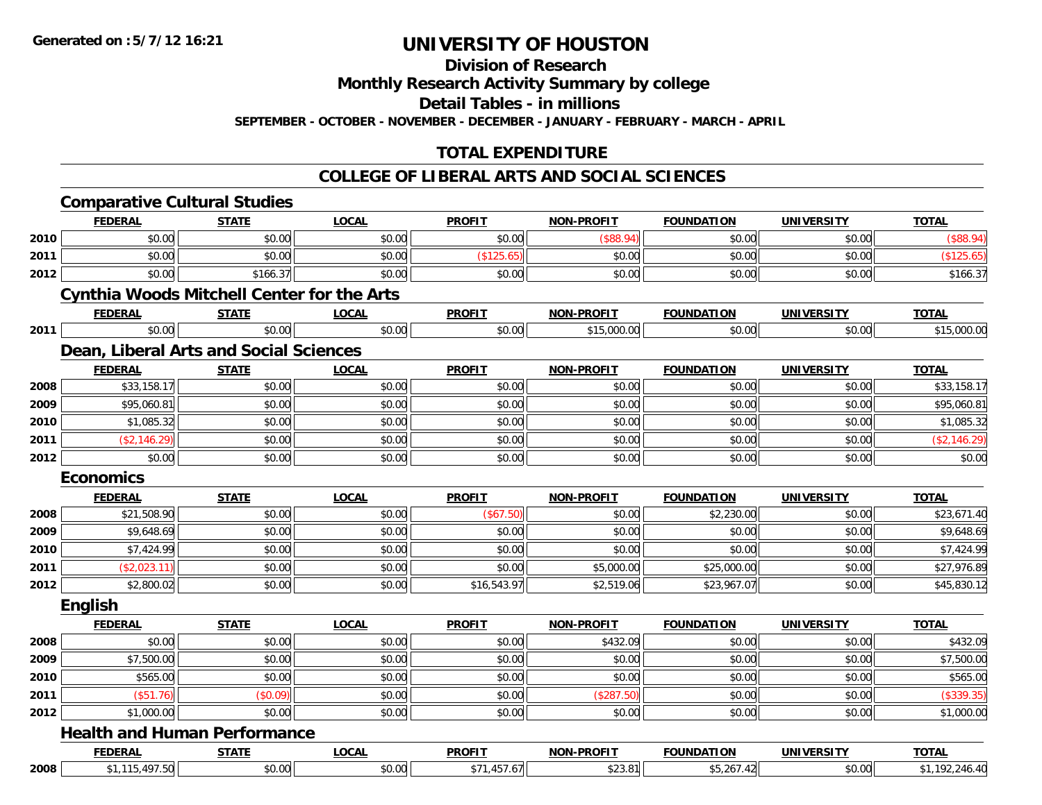**Generated on :5/7/12 16:21**

# UNIVERSITY OF HOUSTON

## Division of Research

## Monthly Research Activity Summary by college

## Detail Tables - in millions

**SEPTEMBER - OCTOBER - NOVEMBER - DECEMBER - JANUARY - FEBRUARY - MARCH - APRIL**

## TOTAL EXPENDITURE

## COLLEGE OF LIBERAL ARTS AND SOCIAL SCIENCES

### Comparative Cultural Studies

| | FEDERAL | STATE | LOCAL | PROFIT | NON-PROFIT | FOUNDATION | UNIVERSITY | TOTAL |
|---|---|---|---|---|---|---|---|---|
| 2010 | $0.00 | $0.00 | $0.00 | $0.00 | ($88.94) | $0.00 | $0.00 | ($88.94) |
| 2011 | $0.00 | $0.00 | $0.00 | ($125.65) | $0.00 | $0.00 | $0.00 | ($125.65) |
| 2012 | $0.00 | $166.37 | $0.00 | $0.00 | $0.00 | $0.00 | $0.00 | $166.37 |

### Cynthia Woods Mitchell Center for the Arts

| | FEDERAL | STATE | LOCAL | PROFIT | NON-PROFIT | FOUNDATION | UNIVERSITY | TOTAL |
|---|---|---|---|---|---|---|---|---|
| 2011 | $0.00 | $0.00 | $0.00 | $0.00 | $15,000.00 | $0.00 | $0.00 | $15,000.00 |

### Dean, Liberal Arts and Social Sciences

| | FEDERAL | STATE | LOCAL | PROFIT | NON-PROFIT | FOUNDATION | UNIVERSITY | TOTAL |
|---|---|---|---|---|---|---|---|---|
| 2008 | $33,158.17 | $0.00 | $0.00 | $0.00 | $0.00 | $0.00 | $0.00 | $33,158.17 |
| 2009 | $95,060.81 | $0.00 | $0.00 | $0.00 | $0.00 | $0.00 | $0.00 | $95,060.81 |
| 2010 | $1,085.32 | $0.00 | $0.00 | $0.00 | $0.00 | $0.00 | $0.00 | $1,085.32 |
| 2011 | ($2,146.29) | $0.00 | $0.00 | $0.00 | $0.00 | $0.00 | $0.00 | ($2,146.29) |
| 2012 | $0.00 | $0.00 | $0.00 | $0.00 | $0.00 | $0.00 | $0.00 | $0.00 |

### Economics

| | FEDERAL | STATE | LOCAL | PROFIT | NON-PROFIT | FOUNDATION | UNIVERSITY | TOTAL |
|---|---|---|---|---|---|---|---|---|
| 2008 | $21,508.90 | $0.00 | $0.00 | ($67.50) | $0.00 | $2,230.00 | $0.00 | $23,671.40 |
| 2009 | $9,648.69 | $0.00 | $0.00 | $0.00 | $0.00 | $0.00 | $0.00 | $9,648.69 |
| 2010 | $7,424.99 | $0.00 | $0.00 | $0.00 | $0.00 | $0.00 | $0.00 | $7,424.99 |
| 2011 | ($2,023.11) | $0.00 | $0.00 | $0.00 | $5,000.00 | $25,000.00 | $0.00 | $27,976.89 |
| 2012 | $2,800.02 | $0.00 | $0.00 | $16,543.97 | $2,519.06 | $23,967.07 | $0.00 | $45,830.12 |

### English

| | FEDERAL | STATE | LOCAL | PROFIT | NON-PROFIT | FOUNDATION | UNIVERSITY | TOTAL |
|---|---|---|---|---|---|---|---|---|
| 2008 | $0.00 | $0.00 | $0.00 | $0.00 | $432.09 | $0.00 | $0.00 | $432.09 |
| 2009 | $7,500.00 | $0.00 | $0.00 | $0.00 | $0.00 | $0.00 | $0.00 | $7,500.00 |
| 2010 | $565.00 | $0.00 | $0.00 | $0.00 | $0.00 | $0.00 | $0.00 | $565.00 |
| 2011 | ($51.76) | ($0.09) | $0.00 | $0.00 | ($287.50) | $0.00 | $0.00 | ($339.35) |
| 2012 | $1,000.00 | $0.00 | $0.00 | $0.00 | $0.00 | $0.00 | $0.00 | $1,000.00 |

### Health and Human Performance

| | FEDERAL | STATE | LOCAL | PROFIT | NON-PROFIT | FOUNDATION | UNIVERSITY | TOTAL |
|---|---|---|---|---|---|---|---|---|
| 2008 | $1,115,497.50 | $0.00 | $0.00 | $71,457.67 | $23.81 | $5,267.42 | $0.00 | $1,192,246.40 |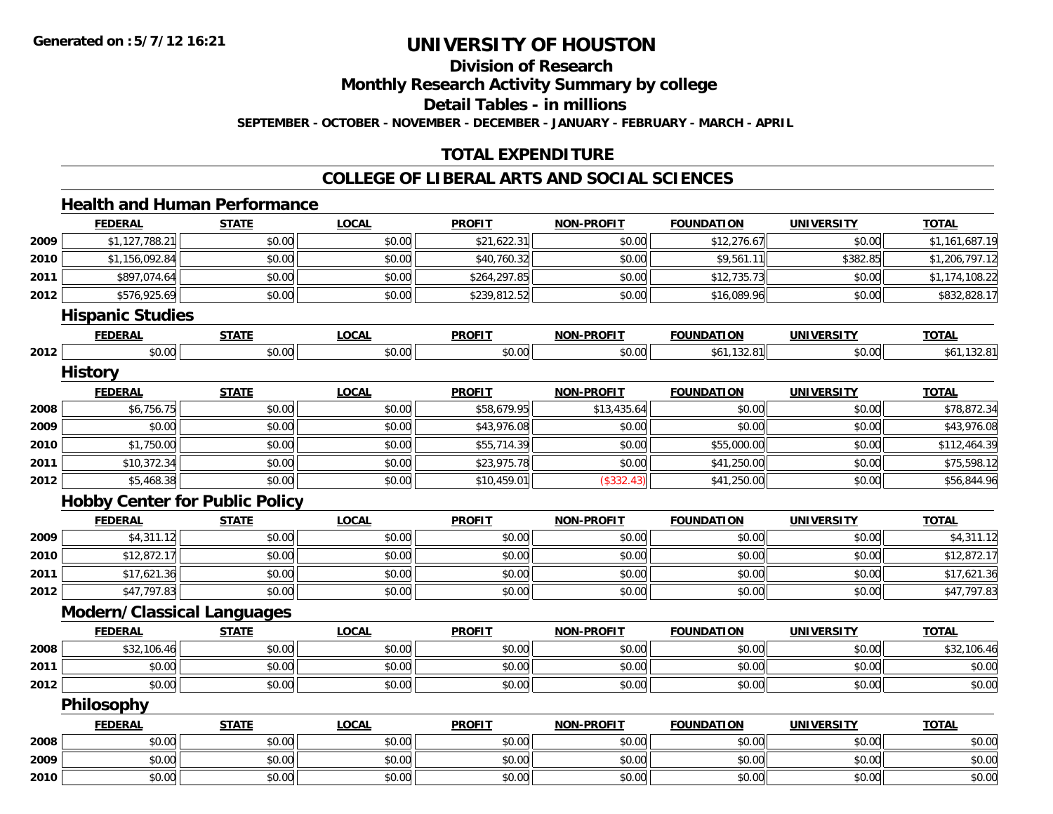Generated on :5/7/12 16:21

# UNIVERSITY OF HOUSTON

## Division of Research

## Monthly Research Activity Summary by college

## Detail Tables - in millions

**SEPTEMBER - OCTOBER - NOVEMBER - DECEMBER - JANUARY - FEBRUARY - MARCH - APRIL**

## TOTAL EXPENDITURE

## COLLEGE OF LIBERAL ARTS AND SOCIAL SCIENCES

### Health and Human Performance

| | FEDERAL | STATE | LOCAL | PROFIT | NON-PROFIT | FOUNDATION | UNIVERSITY | TOTAL |
|---|---|---|---|---|---|---|---|---|
| 2009 | $1,127,788.21 | $0.00 | $0.00 | $21,622.31 | $0.00 | $12,276.67 | $0.00 | $1,161,687.19 |
| 2010 | $1,156,092.84 | $0.00 | $0.00 | $40,760.32 | $0.00 | $9,561.11 | $382.85 | $1,206,797.12 |
| 2011 | $897,074.64 | $0.00 | $0.00 | $264,297.85 | $0.00 | $12,735.73 | $0.00 | $1,174,108.22 |
| 2012 | $576,925.69 | $0.00 | $0.00 | $239,812.52 | $0.00 | $16,089.96 | $0.00 | $832,828.17 |

### Hispanic Studies

| | FEDERAL | STATE | LOCAL | PROFIT | NON-PROFIT | FOUNDATION | UNIVERSITY | TOTAL |
|---|---|---|---|---|---|---|---|---|
| 2012 | $0.00 | $0.00 | $0.00 | $0.00 | $0.00 | $61,132.81 | $0.00 | $61,132.81 |

### History

| | FEDERAL | STATE | LOCAL | PROFIT | NON-PROFIT | FOUNDATION | UNIVERSITY | TOTAL |
|---|---|---|---|---|---|---|---|---|
| 2008 | $6,756.75 | $0.00 | $0.00 | $58,679.95 | $13,435.64 | $0.00 | $0.00 | $78,872.34 |
| 2009 | $0.00 | $0.00 | $0.00 | $43,976.08 | $0.00 | $0.00 | $0.00 | $43,976.08 |
| 2010 | $1,750.00 | $0.00 | $0.00 | $55,714.39 | $0.00 | $55,000.00 | $0.00 | $112,464.39 |
| 2011 | $10,372.34 | $0.00 | $0.00 | $23,975.78 | $0.00 | $41,250.00 | $0.00 | $75,598.12 |
| 2012 | $5,468.38 | $0.00 | $0.00 | $10,459.01 | ($332.43) | $41,250.00 | $0.00 | $56,844.96 |

### Hobby Center for Public Policy

| | FEDERAL | STATE | LOCAL | PROFIT | NON-PROFIT | FOUNDATION | UNIVERSITY | TOTAL |
|---|---|---|---|---|---|---|---|---|
| 2009 | $4,311.12 | $0.00 | $0.00 | $0.00 | $0.00 | $0.00 | $0.00 | $4,311.12 |
| 2010 | $12,872.17 | $0.00 | $0.00 | $0.00 | $0.00 | $0.00 | $0.00 | $12,872.17 |
| 2011 | $17,621.36 | $0.00 | $0.00 | $0.00 | $0.00 | $0.00 | $0.00 | $17,621.36 |
| 2012 | $47,797.83 | $0.00 | $0.00 | $0.00 | $0.00 | $0.00 | $0.00 | $47,797.83 |

### Modern/Classical Languages

| | FEDERAL | STATE | LOCAL | PROFIT | NON-PROFIT | FOUNDATION | UNIVERSITY | TOTAL |
|---|---|---|---|---|---|---|---|---|
| 2008 | $32,106.46 | $0.00 | $0.00 | $0.00 | $0.00 | $0.00 | $0.00 | $32,106.46 |
| 2011 | $0.00 | $0.00 | $0.00 | $0.00 | $0.00 | $0.00 | $0.00 | $0.00 |
| 2012 | $0.00 | $0.00 | $0.00 | $0.00 | $0.00 | $0.00 | $0.00 | $0.00 |

### Philosophy

| | FEDERAL | STATE | LOCAL | PROFIT | NON-PROFIT | FOUNDATION | UNIVERSITY | TOTAL |
|---|---|---|---|---|---|---|---|---|
| 2008 | $0.00 | $0.00 | $0.00 | $0.00 | $0.00 | $0.00 | $0.00 | $0.00 |
| 2009 | $0.00 | $0.00 | $0.00 | $0.00 | $0.00 | $0.00 | $0.00 | $0.00 |
| 2010 | $0.00 | $0.00 | $0.00 | $0.00 | $0.00 | $0.00 | $0.00 | $0.00 |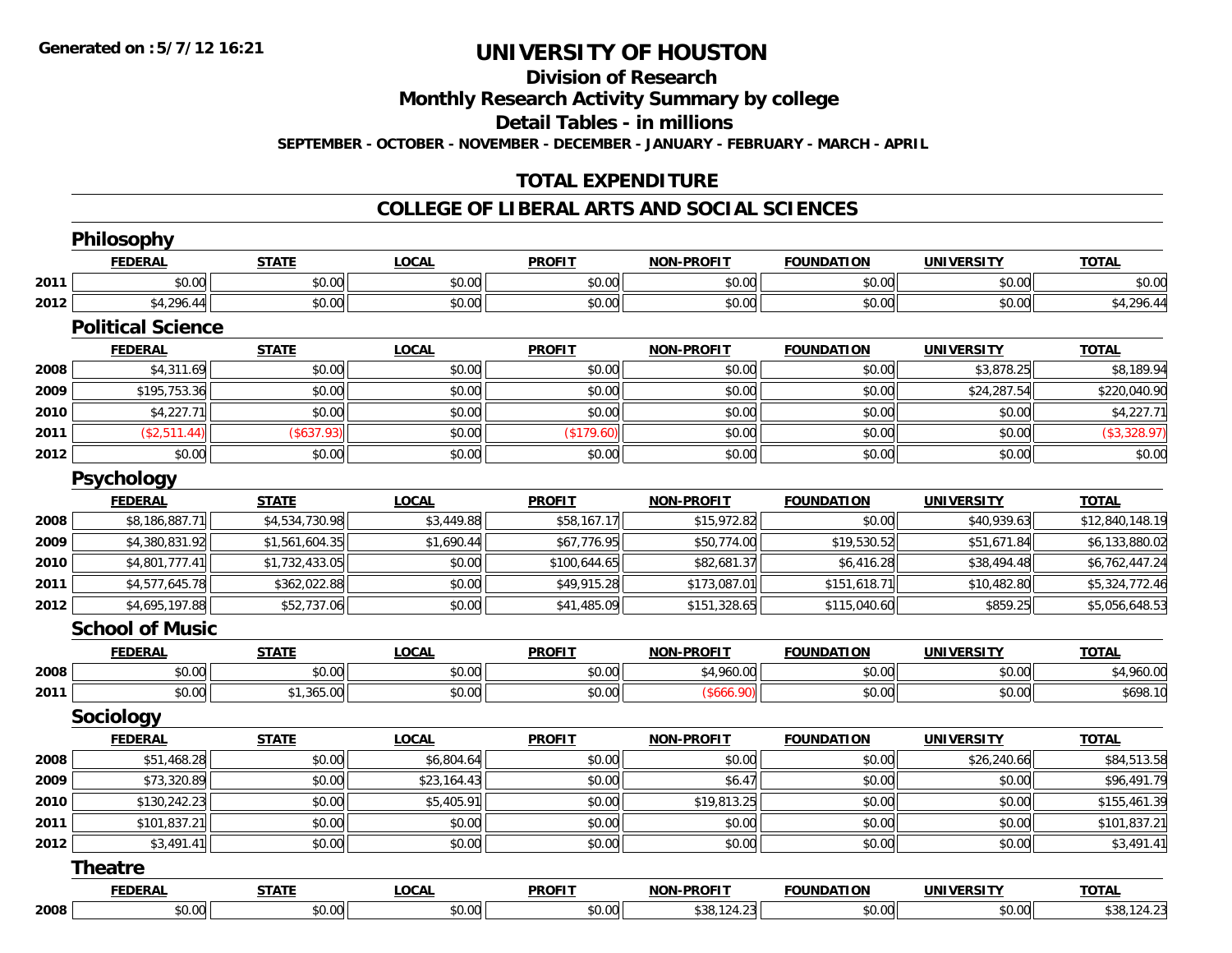Generated on :5/7/12 16:21

# UNIVERSITY OF HOUSTON

## Division of Research

## Monthly Research Activity Summary by college

## Detail Tables - in millions

SEPTEMBER - OCTOBER - NOVEMBER - DECEMBER - JANUARY - FEBRUARY - MARCH - APRIL

## TOTAL EXPENDITURE

## COLLEGE OF LIBERAL ARTS AND SOCIAL SCIENCES

### Philosophy

| | FEDERAL | STATE | LOCAL | PROFIT | NON-PROFIT | FOUNDATION | UNIVERSITY | TOTAL |
|---|---|---|---|---|---|---|---|---|
| 2011 | $0.00 | $0.00 | $0.00 | $0.00 | $0.00 | $0.00 | $0.00 | $0.00 |
| 2012 | $4,296.44 | $0.00 | $0.00 | $0.00 | $0.00 | $0.00 | $0.00 | $4,296.44 |

### Political Science

| | FEDERAL | STATE | LOCAL | PROFIT | NON-PROFIT | FOUNDATION | UNIVERSITY | TOTAL |
|---|---|---|---|---|---|---|---|---|
| 2008 | $4,311.69 | $0.00 | $0.00 | $0.00 | $0.00 | $0.00 | $3,878.25 | $8,189.94 |
| 2009 | $195,753.36 | $0.00 | $0.00 | $0.00 | $0.00 | $0.00 | $24,287.54 | $220,040.90 |
| 2010 | $4,227.71 | $0.00 | $0.00 | $0.00 | $0.00 | $0.00 | $0.00 | $4,227.71 |
| 2011 | ($2,511.44) | ($637.93) | $0.00 | ($179.60) | $0.00 | $0.00 | $0.00 | ($3,328.97) |
| 2012 | $0.00 | $0.00 | $0.00 | $0.00 | $0.00 | $0.00 | $0.00 | $0.00 |

### Psychology

| | FEDERAL | STATE | LOCAL | PROFIT | NON-PROFIT | FOUNDATION | UNIVERSITY | TOTAL |
|---|---|---|---|---|---|---|---|---|
| 2008 | $8,186,887.71 | $4,534,730.98 | $3,449.88 | $58,167.17 | $15,972.82 | $0.00 | $40,939.63 | $12,840,148.19 |
| 2009 | $4,380,831.92 | $1,561,604.35 | $1,690.44 | $67,776.95 | $50,774.00 | $19,530.52 | $51,671.84 | $6,133,880.02 |
| 2010 | $4,801,777.41 | $1,732,433.05 | $0.00 | $100,644.65 | $82,681.37 | $6,416.28 | $38,494.48 | $6,762,447.24 |
| 2011 | $4,577,645.78 | $362,022.88 | $0.00 | $49,915.28 | $173,087.01 | $151,618.71 | $10,482.80 | $5,324,772.46 |
| 2012 | $4,695,197.88 | $52,737.06 | $0.00 | $41,485.09 | $151,328.65 | $115,040.60 | $859.25 | $5,056,648.53 |

### School of Music

| | FEDERAL | STATE | LOCAL | PROFIT | NON-PROFIT | FOUNDATION | UNIVERSITY | TOTAL |
|---|---|---|---|---|---|---|---|---|
| 2008 | $0.00 | $0.00 | $0.00 | $0.00 | $4,960.00 | $0.00 | $0.00 | $4,960.00 |
| 2011 | $0.00 | $1,365.00 | $0.00 | $0.00 | ($666.90) | $0.00 | $0.00 | $698.10 |

### Sociology

| | FEDERAL | STATE | LOCAL | PROFIT | NON-PROFIT | FOUNDATION | UNIVERSITY | TOTAL |
|---|---|---|---|---|---|---|---|---|
| 2008 | $51,468.28 | $0.00 | $6,804.64 | $0.00 | $0.00 | $0.00 | $26,240.66 | $84,513.58 |
| 2009 | $73,320.89 | $0.00 | $23,164.43 | $0.00 | $6.47 | $0.00 | $0.00 | $96,491.79 |
| 2010 | $130,242.23 | $0.00 | $5,405.91 | $0.00 | $19,813.25 | $0.00 | $0.00 | $155,461.39 |
| 2011 | $101,837.21 | $0.00 | $0.00 | $0.00 | $0.00 | $0.00 | $0.00 | $101,837.21 |
| 2012 | $3,491.41 | $0.00 | $0.00 | $0.00 | $0.00 | $0.00 | $0.00 | $3,491.41 |

### Theatre

| | FEDERAL | STATE | LOCAL | PROFIT | NON-PROFIT | FOUNDATION | UNIVERSITY | TOTAL |
|---|---|---|---|---|---|---|---|---|
| 2008 | $0.00 | $0.00 | $0.00 | $0.00 | $38,124.23 | $0.00 | $0.00 | $38,124.23 |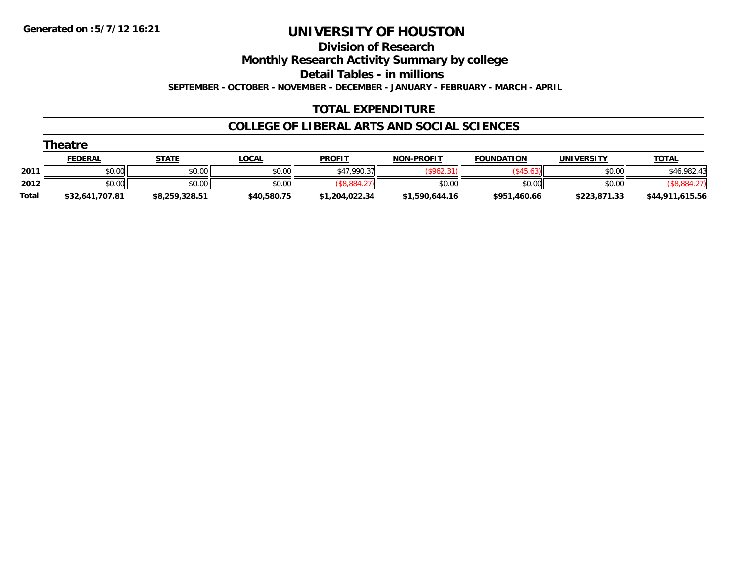**Generated on :5/7/12 16:21**

# UNIVERSITY OF HOUSTON

## Division of Research

## Monthly Research Activity Summary by college

## Detail Tables - in millions

**SEPTEMBER - OCTOBER - NOVEMBER - DECEMBER - JANUARY - FEBRUARY - MARCH - APRIL**

## TOTAL EXPENDITURE

## COLLEGE OF LIBERAL ARTS AND SOCIAL SCIENCES

### Theatre

| | FEDERAL | STATE | LOCAL | PROFIT | NON-PROFIT | FOUNDATION | UNIVERSITY | TOTAL |
|---|---|---|---|---|---|---|---|---|
| **2011** | $0.00 | $0.00 | $0.00 | $47,990.37 | ($962.31) | ($45.63) | $0.00 | $46,982.43 |
| **2012** | $0.00 | $0.00 | $0.00 | ($8,884.27) | $0.00 | $0.00 | $0.00 | ($8,884.27) |
| **Total** | **$32,641,707.81** | **$8,259,328.51** | **$40,580.75** | **$1,204,022.34** | **$1,590,644.16** | **$951,460.66** | **$223,871.33** | **$44,911,615.56** |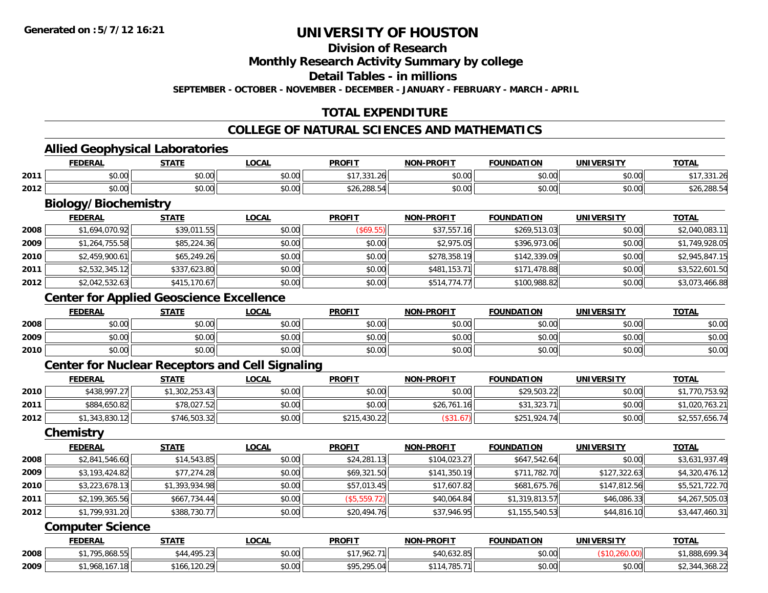**Generated on :5/7/12 16:21**

# UNIVERSITY OF HOUSTON

## Division of Research

## Monthly Research Activity Summary by college

## Detail Tables - in millions

**SEPTEMBER - OCTOBER - NOVEMBER - DECEMBER - JANUARY - FEBRUARY - MARCH - APRIL**

## TOTAL EXPENDITURE

## COLLEGE OF NATURAL SCIENCES AND MATHEMATICS

### Allied Geophysical Laboratories

| | FEDERAL | STATE | LOCAL | PROFIT | NON-PROFIT | FOUNDATION | UNIVERSITY | TOTAL |
|---|---|---|---|---|---|---|---|---|
| 2011 | $0.00 | $0.00 | $0.00 | $17,331.26 | $0.00 | $0.00 | $0.00 | $17,331.26 |
| 2012 | $0.00 | $0.00 | $0.00 | $26,288.54 | $0.00 | $0.00 | $0.00 | $26,288.54 |

### Biology/Biochemistry

| | FEDERAL | STATE | LOCAL | PROFIT | NON-PROFIT | FOUNDATION | UNIVERSITY | TOTAL |
|---|---|---|---|---|---|---|---|---|
| 2008 | $1,694,070.92 | $39,011.55 | $0.00 | ($69.55) | $37,557.16 | $269,513.03 | $0.00 | $2,040,083.11 |
| 2009 | $1,264,755.58 | $85,224.36 | $0.00 | $0.00 | $2,975.05 | $396,973.06 | $0.00 | $1,749,928.05 |
| 2010 | $2,459,900.61 | $65,249.26 | $0.00 | $0.00 | $278,358.19 | $142,339.09 | $0.00 | $2,945,847.15 |
| 2011 | $2,532,345.12 | $337,623.80 | $0.00 | $0.00 | $481,153.71 | $171,478.88 | $0.00 | $3,522,601.50 |
| 2012 | $2,042,532.63 | $415,170.67 | $0.00 | $0.00 | $514,774.77 | $100,988.82 | $0.00 | $3,073,466.88 |

### Center for Applied Geoscience Excellence

| | FEDERAL | STATE | LOCAL | PROFIT | NON-PROFIT | FOUNDATION | UNIVERSITY | TOTAL |
|---|---|---|---|---|---|---|---|---|
| 2008 | $0.00 | $0.00 | $0.00 | $0.00 | $0.00 | $0.00 | $0.00 | $0.00 |
| 2009 | $0.00 | $0.00 | $0.00 | $0.00 | $0.00 | $0.00 | $0.00 | $0.00 |
| 2010 | $0.00 | $0.00 | $0.00 | $0.00 | $0.00 | $0.00 | $0.00 | $0.00 |

### Center for Nuclear Receptors and Cell Signaling

| | FEDERAL | STATE | LOCAL | PROFIT | NON-PROFIT | FOUNDATION | UNIVERSITY | TOTAL |
|---|---|---|---|---|---|---|---|---|
| 2010 | $438,997.27 | $1,302,253.43 | $0.00 | $0.00 | $0.00 | $29,503.22 | $0.00 | $1,770,753.92 |
| 2011 | $884,650.82 | $78,027.52 | $0.00 | $0.00 | $26,761.16 | $31,323.71 | $0.00 | $1,020,763.21 |
| 2012 | $1,343,830.12 | $746,503.32 | $0.00 | $215,430.22 | ($31.67) | $251,924.74 | $0.00 | $2,557,656.74 |

### Chemistry

| | FEDERAL | STATE | LOCAL | PROFIT | NON-PROFIT | FOUNDATION | UNIVERSITY | TOTAL |
|---|---|---|---|---|---|---|---|---|
| 2008 | $2,841,546.60 | $14,543.85 | $0.00 | $24,281.13 | $104,023.27 | $647,542.64 | $0.00 | $3,631,937.49 |
| 2009 | $3,193,424.82 | $77,274.28 | $0.00 | $69,321.50 | $141,350.19 | $711,782.70 | $127,322.63 | $4,320,476.12 |
| 2010 | $3,223,678.13 | $1,393,934.98 | $0.00 | $57,013.45 | $17,607.82 | $681,675.76 | $147,812.56 | $5,521,722.70 |
| 2011 | $2,199,365.56 | $667,734.44 | $0.00 | ($5,559.72) | $40,064.84 | $1,319,813.57 | $46,086.33 | $4,267,505.03 |
| 2012 | $1,799,931.20 | $388,730.77 | $0.00 | $20,494.76 | $37,946.95 | $1,155,540.53 | $44,816.10 | $3,447,460.31 |

### Computer Science

| | FEDERAL | STATE | LOCAL | PROFIT | NON-PROFIT | FOUNDATION | UNIVERSITY | TOTAL |
|---|---|---|---|---|---|---|---|---|
| 2008 | $1,795,868.55 | $44,495.23 | $0.00 | $17,962.71 | $40,632.85 | $0.00 | ($10,260.00) | $1,888,699.34 |
| 2009 | $1,968,167.18 | $166,120.29 | $0.00 | $95,295.04 | $114,785.71 | $0.00 | $0.00 | $2,344,368.22 |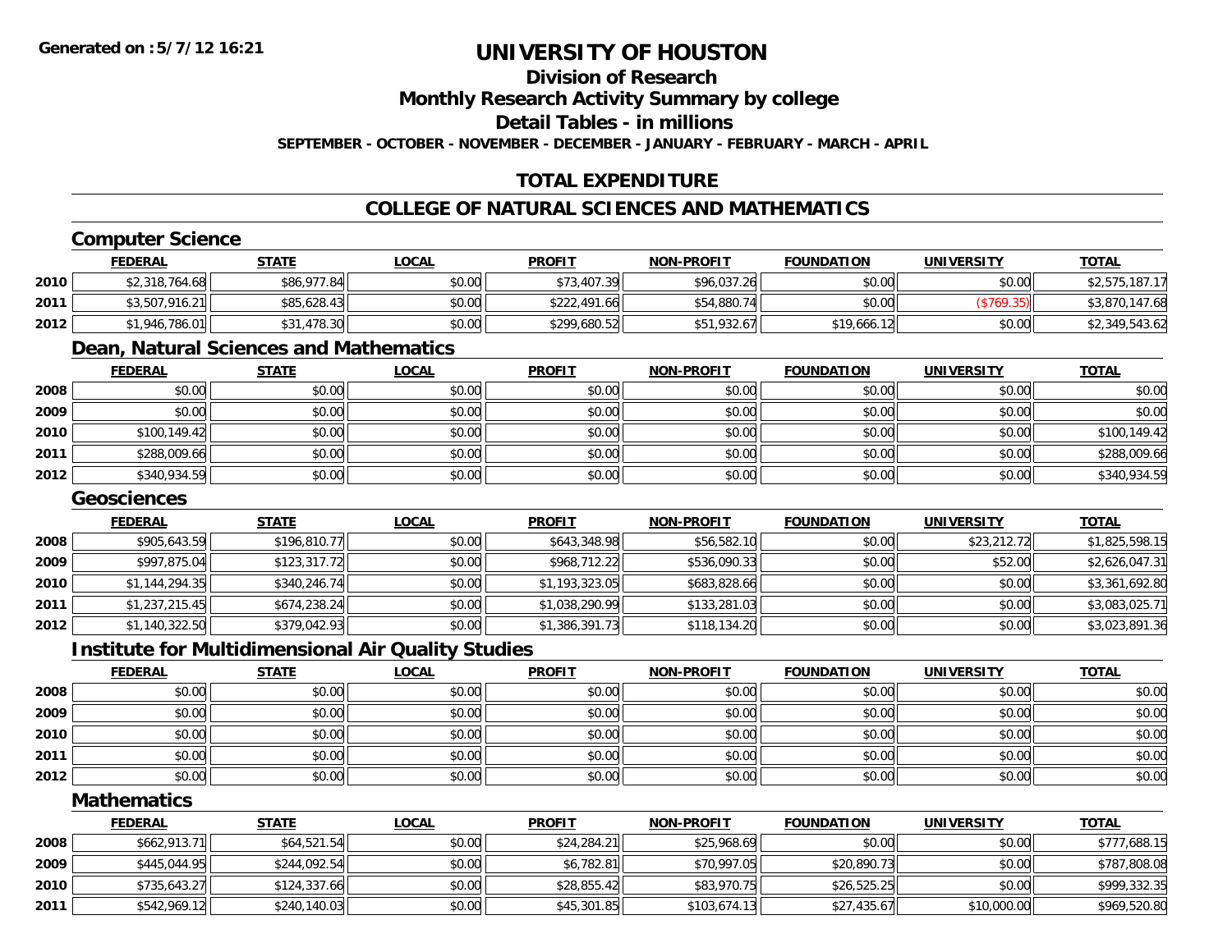**Generated on :5/7/12 16:21**

# UNIVERSITY OF HOUSTON

## Division of Research

## Monthly Research Activity Summary by college

## Detail Tables - in millions

**SEPTEMBER - OCTOBER - NOVEMBER - DECEMBER - JANUARY - FEBRUARY - MARCH - APRIL**

## TOTAL EXPENDITURE

## COLLEGE OF NATURAL SCIENCES AND MATHEMATICS

### Computer Science

| | FEDERAL | STATE | LOCAL | PROFIT | NON-PROFIT | FOUNDATION | UNIVERSITY | TOTAL |
|---|---|---|---|---|---|---|---|---|
| 2010 | $2,318,764.68 | $86,977.84 | $0.00 | $73,407.39 | $96,037.26 | $0.00 | $0.00 | $2,575,187.17 |
| 2011 | $3,507,916.21 | $85,628.43 | $0.00 | $222,491.66 | $54,880.74 | $0.00 | ($769.35) | $3,870,147.68 |
| 2012 | $1,946,786.01 | $31,478.30 | $0.00 | $299,680.52 | $51,932.67 | $19,666.12 | $0.00 | $2,349,543.62 |

### Dean, Natural Sciences and Mathematics

| | FEDERAL | STATE | LOCAL | PROFIT | NON-PROFIT | FOUNDATION | UNIVERSITY | TOTAL |
|---|---|---|---|---|---|---|---|---|
| 2008 | $0.00 | $0.00 | $0.00 | $0.00 | $0.00 | $0.00 | $0.00 | $0.00 |
| 2009 | $0.00 | $0.00 | $0.00 | $0.00 | $0.00 | $0.00 | $0.00 | $0.00 |
| 2010 | $100,149.42 | $0.00 | $0.00 | $0.00 | $0.00 | $0.00 | $0.00 | $100,149.42 |
| 2011 | $288,009.66 | $0.00 | $0.00 | $0.00 | $0.00 | $0.00 | $0.00 | $288,009.66 |
| 2012 | $340,934.59 | $0.00 | $0.00 | $0.00 | $0.00 | $0.00 | $0.00 | $340,934.59 |

### Geosciences

| | FEDERAL | STATE | LOCAL | PROFIT | NON-PROFIT | FOUNDATION | UNIVERSITY | TOTAL |
|---|---|---|---|---|---|---|---|---|
| 2008 | $905,643.59 | $196,810.77 | $0.00 | $643,348.98 | $56,582.10 | $0.00 | $23,212.72 | $1,825,598.15 |
| 2009 | $997,875.04 | $123,317.72 | $0.00 | $968,712.22 | $536,090.33 | $0.00 | $52.00 | $2,626,047.31 |
| 2010 | $1,144,294.35 | $340,246.74 | $0.00 | $1,193,323.05 | $683,828.66 | $0.00 | $0.00 | $3,361,692.80 |
| 2011 | $1,237,215.45 | $674,238.24 | $0.00 | $1,038,290.99 | $133,281.03 | $0.00 | $0.00 | $3,083,025.71 |
| 2012 | $1,140,322.50 | $379,042.93 | $0.00 | $1,386,391.73 | $118,134.20 | $0.00 | $0.00 | $3,023,891.36 |

### Institute for Multidimensional Air Quality Studies

| | FEDERAL | STATE | LOCAL | PROFIT | NON-PROFIT | FOUNDATION | UNIVERSITY | TOTAL |
|---|---|---|---|---|---|---|---|---|
| 2008 | $0.00 | $0.00 | $0.00 | $0.00 | $0.00 | $0.00 | $0.00 | $0.00 |
| 2009 | $0.00 | $0.00 | $0.00 | $0.00 | $0.00 | $0.00 | $0.00 | $0.00 |
| 2010 | $0.00 | $0.00 | $0.00 | $0.00 | $0.00 | $0.00 | $0.00 | $0.00 |
| 2011 | $0.00 | $0.00 | $0.00 | $0.00 | $0.00 | $0.00 | $0.00 | $0.00 |
| 2012 | $0.00 | $0.00 | $0.00 | $0.00 | $0.00 | $0.00 | $0.00 | $0.00 |

### Mathematics

| | FEDERAL | STATE | LOCAL | PROFIT | NON-PROFIT | FOUNDATION | UNIVERSITY | TOTAL |
|---|---|---|---|---|---|---|---|---|
| 2008 | $662,913.71 | $64,521.54 | $0.00 | $24,284.21 | $25,968.69 | $0.00 | $0.00 | $777,688.15 |
| 2009 | $445,044.95 | $244,092.54 | $0.00 | $6,782.81 | $70,997.05 | $20,890.73 | $0.00 | $787,808.08 |
| 2010 | $735,643.27 | $124,337.66 | $0.00 | $28,855.42 | $83,970.75 | $26,525.25 | $0.00 | $999,332.35 |
| 2011 | $542,969.12 | $240,140.03 | $0.00 | $45,301.85 | $103,674.13 | $27,435.67 | $10,000.00 | $969,520.80 |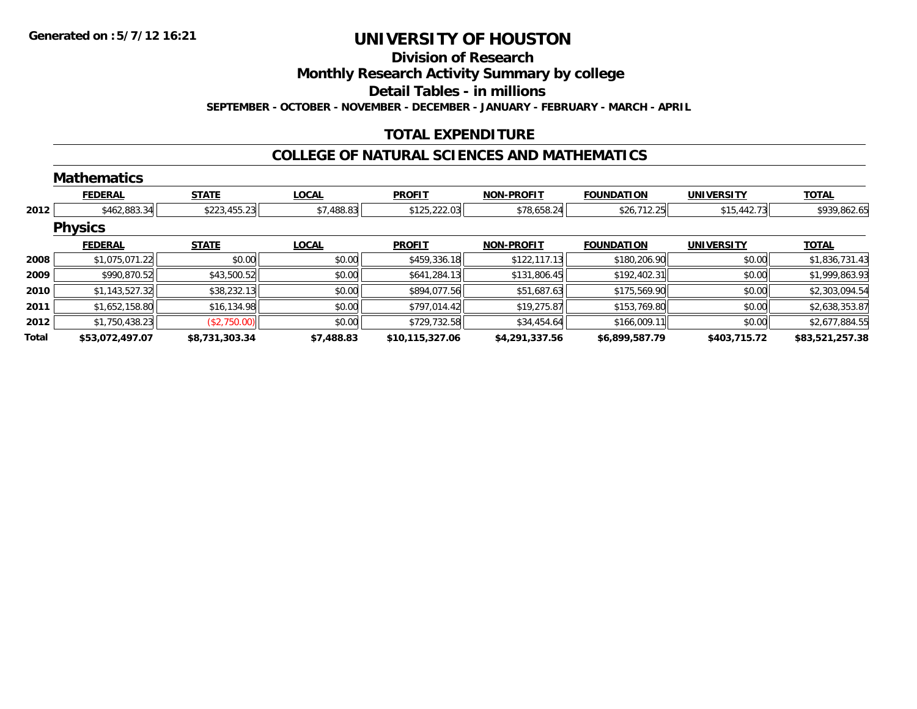**Generated on :5/7/12 16:21**

# UNIVERSITY OF HOUSTON

## Division of Research

## Monthly Research Activity Summary by college

## Detail Tables - in millions

**SEPTEMBER - OCTOBER - NOVEMBER - DECEMBER - JANUARY - FEBRUARY - MARCH - APRIL**

## TOTAL EXPENDITURE

## COLLEGE OF NATURAL SCIENCES AND MATHEMATICS

### Mathematics

| | FEDERAL | STATE | LOCAL | PROFIT | NON-PROFIT | FOUNDATION | UNIVERSITY | TOTAL |
|---|---|---|---|---|---|---|---|---|
| 2012 | $462,883.34 | $223,455.23 | $7,488.83 | $125,222.03 | $78,658.24 | $26,712.25 | $15,442.73 | $939,862.65 |

### Physics

| | FEDERAL | STATE | LOCAL | PROFIT | NON-PROFIT | FOUNDATION | UNIVERSITY | TOTAL |
|---|---|---|---|---|---|---|---|---|
| 2008 | $1,075,071.22 | $0.00 | $0.00 | $459,336.18 | $122,117.13 | $180,206.90 | $0.00 | $1,836,731.43 |
| 2009 | $990,870.52 | $43,500.52 | $0.00 | $641,284.13 | $131,806.45 | $192,402.31 | $0.00 | $1,999,863.93 |
| 2010 | $1,143,527.32 | $38,232.13 | $0.00 | $894,077.56 | $51,687.63 | $175,569.90 | $0.00 | $2,303,094.54 |
| 2011 | $1,652,158.80 | $16,134.98 | $0.00 | $797,014.42 | $19,275.87 | $153,769.80 | $0.00 | $2,638,353.87 |
| 2012 | $1,750,438.23 | ($2,750.00) | $0.00 | $729,732.58 | $34,454.64 | $166,009.11 | $0.00 | $2,677,884.55 |
| **Total** | **$53,072,497.07** | **$8,731,303.34** | **$7,488.83** | **$10,115,327.06** | **$4,291,337.56** | **$6,899,587.79** | **$403,715.72** | **$83,521,257.38** |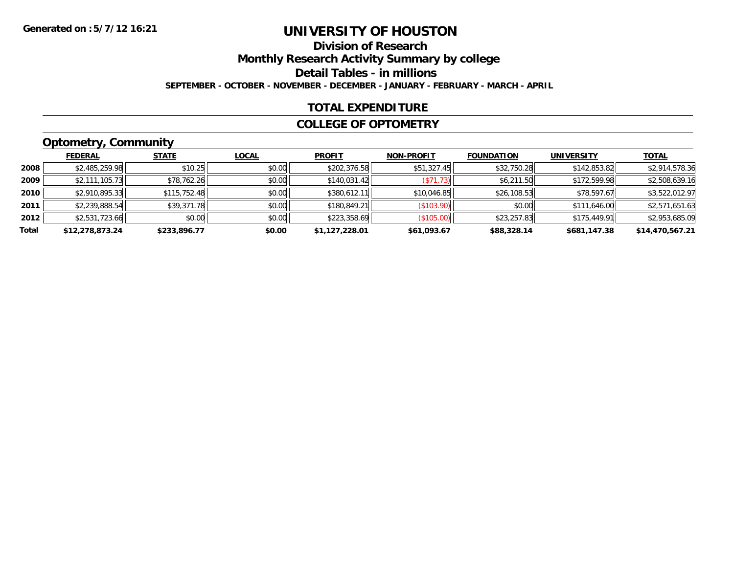**Generated on :5/7/12 16:21**

# UNIVERSITY OF HOUSTON

## Division of Research

## Monthly Research Activity Summary by college

## Detail Tables - in millions

**SEPTEMBER - OCTOBER - NOVEMBER - DECEMBER - JANUARY - FEBRUARY - MARCH - APRIL**

## TOTAL EXPENDITURE

## COLLEGE OF OPTOMETRY

### Optometry, Community

| | FEDERAL | STATE | LOCAL | PROFIT | NON-PROFIT | FOUNDATION | UNIVERSITY | TOTAL |
|---|---|---|---|---|---|---|---|---|
| 2008 | $2,485,259.98 | $10.25 | $0.00 | $202,376.58 | $51,327.45 | $32,750.28 | $142,853.82 | $2,914,578.36 |
| 2009 | $2,111,105.73 | $78,762.26 | $0.00 | $140,031.42 | ($71.73) | $6,211.50 | $172,599.98 | $2,508,639.16 |
| 2010 | $2,910,895.33 | $115,752.48 | $0.00 | $380,612.11 | $10,046.85 | $26,108.53 | $78,597.67 | $3,522,012.97 |
| 2011 | $2,239,888.54 | $39,371.78 | $0.00 | $180,849.21 | ($103.90) | $0.00 | $111,646.00 | $2,571,651.63 |
| 2012 | $2,531,723.66 | $0.00 | $0.00 | $223,358.69 | ($105.00) | $23,257.83 | $175,449.91 | $2,953,685.09 |
| **Total** | **$12,278,873.24** | **$233,896.77** | **$0.00** | **$1,127,228.01** | **$61,093.67** | **$88,328.14** | **$681,147.38** | **$14,470,567.21** |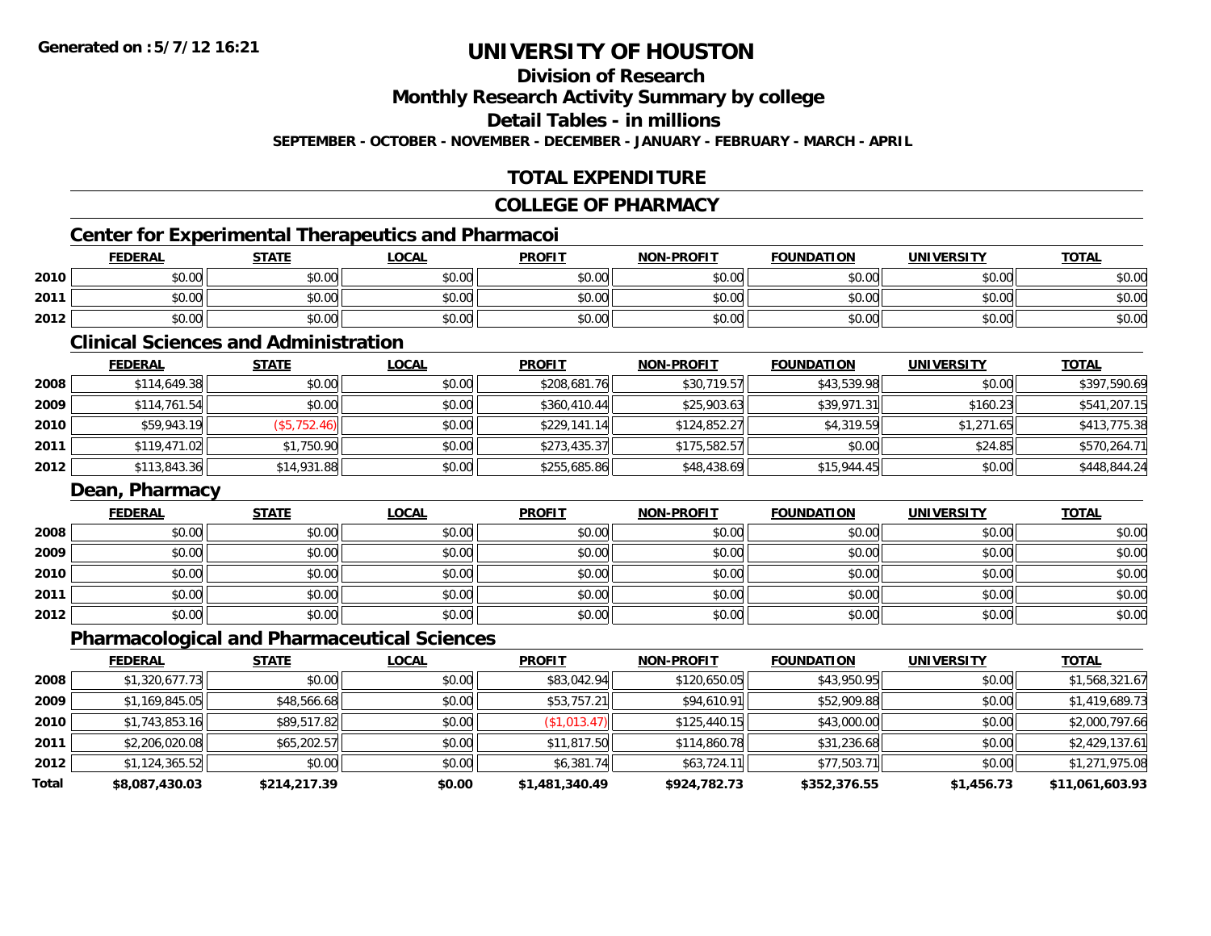# UNIVERSITY OF HOUSTON

## Division of Research

## Monthly Research Activity Summary by college

## Detail Tables - in millions

**SEPTEMBER - OCTOBER - NOVEMBER - DECEMBER - JANUARY - FEBRUARY - MARCH - APRIL**

## TOTAL EXPENDITURE

## COLLEGE OF PHARMACY

### Center for Experimental Therapeutics and Pharmacoi

| | FEDERAL | STATE | LOCAL | PROFIT | NON-PROFIT | FOUNDATION | UNIVERSITY | TOTAL |
|---|---|---|---|---|---|---|---|---|
| 2010 | $0.00 | $0.00 | $0.00 | $0.00 | $0.00 | $0.00 | $0.00 | $0.00 |
| 2011 | $0.00 | $0.00 | $0.00 | $0.00 | $0.00 | $0.00 | $0.00 | $0.00 |
| 2012 | $0.00 | $0.00 | $0.00 | $0.00 | $0.00 | $0.00 | $0.00 | $0.00 |

### Clinical Sciences and Administration

| | FEDERAL | STATE | LOCAL | PROFIT | NON-PROFIT | FOUNDATION | UNIVERSITY | TOTAL |
|---|---|---|---|---|---|---|---|---|
| 2008 | $114,649.38 | $0.00 | $0.00 | $208,681.76 | $30,719.57 | $43,539.98 | $0.00 | $397,590.69 |
| 2009 | $114,761.54 | $0.00 | $0.00 | $360,410.44 | $25,903.63 | $39,971.31 | $160.23 | $541,207.15 |
| 2010 | $59,943.19 | ($5,752.46) | $0.00 | $229,141.14 | $124,852.27 | $4,319.59 | $1,271.65 | $413,775.38 |
| 2011 | $119,471.02 | $1,750.90 | $0.00 | $273,435.37 | $175,582.57 | $0.00 | $24.85 | $570,264.71 |
| 2012 | $113,843.36 | $14,931.88 | $0.00 | $255,685.86 | $48,438.69 | $15,944.45 | $0.00 | $448,844.24 |

### Dean, Pharmacy

| | FEDERAL | STATE | LOCAL | PROFIT | NON-PROFIT | FOUNDATION | UNIVERSITY | TOTAL |
|---|---|---|---|---|---|---|---|---|
| 2008 | $0.00 | $0.00 | $0.00 | $0.00 | $0.00 | $0.00 | $0.00 | $0.00 |
| 2009 | $0.00 | $0.00 | $0.00 | $0.00 | $0.00 | $0.00 | $0.00 | $0.00 |
| 2010 | $0.00 | $0.00 | $0.00 | $0.00 | $0.00 | $0.00 | $0.00 | $0.00 |
| 2011 | $0.00 | $0.00 | $0.00 | $0.00 | $0.00 | $0.00 | $0.00 | $0.00 |
| 2012 | $0.00 | $0.00 | $0.00 | $0.00 | $0.00 | $0.00 | $0.00 | $0.00 |

### Pharmacological and Pharmaceutical Sciences

| | FEDERAL | STATE | LOCAL | PROFIT | NON-PROFIT | FOUNDATION | UNIVERSITY | TOTAL |
|---|---|---|---|---|---|---|---|---|
| 2008 | $1,320,677.73 | $0.00 | $0.00 | $83,042.94 | $120,650.05 | $43,950.95 | $0.00 | $1,568,321.67 |
| 2009 | $1,169,845.05 | $48,566.68 | $0.00 | $53,757.21 | $94,610.91 | $52,909.88 | $0.00 | $1,419,689.73 |
| 2010 | $1,743,853.16 | $89,517.82 | $0.00 | ($1,013.47) | $125,440.15 | $43,000.00 | $0.00 | $2,000,797.66 |
| 2011 | $2,206,020.08 | $65,202.57 | $0.00 | $11,817.50 | $114,860.78 | $31,236.68 | $0.00 | $2,429,137.61 |
| 2012 | $1,124,365.52 | $0.00 | $0.00 | $6,381.74 | $63,724.11 | $77,503.71 | $0.00 | $1,271,975.08 |
| **Total** | **$8,087,430.03** | **$214,217.39** | **$0.00** | **$1,481,340.49** | **$924,782.73** | **$352,376.55** | **$1,456.73** | **$11,061,603.93** |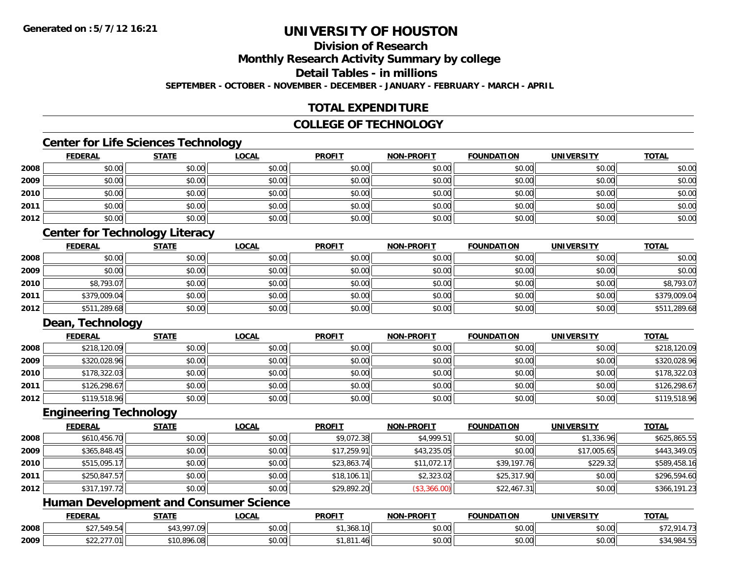# UNIVERSITY OF HOUSTON

## Division of Research

## Monthly Research Activity Summary by college

## Detail Tables - in millions

**SEPTEMBER - OCTOBER - NOVEMBER - DECEMBER - JANUARY - FEBRUARY - MARCH - APRIL**

## TOTAL EXPENDITURE

## COLLEGE OF TECHNOLOGY

### Center for Life Sciences Technology

| | FEDERAL | STATE | LOCAL | PROFIT | NON-PROFIT | FOUNDATION | UNIVERSITY | TOTAL |
|---|---|---|---|---|---|---|---|---|
| 2008 | $0.00 | $0.00 | $0.00 | $0.00 | $0.00 | $0.00 | $0.00 | $0.00 |
| 2009 | $0.00 | $0.00 | $0.00 | $0.00 | $0.00 | $0.00 | $0.00 | $0.00 |
| 2010 | $0.00 | $0.00 | $0.00 | $0.00 | $0.00 | $0.00 | $0.00 | $0.00 |
| 2011 | $0.00 | $0.00 | $0.00 | $0.00 | $0.00 | $0.00 | $0.00 | $0.00 |
| 2012 | $0.00 | $0.00 | $0.00 | $0.00 | $0.00 | $0.00 | $0.00 | $0.00 |

### Center for Technology Literacy

| | FEDERAL | STATE | LOCAL | PROFIT | NON-PROFIT | FOUNDATION | UNIVERSITY | TOTAL |
|---|---|---|---|---|---|---|---|---|
| 2008 | $0.00 | $0.00 | $0.00 | $0.00 | $0.00 | $0.00 | $0.00 | $0.00 |
| 2009 | $0.00 | $0.00 | $0.00 | $0.00 | $0.00 | $0.00 | $0.00 | $0.00 |
| 2010 | $8,793.07 | $0.00 | $0.00 | $0.00 | $0.00 | $0.00 | $0.00 | $8,793.07 |
| 2011 | $379,009.04 | $0.00 | $0.00 | $0.00 | $0.00 | $0.00 | $0.00 | $379,009.04 |
| 2012 | $511,289.68 | $0.00 | $0.00 | $0.00 | $0.00 | $0.00 | $0.00 | $511,289.68 |

### Dean, Technology

| | FEDERAL | STATE | LOCAL | PROFIT | NON-PROFIT | FOUNDATION | UNIVERSITY | TOTAL |
|---|---|---|---|---|---|---|---|---|
| 2008 | $218,120.09 | $0.00 | $0.00 | $0.00 | $0.00 | $0.00 | $0.00 | $218,120.09 |
| 2009 | $320,028.96 | $0.00 | $0.00 | $0.00 | $0.00 | $0.00 | $0.00 | $320,028.96 |
| 2010 | $178,322.03 | $0.00 | $0.00 | $0.00 | $0.00 | $0.00 | $0.00 | $178,322.03 |
| 2011 | $126,298.67 | $0.00 | $0.00 | $0.00 | $0.00 | $0.00 | $0.00 | $126,298.67 |
| 2012 | $119,518.96 | $0.00 | $0.00 | $0.00 | $0.00 | $0.00 | $0.00 | $119,518.96 |

### Engineering Technology

| | FEDERAL | STATE | LOCAL | PROFIT | NON-PROFIT | FOUNDATION | UNIVERSITY | TOTAL |
|---|---|---|---|---|---|---|---|---|
| 2008 | $610,456.70 | $0.00 | $0.00 | $9,072.38 | $4,999.51 | $0.00 | $1,336.96 | $625,865.55 |
| 2009 | $365,848.45 | $0.00 | $0.00 | $17,259.91 | $43,235.05 | $0.00 | $17,005.65 | $443,349.05 |
| 2010 | $515,095.17 | $0.00 | $0.00 | $23,863.74 | $11,072.17 | $39,197.76 | $229.32 | $589,458.16 |
| 2011 | $250,847.57 | $0.00 | $0.00 | $18,106.11 | $2,323.02 | $25,317.90 | $0.00 | $296,594.60 |
| 2012 | $317,197.72 | $0.00 | $0.00 | $29,892.20 | ($3,366.00) | $22,467.31 | $0.00 | $366,191.23 |

### Human Development and Consumer Science

| | FEDERAL | STATE | LOCAL | PROFIT | NON-PROFIT | FOUNDATION | UNIVERSITY | TOTAL |
|---|---|---|---|---|---|---|---|---|
| 2008 | $27,549.54 | $43,997.09 | $0.00 | $1,368.10 | $0.00 | $0.00 | $0.00 | $72,914.73 |
| 2009 | $22,277.01 | $10,896.08 | $0.00 | $1,811.46 | $0.00 | $0.00 | $0.00 | $34,984.55 |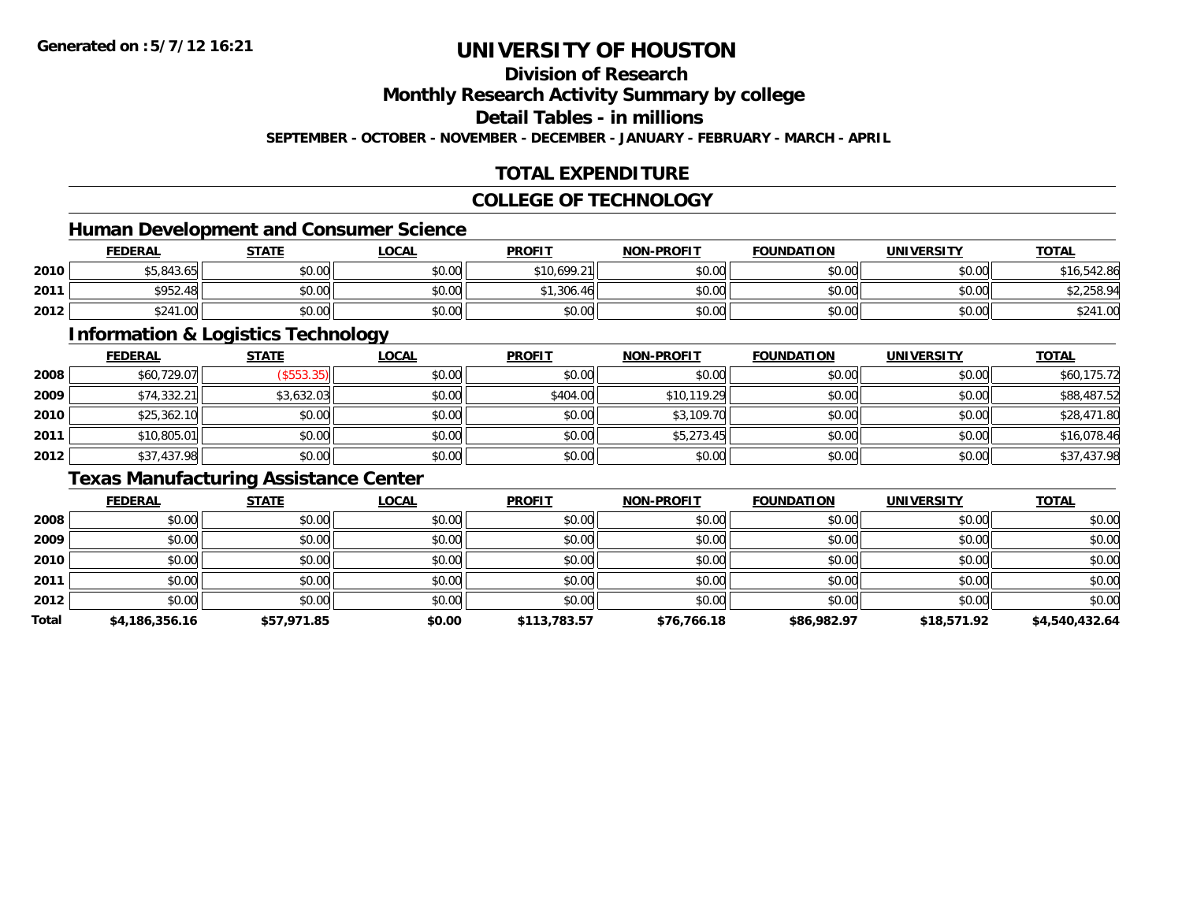# UNIVERSITY OF HOUSTON

## Division of Research

## Monthly Research Activity Summary by college

## Detail Tables - in millions

**SEPTEMBER - OCTOBER - NOVEMBER - DECEMBER - JANUARY - FEBRUARY - MARCH - APRIL**

## TOTAL EXPENDITURE

## COLLEGE OF TECHNOLOGY

### Human Development and Consumer Science

| | FEDERAL | STATE | LOCAL | PROFIT | NON-PROFIT | FOUNDATION | UNIVERSITY | TOTAL |
|---|---|---|---|---|---|---|---|---|
| 2010 | $5,843.65 | $0.00 | $0.00 | $10,699.21 | $0.00 | $0.00 | $0.00 | $16,542.86 |
| 2011 | $952.48 | $0.00 | $0.00 | $1,306.46 | $0.00 | $0.00 | $0.00 | $2,258.94 |
| 2012 | $241.00 | $0.00 | $0.00 | $0.00 | $0.00 | $0.00 | $0.00 | $241.00 |

### Information & Logistics Technology

| | FEDERAL | STATE | LOCAL | PROFIT | NON-PROFIT | FOUNDATION | UNIVERSITY | TOTAL |
|---|---|---|---|---|---|---|---|---|
| 2008 | $60,729.07 | ($553.35) | $0.00 | $0.00 | $0.00 | $0.00 | $0.00 | $60,175.72 |
| 2009 | $74,332.21 | $3,632.03 | $0.00 | $404.00 | $10,119.29 | $0.00 | $0.00 | $88,487.52 |
| 2010 | $25,362.10 | $0.00 | $0.00 | $0.00 | $3,109.70 | $0.00 | $0.00 | $28,471.80 |
| 2011 | $10,805.01 | $0.00 | $0.00 | $0.00 | $5,273.45 | $0.00 | $0.00 | $16,078.46 |
| 2012 | $37,437.98 | $0.00 | $0.00 | $0.00 | $0.00 | $0.00 | $0.00 | $37,437.98 |

### Texas Manufacturing Assistance Center

| | FEDERAL | STATE | LOCAL | PROFIT | NON-PROFIT | FOUNDATION | UNIVERSITY | TOTAL |
|---|---|---|---|---|---|---|---|---|
| 2008 | $0.00 | $0.00 | $0.00 | $0.00 | $0.00 | $0.00 | $0.00 | $0.00 |
| 2009 | $0.00 | $0.00 | $0.00 | $0.00 | $0.00 | $0.00 | $0.00 | $0.00 |
| 2010 | $0.00 | $0.00 | $0.00 | $0.00 | $0.00 | $0.00 | $0.00 | $0.00 |
| 2011 | $0.00 | $0.00 | $0.00 | $0.00 | $0.00 | $0.00 | $0.00 | $0.00 |
| 2012 | $0.00 | $0.00 | $0.00 | $0.00 | $0.00 | $0.00 | $0.00 | $0.00 |
| **Total** | **$4,186,356.16** | **$57,971.85** | **$0.00** | **$113,783.57** | **$76,766.18** | **$86,982.97** | **$18,571.92** | **$4,540,432.64** |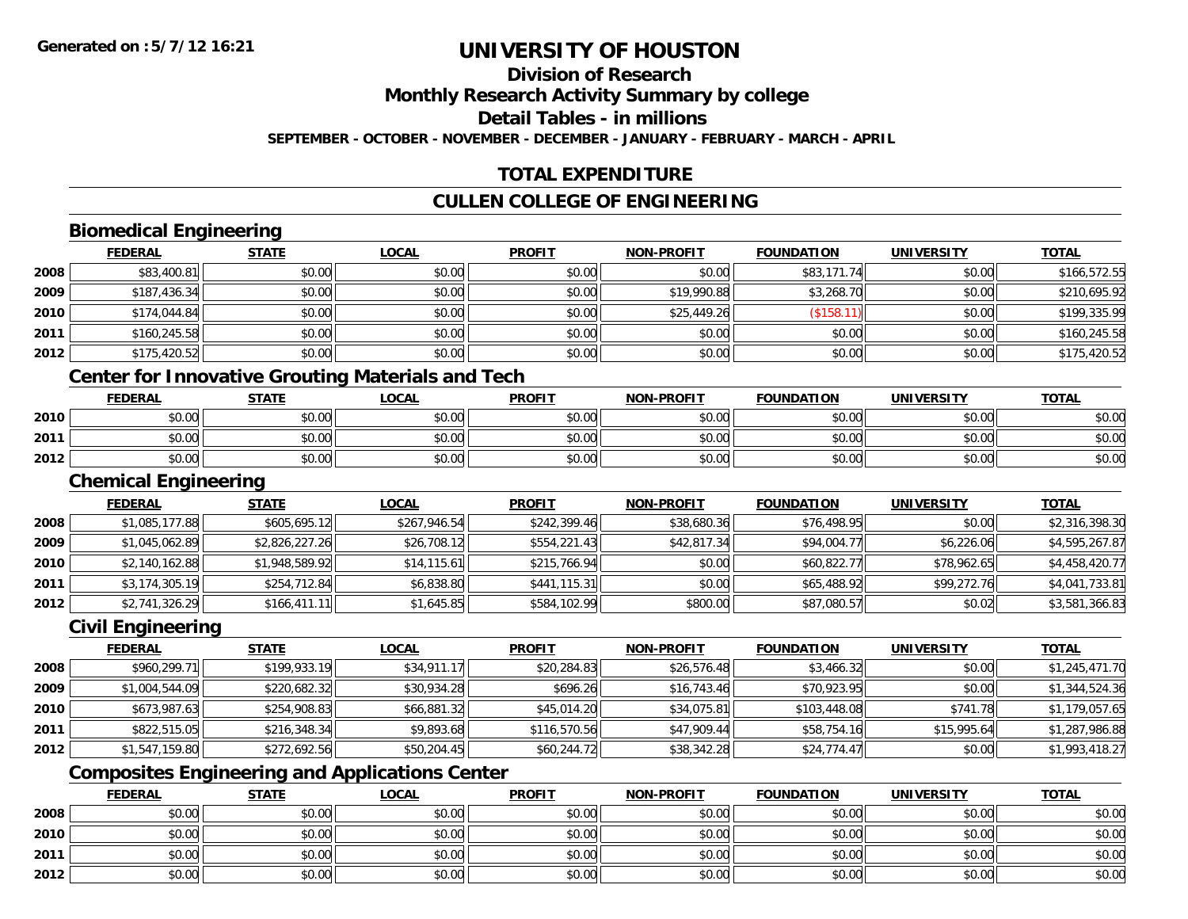# UNIVERSITY OF HOUSTON

## Division of Research

## Monthly Research Activity Summary by college

## Detail Tables - in millions

**SEPTEMBER - OCTOBER - NOVEMBER - DECEMBER - JANUARY - FEBRUARY - MARCH - APRIL**

Generated on :5/7/12 16:21

## TOTAL EXPENDITURE

## CULLEN COLLEGE OF ENGINEERING

### Biomedical Engineering

| | FEDERAL | STATE | LOCAL | PROFIT | NON-PROFIT | FOUNDATION | UNIVERSITY | TOTAL |
|---|---|---|---|---|---|---|---|---|
| 2008 | $83,400.81 | $0.00 | $0.00 | $0.00 | $0.00 | $83,171.74 | $0.00 | $166,572.55 |
| 2009 | $187,436.34 | $0.00 | $0.00 | $0.00 | $19,990.88 | $3,268.70 | $0.00 | $210,695.92 |
| 2010 | $174,044.84 | $0.00 | $0.00 | $0.00 | $25,449.26 | ($158.11) | $0.00 | $199,335.99 |
| 2011 | $160,245.58 | $0.00 | $0.00 | $0.00 | $0.00 | $0.00 | $0.00 | $160,245.58 |
| 2012 | $175,420.52 | $0.00 | $0.00 | $0.00 | $0.00 | $0.00 | $0.00 | $175,420.52 |

### Center for Innovative Grouting Materials and Tech

| | FEDERAL | STATE | LOCAL | PROFIT | NON-PROFIT | FOUNDATION | UNIVERSITY | TOTAL |
|---|---|---|---|---|---|---|---|---|
| 2010 | $0.00 | $0.00 | $0.00 | $0.00 | $0.00 | $0.00 | $0.00 | $0.00 |
| 2011 | $0.00 | $0.00 | $0.00 | $0.00 | $0.00 | $0.00 | $0.00 | $0.00 |
| 2012 | $0.00 | $0.00 | $0.00 | $0.00 | $0.00 | $0.00 | $0.00 | $0.00 |

### Chemical Engineering

| | FEDERAL | STATE | LOCAL | PROFIT | NON-PROFIT | FOUNDATION | UNIVERSITY | TOTAL |
|---|---|---|---|---|---|---|---|---|
| 2008 | $1,085,177.88 | $605,695.12 | $267,946.54 | $242,399.46 | $38,680.36 | $76,498.95 | $0.00 | $2,316,398.30 |
| 2009 | $1,045,062.89 | $2,826,227.26 | $26,708.12 | $554,221.43 | $42,817.34 | $94,004.77 | $6,226.06 | $4,595,267.87 |
| 2010 | $2,140,162.88 | $1,948,589.92 | $14,115.61 | $215,766.94 | $0.00 | $60,822.77 | $78,962.65 | $4,458,420.77 |
| 2011 | $3,174,305.19 | $254,712.84 | $6,838.80 | $441,115.31 | $0.00 | $65,488.92 | $99,272.76 | $4,041,733.81 |
| 2012 | $2,741,326.29 | $166,411.11 | $1,645.85 | $584,102.99 | $800.00 | $87,080.57 | $0.02 | $3,581,366.83 |

### Civil Engineering

| | FEDERAL | STATE | LOCAL | PROFIT | NON-PROFIT | FOUNDATION | UNIVERSITY | TOTAL |
|---|---|---|---|---|---|---|---|---|
| 2008 | $960,299.71 | $199,933.19 | $34,911.17 | $20,284.83 | $26,576.48 | $3,466.32 | $0.00 | $1,245,471.70 |
| 2009 | $1,004,544.09 | $220,682.32 | $30,934.28 | $696.26 | $16,743.46 | $70,923.95 | $0.00 | $1,344,524.36 |
| 2010 | $673,987.63 | $254,908.83 | $66,881.32 | $45,014.20 | $34,075.81 | $103,448.08 | $741.78 | $1,179,057.65 |
| 2011 | $822,515.05 | $216,348.34 | $9,893.68 | $116,570.56 | $47,909.44 | $58,754.16 | $15,995.64 | $1,287,986.88 |
| 2012 | $1,547,159.80 | $272,692.56 | $50,204.45 | $60,244.72 | $38,342.28 | $24,774.47 | $0.00 | $1,993,418.27 |

### Composites Engineering and Applications Center

| | FEDERAL | STATE | LOCAL | PROFIT | NON-PROFIT | FOUNDATION | UNIVERSITY | TOTAL |
|---|---|---|---|---|---|---|---|---|
| 2008 | $0.00 | $0.00 | $0.00 | $0.00 | $0.00 | $0.00 | $0.00 | $0.00 |
| 2010 | $0.00 | $0.00 | $0.00 | $0.00 | $0.00 | $0.00 | $0.00 | $0.00 |
| 2011 | $0.00 | $0.00 | $0.00 | $0.00 | $0.00 | $0.00 | $0.00 | $0.00 |
| 2012 | $0.00 | $0.00 | $0.00 | $0.00 | $0.00 | $0.00 | $0.00 | $0.00 |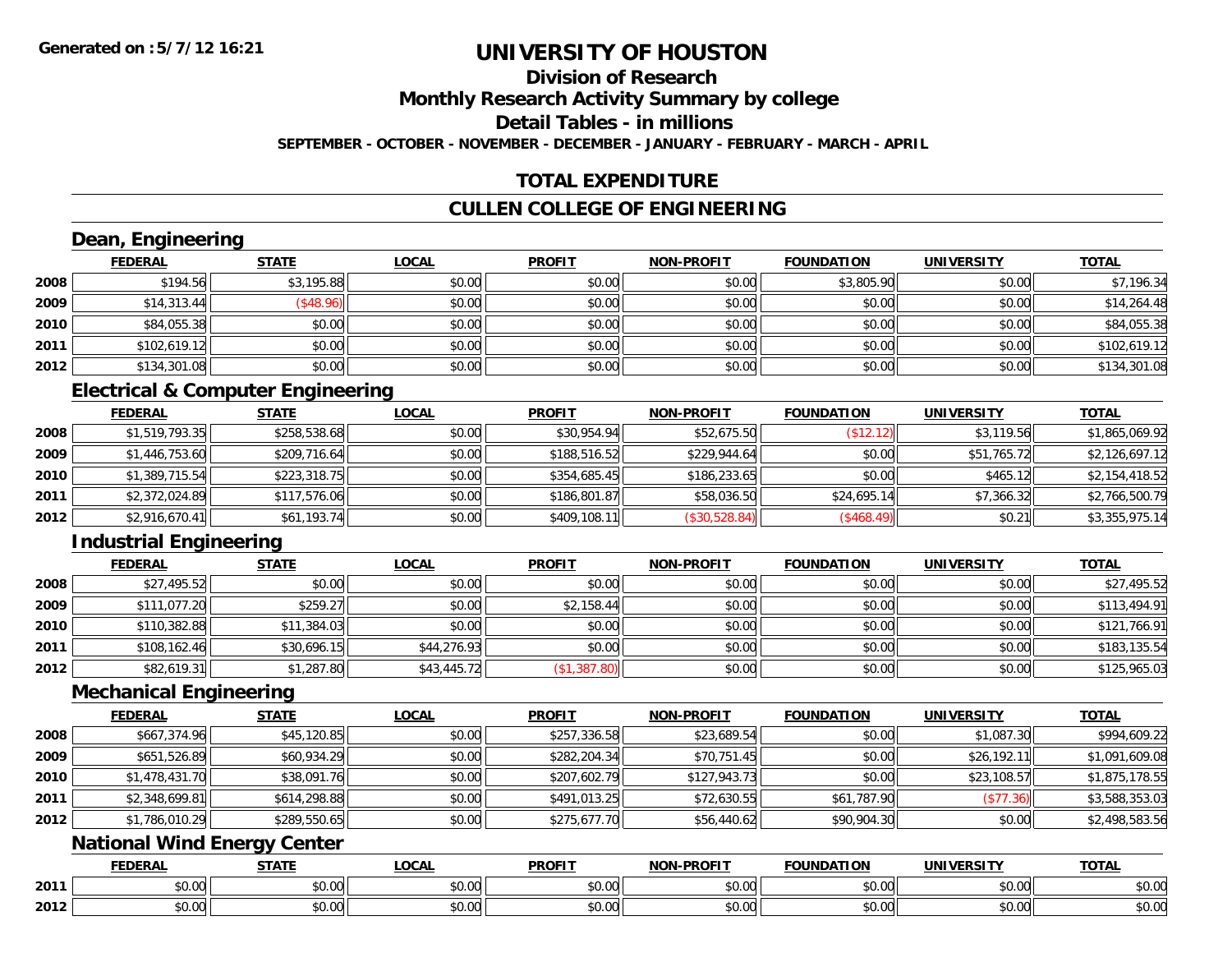**Generated on :5/7/12 16:21**

# UNIVERSITY OF HOUSTON

## Division of Research

## Monthly Research Activity Summary by college

## Detail Tables - in millions

**SEPTEMBER - OCTOBER - NOVEMBER - DECEMBER - JANUARY - FEBRUARY - MARCH - APRIL**

## TOTAL EXPENDITURE

## CULLEN COLLEGE OF ENGINEERING

### Dean, Engineering

| | FEDERAL | STATE | LOCAL | PROFIT | NON-PROFIT | FOUNDATION | UNIVERSITY | TOTAL |
|---|---|---|---|---|---|---|---|---|
| 2008 | $194.56 | $3,195.88 | $0.00 | $0.00 | $0.00 | $3,805.90 | $0.00 | $7,196.34 |
| 2009 | $14,313.44 | ($48.96) | $0.00 | $0.00 | $0.00 | $0.00 | $0.00 | $14,264.48 |
| 2010 | $84,055.38 | $0.00 | $0.00 | $0.00 | $0.00 | $0.00 | $0.00 | $84,055.38 |
| 2011 | $102,619.12 | $0.00 | $0.00 | $0.00 | $0.00 | $0.00 | $0.00 | $102,619.12 |
| 2012 | $134,301.08 | $0.00 | $0.00 | $0.00 | $0.00 | $0.00 | $0.00 | $134,301.08 |

### Electrical & Computer Engineering

| | FEDERAL | STATE | LOCAL | PROFIT | NON-PROFIT | FOUNDATION | UNIVERSITY | TOTAL |
|---|---|---|---|---|---|---|---|---|
| 2008 | $1,519,793.35 | $258,538.68 | $0.00 | $30,954.94 | $52,675.50 | ($12.12) | $3,119.56 | $1,865,069.92 |
| 2009 | $1,446,753.60 | $209,716.64 | $0.00 | $188,516.52 | $229,944.64 | $0.00 | $51,765.72 | $2,126,697.12 |
| 2010 | $1,389,715.54 | $223,318.75 | $0.00 | $354,685.45 | $186,233.65 | $0.00 | $465.12 | $2,154,418.52 |
| 2011 | $2,372,024.89 | $117,576.06 | $0.00 | $186,801.87 | $58,036.50 | $24,695.14 | $7,366.32 | $2,766,500.79 |
| 2012 | $2,916,670.41 | $61,193.74 | $0.00 | $409,108.11 | ($30,528.84) | ($468.49) | $0.21 | $3,355,975.14 |

### Industrial Engineering

| | FEDERAL | STATE | LOCAL | PROFIT | NON-PROFIT | FOUNDATION | UNIVERSITY | TOTAL |
|---|---|---|---|---|---|---|---|---|
| 2008 | $27,495.52 | $0.00 | $0.00 | $0.00 | $0.00 | $0.00 | $0.00 | $27,495.52 |
| 2009 | $111,077.20 | $259.27 | $0.00 | $2,158.44 | $0.00 | $0.00 | $0.00 | $113,494.91 |
| 2010 | $110,382.88 | $11,384.03 | $0.00 | $0.00 | $0.00 | $0.00 | $0.00 | $121,766.91 |
| 2011 | $108,162.46 | $30,696.15 | $44,276.93 | $0.00 | $0.00 | $0.00 | $0.00 | $183,135.54 |
| 2012 | $82,619.31 | $1,287.80 | $43,445.72 | ($1,387.80) | $0.00 | $0.00 | $0.00 | $125,965.03 |

### Mechanical Engineering

| | FEDERAL | STATE | LOCAL | PROFIT | NON-PROFIT | FOUNDATION | UNIVERSITY | TOTAL |
|---|---|---|---|---|---|---|---|---|
| 2008 | $667,374.96 | $45,120.85 | $0.00 | $257,336.58 | $23,689.54 | $0.00 | $1,087.30 | $994,609.22 |
| 2009 | $651,526.89 | $60,934.29 | $0.00 | $282,204.34 | $70,751.45 | $0.00 | $26,192.11 | $1,091,609.08 |
| 2010 | $1,478,431.70 | $38,091.76 | $0.00 | $207,602.79 | $127,943.73 | $0.00 | $23,108.57 | $1,875,178.55 |
| 2011 | $2,348,699.81 | $614,298.88 | $0.00 | $491,013.25 | $72,630.55 | $61,787.90 | ($77.36) | $3,588,353.03 |
| 2012 | $1,786,010.29 | $289,550.65 | $0.00 | $275,677.70 | $56,440.62 | $90,904.30 | $0.00 | $2,498,583.56 |

### National Wind Energy Center

| | FEDERAL | STATE | LOCAL | PROFIT | NON-PROFIT | FOUNDATION | UNIVERSITY | TOTAL |
|---|---|---|---|---|---|---|---|---|
| 2011 | $0.00 | $0.00 | $0.00 | $0.00 | $0.00 | $0.00 | $0.00 | $0.00 |
| 2012 | $0.00 | $0.00 | $0.00 | $0.00 | $0.00 | $0.00 | $0.00 | $0.00 |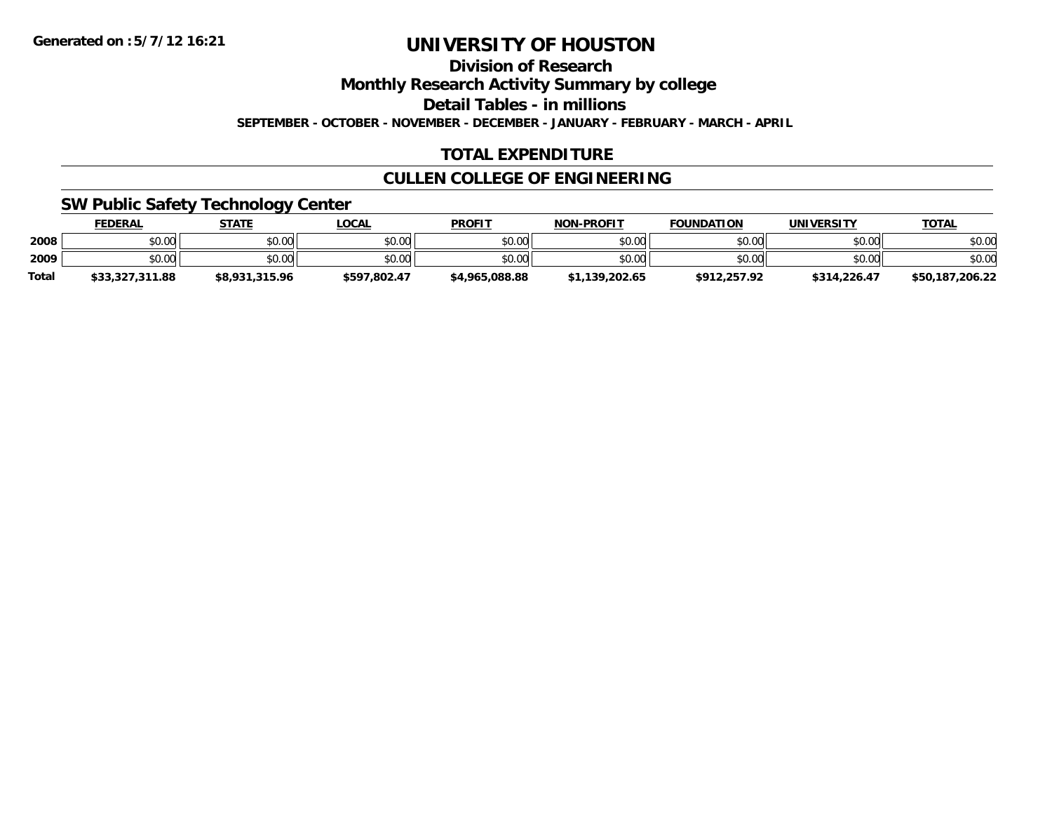**Generated on :5/7/12 16:21**

# UNIVERSITY OF HOUSTON

## Division of Research

## Monthly Research Activity Summary by college

## Detail Tables - in millions

**SEPTEMBER - OCTOBER - NOVEMBER - DECEMBER - JANUARY - FEBRUARY - MARCH - APRIL**

## TOTAL EXPENDITURE

## CULLEN COLLEGE OF ENGINEERING

### SW Public Safety Technology Center

| | FEDERAL | STATE | LOCAL | PROFIT | NON-PROFIT | FOUNDATION | UNIVERSITY | TOTAL |
|---|---|---|---|---|---|---|---|---|
| 2008 | $0.00 | $0.00 | $0.00 | $0.00 | $0.00 | $0.00 | $0.00 | $0.00 |
| 2009 | $0.00 | $0.00 | $0.00 | $0.00 | $0.00 | $0.00 | $0.00 | $0.00 |
| Total | $33,327,311.88 | $8,931,315.96 | $597,802.47 | $4,965,088.88 | $1,139,202.65 | $912,257.92 | $314,226.47 | $50,187,206.22 |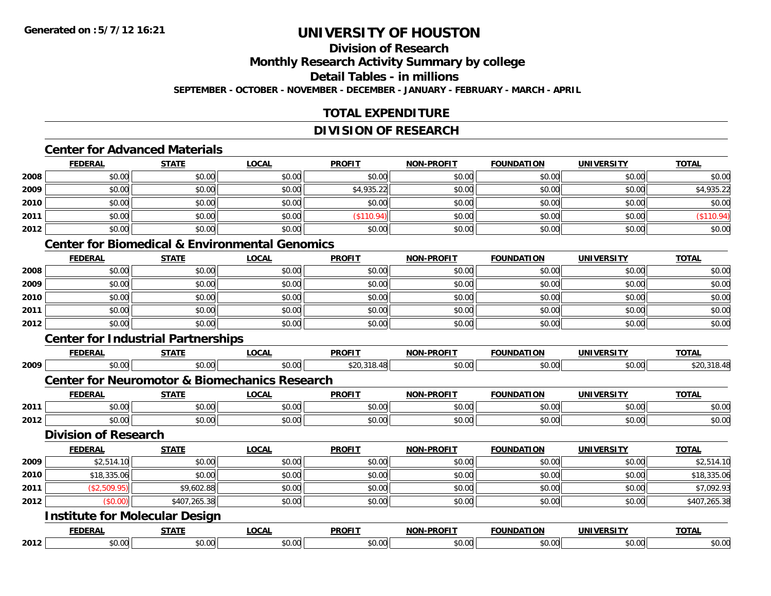**Generated on :5/7/12 16:21**

# UNIVERSITY OF HOUSTON

## Division of Research

## Monthly Research Activity Summary by college

## Detail Tables - in millions

SEPTEMBER - OCTOBER - NOVEMBER - DECEMBER - JANUARY - FEBRUARY - MARCH - APRIL

## TOTAL EXPENDITURE

## DIVISION OF RESEARCH

### Center for Advanced Materials

| | FEDERAL | STATE | LOCAL | PROFIT | NON-PROFIT | FOUNDATION | UNIVERSITY | TOTAL |
|---|---|---|---|---|---|---|---|---|
| 2008 | $0.00 | $0.00 | $0.00 | $0.00 | $0.00 | $0.00 | $0.00 | $0.00 |
| 2009 | $0.00 | $0.00 | $0.00 | $4,935.22 | $0.00 | $0.00 | $0.00 | $4,935.22 |
| 2010 | $0.00 | $0.00 | $0.00 | $0.00 | $0.00 | $0.00 | $0.00 | $0.00 |
| 2011 | $0.00 | $0.00 | $0.00 | ($110.94) | $0.00 | $0.00 | $0.00 | ($110.94) |
| 2012 | $0.00 | $0.00 | $0.00 | $0.00 | $0.00 | $0.00 | $0.00 | $0.00 |

### Center for Biomedical & Environmental Genomics

| | FEDERAL | STATE | LOCAL | PROFIT | NON-PROFIT | FOUNDATION | UNIVERSITY | TOTAL |
|---|---|---|---|---|---|---|---|---|
| 2008 | $0.00 | $0.00 | $0.00 | $0.00 | $0.00 | $0.00 | $0.00 | $0.00 |
| 2009 | $0.00 | $0.00 | $0.00 | $0.00 | $0.00 | $0.00 | $0.00 | $0.00 |
| 2010 | $0.00 | $0.00 | $0.00 | $0.00 | $0.00 | $0.00 | $0.00 | $0.00 |
| 2011 | $0.00 | $0.00 | $0.00 | $0.00 | $0.00 | $0.00 | $0.00 | $0.00 |
| 2012 | $0.00 | $0.00 | $0.00 | $0.00 | $0.00 | $0.00 | $0.00 | $0.00 |

### Center for Industrial Partnerships

| | FEDERAL | STATE | LOCAL | PROFIT | NON-PROFIT | FOUNDATION | UNIVERSITY | TOTAL |
|---|---|---|---|---|---|---|---|---|
| 2009 | $0.00 | $0.00 | $0.00 | $20,318.48 | $0.00 | $0.00 | $0.00 | $20,318.48 |

### Center for Neuromotor & Biomechanics Research

| | FEDERAL | STATE | LOCAL | PROFIT | NON-PROFIT | FOUNDATION | UNIVERSITY | TOTAL |
|---|---|---|---|---|---|---|---|---|
| 2011 | $0.00 | $0.00 | $0.00 | $0.00 | $0.00 | $0.00 | $0.00 | $0.00 |
| 2012 | $0.00 | $0.00 | $0.00 | $0.00 | $0.00 | $0.00 | $0.00 | $0.00 |

### Division of Research

| | FEDERAL | STATE | LOCAL | PROFIT | NON-PROFIT | FOUNDATION | UNIVERSITY | TOTAL |
|---|---|---|---|---|---|---|---|---|
| 2009 | $2,514.10 | $0.00 | $0.00 | $0.00 | $0.00 | $0.00 | $0.00 | $2,514.10 |
| 2010 | $18,335.06 | $0.00 | $0.00 | $0.00 | $0.00 | $0.00 | $0.00 | $18,335.06 |
| 2011 | ($2,509.95) | $9,602.88 | $0.00 | $0.00 | $0.00 | $0.00 | $0.00 | $7,092.93 |
| 2012 | ($0.00) | $407,265.38 | $0.00 | $0.00 | $0.00 | $0.00 | $0.00 | $407,265.38 |

### Institute for Molecular Design

| | FEDERAL | STATE | LOCAL | PROFIT | NON-PROFIT | FOUNDATION | UNIVERSITY | TOTAL |
|---|---|---|---|---|---|---|---|---|
| 2012 | $0.00 | $0.00 | $0.00 | $0.00 | $0.00 | $0.00 | $0.00 | $0.00 |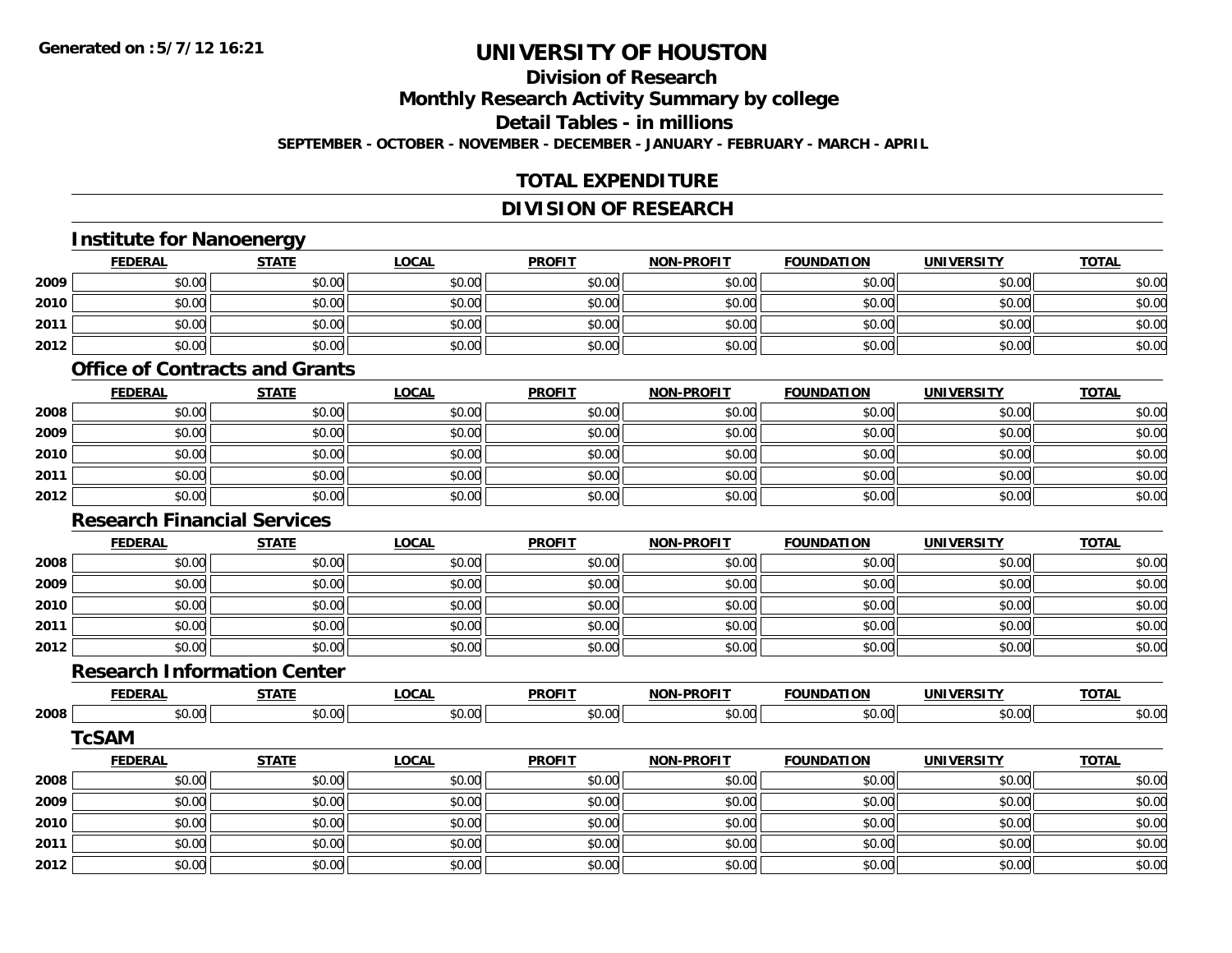# UNIVERSITY OF HOUSTON

## Division of Research

## Monthly Research Activity Summary by college

## Detail Tables - in millions

**SEPTEMBER - OCTOBER - NOVEMBER - DECEMBER - JANUARY - FEBRUARY - MARCH - APRIL**

## TOTAL EXPENDITURE

## DIVISION OF RESEARCH

### Institute for Nanoenergy

| | FEDERAL | STATE | LOCAL | PROFIT | NON-PROFIT | FOUNDATION | UNIVERSITY | TOTAL |
|---|---|---|---|---|---|---|---|---|
| 2009 | $0.00 | $0.00 | $0.00 | $0.00 | $0.00 | $0.00 | $0.00 | $0.00 |
| 2010 | $0.00 | $0.00 | $0.00 | $0.00 | $0.00 | $0.00 | $0.00 | $0.00 |
| 2011 | $0.00 | $0.00 | $0.00 | $0.00 | $0.00 | $0.00 | $0.00 | $0.00 |
| 2012 | $0.00 | $0.00 | $0.00 | $0.00 | $0.00 | $0.00 | $0.00 | $0.00 |

### Office of Contracts and Grants

| | FEDERAL | STATE | LOCAL | PROFIT | NON-PROFIT | FOUNDATION | UNIVERSITY | TOTAL |
|---|---|---|---|---|---|---|---|---|
| 2008 | $0.00 | $0.00 | $0.00 | $0.00 | $0.00 | $0.00 | $0.00 | $0.00 |
| 2009 | $0.00 | $0.00 | $0.00 | $0.00 | $0.00 | $0.00 | $0.00 | $0.00 |
| 2010 | $0.00 | $0.00 | $0.00 | $0.00 | $0.00 | $0.00 | $0.00 | $0.00 |
| 2011 | $0.00 | $0.00 | $0.00 | $0.00 | $0.00 | $0.00 | $0.00 | $0.00 |
| 2012 | $0.00 | $0.00 | $0.00 | $0.00 | $0.00 | $0.00 | $0.00 | $0.00 |

### Research Financial Services

| | FEDERAL | STATE | LOCAL | PROFIT | NON-PROFIT | FOUNDATION | UNIVERSITY | TOTAL |
|---|---|---|---|---|---|---|---|---|
| 2008 | $0.00 | $0.00 | $0.00 | $0.00 | $0.00 | $0.00 | $0.00 | $0.00 |
| 2009 | $0.00 | $0.00 | $0.00 | $0.00 | $0.00 | $0.00 | $0.00 | $0.00 |
| 2010 | $0.00 | $0.00 | $0.00 | $0.00 | $0.00 | $0.00 | $0.00 | $0.00 |
| 2011 | $0.00 | $0.00 | $0.00 | $0.00 | $0.00 | $0.00 | $0.00 | $0.00 |
| 2012 | $0.00 | $0.00 | $0.00 | $0.00 | $0.00 | $0.00 | $0.00 | $0.00 |

### Research Information Center

| | FEDERAL | STATE | LOCAL | PROFIT | NON-PROFIT | FOUNDATION | UNIVERSITY | TOTAL |
|---|---|---|---|---|---|---|---|---|
| 2008 | $0.00 | $0.00 | $0.00 | $0.00 | $0.00 | $0.00 | $0.00 | $0.00 |

### TcSAM

| | FEDERAL | STATE | LOCAL | PROFIT | NON-PROFIT | FOUNDATION | UNIVERSITY | TOTAL |
|---|---|---|---|---|---|---|---|---|
| 2008 | $0.00 | $0.00 | $0.00 | $0.00 | $0.00 | $0.00 | $0.00 | $0.00 |
| 2009 | $0.00 | $0.00 | $0.00 | $0.00 | $0.00 | $0.00 | $0.00 | $0.00 |
| 2010 | $0.00 | $0.00 | $0.00 | $0.00 | $0.00 | $0.00 | $0.00 | $0.00 |
| 2011 | $0.00 | $0.00 | $0.00 | $0.00 | $0.00 | $0.00 | $0.00 | $0.00 |
| 2012 | $0.00 | $0.00 | $0.00 | $0.00 | $0.00 | $0.00 | $0.00 | $0.00 |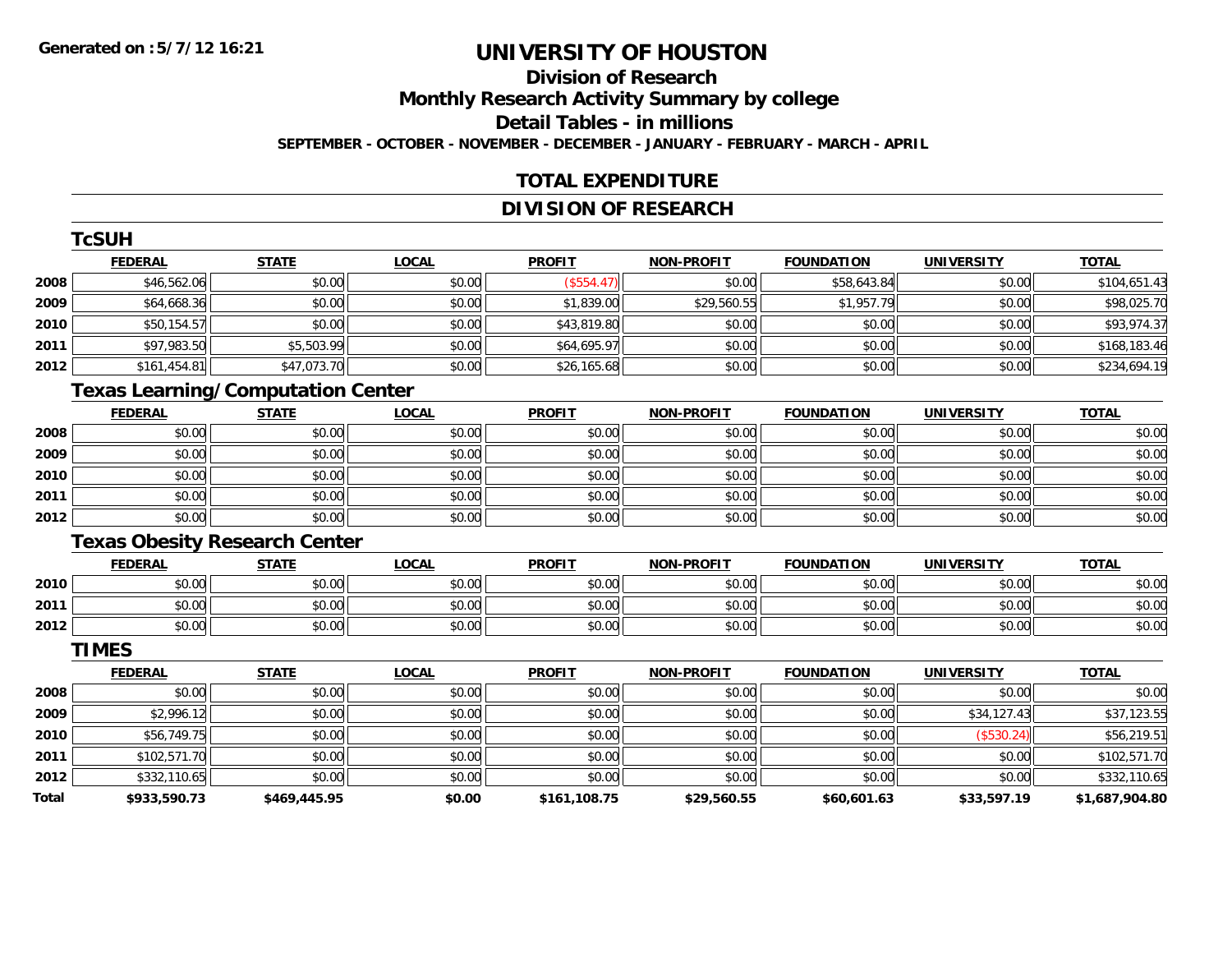**Generated on :5/7/12 16:21**

# UNIVERSITY OF HOUSTON

## Division of Research

## Monthly Research Activity Summary by college

## Detail Tables - in millions

**SEPTEMBER - OCTOBER - NOVEMBER - DECEMBER - JANUARY - FEBRUARY - MARCH - APRIL**

## TOTAL EXPENDITURE

## DIVISION OF RESEARCH

### TcSUH

| | FEDERAL | STATE | LOCAL | PROFIT | NON-PROFIT | FOUNDATION | UNIVERSITY | TOTAL |
|---|---|---|---|---|---|---|---|---|
| 2008 | $46,562.06 | $0.00 | $0.00 | ($554.47) | $0.00 | $58,643.84 | $0.00 | $104,651.43 |
| 2009 | $64,668.36 | $0.00 | $0.00 | $1,839.00 | $29,560.55 | $1,957.79 | $0.00 | $98,025.70 |
| 2010 | $50,154.57 | $0.00 | $0.00 | $43,819.80 | $0.00 | $0.00 | $0.00 | $93,974.37 |
| 2011 | $97,983.50 | $5,503.99 | $0.00 | $64,695.97 | $0.00 | $0.00 | $0.00 | $168,183.46 |
| 2012 | $161,454.81 | $47,073.70 | $0.00 | $26,165.68 | $0.00 | $0.00 | $0.00 | $234,694.19 |

### Texas Learning/Computation Center

| | FEDERAL | STATE | LOCAL | PROFIT | NON-PROFIT | FOUNDATION | UNIVERSITY | TOTAL |
|---|---|---|---|---|---|---|---|---|
| 2008 | $0.00 | $0.00 | $0.00 | $0.00 | $0.00 | $0.00 | $0.00 | $0.00 |
| 2009 | $0.00 | $0.00 | $0.00 | $0.00 | $0.00 | $0.00 | $0.00 | $0.00 |
| 2010 | $0.00 | $0.00 | $0.00 | $0.00 | $0.00 | $0.00 | $0.00 | $0.00 |
| 2011 | $0.00 | $0.00 | $0.00 | $0.00 | $0.00 | $0.00 | $0.00 | $0.00 |
| 2012 | $0.00 | $0.00 | $0.00 | $0.00 | $0.00 | $0.00 | $0.00 | $0.00 |

### Texas Obesity Research Center

| | FEDERAL | STATE | LOCAL | PROFIT | NON-PROFIT | FOUNDATION | UNIVERSITY | TOTAL |
|---|---|---|---|---|---|---|---|---|
| 2010 | $0.00 | $0.00 | $0.00 | $0.00 | $0.00 | $0.00 | $0.00 | $0.00 |
| 2011 | $0.00 | $0.00 | $0.00 | $0.00 | $0.00 | $0.00 | $0.00 | $0.00 |
| 2012 | $0.00 | $0.00 | $0.00 | $0.00 | $0.00 | $0.00 | $0.00 | $0.00 |

### TIMES

| | FEDERAL | STATE | LOCAL | PROFIT | NON-PROFIT | FOUNDATION | UNIVERSITY | TOTAL |
|---|---|---|---|---|---|---|---|---|
| 2008 | $0.00 | $0.00 | $0.00 | $0.00 | $0.00 | $0.00 | $0.00 | $0.00 |
| 2009 | $2,996.12 | $0.00 | $0.00 | $0.00 | $0.00 | $0.00 | $34,127.43 | $37,123.55 |
| 2010 | $56,749.75 | $0.00 | $0.00 | $0.00 | $0.00 | $0.00 | ($530.24) | $56,219.51 |
| 2011 | $102,571.70 | $0.00 | $0.00 | $0.00 | $0.00 | $0.00 | $0.00 | $102,571.70 |
| 2012 | $332,110.65 | $0.00 | $0.00 | $0.00 | $0.00 | $0.00 | $0.00 | $332,110.65 |
| **Total** | **$933,590.73** | **$469,445.95** | **$0.00** | **$161,108.75** | **$29,560.55** | **$60,601.63** | **$33,597.19** | **$1,687,904.80** |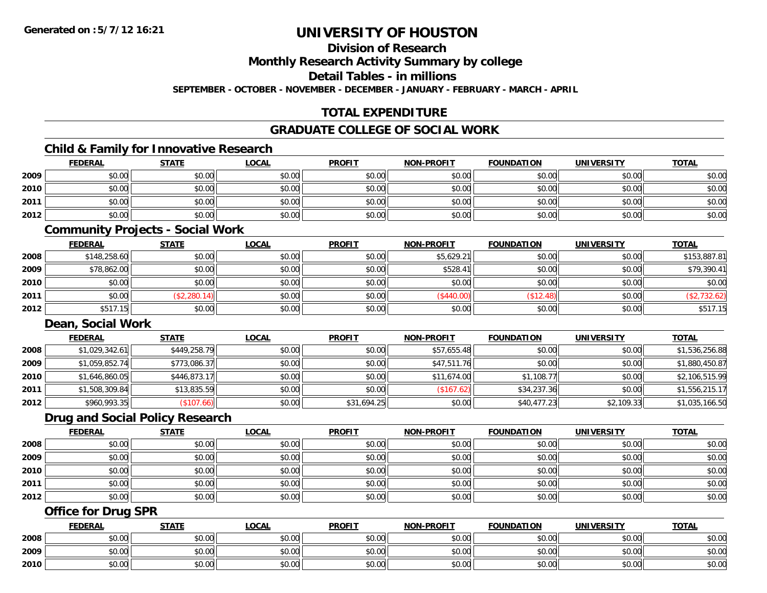Generated on :5/7/12 16:21

# UNIVERSITY OF HOUSTON

## Division of Research

## Monthly Research Activity Summary by college

## Detail Tables - in millions

SEPTEMBER - OCTOBER - NOVEMBER - DECEMBER - JANUARY - FEBRUARY - MARCH - APRIL

## TOTAL EXPENDITURE

## GRADUATE COLLEGE OF SOCIAL WORK

### Child & Family for Innovative Research

| | FEDERAL | STATE | LOCAL | PROFIT | NON-PROFIT | FOUNDATION | UNIVERSITY | TOTAL |
|---|---|---|---|---|---|---|---|---|
| 2009 | $0.00 | $0.00 | $0.00 | $0.00 | $0.00 | $0.00 | $0.00 | $0.00 |
| 2010 | $0.00 | $0.00 | $0.00 | $0.00 | $0.00 | $0.00 | $0.00 | $0.00 |
| 2011 | $0.00 | $0.00 | $0.00 | $0.00 | $0.00 | $0.00 | $0.00 | $0.00 |
| 2012 | $0.00 | $0.00 | $0.00 | $0.00 | $0.00 | $0.00 | $0.00 | $0.00 |

### Community Projects - Social Work

| | FEDERAL | STATE | LOCAL | PROFIT | NON-PROFIT | FOUNDATION | UNIVERSITY | TOTAL |
|---|---|---|---|---|---|---|---|---|
| 2008 | $148,258.60 | $0.00 | $0.00 | $0.00 | $5,629.21 | $0.00 | $0.00 | $153,887.81 |
| 2009 | $78,862.00 | $0.00 | $0.00 | $0.00 | $528.41 | $0.00 | $0.00 | $79,390.41 |
| 2010 | $0.00 | $0.00 | $0.00 | $0.00 | $0.00 | $0.00 | $0.00 | $0.00 |
| 2011 | $0.00 | ($2,280.14) | $0.00 | $0.00 | ($440.00) | ($12.48) | $0.00 | ($2,732.62) |
| 2012 | $517.15 | $0.00 | $0.00 | $0.00 | $0.00 | $0.00 | $0.00 | $517.15 |

### Dean, Social Work

| | FEDERAL | STATE | LOCAL | PROFIT | NON-PROFIT | FOUNDATION | UNIVERSITY | TOTAL |
|---|---|---|---|---|---|---|---|---|
| 2008 | $1,029,342.61 | $449,258.79 | $0.00 | $0.00 | $57,655.48 | $0.00 | $0.00 | $1,536,256.88 |
| 2009 | $1,059,852.74 | $773,086.37 | $0.00 | $0.00 | $47,511.76 | $0.00 | $0.00 | $1,880,450.87 |
| 2010 | $1,646,860.05 | $446,873.17 | $0.00 | $0.00 | $11,674.00 | $1,108.77 | $0.00 | $2,106,515.99 |
| 2011 | $1,508,309.84 | $13,835.59 | $0.00 | $0.00 | ($167.62) | $34,237.36 | $0.00 | $1,556,215.17 |
| 2012 | $960,993.35 | ($107.66) | $0.00 | $31,694.25 | $0.00 | $40,477.23 | $2,109.33 | $1,035,166.50 |

### Drug and Social Policy Research

| | FEDERAL | STATE | LOCAL | PROFIT | NON-PROFIT | FOUNDATION | UNIVERSITY | TOTAL |
|---|---|---|---|---|---|---|---|---|
| 2008 | $0.00 | $0.00 | $0.00 | $0.00 | $0.00 | $0.00 | $0.00 | $0.00 |
| 2009 | $0.00 | $0.00 | $0.00 | $0.00 | $0.00 | $0.00 | $0.00 | $0.00 |
| 2010 | $0.00 | $0.00 | $0.00 | $0.00 | $0.00 | $0.00 | $0.00 | $0.00 |
| 2011 | $0.00 | $0.00 | $0.00 | $0.00 | $0.00 | $0.00 | $0.00 | $0.00 |
| 2012 | $0.00 | $0.00 | $0.00 | $0.00 | $0.00 | $0.00 | $0.00 | $0.00 |

### Office for Drug SPR

| | FEDERAL | STATE | LOCAL | PROFIT | NON-PROFIT | FOUNDATION | UNIVERSITY | TOTAL |
|---|---|---|---|---|---|---|---|---|
| 2008 | $0.00 | $0.00 | $0.00 | $0.00 | $0.00 | $0.00 | $0.00 | $0.00 |
| 2009 | $0.00 | $0.00 | $0.00 | $0.00 | $0.00 | $0.00 | $0.00 | $0.00 |
| 2010 | $0.00 | $0.00 | $0.00 | $0.00 | $0.00 | $0.00 | $0.00 | $0.00 |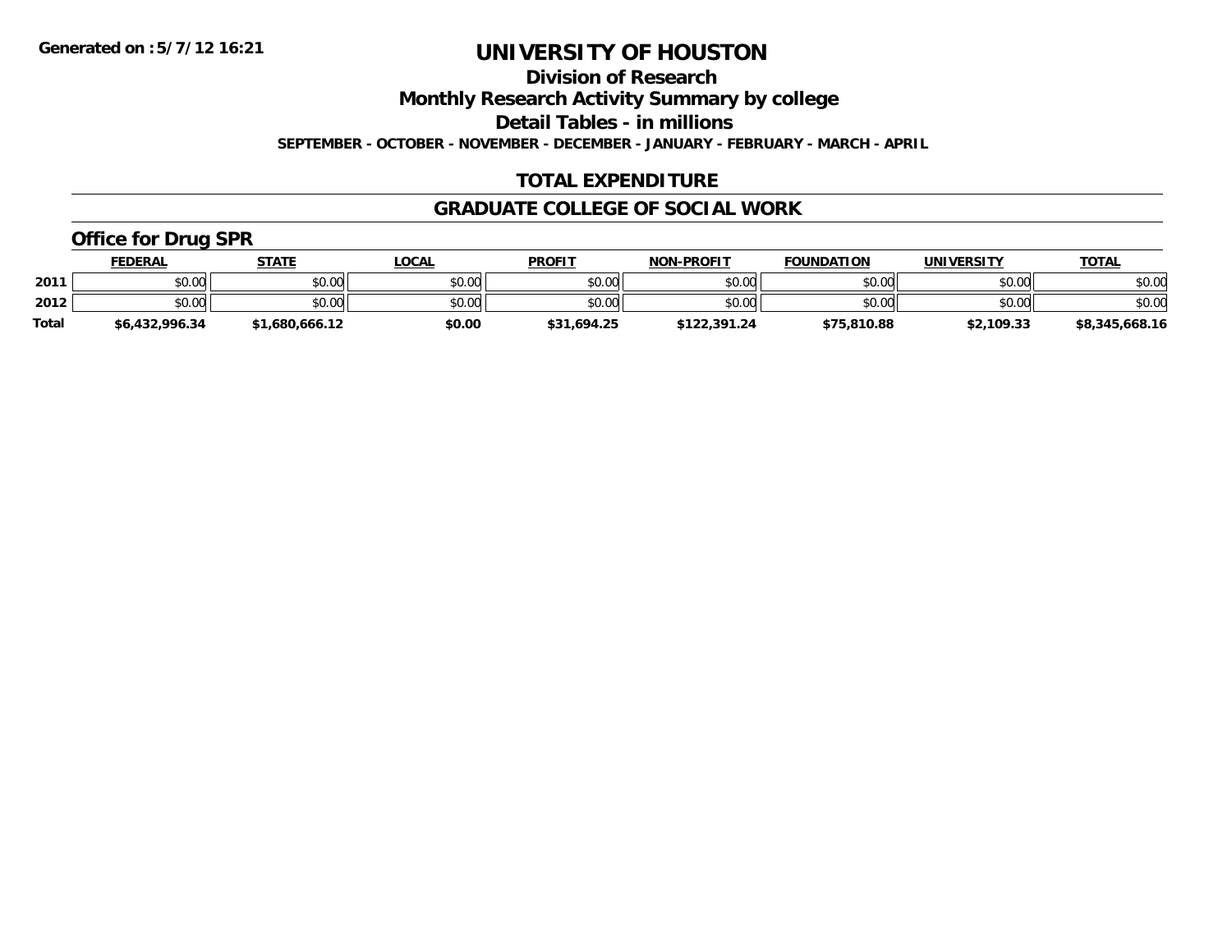**Generated on :5/7/12 16:21**

# UNIVERSITY OF HOUSTON

## Division of Research

## Monthly Research Activity Summary by college

## Detail Tables - in millions

**SEPTEMBER - OCTOBER - NOVEMBER - DECEMBER - JANUARY - FEBRUARY - MARCH - APRIL**

## TOTAL EXPENDITURE

## GRADUATE COLLEGE OF SOCIAL WORK

### Office for Drug SPR

| | FEDERAL | STATE | LOCAL | PROFIT | NON-PROFIT | FOUNDATION | UNIVERSITY | TOTAL |
|---|---|---|---|---|---|---|---|---|
| 2011 | $0.00 | $0.00 | $0.00 | $0.00 | $0.00 | $0.00 | $0.00 | $0.00 |
| 2012 | $0.00 | $0.00 | $0.00 | $0.00 | $0.00 | $0.00 | $0.00 | $0.00 |
| **Total** | **$6,432,996.34** | **$1,680,666.12** | **$0.00** | **$31,694.25** | **$122,391.24** | **$75,810.88** | **$2,109.33** | **$8,345,668.16** |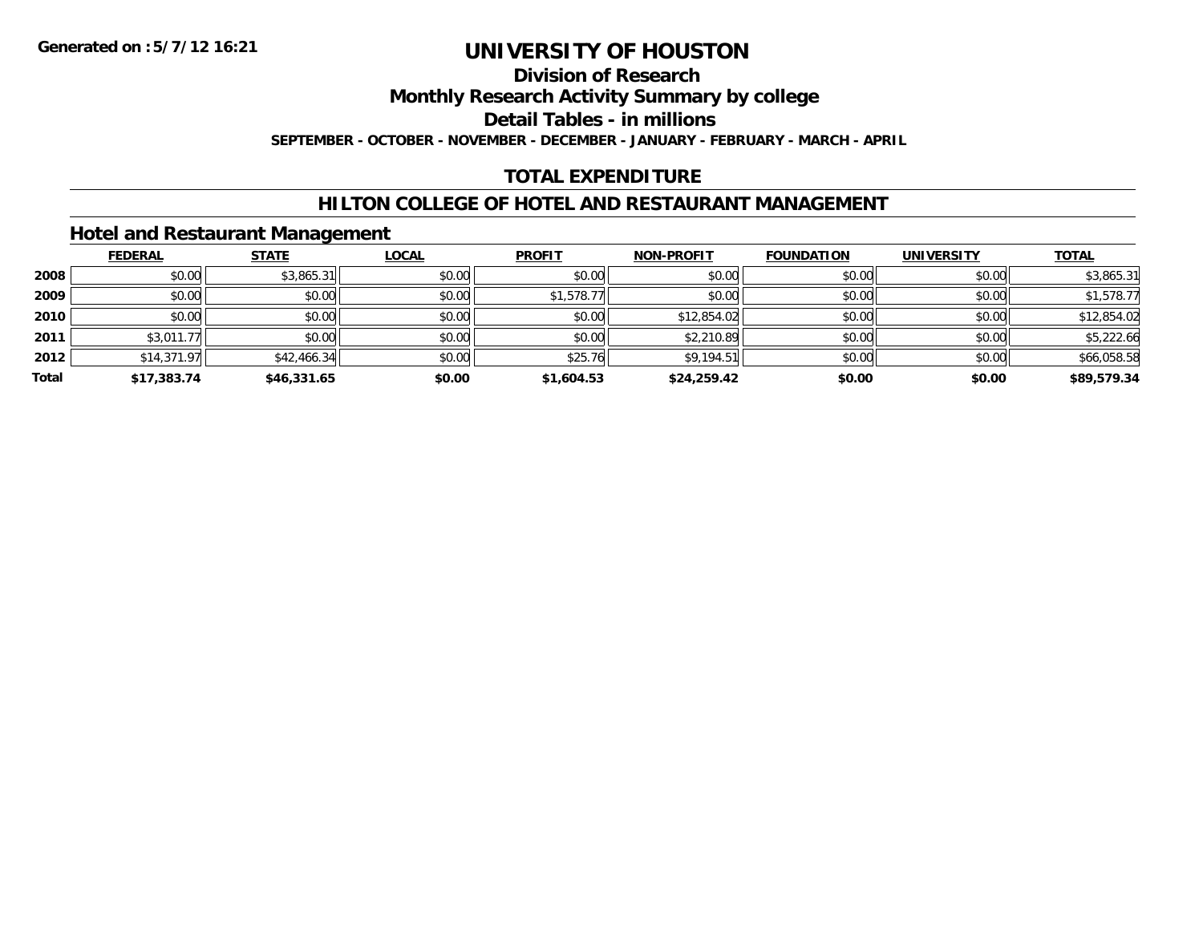Generated on :5/7/12 16:21

# UNIVERSITY OF HOUSTON

## Division of Research

## Monthly Research Activity Summary by college

## Detail Tables - in millions

**SEPTEMBER - OCTOBER - NOVEMBER - DECEMBER - JANUARY - FEBRUARY - MARCH - APRIL**

## TOTAL EXPENDITURE

## HILTON COLLEGE OF HOTEL AND RESTAURANT MANAGEMENT

### Hotel and Restaurant Management

| | FEDERAL | STATE | LOCAL | PROFIT | NON-PROFIT | FOUNDATION | UNIVERSITY | TOTAL |
|---|---|---|---|---|---|---|---|---|
| 2008 | $0.00 | $3,865.31 | $0.00 | $0.00 | $0.00 | $0.00 | $0.00 | $3,865.31 |
| 2009 | $0.00 | $0.00 | $0.00 | $1,578.77 | $0.00 | $0.00 | $0.00 | $1,578.77 |
| 2010 | $0.00 | $0.00 | $0.00 | $0.00 | $12,854.02 | $0.00 | $0.00 | $12,854.02 |
| 2011 | $3,011.77 | $0.00 | $0.00 | $0.00 | $2,210.89 | $0.00 | $0.00 | $5,222.66 |
| 2012 | $14,371.97 | $42,466.34 | $0.00 | $25.76 | $9,194.51 | $0.00 | $0.00 | $66,058.58 |
| **Total** | **$17,383.74** | **$46,331.65** | **$0.00** | **$1,604.53** | **$24,259.42** | **$0.00** | **$0.00** | **$89,579.34** |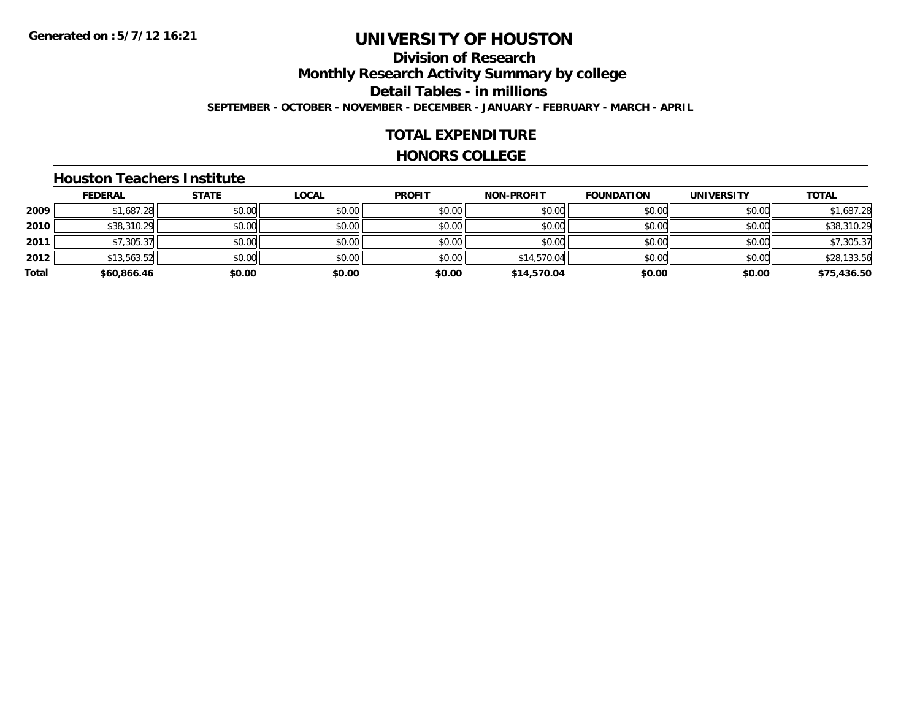Generated on :5/7/12 16:21

# UNIVERSITY OF HOUSTON

## Division of Research

## Monthly Research Activity Summary by college

## Detail Tables - in millions

**SEPTEMBER - OCTOBER - NOVEMBER - DECEMBER - JANUARY - FEBRUARY - MARCH - APRIL**

## TOTAL EXPENDITURE

## HONORS COLLEGE

### Houston Teachers Institute

| | FEDERAL | STATE | LOCAL | PROFIT | NON-PROFIT | FOUNDATION | UNIVERSITY | TOTAL |
|---|---|---|---|---|---|---|---|---|
| 2009 | $1,687.28 | $0.00 | $0.00 | $0.00 | $0.00 | $0.00 | $0.00 | $1,687.28 |
| 2010 | $38,310.29 | $0.00 | $0.00 | $0.00 | $0.00 | $0.00 | $0.00 | $38,310.29 |
| 2011 | $7,305.37 | $0.00 | $0.00 | $0.00 | $0.00 | $0.00 | $0.00 | $7,305.37 |
| 2012 | $13,563.52 | $0.00 | $0.00 | $0.00 | $14,570.04 | $0.00 | $0.00 | $28,133.56 |
| **Total** | **$60,866.46** | **$0.00** | **$0.00** | **$0.00** | **$14,570.04** | **$0.00** | **$0.00** | **$75,436.50** |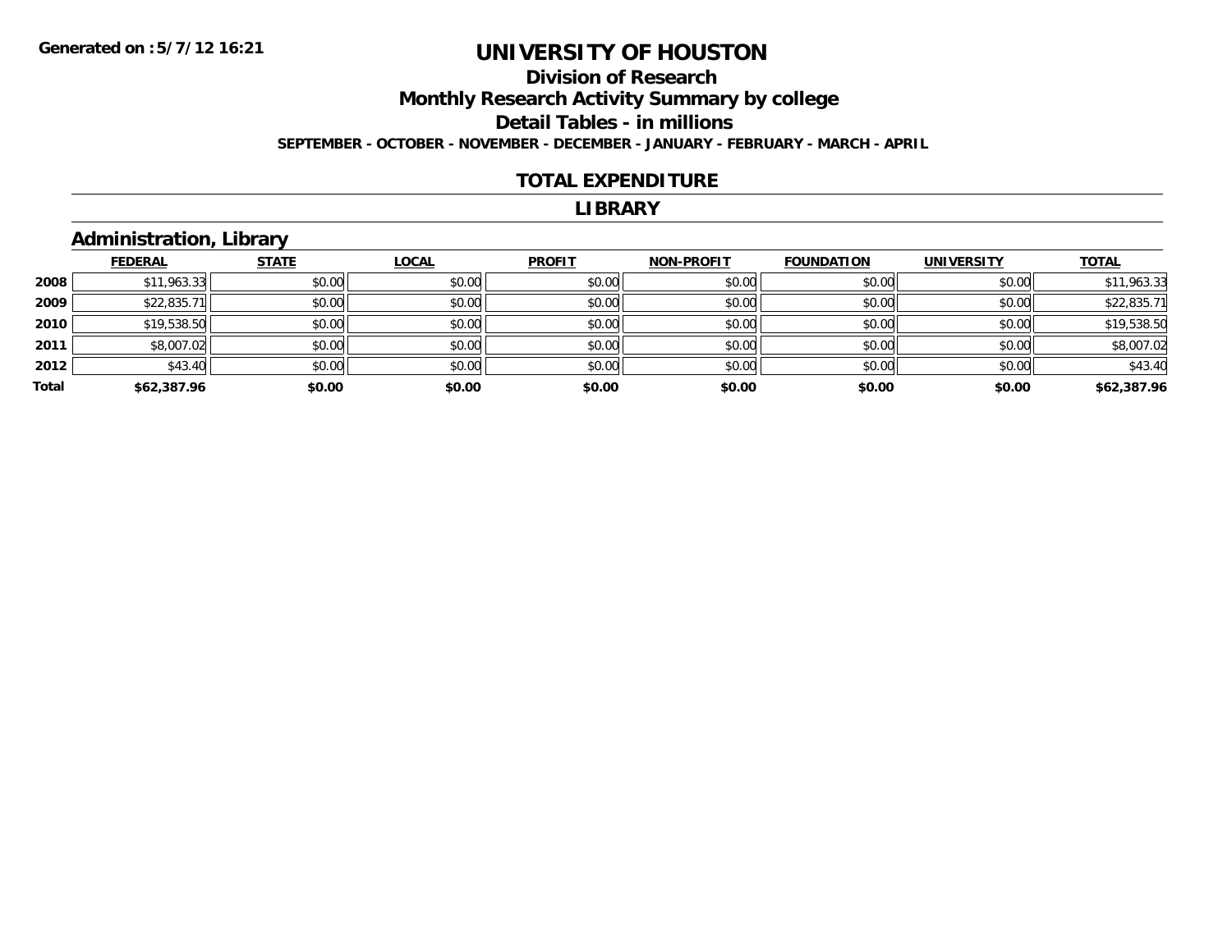Generated on :5/7/12 16:21

# UNIVERSITY OF HOUSTON

## Division of Research

## Monthly Research Activity Summary by college

## Detail Tables - in millions

**SEPTEMBER - OCTOBER - NOVEMBER - DECEMBER - JANUARY - FEBRUARY - MARCH - APRIL**

### TOTAL EXPENDITURE

### LIBRARY

### Administration, Library

| | FEDERAL | STATE | LOCAL | PROFIT | NON-PROFIT | FOUNDATION | UNIVERSITY | TOTAL |
|---|---|---|---|---|---|---|---|---|
| 2008 | $11,963.33 | $0.00 | $0.00 | $0.00 | $0.00 | $0.00 | $0.00 | $11,963.33 |
| 2009 | $22,835.71 | $0.00 | $0.00 | $0.00 | $0.00 | $0.00 | $0.00 | $22,835.71 |
| 2010 | $19,538.50 | $0.00 | $0.00 | $0.00 | $0.00 | $0.00 | $0.00 | $19,538.50 |
| 2011 | $8,007.02 | $0.00 | $0.00 | $0.00 | $0.00 | $0.00 | $0.00 | $8,007.02 |
| 2012 | $43.40 | $0.00 | $0.00 | $0.00 | $0.00 | $0.00 | $0.00 | $43.40 |
| **Total** | **$62,387.96** | **$0.00** | **$0.00** | **$0.00** | **$0.00** | **$0.00** | **$0.00** | **$62,387.96** |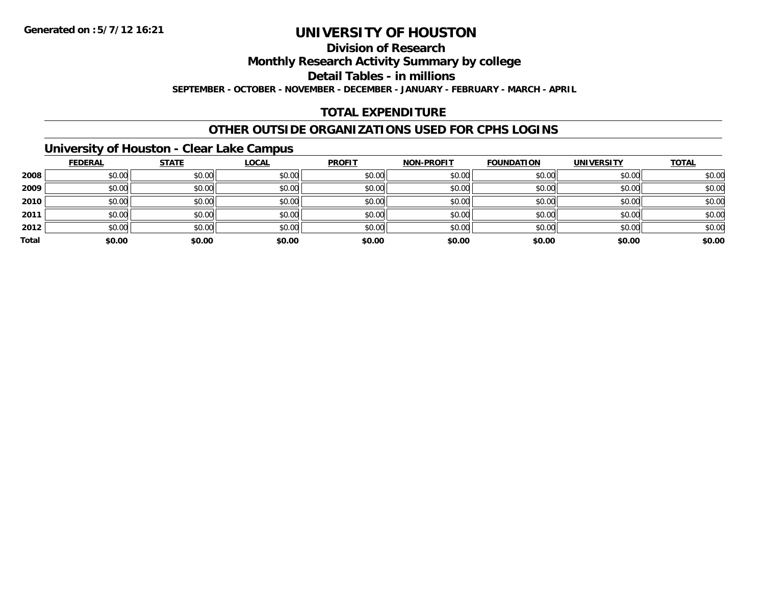Generated on :5/7/12 16:21

# UNIVERSITY OF HOUSTON

## Division of Research

## Monthly Research Activity Summary by college

## Detail Tables - in millions

**SEPTEMBER - OCTOBER - NOVEMBER - DECEMBER - JANUARY - FEBRUARY - MARCH - APRIL**

## TOTAL EXPENDITURE

## OTHER OUTSIDE ORGANIZATIONS USED FOR CPHS LOGINS

### University of Houston - Clear Lake Campus

| | FEDERAL | STATE | LOCAL | PROFIT | NON-PROFIT | FOUNDATION | UNIVERSITY | TOTAL |
|---|---|---|---|---|---|---|---|---|
| 2008 | $0.00 | $0.00 | $0.00 | $0.00 | $0.00 | $0.00 | $0.00 | $0.00 |
| 2009 | $0.00 | $0.00 | $0.00 | $0.00 | $0.00 | $0.00 | $0.00 | $0.00 |
| 2010 | $0.00 | $0.00 | $0.00 | $0.00 | $0.00 | $0.00 | $0.00 | $0.00 |
| 2011 | $0.00 | $0.00 | $0.00 | $0.00 | $0.00 | $0.00 | $0.00 | $0.00 |
| 2012 | $0.00 | $0.00 | $0.00 | $0.00 | $0.00 | $0.00 | $0.00 | $0.00 |
| **Total** | **$0.00** | **$0.00** | **$0.00** | **$0.00** | **$0.00** | **$0.00** | **$0.00** | **$0.00** |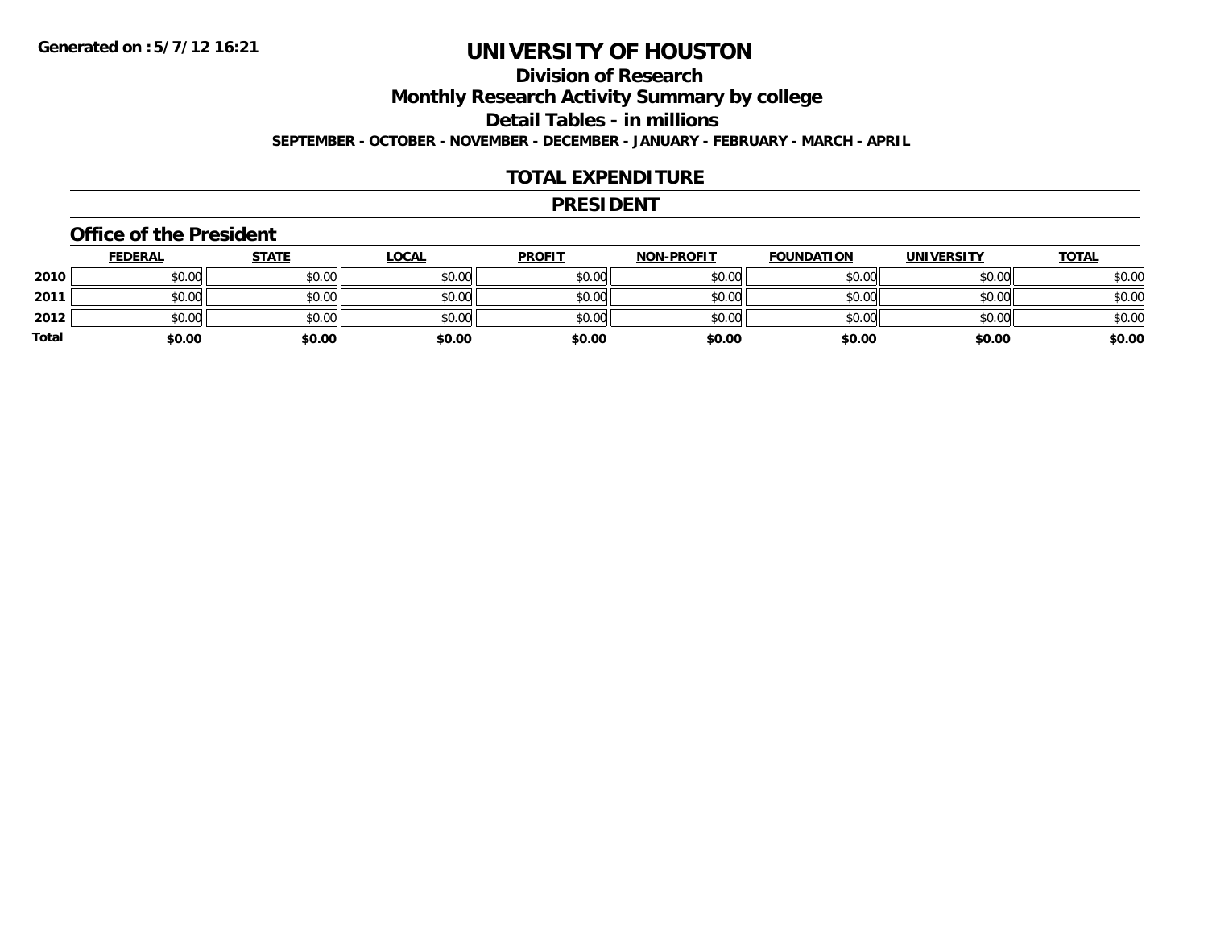Generated on :5/7/12 16:21

# UNIVERSITY OF HOUSTON

## Division of Research

## Monthly Research Activity Summary by college

## Detail Tables - in millions

**SEPTEMBER - OCTOBER - NOVEMBER - DECEMBER - JANUARY - FEBRUARY - MARCH - APRIL**

## TOTAL EXPENDITURE

## PRESIDENT

### Office of the President

| | FEDERAL | STATE | LOCAL | PROFIT | NON-PROFIT | FOUNDATION | UNIVERSITY | TOTAL |
|---|---|---|---|---|---|---|---|---|
| 2010 | $0.00 | $0.00 | $0.00 | $0.00 | $0.00 | $0.00 | $0.00 | $0.00 |
| 2011 | $0.00 | $0.00 | $0.00 | $0.00 | $0.00 | $0.00 | $0.00 | $0.00 |
| 2012 | $0.00 | $0.00 | $0.00 | $0.00 | $0.00 | $0.00 | $0.00 | $0.00 |
| **Total** | **$0.00** | **$0.00** | **$0.00** | **$0.00** | **$0.00** | **$0.00** | **$0.00** | **$0.00** |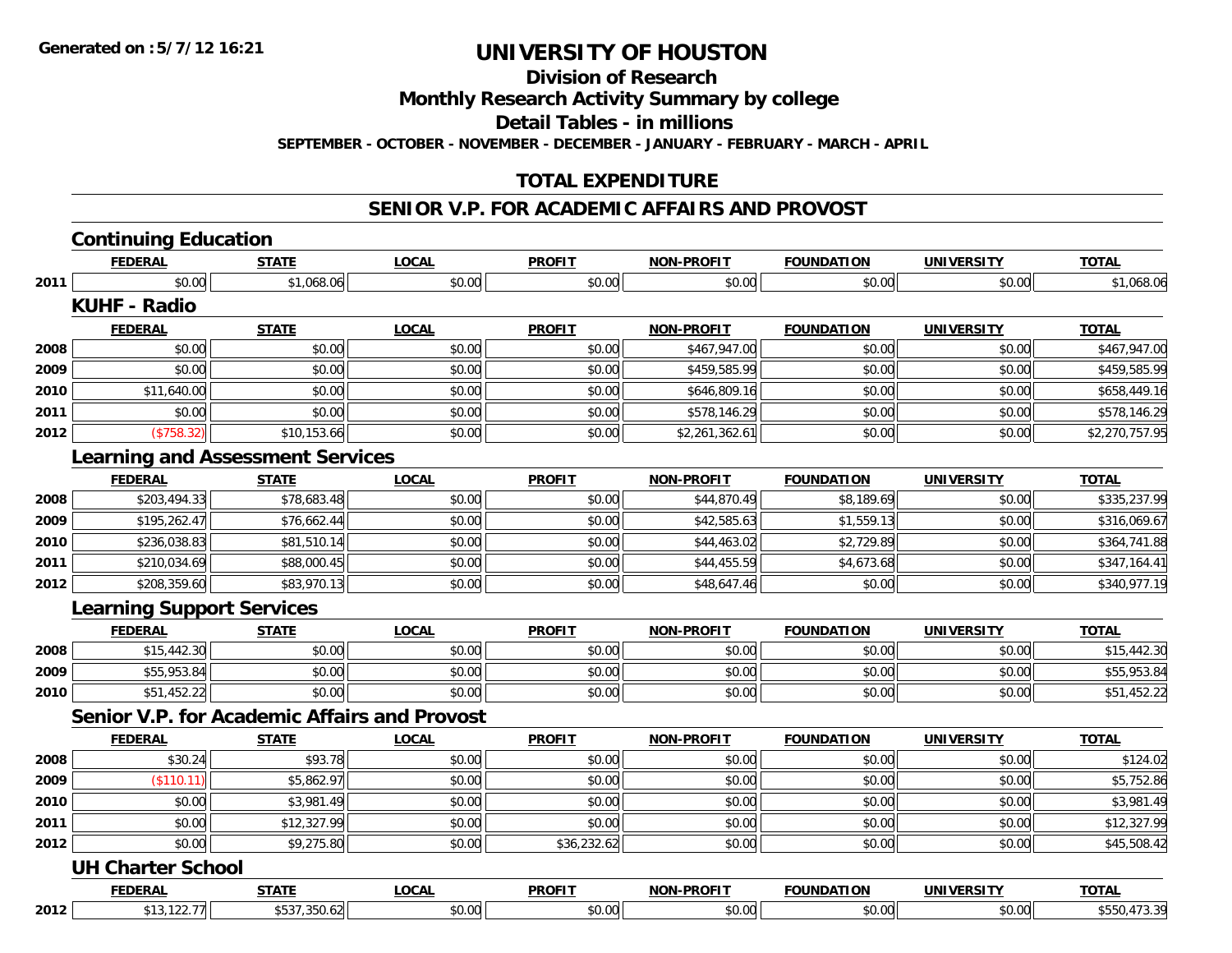**Generated on :5/7/12 16:21**

# UNIVERSITY OF HOUSTON

## Division of Research

## Monthly Research Activity Summary by college

## Detail Tables - in millions

**SEPTEMBER - OCTOBER - NOVEMBER - DECEMBER - JANUARY - FEBRUARY - MARCH - APRIL**

## TOTAL EXPENDITURE

## SENIOR V.P. FOR ACADEMIC AFFAIRS AND PROVOST

### Continuing Education

| | FEDERAL | STATE | LOCAL | PROFIT | NON-PROFIT | FOUNDATION | UNIVERSITY | TOTAL |
|---|---|---|---|---|---|---|---|---|
| 2011 | $0.00 | $1,068.06 | $0.00 | $0.00 | $0.00 | $0.00 | $0.00 | $1,068.06 |

### KUHF - Radio

| | FEDERAL | STATE | LOCAL | PROFIT | NON-PROFIT | FOUNDATION | UNIVERSITY | TOTAL |
|---|---|---|---|---|---|---|---|---|
| 2008 | $0.00 | $0.00 | $0.00 | $0.00 | $467,947.00 | $0.00 | $0.00 | $467,947.00 |
| 2009 | $0.00 | $0.00 | $0.00 | $0.00 | $459,585.99 | $0.00 | $0.00 | $459,585.99 |
| 2010 | $11,640.00 | $0.00 | $0.00 | $0.00 | $646,809.16 | $0.00 | $0.00 | $658,449.16 |
| 2011 | $0.00 | $0.00 | $0.00 | $0.00 | $578,146.29 | $0.00 | $0.00 | $578,146.29 |
| 2012 | ($758.32) | $10,153.66 | $0.00 | $0.00 | $2,261,362.61 | $0.00 | $0.00 | $2,270,757.95 |

### Learning and Assessment Services

| | FEDERAL | STATE | LOCAL | PROFIT | NON-PROFIT | FOUNDATION | UNIVERSITY | TOTAL |
|---|---|---|---|---|---|---|---|---|
| 2008 | $203,494.33 | $78,683.48 | $0.00 | $0.00 | $44,870.49 | $8,189.69 | $0.00 | $335,237.99 |
| 2009 | $195,262.47 | $76,662.44 | $0.00 | $0.00 | $42,585.63 | $1,559.13 | $0.00 | $316,069.67 |
| 2010 | $236,038.83 | $81,510.14 | $0.00 | $0.00 | $44,463.02 | $2,729.89 | $0.00 | $364,741.88 |
| 2011 | $210,034.69 | $88,000.45 | $0.00 | $0.00 | $44,455.59 | $4,673.68 | $0.00 | $347,164.41 |
| 2012 | $208,359.60 | $83,970.13 | $0.00 | $0.00 | $48,647.46 | $0.00 | $0.00 | $340,977.19 |

### Learning Support Services

| | FEDERAL | STATE | LOCAL | PROFIT | NON-PROFIT | FOUNDATION | UNIVERSITY | TOTAL |
|---|---|---|---|---|---|---|---|---|
| 2008 | $15,442.30 | $0.00 | $0.00 | $0.00 | $0.00 | $0.00 | $0.00 | $15,442.30 |
| 2009 | $55,953.84 | $0.00 | $0.00 | $0.00 | $0.00 | $0.00 | $0.00 | $55,953.84 |
| 2010 | $51,452.22 | $0.00 | $0.00 | $0.00 | $0.00 | $0.00 | $0.00 | $51,452.22 |

### Senior V.P. for Academic Affairs and Provost

| | FEDERAL | STATE | LOCAL | PROFIT | NON-PROFIT | FOUNDATION | UNIVERSITY | TOTAL |
|---|---|---|---|---|---|---|---|---|
| 2008 | $30.24 | $93.78 | $0.00 | $0.00 | $0.00 | $0.00 | $0.00 | $124.02 |
| 2009 | ($110.11) | $5,862.97 | $0.00 | $0.00 | $0.00 | $0.00 | $0.00 | $5,752.86 |
| 2010 | $0.00 | $3,981.49 | $0.00 | $0.00 | $0.00 | $0.00 | $0.00 | $3,981.49 |
| 2011 | $0.00 | $12,327.99 | $0.00 | $0.00 | $0.00 | $0.00 | $0.00 | $12,327.99 |
| 2012 | $0.00 | $9,275.80 | $0.00 | $36,232.62 | $0.00 | $0.00 | $0.00 | $45,508.42 |

### UH Charter School

| | FEDERAL | STATE | LOCAL | PROFIT | NON-PROFIT | FOUNDATION | UNIVERSITY | TOTAL |
|---|---|---|---|---|---|---|---|---|
| 2012 | $13,122.77 | $537,350.62 | $0.00 | $0.00 | $0.00 | $0.00 | $0.00 | $550,473.39 |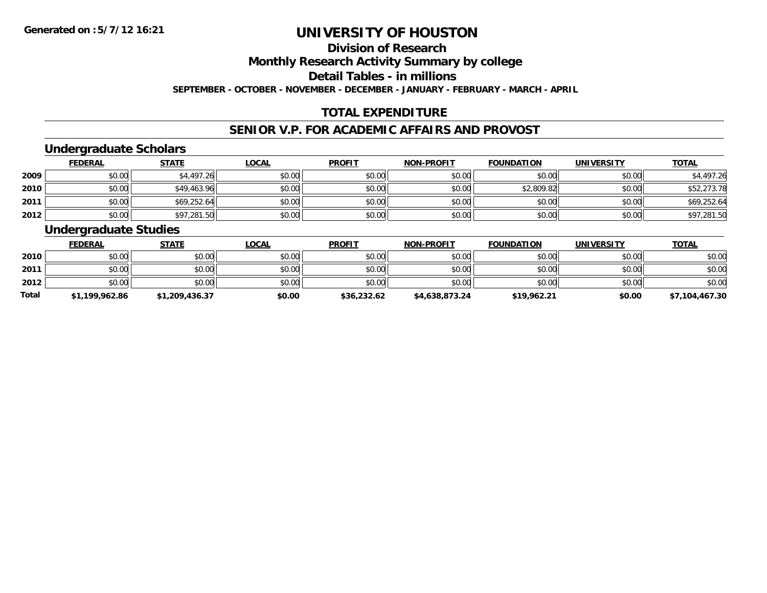**Generated on :5/7/12 16:21**

# UNIVERSITY OF HOUSTON

## Division of Research

## Monthly Research Activity Summary by college

## Detail Tables - in millions

**SEPTEMBER - OCTOBER - NOVEMBER - DECEMBER - JANUARY - FEBRUARY - MARCH - APRIL**

## TOTAL EXPENDITURE

## SENIOR V.P. FOR ACADEMIC AFFAIRS AND PROVOST

### Undergraduate Scholars

| | FEDERAL | STATE | LOCAL | PROFIT | NON-PROFIT | FOUNDATION | UNIVERSITY | TOTAL |
|---|---|---|---|---|---|---|---|---|
| 2009 | $0.00 | $4,497.26 | $0.00 | $0.00 | $0.00 | $0.00 | $0.00 | $4,497.26 |
| 2010 | $0.00 | $49,463.96 | $0.00 | $0.00 | $0.00 | $2,809.82 | $0.00 | $52,273.78 |
| 2011 | $0.00 | $69,252.64 | $0.00 | $0.00 | $0.00 | $0.00 | $0.00 | $69,252.64 |
| 2012 | $0.00 | $97,281.50 | $0.00 | $0.00 | $0.00 | $0.00 | $0.00 | $97,281.50 |

### Undergraduate Studies

| | FEDERAL | STATE | LOCAL | PROFIT | NON-PROFIT | FOUNDATION | UNIVERSITY | TOTAL |
|---|---|---|---|---|---|---|---|---|
| 2010 | $0.00 | $0.00 | $0.00 | $0.00 | $0.00 | $0.00 | $0.00 | $0.00 |
| 2011 | $0.00 | $0.00 | $0.00 | $0.00 | $0.00 | $0.00 | $0.00 | $0.00 |
| 2012 | $0.00 | $0.00 | $0.00 | $0.00 | $0.00 | $0.00 | $0.00 | $0.00 |
| **Total** | **$1,199,962.86** | **$1,209,436.37** | **$0.00** | **$36,232.62** | **$4,638,873.24** | **$19,962.21** | **$0.00** | **$7,104,467.30** |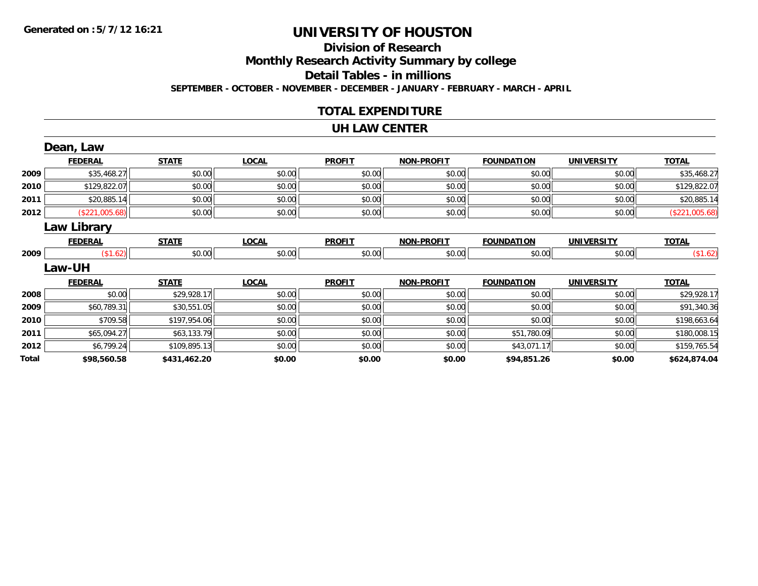**Generated on :5/7/12 16:21**

# UNIVERSITY OF HOUSTON

## Division of Research

## Monthly Research Activity Summary by college

## Detail Tables - in millions

**SEPTEMBER - OCTOBER - NOVEMBER - DECEMBER - JANUARY - FEBRUARY - MARCH - APRIL**

## TOTAL EXPENDITURE

## UH LAW CENTER

### Dean, Law

| | FEDERAL | STATE | LOCAL | PROFIT | NON-PROFIT | FOUNDATION | UNIVERSITY | TOTAL |
|---|---|---|---|---|---|---|---|---|
| 2009 | $35,468.27 | $0.00 | $0.00 | $0.00 | $0.00 | $0.00 | $0.00 | $35,468.27 |
| 2010 | $129,822.07 | $0.00 | $0.00 | $0.00 | $0.00 | $0.00 | $0.00 | $129,822.07 |
| 2011 | $20,885.14 | $0.00 | $0.00 | $0.00 | $0.00 | $0.00 | $0.00 | $20,885.14 |
| 2012 | ($221,005.68) | $0.00 | $0.00 | $0.00 | $0.00 | $0.00 | $0.00 | ($221,005.68) |

### Law Library

| | FEDERAL | STATE | LOCAL | PROFIT | NON-PROFIT | FOUNDATION | UNIVERSITY | TOTAL |
|---|---|---|---|---|---|---|---|---|
| 2009 | ($1.62) | $0.00 | $0.00 | $0.00 | $0.00 | $0.00 | $0.00 | ($1.62) |

### Law-UH

| | FEDERAL | STATE | LOCAL | PROFIT | NON-PROFIT | FOUNDATION | UNIVERSITY | TOTAL |
|---|---|---|---|---|---|---|---|---|
| 2008 | $0.00 | $29,928.17 | $0.00 | $0.00 | $0.00 | $0.00 | $0.00 | $29,928.17 |
| 2009 | $60,789.31 | $30,551.05 | $0.00 | $0.00 | $0.00 | $0.00 | $0.00 | $91,340.36 |
| 2010 | $709.58 | $197,954.06 | $0.00 | $0.00 | $0.00 | $0.00 | $0.00 | $198,663.64 |
| 2011 | $65,094.27 | $63,133.79 | $0.00 | $0.00 | $0.00 | $51,780.09 | $0.00 | $180,008.15 |
| 2012 | $6,799.24 | $109,895.13 | $0.00 | $0.00 | $0.00 | $43,071.17 | $0.00 | $159,765.54 |
| **Total** | **$98,560.58** | **$431,462.20** | **$0.00** | **$0.00** | **$0.00** | **$94,851.26** | **$0.00** | **$624,874.04** |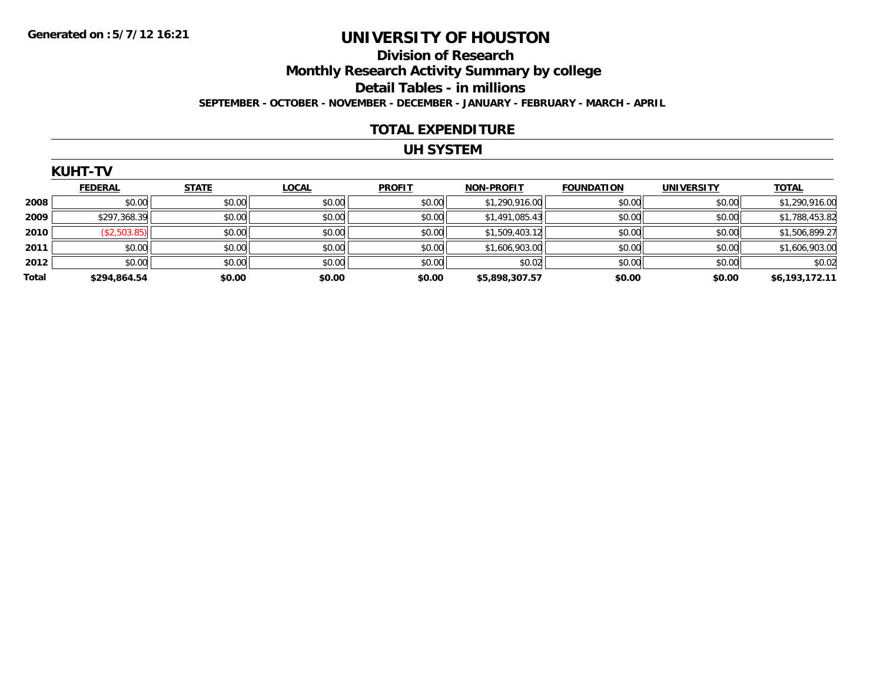Generated on :5/7/12 16:21

# UNIVERSITY OF HOUSTON

## Division of Research

## Monthly Research Activity Summary by college

## Detail Tables - in millions

**SEPTEMBER - OCTOBER - NOVEMBER - DECEMBER - JANUARY - FEBRUARY - MARCH - APRIL**

## TOTAL EXPENDITURE

## UH SYSTEM

### KUHT-TV

| | FEDERAL | STATE | LOCAL | PROFIT | NON-PROFIT | FOUNDATION | UNIVERSITY | TOTAL |
|---|---|---|---|---|---|---|---|---|
| 2008 | $0.00 | $0.00 | $0.00 | $0.00 | $1,290,916.00 | $0.00 | $0.00 | $1,290,916.00 |
| 2009 | $297,368.39 | $0.00 | $0.00 | $0.00 | $1,491,085.43 | $0.00 | $0.00 | $1,788,453.82 |
| 2010 | ($2,503.85) | $0.00 | $0.00 | $0.00 | $1,509,403.12 | $0.00 | $0.00 | $1,506,899.27 |
| 2011 | $0.00 | $0.00 | $0.00 | $0.00 | $1,606,903.00 | $0.00 | $0.00 | $1,606,903.00 |
| 2012 | $0.00 | $0.00 | $0.00 | $0.00 | $0.02 | $0.00 | $0.00 | $0.02 |
| **Total** | **$294,864.54** | **$0.00** | **$0.00** | **$0.00** | **$5,898,307.57** | **$0.00** | **$0.00** | **$6,193,172.11** |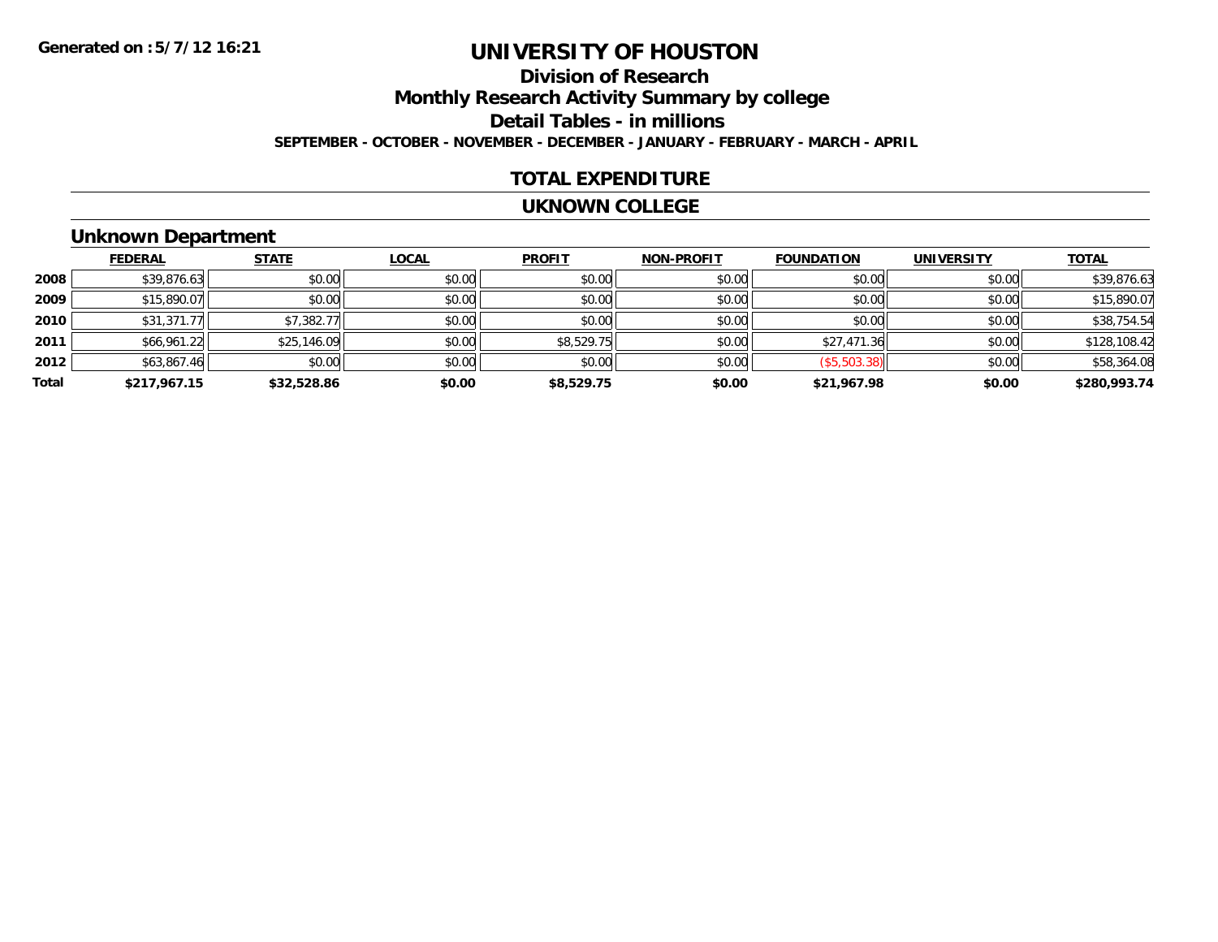Generated on :5/7/12 16:21

# UNIVERSITY OF HOUSTON

## Division of Research

## Monthly Research Activity Summary by college

## Detail Tables - in millions

**SEPTEMBER - OCTOBER - NOVEMBER - DECEMBER - JANUARY - FEBRUARY - MARCH - APRIL**

## TOTAL EXPENDITURE

## UKNOWN COLLEGE

### Unknown Department

| | FEDERAL | STATE | LOCAL | PROFIT | NON-PROFIT | FOUNDATION | UNIVERSITY | TOTAL |
|---|---|---|---|---|---|---|---|---|
| 2008 | $39,876.63 | $0.00 | $0.00 | $0.00 | $0.00 | $0.00 | $0.00 | $39,876.63 |
| 2009 | $15,890.07 | $0.00 | $0.00 | $0.00 | $0.00 | $0.00 | $0.00 | $15,890.07 |
| 2010 | $31,371.77 | $7,382.77 | $0.00 | $0.00 | $0.00 | $0.00 | $0.00 | $38,754.54 |
| 2011 | $66,961.22 | $25,146.09 | $0.00 | $8,529.75 | $0.00 | $27,471.36 | $0.00 | $128,108.42 |
| 2012 | $63,867.46 | $0.00 | $0.00 | $0.00 | $0.00 | ($5,503.38) | $0.00 | $58,364.08 |
| **Total** | **$217,967.15** | **$32,528.86** | **$0.00** | **$8,529.75** | **$0.00** | **$21,967.98** | **$0.00** | **$280,993.74** |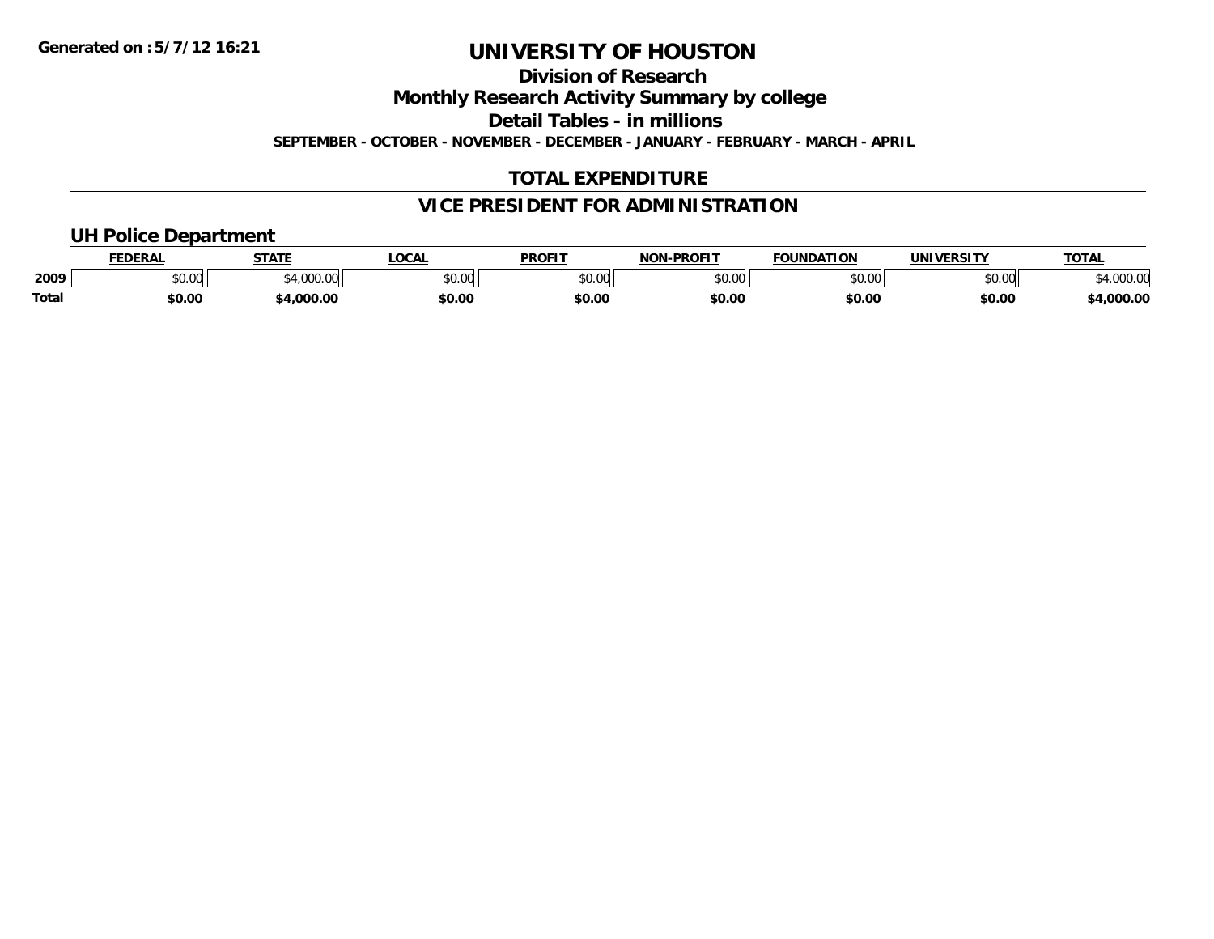**Generated on :5/7/12 16:21**

# UNIVERSITY OF HOUSTON

## Division of Research

## Monthly Research Activity Summary by college

## Detail Tables - in millions

**SEPTEMBER - OCTOBER - NOVEMBER - DECEMBER - JANUARY - FEBRUARY - MARCH - APRIL**

## TOTAL EXPENDITURE

## VICE PRESIDENT FOR ADMINISTRATION

### UH Police Department

| | FEDERAL | STATE | LOCAL | PROFIT | NON-PROFIT | FOUNDATION | UNIVERSITY | TOTAL |
|---|---|---|---|---|---|---|---|---|
| 2009 | $0.00 | $4,000.00 | $0.00 | $0.00 | $0.00 | $0.00 | $0.00 | $4,000.00 |
| Total | $0.00 | $4,000.00 | $0.00 | $0.00 | $0.00 | $0.00 | $0.00 | $4,000.00 |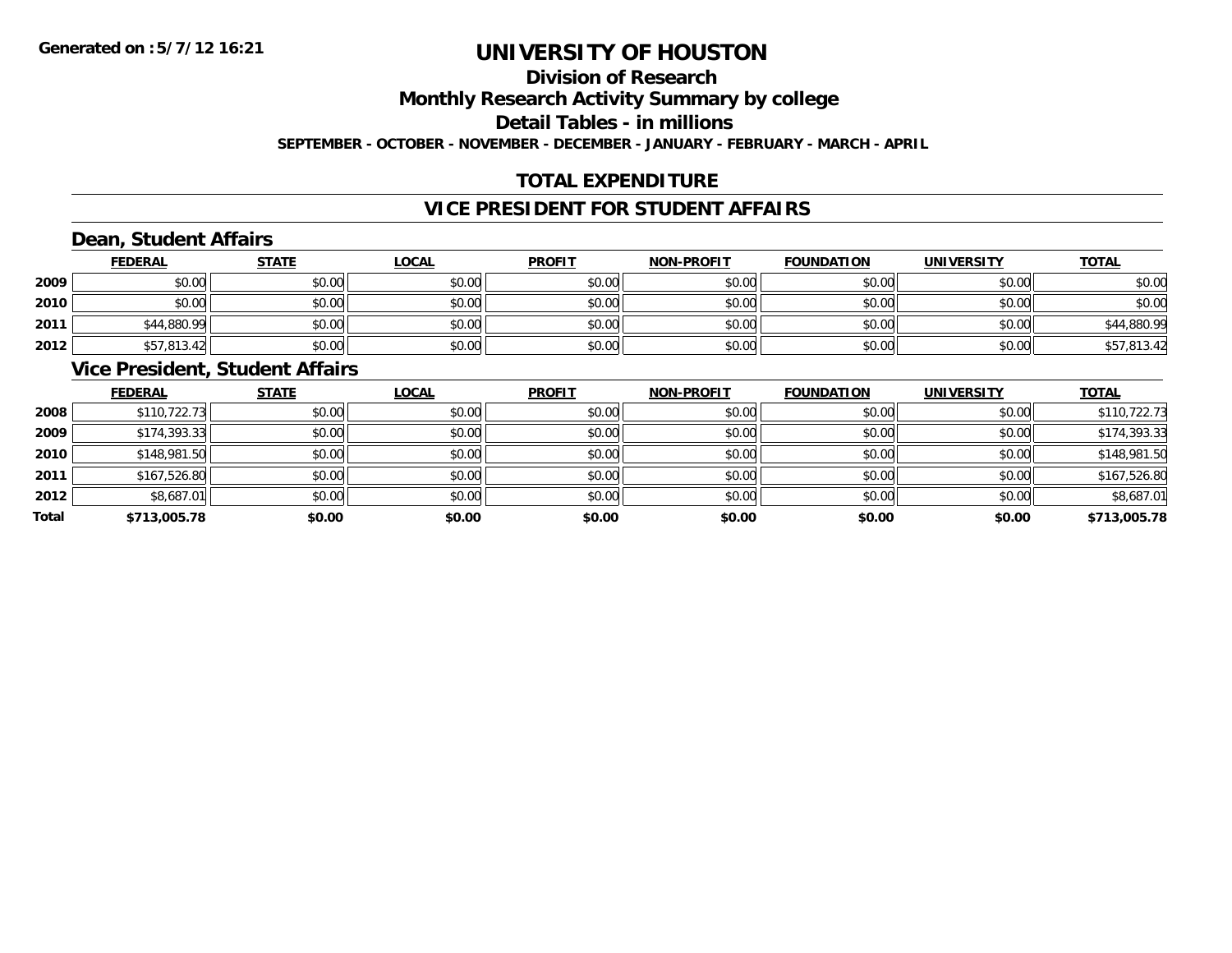**Generated on :5/7/12 16:21**

# UNIVERSITY OF HOUSTON

## Division of Research

## Monthly Research Activity Summary by college

## Detail Tables - in millions

**SEPTEMBER - OCTOBER - NOVEMBER - DECEMBER - JANUARY - FEBRUARY - MARCH - APRIL**

## TOTAL EXPENDITURE

## VICE PRESIDENT FOR STUDENT AFFAIRS

### Dean, Student Affairs

| | FEDERAL | STATE | LOCAL | PROFIT | NON-PROFIT | FOUNDATION | UNIVERSITY | TOTAL |
|---|---|---|---|---|---|---|---|---|
| 2009 | $0.00 | $0.00 | $0.00 | $0.00 | $0.00 | $0.00 | $0.00 | $0.00 |
| 2010 | $0.00 | $0.00 | $0.00 | $0.00 | $0.00 | $0.00 | $0.00 | $0.00 |
| 2011 | $44,880.99 | $0.00 | $0.00 | $0.00 | $0.00 | $0.00 | $0.00 | $44,880.99 |
| 2012 | $57,813.42 | $0.00 | $0.00 | $0.00 | $0.00 | $0.00 | $0.00 | $57,813.42 |

### Vice President, Student Affairs

| | FEDERAL | STATE | LOCAL | PROFIT | NON-PROFIT | FOUNDATION | UNIVERSITY | TOTAL |
|---|---|---|---|---|---|---|---|---|
| 2008 | $110,722.73 | $0.00 | $0.00 | $0.00 | $0.00 | $0.00 | $0.00 | $110,722.73 |
| 2009 | $174,393.33 | $0.00 | $0.00 | $0.00 | $0.00 | $0.00 | $0.00 | $174,393.33 |
| 2010 | $148,981.50 | $0.00 | $0.00 | $0.00 | $0.00 | $0.00 | $0.00 | $148,981.50 |
| 2011 | $167,526.80 | $0.00 | $0.00 | $0.00 | $0.00 | $0.00 | $0.00 | $167,526.80 |
| 2012 | $8,687.01 | $0.00 | $0.00 | $0.00 | $0.00 | $0.00 | $0.00 | $8,687.01 |
| **Total** | **$713,005.78** | **$0.00** | **$0.00** | **$0.00** | **$0.00** | **$0.00** | **$0.00** | **$713,005.78** |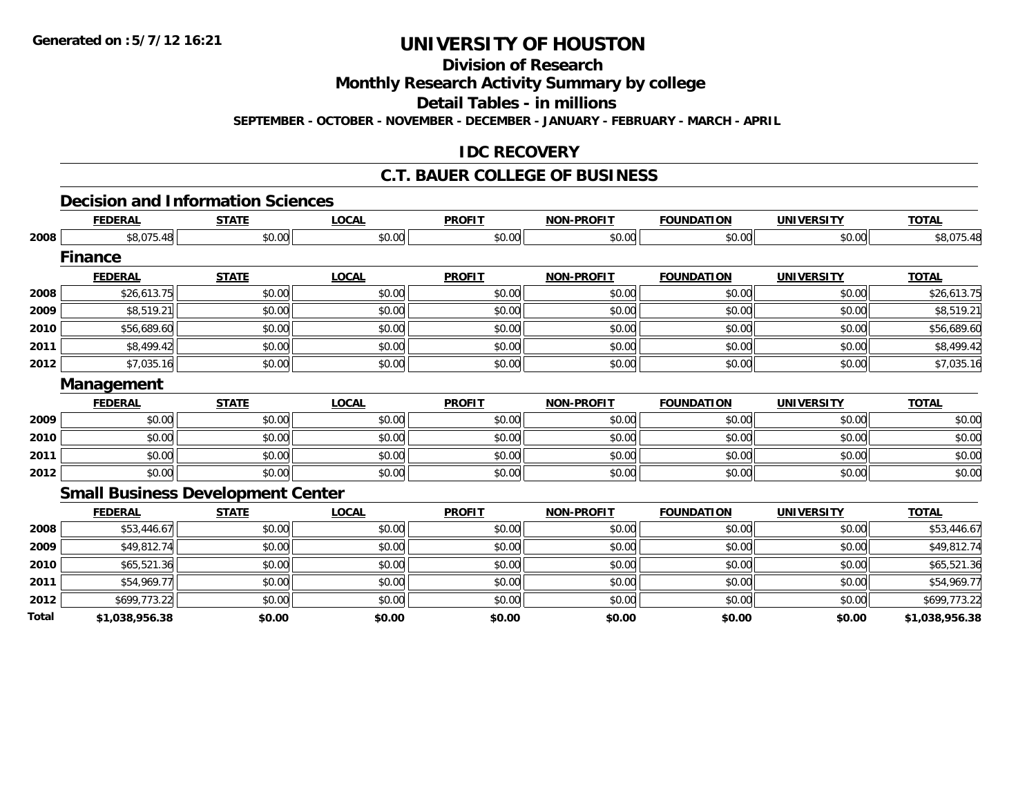**Generated on :5/7/12 16:21**

# UNIVERSITY OF HOUSTON

## Division of Research

## Monthly Research Activity Summary by college

## Detail Tables - in millions

**SEPTEMBER - OCTOBER - NOVEMBER - DECEMBER - JANUARY - FEBRUARY - MARCH - APRIL**

## IDC RECOVERY

## C.T. BAUER COLLEGE OF BUSINESS

### Decision and Information Sciences

| | FEDERAL | STATE | LOCAL | PROFIT | NON-PROFIT | FOUNDATION | UNIVERSITY | TOTAL |
|---|---|---|---|---|---|---|---|---|
| 2008 | $8,075.48 | $0.00 | $0.00 | $0.00 | $0.00 | $0.00 | $0.00 | $8,075.48 |

### Finance

| | FEDERAL | STATE | LOCAL | PROFIT | NON-PROFIT | FOUNDATION | UNIVERSITY | TOTAL |
|---|---|---|---|---|---|---|---|---|
| 2008 | $26,613.75 | $0.00 | $0.00 | $0.00 | $0.00 | $0.00 | $0.00 | $26,613.75 |
| 2009 | $8,519.21 | $0.00 | $0.00 | $0.00 | $0.00 | $0.00 | $0.00 | $8,519.21 |
| 2010 | $56,689.60 | $0.00 | $0.00 | $0.00 | $0.00 | $0.00 | $0.00 | $56,689.60 |
| 2011 | $8,499.42 | $0.00 | $0.00 | $0.00 | $0.00 | $0.00 | $0.00 | $8,499.42 |
| 2012 | $7,035.16 | $0.00 | $0.00 | $0.00 | $0.00 | $0.00 | $0.00 | $7,035.16 |

### Management

| | FEDERAL | STATE | LOCAL | PROFIT | NON-PROFIT | FOUNDATION | UNIVERSITY | TOTAL |
|---|---|---|---|---|---|---|---|---|
| 2009 | $0.00 | $0.00 | $0.00 | $0.00 | $0.00 | $0.00 | $0.00 | $0.00 |
| 2010 | $0.00 | $0.00 | $0.00 | $0.00 | $0.00 | $0.00 | $0.00 | $0.00 |
| 2011 | $0.00 | $0.00 | $0.00 | $0.00 | $0.00 | $0.00 | $0.00 | $0.00 |
| 2012 | $0.00 | $0.00 | $0.00 | $0.00 | $0.00 | $0.00 | $0.00 | $0.00 |

### Small Business Development Center

| | FEDERAL | STATE | LOCAL | PROFIT | NON-PROFIT | FOUNDATION | UNIVERSITY | TOTAL |
|---|---|---|---|---|---|---|---|---|
| 2008 | $53,446.67 | $0.00 | $0.00 | $0.00 | $0.00 | $0.00 | $0.00 | $53,446.67 |
| 2009 | $49,812.74 | $0.00 | $0.00 | $0.00 | $0.00 | $0.00 | $0.00 | $49,812.74 |
| 2010 | $65,521.36 | $0.00 | $0.00 | $0.00 | $0.00 | $0.00 | $0.00 | $65,521.36 |
| 2011 | $54,969.77 | $0.00 | $0.00 | $0.00 | $0.00 | $0.00 | $0.00 | $54,969.77 |
| 2012 | $699,773.22 | $0.00 | $0.00 | $0.00 | $0.00 | $0.00 | $0.00 | $699,773.22 |
| **Total** | **$1,038,956.38** | **$0.00** | **$0.00** | **$0.00** | **$0.00** | **$0.00** | **$0.00** | **$1,038,956.38** |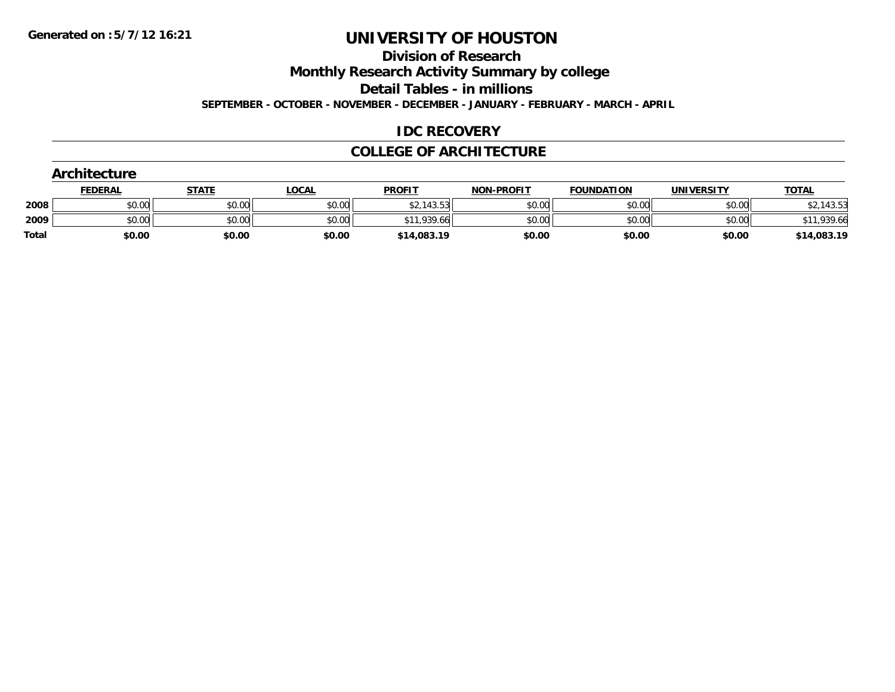Generated on :5/7/12 16:21

# UNIVERSITY OF HOUSTON

## Division of Research

## Monthly Research Activity Summary by college

## Detail Tables - in millions

**SEPTEMBER - OCTOBER - NOVEMBER - DECEMBER - JANUARY - FEBRUARY - MARCH - APRIL**

## IDC RECOVERY

## COLLEGE OF ARCHITECTURE

### Architecture

| | FEDERAL | STATE | LOCAL | PROFIT | NON-PROFIT | FOUNDATION | UNIVERSITY | TOTAL |
|---|---|---|---|---|---|---|---|---|
| **2008** | $0.00 | $0.00 | $0.00 | $2,143.53 | $0.00 | $0.00 | $0.00 | $2,143.53 |
| **2009** | $0.00 | $0.00 | $0.00 | $11,939.66 | $0.00 | $0.00 | $0.00 | $11,939.66 |
| **Total** | **$0.00** | **$0.00** | **$0.00** | **$14,083.19** | **$0.00** | **$0.00** | **$0.00** | **$14,083.19** |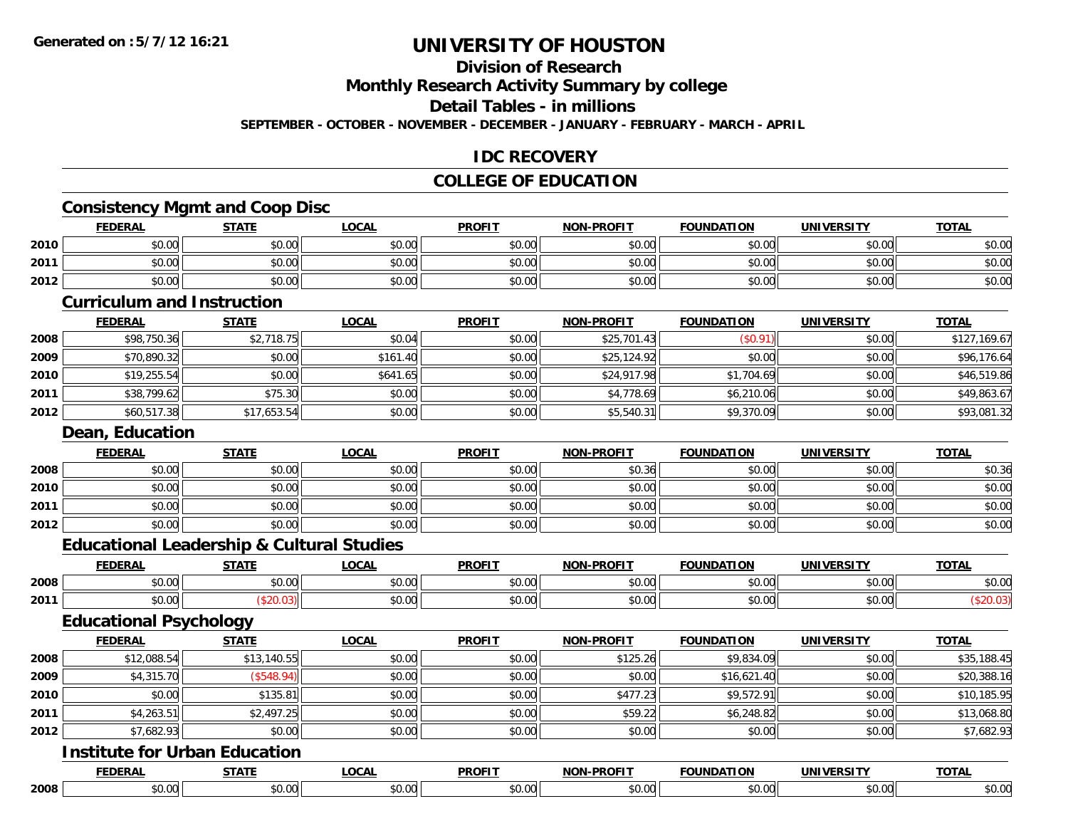# UNIVERSITY OF HOUSTON

## Division of Research

## Monthly Research Activity Summary by college

## Detail Tables - in millions

**SEPTEMBER - OCTOBER - NOVEMBER - DECEMBER - JANUARY - FEBRUARY - MARCH - APRIL**

**Generated on : 5/7/12 16:21**

## IDC RECOVERY

## COLLEGE OF EDUCATION

### Consistency Mgmt and Coop Disc

| | FEDERAL | STATE | LOCAL | PROFIT | NON-PROFIT | FOUNDATION | UNIVERSITY | TOTAL |
|---|---|---|---|---|---|---|---|---|
| 2010 | $0.00 | $0.00 | $0.00 | $0.00 | $0.00 | $0.00 | $0.00 | $0.00 |
| 2011 | $0.00 | $0.00 | $0.00 | $0.00 | $0.00 | $0.00 | $0.00 | $0.00 |
| 2012 | $0.00 | $0.00 | $0.00 | $0.00 | $0.00 | $0.00 | $0.00 | $0.00 |

### Curriculum and Instruction

| | FEDERAL | STATE | LOCAL | PROFIT | NON-PROFIT | FOUNDATION | UNIVERSITY | TOTAL |
|---|---|---|---|---|---|---|---|---|
| 2008 | $98,750.36 | $2,718.75 | $0.04 | $0.00 | $25,701.43 | ($0.91) | $0.00 | $127,169.67 |
| 2009 | $70,890.32 | $0.00 | $161.40 | $0.00 | $25,124.92 | $0.00 | $0.00 | $96,176.64 |
| 2010 | $19,255.54 | $0.00 | $641.65 | $0.00 | $24,917.98 | $1,704.69 | $0.00 | $46,519.86 |
| 2011 | $38,799.62 | $75.30 | $0.00 | $0.00 | $4,778.69 | $6,210.06 | $0.00 | $49,863.67 |
| 2012 | $60,517.38 | $17,653.54 | $0.00 | $0.00 | $5,540.31 | $9,370.09 | $0.00 | $93,081.32 |

### Dean, Education

| | FEDERAL | STATE | LOCAL | PROFIT | NON-PROFIT | FOUNDATION | UNIVERSITY | TOTAL |
|---|---|---|---|---|---|---|---|---|
| 2008 | $0.00 | $0.00 | $0.00 | $0.00 | $0.36 | $0.00 | $0.00 | $0.36 |
| 2010 | $0.00 | $0.00 | $0.00 | $0.00 | $0.00 | $0.00 | $0.00 | $0.00 |
| 2011 | $0.00 | $0.00 | $0.00 | $0.00 | $0.00 | $0.00 | $0.00 | $0.00 |
| 2012 | $0.00 | $0.00 | $0.00 | $0.00 | $0.00 | $0.00 | $0.00 | $0.00 |

### Educational Leadership & Cultural Studies

| | FEDERAL | STATE | LOCAL | PROFIT | NON-PROFIT | FOUNDATION | UNIVERSITY | TOTAL |
|---|---|---|---|---|---|---|---|---|
| 2008 | $0.00 | $0.00 | $0.00 | $0.00 | $0.00 | $0.00 | $0.00 | $0.00 |
| 2011 | $0.00 | ($20.03) | $0.00 | $0.00 | $0.00 | $0.00 | $0.00 | ($20.03) |

### Educational Psychology

| | FEDERAL | STATE | LOCAL | PROFIT | NON-PROFIT | FOUNDATION | UNIVERSITY | TOTAL |
|---|---|---|---|---|---|---|---|---|
| 2008 | $12,088.54 | $13,140.55 | $0.00 | $0.00 | $125.26 | $9,834.09 | $0.00 | $35,188.45 |
| 2009 | $4,315.70 | ($548.94) | $0.00 | $0.00 | $0.00 | $16,621.40 | $0.00 | $20,388.16 |
| 2010 | $0.00 | $135.81 | $0.00 | $0.00 | $477.23 | $9,572.91 | $0.00 | $10,185.95 |
| 2011 | $4,263.51 | $2,497.25 | $0.00 | $0.00 | $59.22 | $6,248.82 | $0.00 | $13,068.80 |
| 2012 | $7,682.93 | $0.00 | $0.00 | $0.00 | $0.00 | $0.00 | $0.00 | $7,682.93 |

### Institute for Urban Education

| | FEDERAL | STATE | LOCAL | PROFIT | NON-PROFIT | FOUNDATION | UNIVERSITY | TOTAL |
|---|---|---|---|---|---|---|---|---|
| 2008 | $0.00 | $0.00 | $0.00 | $0.00 | $0.00 | $0.00 | $0.00 | $0.00 |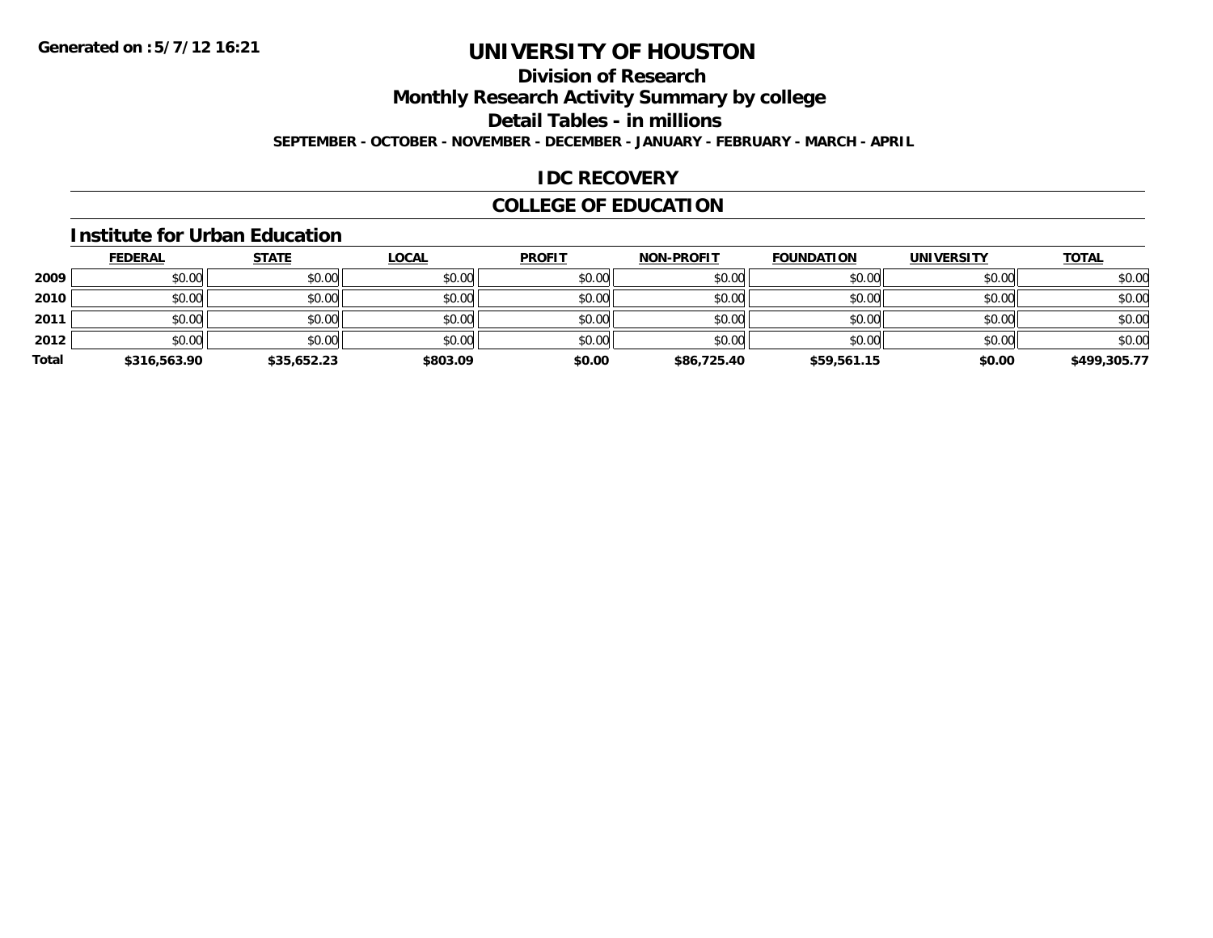**Generated on :5/7/12 16:21**

# UNIVERSITY OF HOUSTON

## Division of Research

## Monthly Research Activity Summary by college

## Detail Tables - in millions

**SEPTEMBER - OCTOBER - NOVEMBER - DECEMBER - JANUARY - FEBRUARY - MARCH - APRIL**

## IDC RECOVERY

## COLLEGE OF EDUCATION

### Institute for Urban Education

| | FEDERAL | STATE | LOCAL | PROFIT | NON-PROFIT | FOUNDATION | UNIVERSITY | TOTAL |
|---|---|---|---|---|---|---|---|---|
| **2009** | $0.00 | $0.00 | $0.00 | $0.00 | $0.00 | $0.00 | $0.00 | $0.00 |
| **2010** | $0.00 | $0.00 | $0.00 | $0.00 | $0.00 | $0.00 | $0.00 | $0.00 |
| **2011** | $0.00 | $0.00 | $0.00 | $0.00 | $0.00 | $0.00 | $0.00 | $0.00 |
| **2012** | $0.00 | $0.00 | $0.00 | $0.00 | $0.00 | $0.00 | $0.00 | $0.00 |
| **Total** | **$316,563.90** | **$35,652.23** | **$803.09** | **$0.00** | **$86,725.40** | **$59,561.15** | **$0.00** | **$499,305.77** |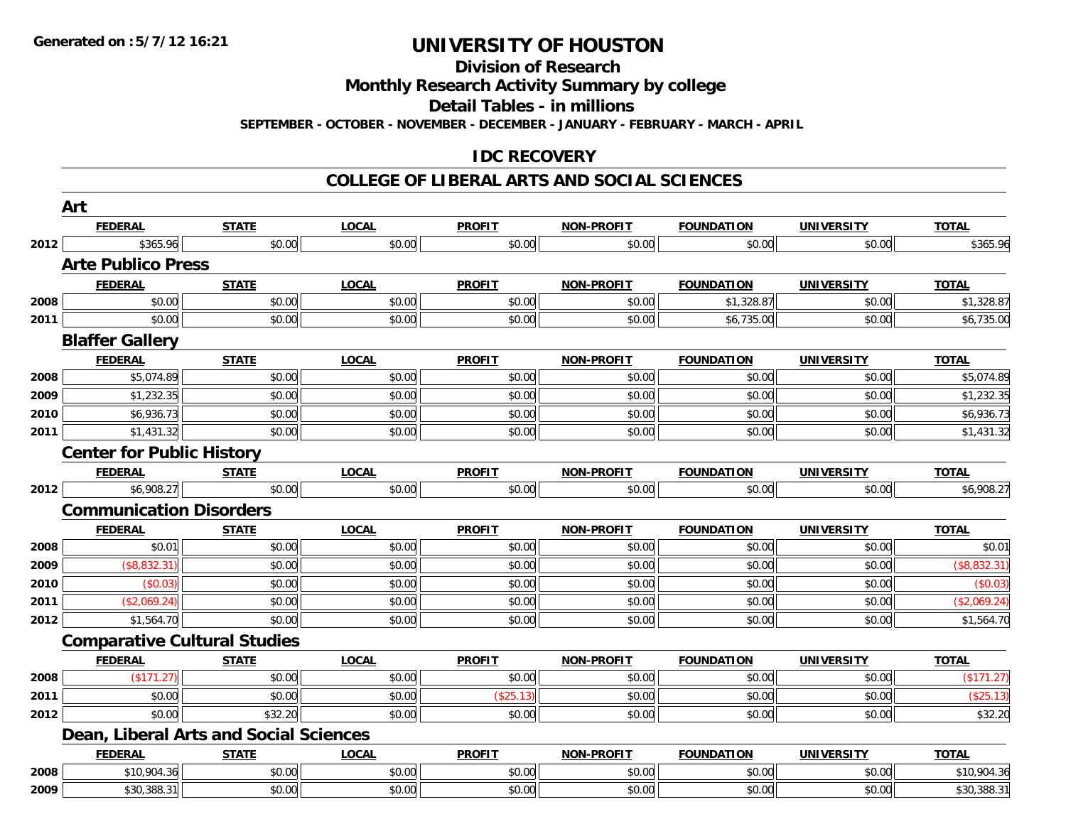Generated on :5/7/12 16:21

# UNIVERSITY OF HOUSTON

## Division of Research

## Monthly Research Activity Summary by college

## Detail Tables - in millions

SEPTEMBER - OCTOBER - NOVEMBER - DECEMBER - JANUARY - FEBRUARY - MARCH - APRIL

## IDC RECOVERY

## COLLEGE OF LIBERAL ARTS AND SOCIAL SCIENCES

### Art

| | FEDERAL | STATE | LOCAL | PROFIT | NON-PROFIT | FOUNDATION | UNIVERSITY | TOTAL |
|---|---|---|---|---|---|---|---|---|
| 2012 | $365.96 | $0.00 | $0.00 | $0.00 | $0.00 | $0.00 | $0.00 | $365.96 |

### Arte Publico Press

| | FEDERAL | STATE | LOCAL | PROFIT | NON-PROFIT | FOUNDATION | UNIVERSITY | TOTAL |
|---|---|---|---|---|---|---|---|---|
| 2008 | $0.00 | $0.00 | $0.00 | $0.00 | $0.00 | $1,328.87 | $0.00 | $1,328.87 |
| 2011 | $0.00 | $0.00 | $0.00 | $0.00 | $0.00 | $6,735.00 | $0.00 | $6,735.00 |

### Blaffer Gallery

| | FEDERAL | STATE | LOCAL | PROFIT | NON-PROFIT | FOUNDATION | UNIVERSITY | TOTAL |
|---|---|---|---|---|---|---|---|---|
| 2008 | $5,074.89 | $0.00 | $0.00 | $0.00 | $0.00 | $0.00 | $0.00 | $5,074.89 |
| 2009 | $1,232.35 | $0.00 | $0.00 | $0.00 | $0.00 | $0.00 | $0.00 | $1,232.35 |
| 2010 | $6,936.73 | $0.00 | $0.00 | $0.00 | $0.00 | $0.00 | $0.00 | $6,936.73 |
| 2011 | $1,431.32 | $0.00 | $0.00 | $0.00 | $0.00 | $0.00 | $0.00 | $1,431.32 |

### Center for Public History

| | FEDERAL | STATE | LOCAL | PROFIT | NON-PROFIT | FOUNDATION | UNIVERSITY | TOTAL |
|---|---|---|---|---|---|---|---|---|
| 2012 | $6,908.27 | $0.00 | $0.00 | $0.00 | $0.00 | $0.00 | $0.00 | $6,908.27 |

### Communication Disorders

| | FEDERAL | STATE | LOCAL | PROFIT | NON-PROFIT | FOUNDATION | UNIVERSITY | TOTAL |
|---|---|---|---|---|---|---|---|---|
| 2008 | $0.01 | $0.00 | $0.00 | $0.00 | $0.00 | $0.00 | $0.00 | $0.01 |
| 2009 | ($8,832.31) | $0.00 | $0.00 | $0.00 | $0.00 | $0.00 | $0.00 | ($8,832.31) |
| 2010 | ($0.03) | $0.00 | $0.00 | $0.00 | $0.00 | $0.00 | $0.00 | ($0.03) |
| 2011 | ($2,069.24) | $0.00 | $0.00 | $0.00 | $0.00 | $0.00 | $0.00 | ($2,069.24) |
| 2012 | $1,564.70 | $0.00 | $0.00 | $0.00 | $0.00 | $0.00 | $0.00 | $1,564.70 |

### Comparative Cultural Studies

| | FEDERAL | STATE | LOCAL | PROFIT | NON-PROFIT | FOUNDATION | UNIVERSITY | TOTAL |
|---|---|---|---|---|---|---|---|---|
| 2008 | ($171.27) | $0.00 | $0.00 | $0.00 | $0.00 | $0.00 | $0.00 | ($171.27) |
| 2011 | $0.00 | $0.00 | $0.00 | ($25.13) | $0.00 | $0.00 | $0.00 | ($25.13) |
| 2012 | $0.00 | $32.20 | $0.00 | $0.00 | $0.00 | $0.00 | $0.00 | $32.20 |

### Dean, Liberal Arts and Social Sciences

| | FEDERAL | STATE | LOCAL | PROFIT | NON-PROFIT | FOUNDATION | UNIVERSITY | TOTAL |
|---|---|---|---|---|---|---|---|---|
| 2008 | $10,904.36 | $0.00 | $0.00 | $0.00 | $0.00 | $0.00 | $0.00 | $10,904.36 |
| 2009 | $30,388.31 | $0.00 | $0.00 | $0.00 | $0.00 | $0.00 | $0.00 | $30,388.31 |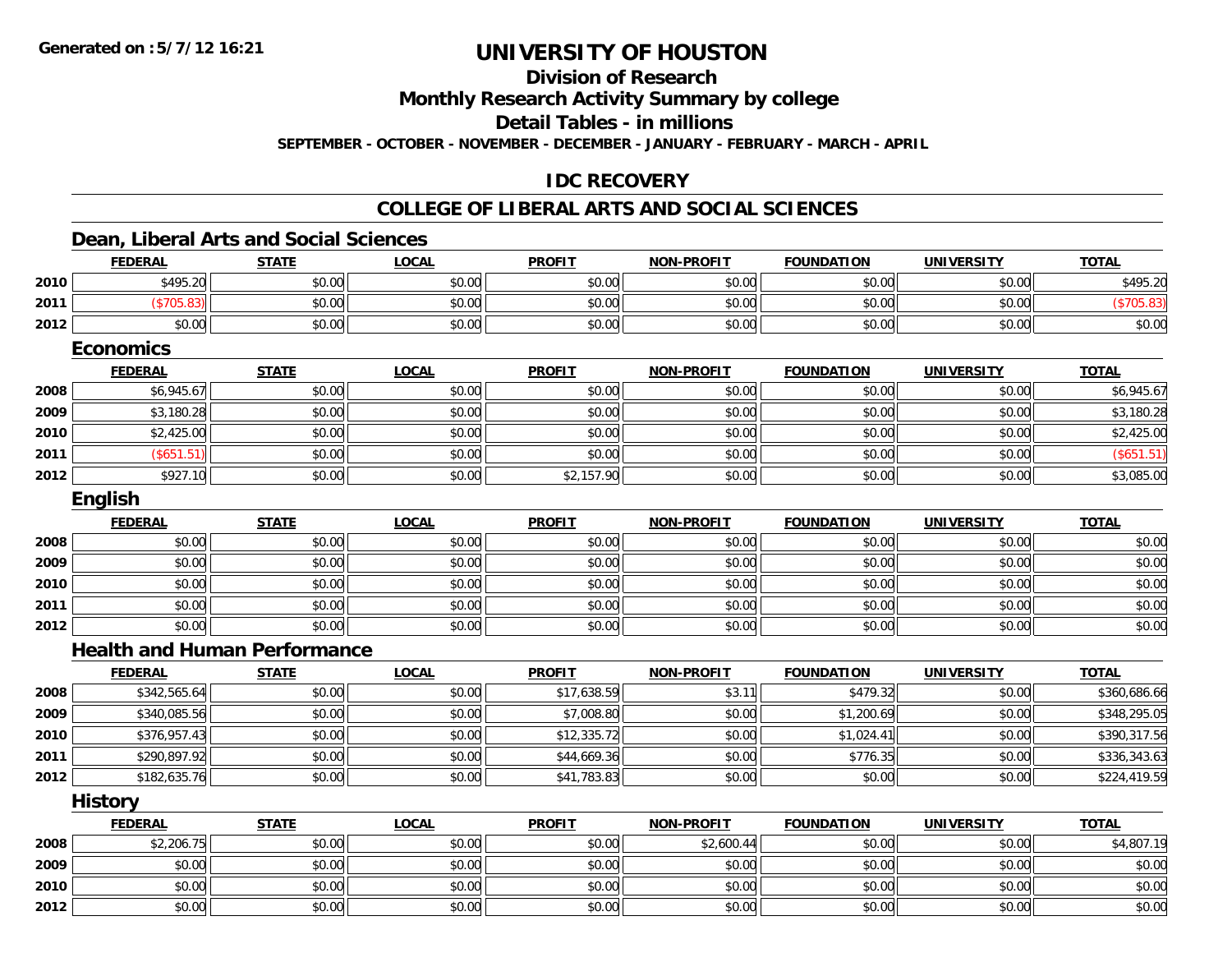**Generated on :5/7/12 16:21**

# UNIVERSITY OF HOUSTON

## Division of Research

## Monthly Research Activity Summary by college

## Detail Tables - in millions

**SEPTEMBER - OCTOBER - NOVEMBER - DECEMBER - JANUARY - FEBRUARY - MARCH - APRIL**

## IDC RECOVERY

## COLLEGE OF LIBERAL ARTS AND SOCIAL SCIENCES

### Dean, Liberal Arts and Social Sciences

| | FEDERAL | STATE | LOCAL | PROFIT | NON-PROFIT | FOUNDATION | UNIVERSITY | TOTAL |
|---|---|---|---|---|---|---|---|---|
| 2010 | $495.20 | $0.00 | $0.00 | $0.00 | $0.00 | $0.00 | $0.00 | $495.20 |
| 2011 | ($705.83) | $0.00 | $0.00 | $0.00 | $0.00 | $0.00 | $0.00 | ($705.83) |
| 2012 | $0.00 | $0.00 | $0.00 | $0.00 | $0.00 | $0.00 | $0.00 | $0.00 |

### Economics

| | FEDERAL | STATE | LOCAL | PROFIT | NON-PROFIT | FOUNDATION | UNIVERSITY | TOTAL |
|---|---|---|---|---|---|---|---|---|
| 2008 | $6,945.67 | $0.00 | $0.00 | $0.00 | $0.00 | $0.00 | $0.00 | $6,945.67 |
| 2009 | $3,180.28 | $0.00 | $0.00 | $0.00 | $0.00 | $0.00 | $0.00 | $3,180.28 |
| 2010 | $2,425.00 | $0.00 | $0.00 | $0.00 | $0.00 | $0.00 | $0.00 | $2,425.00 |
| 2011 | ($651.51) | $0.00 | $0.00 | $0.00 | $0.00 | $0.00 | $0.00 | ($651.51) |
| 2012 | $927.10 | $0.00 | $0.00 | $2,157.90 | $0.00 | $0.00 | $0.00 | $3,085.00 |

### English

| | FEDERAL | STATE | LOCAL | PROFIT | NON-PROFIT | FOUNDATION | UNIVERSITY | TOTAL |
|---|---|---|---|---|---|---|---|---|
| 2008 | $0.00 | $0.00 | $0.00 | $0.00 | $0.00 | $0.00 | $0.00 | $0.00 |
| 2009 | $0.00 | $0.00 | $0.00 | $0.00 | $0.00 | $0.00 | $0.00 | $0.00 |
| 2010 | $0.00 | $0.00 | $0.00 | $0.00 | $0.00 | $0.00 | $0.00 | $0.00 |
| 2011 | $0.00 | $0.00 | $0.00 | $0.00 | $0.00 | $0.00 | $0.00 | $0.00 |
| 2012 | $0.00 | $0.00 | $0.00 | $0.00 | $0.00 | $0.00 | $0.00 | $0.00 |

### Health and Human Performance

| | FEDERAL | STATE | LOCAL | PROFIT | NON-PROFIT | FOUNDATION | UNIVERSITY | TOTAL |
|---|---|---|---|---|---|---|---|---|
| 2008 | $342,565.64 | $0.00 | $0.00 | $17,638.59 | $3.11 | $479.32 | $0.00 | $360,686.66 |
| 2009 | $340,085.56 | $0.00 | $0.00 | $7,008.80 | $0.00 | $1,200.69 | $0.00 | $348,295.05 |
| 2010 | $376,957.43 | $0.00 | $0.00 | $12,335.72 | $0.00 | $1,024.41 | $0.00 | $390,317.56 |
| 2011 | $290,897.92 | $0.00 | $0.00 | $44,669.36 | $0.00 | $776.35 | $0.00 | $336,343.63 |
| 2012 | $182,635.76 | $0.00 | $0.00 | $41,783.83 | $0.00 | $0.00 | $0.00 | $224,419.59 |

### History

| | FEDERAL | STATE | LOCAL | PROFIT | NON-PROFIT | FOUNDATION | UNIVERSITY | TOTAL |
|---|---|---|---|---|---|---|---|---|
| 2008 | $2,206.75 | $0.00 | $0.00 | $0.00 | $2,600.44 | $0.00 | $0.00 | $4,807.19 |
| 2009 | $0.00 | $0.00 | $0.00 | $0.00 | $0.00 | $0.00 | $0.00 | $0.00 |
| 2010 | $0.00 | $0.00 | $0.00 | $0.00 | $0.00 | $0.00 | $0.00 | $0.00 |
| 2012 | $0.00 | $0.00 | $0.00 | $0.00 | $0.00 | $0.00 | $0.00 | $0.00 |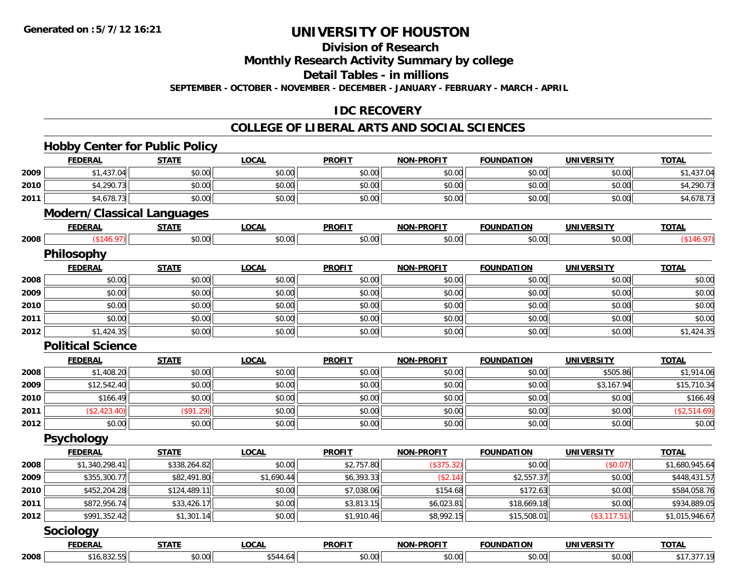Generated on :5/7/12 16:21

# UNIVERSITY OF HOUSTON

## Division of Research

## Monthly Research Activity Summary by college

## Detail Tables - in millions

SEPTEMBER - OCTOBER - NOVEMBER - DECEMBER - JANUARY - FEBRUARY - MARCH - APRIL

## IDC RECOVERY

## COLLEGE OF LIBERAL ARTS AND SOCIAL SCIENCES

### Hobby Center for Public Policy

| | FEDERAL | STATE | LOCAL | PROFIT | NON-PROFIT | FOUNDATION | UNIVERSITY | TOTAL |
|---|---|---|---|---|---|---|---|---|
| 2009 | $1,437.04 | $0.00 | $0.00 | $0.00 | $0.00 | $0.00 | $0.00 | $1,437.04 |
| 2010 | $4,290.73 | $0.00 | $0.00 | $0.00 | $0.00 | $0.00 | $0.00 | $4,290.73 |
| 2011 | $4,678.73 | $0.00 | $0.00 | $0.00 | $0.00 | $0.00 | $0.00 | $4,678.73 |

### Modern/Classical Languages

| | FEDERAL | STATE | LOCAL | PROFIT | NON-PROFIT | FOUNDATION | UNIVERSITY | TOTAL |
|---|---|---|---|---|---|---|---|---|
| 2008 | ($146.97) | $0.00 | $0.00 | $0.00 | $0.00 | $0.00 | $0.00 | ($146.97) |

### Philosophy

| | FEDERAL | STATE | LOCAL | PROFIT | NON-PROFIT | FOUNDATION | UNIVERSITY | TOTAL |
|---|---|---|---|---|---|---|---|---|
| 2008 | $0.00 | $0.00 | $0.00 | $0.00 | $0.00 | $0.00 | $0.00 | $0.00 |
| 2009 | $0.00 | $0.00 | $0.00 | $0.00 | $0.00 | $0.00 | $0.00 | $0.00 |
| 2010 | $0.00 | $0.00 | $0.00 | $0.00 | $0.00 | $0.00 | $0.00 | $0.00 |
| 2011 | $0.00 | $0.00 | $0.00 | $0.00 | $0.00 | $0.00 | $0.00 | $0.00 |
| 2012 | $1,424.35 | $0.00 | $0.00 | $0.00 | $0.00 | $0.00 | $0.00 | $1,424.35 |

### Political Science

| | FEDERAL | STATE | LOCAL | PROFIT | NON-PROFIT | FOUNDATION | UNIVERSITY | TOTAL |
|---|---|---|---|---|---|---|---|---|
| 2008 | $1,408.20 | $0.00 | $0.00 | $0.00 | $0.00 | $0.00 | $505.86 | $1,914.06 |
| 2009 | $12,542.40 | $0.00 | $0.00 | $0.00 | $0.00 | $0.00 | $3,167.94 | $15,710.34 |
| 2010 | $166.49 | $0.00 | $0.00 | $0.00 | $0.00 | $0.00 | $0.00 | $166.49 |
| 2011 | ($2,423.40) | ($91.29) | $0.00 | $0.00 | $0.00 | $0.00 | $0.00 | ($2,514.69) |
| 2012 | $0.00 | $0.00 | $0.00 | $0.00 | $0.00 | $0.00 | $0.00 | $0.00 |

### Psychology

| | FEDERAL | STATE | LOCAL | PROFIT | NON-PROFIT | FOUNDATION | UNIVERSITY | TOTAL |
|---|---|---|---|---|---|---|---|---|
| 2008 | $1,340,298.41 | $338,264.82 | $0.00 | $2,757.80 | ($375.32) | $0.00 | ($0.07) | $1,680,945.64 |
| 2009 | $355,300.77 | $82,491.80 | $1,690.44 | $6,393.33 | ($2.14) | $2,557.37 | $0.00 | $448,431.57 |
| 2010 | $452,204.28 | $124,489.11 | $0.00 | $7,038.06 | $154.68 | $172.63 | $0.00 | $584,058.76 |
| 2011 | $872,956.74 | $33,426.17 | $0.00 | $3,813.15 | $6,023.81 | $18,669.18 | $0.00 | $934,889.05 |
| 2012 | $991,352.42 | $1,301.14 | $0.00 | $1,910.46 | $8,992.15 | $15,508.01 | ($3,117.51) | $1,015,946.67 |

### Sociology

| | FEDERAL | STATE | LOCAL | PROFIT | NON-PROFIT | FOUNDATION | UNIVERSITY | TOTAL |
|---|---|---|---|---|---|---|---|---|
| 2008 | $16,832.55 | $0.00 | $544.64 | $0.00 | $0.00 | $0.00 | $0.00 | $17,377.19 |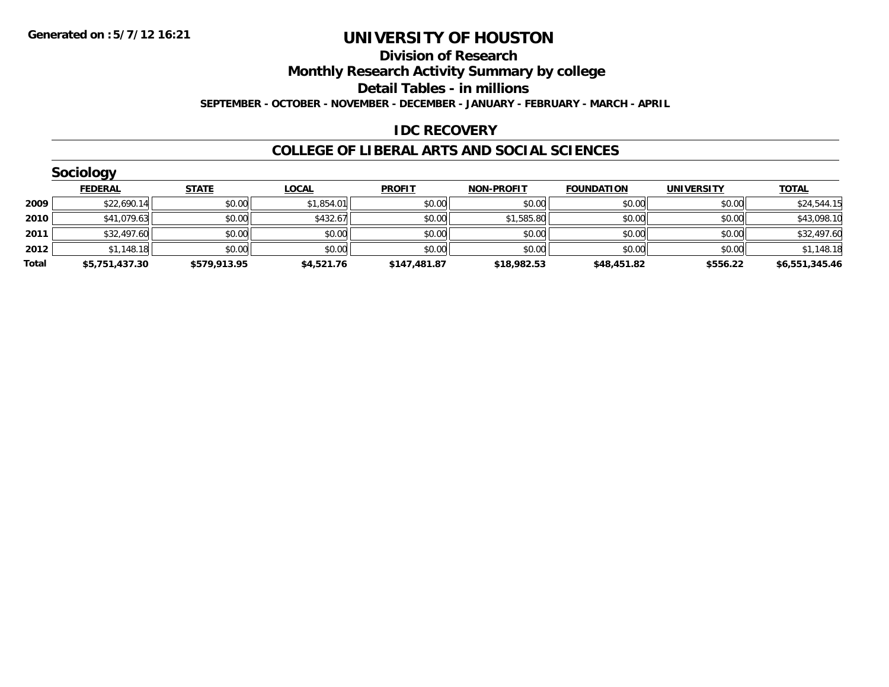Generated on :5/7/12 16:21

# UNIVERSITY OF HOUSTON

## Division of Research

## Monthly Research Activity Summary by college

## Detail Tables - in millions

**SEPTEMBER - OCTOBER - NOVEMBER - DECEMBER - JANUARY - FEBRUARY - MARCH - APRIL**

## IDC RECOVERY

## COLLEGE OF LIBERAL ARTS AND SOCIAL SCIENCES

### Sociology

| | FEDERAL | STATE | LOCAL | PROFIT | NON-PROFIT | FOUNDATION | UNIVERSITY | TOTAL |
|---|---|---|---|---|---|---|---|---|
| 2009 | $22,690.14 | $0.00 | $1,854.01 | $0.00 | $0.00 | $0.00 | $0.00 | $24,544.15 |
| 2010 | $41,079.63 | $0.00 | $432.67 | $0.00 | $1,585.80 | $0.00 | $0.00 | $43,098.10 |
| 2011 | $32,497.60 | $0.00 | $0.00 | $0.00 | $0.00 | $0.00 | $0.00 | $32,497.60 |
| 2012 | $1,148.18 | $0.00 | $0.00 | $0.00 | $0.00 | $0.00 | $0.00 | $1,148.18 |
| **Total** | **$5,751,437.30** | **$579,913.95** | **$4,521.76** | **$147,481.87** | **$18,982.53** | **$48,451.82** | **$556.22** | **$6,551,345.46** |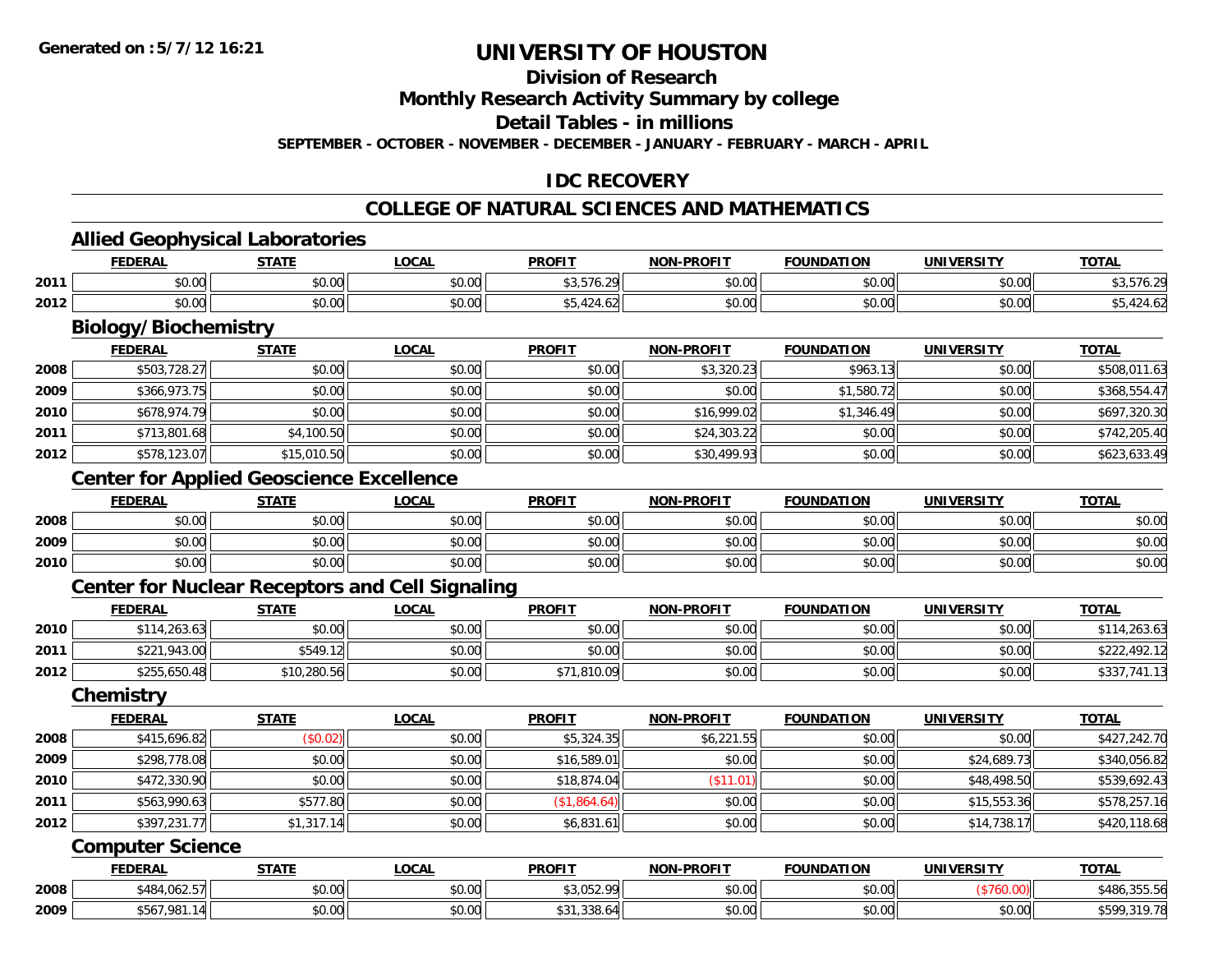**Generated on :5/7/12 16:21**

# UNIVERSITY OF HOUSTON

## Division of Research

## Monthly Research Activity Summary by college

## Detail Tables - in millions

**SEPTEMBER - OCTOBER - NOVEMBER - DECEMBER - JANUARY - FEBRUARY - MARCH - APRIL**

## IDC RECOVERY

## COLLEGE OF NATURAL SCIENCES AND MATHEMATICS

### Allied Geophysical Laboratories

| | FEDERAL | STATE | LOCAL | PROFIT | NON-PROFIT | FOUNDATION | UNIVERSITY | TOTAL |
|---|---|---|---|---|---|---|---|---|
| 2011 | $0.00 | $0.00 | $0.00 | $3,576.29 | $0.00 | $0.00 | $0.00 | $3,576.29 |
| 2012 | $0.00 | $0.00 | $0.00 | $5,424.62 | $0.00 | $0.00 | $0.00 | $5,424.62 |

### Biology/Biochemistry

| | FEDERAL | STATE | LOCAL | PROFIT | NON-PROFIT | FOUNDATION | UNIVERSITY | TOTAL |
|---|---|---|---|---|---|---|---|---|
| 2008 | $503,728.27 | $0.00 | $0.00 | $0.00 | $3,320.23 | $963.13 | $0.00 | $508,011.63 |
| 2009 | $366,973.75 | $0.00 | $0.00 | $0.00 | $0.00 | $1,580.72 | $0.00 | $368,554.47 |
| 2010 | $678,974.79 | $0.00 | $0.00 | $0.00 | $16,999.02 | $1,346.49 | $0.00 | $697,320.30 |
| 2011 | $713,801.68 | $4,100.50 | $0.00 | $0.00 | $24,303.22 | $0.00 | $0.00 | $742,205.40 |
| 2012 | $578,123.07 | $15,010.50 | $0.00 | $0.00 | $30,499.93 | $0.00 | $0.00 | $623,633.49 |

### Center for Applied Geoscience Excellence

| | FEDERAL | STATE | LOCAL | PROFIT | NON-PROFIT | FOUNDATION | UNIVERSITY | TOTAL |
|---|---|---|---|---|---|---|---|---|
| 2008 | $0.00 | $0.00 | $0.00 | $0.00 | $0.00 | $0.00 | $0.00 | $0.00 |
| 2009 | $0.00 | $0.00 | $0.00 | $0.00 | $0.00 | $0.00 | $0.00 | $0.00 |
| 2010 | $0.00 | $0.00 | $0.00 | $0.00 | $0.00 | $0.00 | $0.00 | $0.00 |

### Center for Nuclear Receptors and Cell Signaling

| | FEDERAL | STATE | LOCAL | PROFIT | NON-PROFIT | FOUNDATION | UNIVERSITY | TOTAL |
|---|---|---|---|---|---|---|---|---|
| 2010 | $114,263.63 | $0.00 | $0.00 | $0.00 | $0.00 | $0.00 | $0.00 | $114,263.63 |
| 2011 | $221,943.00 | $549.12 | $0.00 | $0.00 | $0.00 | $0.00 | $0.00 | $222,492.12 |
| 2012 | $255,650.48 | $10,280.56 | $0.00 | $71,810.09 | $0.00 | $0.00 | $0.00 | $337,741.13 |

### Chemistry

| | FEDERAL | STATE | LOCAL | PROFIT | NON-PROFIT | FOUNDATION | UNIVERSITY | TOTAL |
|---|---|---|---|---|---|---|---|---|
| 2008 | $415,696.82 | ($0.02) | $0.00 | $5,324.35 | $6,221.55 | $0.00 | $0.00 | $427,242.70 |
| 2009 | $298,778.08 | $0.00 | $0.00 | $16,589.01 | $0.00 | $0.00 | $24,689.73 | $340,056.82 |
| 2010 | $472,330.90 | $0.00 | $0.00 | $18,874.04 | ($11.01) | $0.00 | $48,498.50 | $539,692.43 |
| 2011 | $563,990.63 | $577.80 | $0.00 | ($1,864.64) | $0.00 | $0.00 | $15,553.36 | $578,257.16 |
| 2012 | $397,231.77 | $1,317.14 | $0.00 | $6,831.61 | $0.00 | $0.00 | $14,738.17 | $420,118.68 |

### Computer Science

| | FEDERAL | STATE | LOCAL | PROFIT | NON-PROFIT | FOUNDATION | UNIVERSITY | TOTAL |
|---|---|---|---|---|---|---|---|---|
| 2008 | $484,062.57 | $0.00 | $0.00 | $3,052.99 | $0.00 | $0.00 | ($760.00) | $486,355.56 |
| 2009 | $567,981.14 | $0.00 | $0.00 | $31,338.64 | $0.00 | $0.00 | $0.00 | $599,319.78 |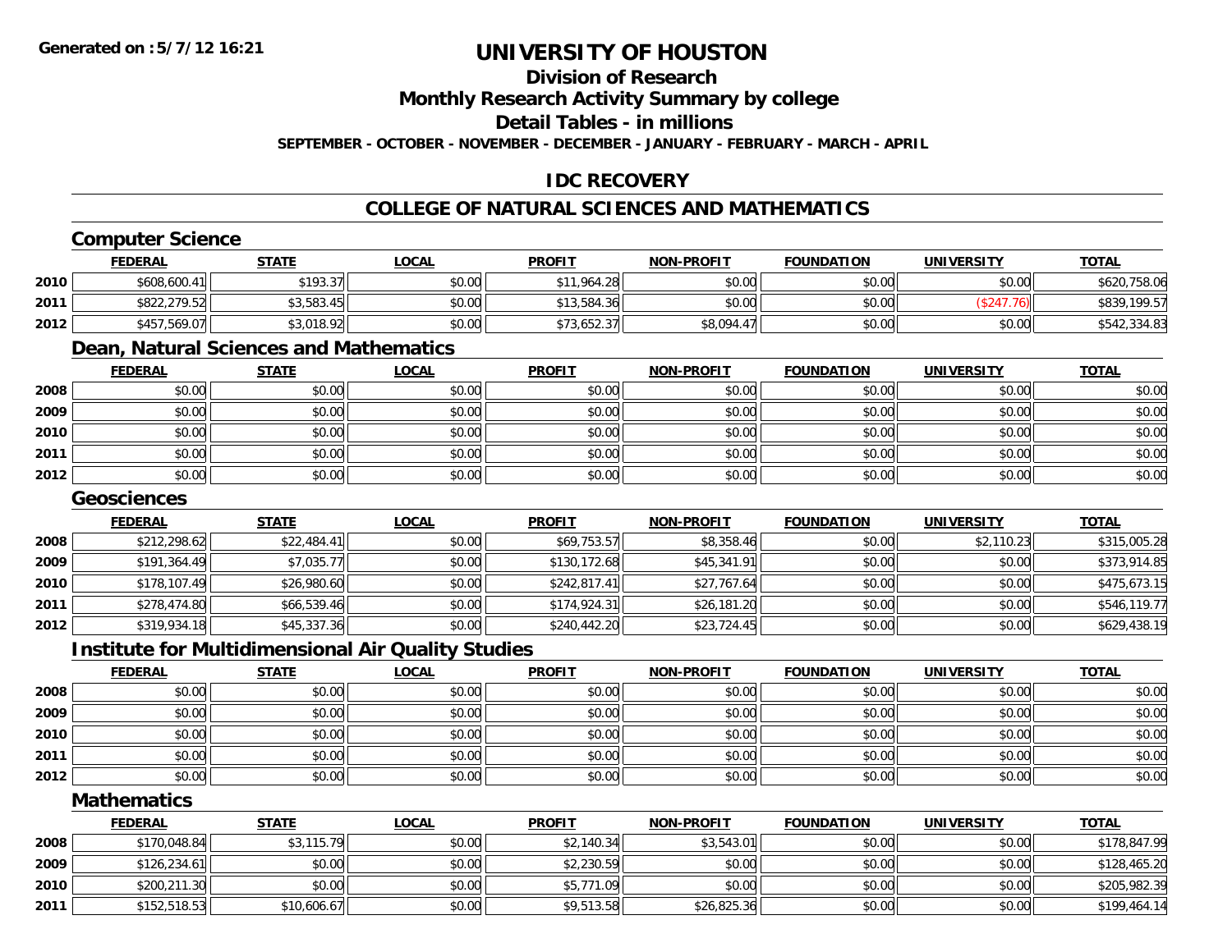# UNIVERSITY OF HOUSTON

## Division of Research

## Monthly Research Activity Summary by college

## Detail Tables - in millions

**SEPTEMBER - OCTOBER - NOVEMBER - DECEMBER - JANUARY - FEBRUARY - MARCH - APRIL**

## IDC RECOVERY

## COLLEGE OF NATURAL SCIENCES AND MATHEMATICS

### Computer Science

| | FEDERAL | STATE | LOCAL | PROFIT | NON-PROFIT | FOUNDATION | UNIVERSITY | TOTAL |
|---|---|---|---|---|---|---|---|---|
| 2010 | $608,600.41 | $193.37 | $0.00 | $11,964.28 | $0.00 | $0.00 | $0.00 | $620,758.06 |
| 2011 | $822,279.52 | $3,583.45 | $0.00 | $13,584.36 | $0.00 | $0.00 | ($247.76) | $839,199.57 |
| 2012 | $457,569.07 | $3,018.92 | $0.00 | $73,652.37 | $8,094.47 | $0.00 | $0.00 | $542,334.83 |

### Dean, Natural Sciences and Mathematics

| | FEDERAL | STATE | LOCAL | PROFIT | NON-PROFIT | FOUNDATION | UNIVERSITY | TOTAL |
|---|---|---|---|---|---|---|---|---|
| 2008 | $0.00 | $0.00 | $0.00 | $0.00 | $0.00 | $0.00 | $0.00 | $0.00 |
| 2009 | $0.00 | $0.00 | $0.00 | $0.00 | $0.00 | $0.00 | $0.00 | $0.00 |
| 2010 | $0.00 | $0.00 | $0.00 | $0.00 | $0.00 | $0.00 | $0.00 | $0.00 |
| 2011 | $0.00 | $0.00 | $0.00 | $0.00 | $0.00 | $0.00 | $0.00 | $0.00 |
| 2012 | $0.00 | $0.00 | $0.00 | $0.00 | $0.00 | $0.00 | $0.00 | $0.00 |

### Geosciences

| | FEDERAL | STATE | LOCAL | PROFIT | NON-PROFIT | FOUNDATION | UNIVERSITY | TOTAL |
|---|---|---|---|---|---|---|---|---|
| 2008 | $212,298.62 | $22,484.41 | $0.00 | $69,753.57 | $8,358.46 | $0.00 | $2,110.23 | $315,005.28 |
| 2009 | $191,364.49 | $7,035.77 | $0.00 | $130,172.68 | $45,341.91 | $0.00 | $0.00 | $373,914.85 |
| 2010 | $178,107.49 | $26,980.60 | $0.00 | $242,817.41 | $27,767.64 | $0.00 | $0.00 | $475,673.15 |
| 2011 | $278,474.80 | $66,539.46 | $0.00 | $174,924.31 | $26,181.20 | $0.00 | $0.00 | $546,119.77 |
| 2012 | $319,934.18 | $45,337.36 | $0.00 | $240,442.20 | $23,724.45 | $0.00 | $0.00 | $629,438.19 |

### Institute for Multidimensional Air Quality Studies

| | FEDERAL | STATE | LOCAL | PROFIT | NON-PROFIT | FOUNDATION | UNIVERSITY | TOTAL |
|---|---|---|---|---|---|---|---|---|
| 2008 | $0.00 | $0.00 | $0.00 | $0.00 | $0.00 | $0.00 | $0.00 | $0.00 |
| 2009 | $0.00 | $0.00 | $0.00 | $0.00 | $0.00 | $0.00 | $0.00 | $0.00 |
| 2010 | $0.00 | $0.00 | $0.00 | $0.00 | $0.00 | $0.00 | $0.00 | $0.00 |
| 2011 | $0.00 | $0.00 | $0.00 | $0.00 | $0.00 | $0.00 | $0.00 | $0.00 |
| 2012 | $0.00 | $0.00 | $0.00 | $0.00 | $0.00 | $0.00 | $0.00 | $0.00 |

### Mathematics

| | FEDERAL | STATE | LOCAL | PROFIT | NON-PROFIT | FOUNDATION | UNIVERSITY | TOTAL |
|---|---|---|---|---|---|---|---|---|
| 2008 | $170,048.84 | $3,115.79 | $0.00 | $2,140.34 | $3,543.01 | $0.00 | $0.00 | $178,847.99 |
| 2009 | $126,234.61 | $0.00 | $0.00 | $2,230.59 | $0.00 | $0.00 | $0.00 | $128,465.20 |
| 2010 | $200,211.30 | $0.00 | $0.00 | $5,771.09 | $0.00 | $0.00 | $0.00 | $205,982.39 |
| 2011 | $152,518.53 | $10,606.67 | $0.00 | $9,513.58 | $26,825.36 | $0.00 | $0.00 | $199,464.14 |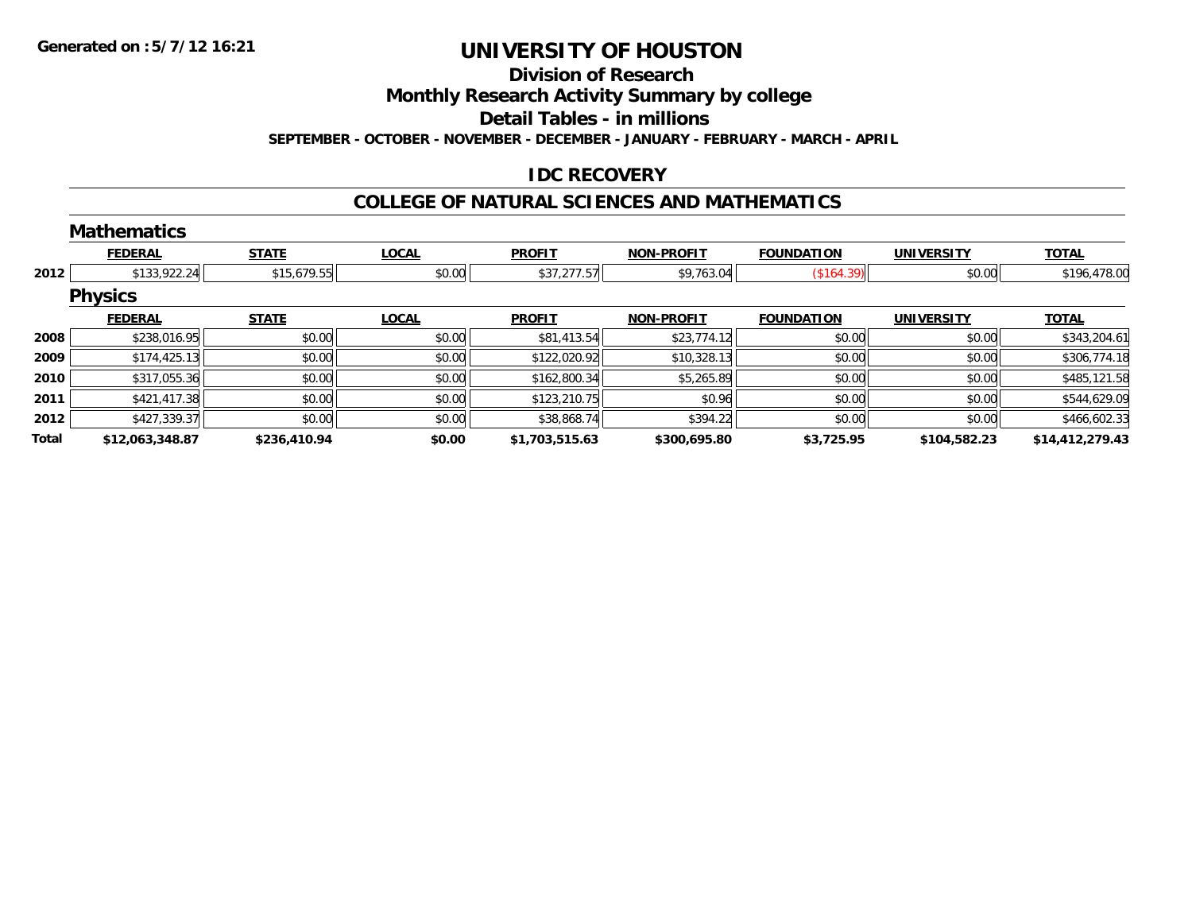Generated on :5/7/12 16:21

# UNIVERSITY OF HOUSTON

## Division of Research

## Monthly Research Activity Summary by college

## Detail Tables - in millions

SEPTEMBER - OCTOBER - NOVEMBER - DECEMBER - JANUARY - FEBRUARY - MARCH - APRIL

### IDC RECOVERY

### COLLEGE OF NATURAL SCIENCES AND MATHEMATICS

#### Mathematics

| | FEDERAL | STATE | LOCAL | PROFIT | NON-PROFIT | FOUNDATION | UNIVERSITY | TOTAL |
|---|---|---|---|---|---|---|---|---|
| 2012 | $133,922.24 | $15,679.55 | $0.00 | $37,277.57 | $9,763.04 | ($164.39) | $0.00 | $196,478.00 |

#### Physics

| | FEDERAL | STATE | LOCAL | PROFIT | NON-PROFIT | FOUNDATION | UNIVERSITY | TOTAL |
|---|---|---|---|---|---|---|---|---|
| 2008 | $238,016.95 | $0.00 | $0.00 | $81,413.54 | $23,774.12 | $0.00 | $0.00 | $343,204.61 |
| 2009 | $174,425.13 | $0.00 | $0.00 | $122,020.92 | $10,328.13 | $0.00 | $0.00 | $306,774.18 |
| 2010 | $317,055.36 | $0.00 | $0.00 | $162,800.34 | $5,265.89 | $0.00 | $0.00 | $485,121.58 |
| 2011 | $421,417.38 | $0.00 | $0.00 | $123,210.75 | $0.96 | $0.00 | $0.00 | $544,629.09 |
| 2012 | $427,339.37 | $0.00 | $0.00 | $38,868.74 | $394.22 | $0.00 | $0.00 | $466,602.33 |
| **Total** | **$12,063,348.87** | **$236,410.94** | **$0.00** | **$1,703,515.63** | **$300,695.80** | **$3,725.95** | **$104,582.23** | **$14,412,279.43** |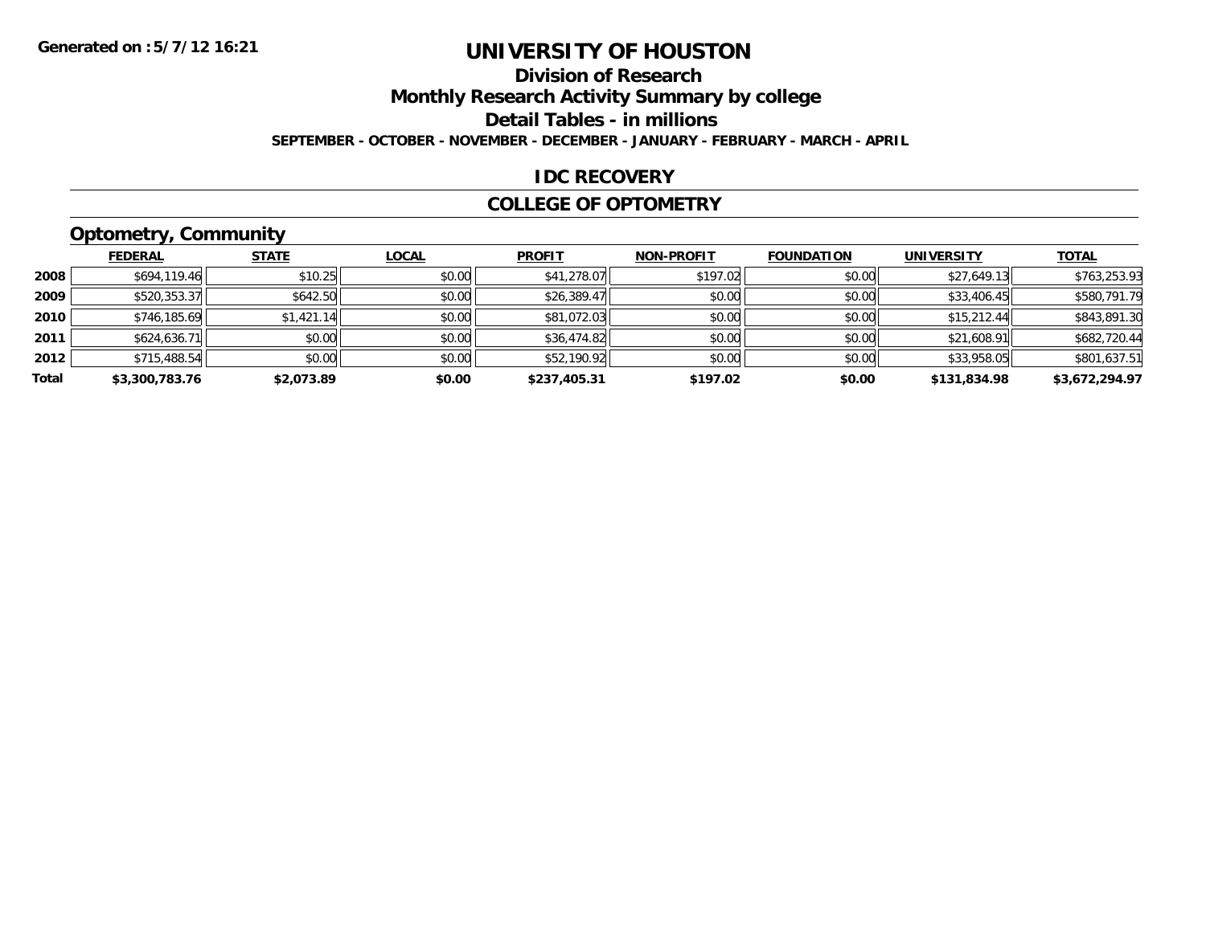Generated on :5/7/12 16:21

# UNIVERSITY OF HOUSTON

## Division of Research
## Monthly Research Activity Summary by college
## Detail Tables - in millions

SEPTEMBER - OCTOBER - NOVEMBER - DECEMBER - JANUARY - FEBRUARY - MARCH - APRIL

### IDC RECOVERY

### COLLEGE OF OPTOMETRY

### Optometry, Community

| | FEDERAL | STATE | LOCAL | PROFIT | NON-PROFIT | FOUNDATION | UNIVERSITY | TOTAL |
|---|---|---|---|---|---|---|---|---|
| 2008 | $694,119.46 | $10.25 | $0.00 | $41,278.07 | $197.02 | $0.00 | $27,649.13 | $763,253.93 |
| 2009 | $520,353.37 | $642.50 | $0.00 | $26,389.47 | $0.00 | $0.00 | $33,406.45 | $580,791.79 |
| 2010 | $746,185.69 | $1,421.14 | $0.00 | $81,072.03 | $0.00 | $0.00 | $15,212.44 | $843,891.30 |
| 2011 | $624,636.71 | $0.00 | $0.00 | $36,474.82 | $0.00 | $0.00 | $21,608.91 | $682,720.44 |
| 2012 | $715,488.54 | $0.00 | $0.00 | $52,190.92 | $0.00 | $0.00 | $33,958.05 | $801,637.51 |
| **Total** | **$3,300,783.76** | **$2,073.89** | **$0.00** | **$237,405.31** | **$197.02** | **$0.00** | **$131,834.98** | **$3,672,294.97** |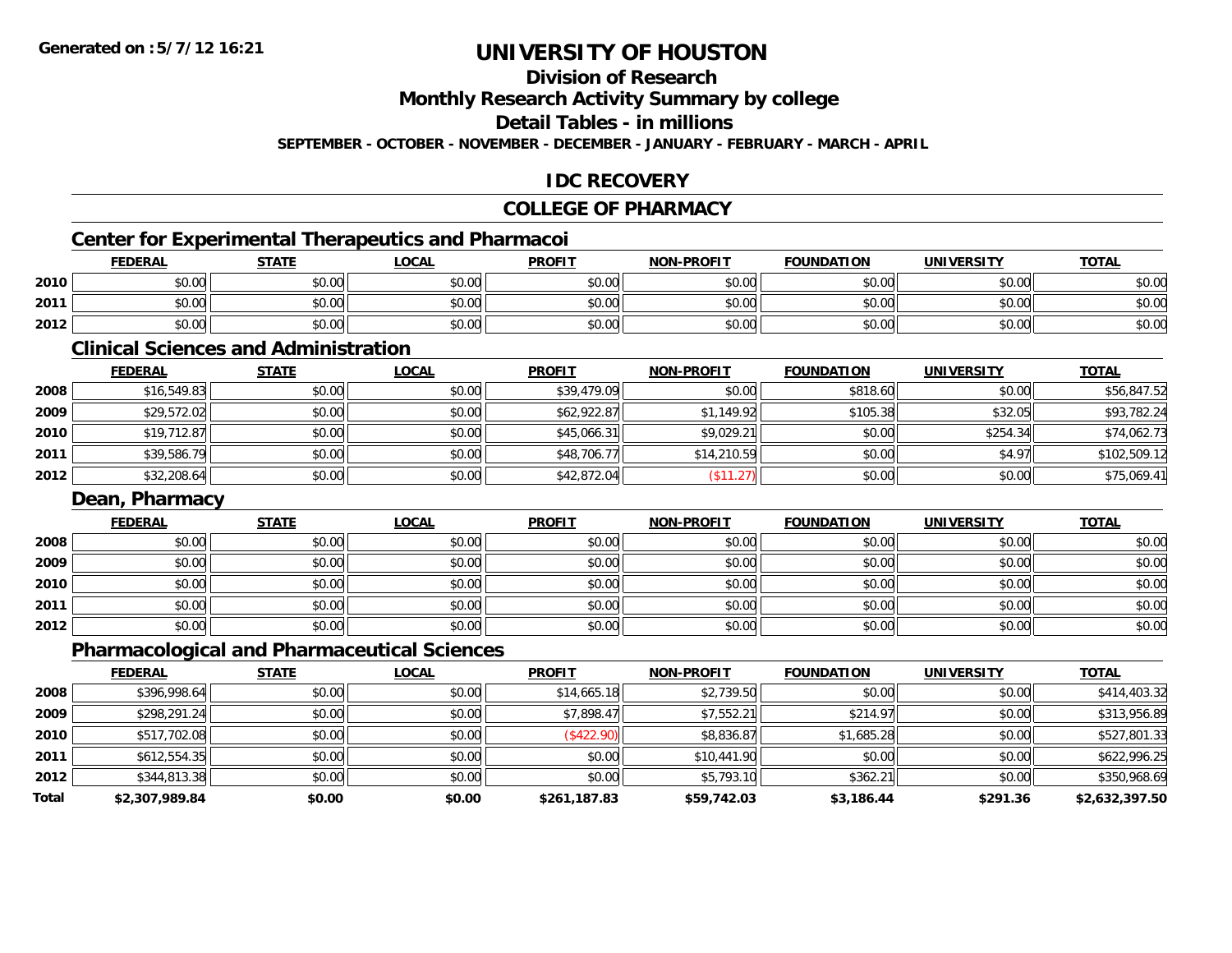Generated on :5/7/12 16:21

# UNIVERSITY OF HOUSTON

## Division of Research

## Monthly Research Activity Summary by college

## Detail Tables - in millions

SEPTEMBER - OCTOBER - NOVEMBER - DECEMBER - JANUARY - FEBRUARY - MARCH - APRIL

## IDC RECOVERY

## COLLEGE OF PHARMACY

### Center for Experimental Therapeutics and Pharmacoi

| | FEDERAL | STATE | LOCAL | PROFIT | NON-PROFIT | FOUNDATION | UNIVERSITY | TOTAL |
|---|---|---|---|---|---|---|---|---|
| 2010 | $0.00 | $0.00 | $0.00 | $0.00 | $0.00 | $0.00 | $0.00 | $0.00 |
| 2011 | $0.00 | $0.00 | $0.00 | $0.00 | $0.00 | $0.00 | $0.00 | $0.00 |
| 2012 | $0.00 | $0.00 | $0.00 | $0.00 | $0.00 | $0.00 | $0.00 | $0.00 |

### Clinical Sciences and Administration

| | FEDERAL | STATE | LOCAL | PROFIT | NON-PROFIT | FOUNDATION | UNIVERSITY | TOTAL |
|---|---|---|---|---|---|---|---|---|
| 2008 | $16,549.83 | $0.00 | $0.00 | $39,479.09 | $0.00 | $818.60 | $0.00 | $56,847.52 |
| 2009 | $29,572.02 | $0.00 | $0.00 | $62,922.87 | $1,149.92 | $105.38 | $32.05 | $93,782.24 |
| 2010 | $19,712.87 | $0.00 | $0.00 | $45,066.31 | $9,029.21 | $0.00 | $254.34 | $74,062.73 |
| 2011 | $39,586.79 | $0.00 | $0.00 | $48,706.77 | $14,210.59 | $0.00 | $4.97 | $102,509.12 |
| 2012 | $32,208.64 | $0.00 | $0.00 | $42,872.04 | ($11.27) | $0.00 | $0.00 | $75,069.41 |

### Dean, Pharmacy

| | FEDERAL | STATE | LOCAL | PROFIT | NON-PROFIT | FOUNDATION | UNIVERSITY | TOTAL |
|---|---|---|---|---|---|---|---|---|
| 2008 | $0.00 | $0.00 | $0.00 | $0.00 | $0.00 | $0.00 | $0.00 | $0.00 |
| 2009 | $0.00 | $0.00 | $0.00 | $0.00 | $0.00 | $0.00 | $0.00 | $0.00 |
| 2010 | $0.00 | $0.00 | $0.00 | $0.00 | $0.00 | $0.00 | $0.00 | $0.00 |
| 2011 | $0.00 | $0.00 | $0.00 | $0.00 | $0.00 | $0.00 | $0.00 | $0.00 |
| 2012 | $0.00 | $0.00 | $0.00 | $0.00 | $0.00 | $0.00 | $0.00 | $0.00 |

### Pharmacological and Pharmaceutical Sciences

| | FEDERAL | STATE | LOCAL | PROFIT | NON-PROFIT | FOUNDATION | UNIVERSITY | TOTAL |
|---|---|---|---|---|---|---|---|---|
| 2008 | $396,998.64 | $0.00 | $0.00 | $14,665.18 | $2,739.50 | $0.00 | $0.00 | $414,403.32 |
| 2009 | $298,291.24 | $0.00 | $0.00 | $7,898.47 | $7,552.21 | $214.97 | $0.00 | $313,956.89 |
| 2010 | $517,702.08 | $0.00 | $0.00 | ($422.90) | $8,836.87 | $1,685.28 | $0.00 | $527,801.33 |
| 2011 | $612,554.35 | $0.00 | $0.00 | $0.00 | $10,441.90 | $0.00 | $0.00 | $622,996.25 |
| 2012 | $344,813.38 | $0.00 | $0.00 | $0.00 | $5,793.10 | $362.21 | $0.00 | $350,968.69 |
| **Total** | **$2,307,989.84** | **$0.00** | **$0.00** | **$261,187.83** | **$59,742.03** | **$3,186.44** | **$291.36** | **$2,632,397.50** |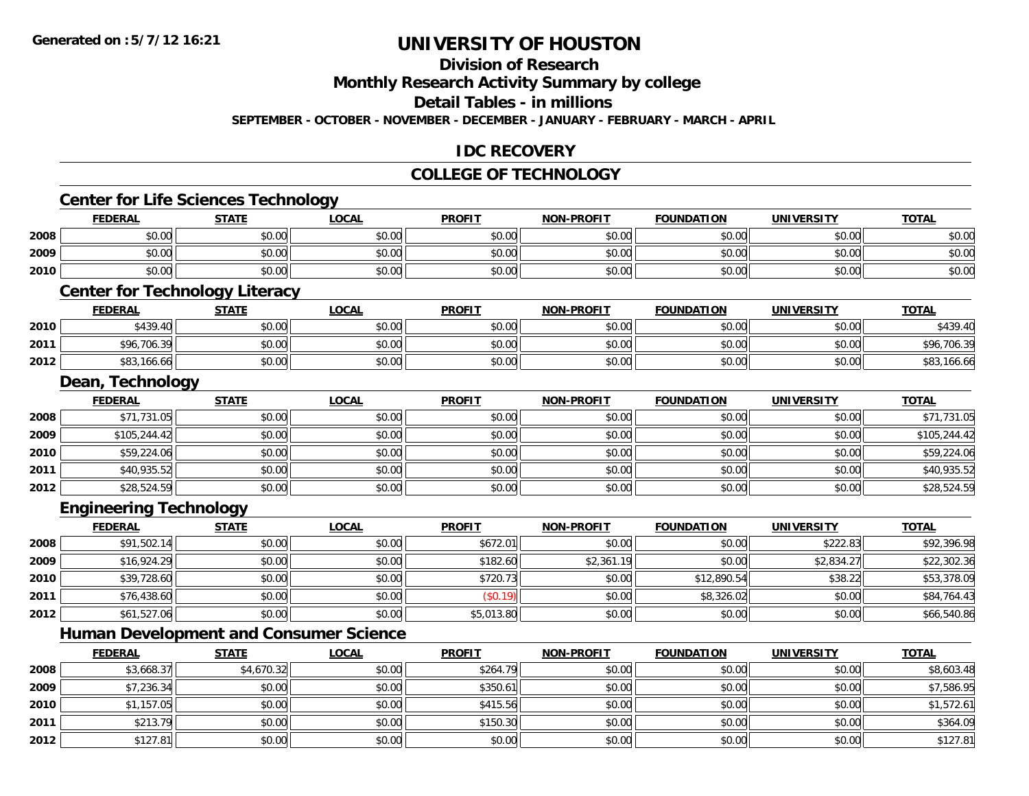**Generated on :5/7/12 16:21**

# UNIVERSITY OF HOUSTON

## Division of Research

## Monthly Research Activity Summary by college

## Detail Tables - in millions

**SEPTEMBER - OCTOBER - NOVEMBER - DECEMBER - JANUARY - FEBRUARY - MARCH - APRIL**

## IDC RECOVERY

## COLLEGE OF TECHNOLOGY

### Center for Life Sciences Technology

| | FEDERAL | STATE | LOCAL | PROFIT | NON-PROFIT | FOUNDATION | UNIVERSITY | TOTAL |
|---|---|---|---|---|---|---|---|---|
| 2008 | $0.00 | $0.00 | $0.00 | $0.00 | $0.00 | $0.00 | $0.00 | $0.00 |
| 2009 | $0.00 | $0.00 | $0.00 | $0.00 | $0.00 | $0.00 | $0.00 | $0.00 |
| 2010 | $0.00 | $0.00 | $0.00 | $0.00 | $0.00 | $0.00 | $0.00 | $0.00 |

### Center for Technology Literacy

| | FEDERAL | STATE | LOCAL | PROFIT | NON-PROFIT | FOUNDATION | UNIVERSITY | TOTAL |
|---|---|---|---|---|---|---|---|---|
| 2010 | $439.40 | $0.00 | $0.00 | $0.00 | $0.00 | $0.00 | $0.00 | $439.40 |
| 2011 | $96,706.39 | $0.00 | $0.00 | $0.00 | $0.00 | $0.00 | $0.00 | $96,706.39 |
| 2012 | $83,166.66 | $0.00 | $0.00 | $0.00 | $0.00 | $0.00 | $0.00 | $83,166.66 |

### Dean, Technology

| | FEDERAL | STATE | LOCAL | PROFIT | NON-PROFIT | FOUNDATION | UNIVERSITY | TOTAL |
|---|---|---|---|---|---|---|---|---|
| 2008 | $71,731.05 | $0.00 | $0.00 | $0.00 | $0.00 | $0.00 | $0.00 | $71,731.05 |
| 2009 | $105,244.42 | $0.00 | $0.00 | $0.00 | $0.00 | $0.00 | $0.00 | $105,244.42 |
| 2010 | $59,224.06 | $0.00 | $0.00 | $0.00 | $0.00 | $0.00 | $0.00 | $59,224.06 |
| 2011 | $40,935.52 | $0.00 | $0.00 | $0.00 | $0.00 | $0.00 | $0.00 | $40,935.52 |
| 2012 | $28,524.59 | $0.00 | $0.00 | $0.00 | $0.00 | $0.00 | $0.00 | $28,524.59 |

### Engineering Technology

| | FEDERAL | STATE | LOCAL | PROFIT | NON-PROFIT | FOUNDATION | UNIVERSITY | TOTAL |
|---|---|---|---|---|---|---|---|---|
| 2008 | $91,502.14 | $0.00 | $0.00 | $672.01 | $0.00 | $0.00 | $222.83 | $92,396.98 |
| 2009 | $16,924.29 | $0.00 | $0.00 | $182.60 | $2,361.19 | $0.00 | $2,834.27 | $22,302.36 |
| 2010 | $39,728.60 | $0.00 | $0.00 | $720.73 | $0.00 | $12,890.54 | $38.22 | $53,378.09 |
| 2011 | $76,438.60 | $0.00 | $0.00 | ($0.19) | $0.00 | $8,326.02 | $0.00 | $84,764.43 |
| 2012 | $61,527.06 | $0.00 | $0.00 | $5,013.80 | $0.00 | $0.00 | $0.00 | $66,540.86 |

### Human Development and Consumer Science

| | FEDERAL | STATE | LOCAL | PROFIT | NON-PROFIT | FOUNDATION | UNIVERSITY | TOTAL |
|---|---|---|---|---|---|---|---|---|
| 2008 | $3,668.37 | $4,670.32 | $0.00 | $264.79 | $0.00 | $0.00 | $0.00 | $8,603.48 |
| 2009 | $7,236.34 | $0.00 | $0.00 | $350.61 | $0.00 | $0.00 | $0.00 | $7,586.95 |
| 2010 | $1,157.05 | $0.00 | $0.00 | $415.56 | $0.00 | $0.00 | $0.00 | $1,572.61 |
| 2011 | $213.79 | $0.00 | $0.00 | $150.30 | $0.00 | $0.00 | $0.00 | $364.09 |
| 2012 | $127.81 | $0.00 | $0.00 | $0.00 | $0.00 | $0.00 | $0.00 | $127.81 |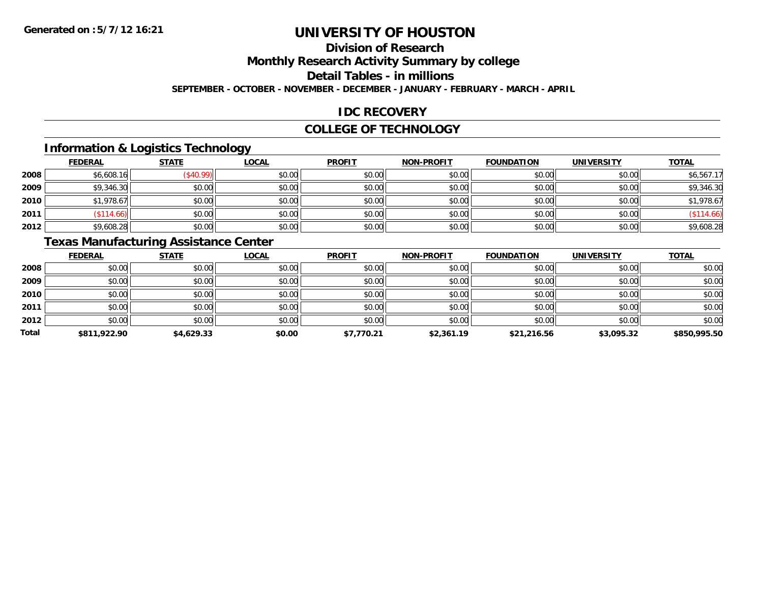Generated on :5/7/12 16:21

# UNIVERSITY OF HOUSTON

## Division of Research

## Monthly Research Activity Summary by college

## Detail Tables - in millions

**SEPTEMBER - OCTOBER - NOVEMBER - DECEMBER - JANUARY - FEBRUARY - MARCH - APRIL**

## IDC RECOVERY

## COLLEGE OF TECHNOLOGY

### Information & Logistics Technology

| | FEDERAL | STATE | LOCAL | PROFIT | NON-PROFIT | FOUNDATION | UNIVERSITY | TOTAL |
|---|---|---|---|---|---|---|---|---|
| 2008 | $6,608.16 | ($40.99) | $0.00 | $0.00 | $0.00 | $0.00 | $0.00 | $6,567.17 |
| 2009 | $9,346.30 | $0.00 | $0.00 | $0.00 | $0.00 | $0.00 | $0.00 | $9,346.30 |
| 2010 | $1,978.67 | $0.00 | $0.00 | $0.00 | $0.00 | $0.00 | $0.00 | $1,978.67 |
| 2011 | ($114.66) | $0.00 | $0.00 | $0.00 | $0.00 | $0.00 | $0.00 | ($114.66) |
| 2012 | $9,608.28 | $0.00 | $0.00 | $0.00 | $0.00 | $0.00 | $0.00 | $9,608.28 |

### Texas Manufacturing Assistance Center

| | FEDERAL | STATE | LOCAL | PROFIT | NON-PROFIT | FOUNDATION | UNIVERSITY | TOTAL |
|---|---|---|---|---|---|---|---|---|
| 2008 | $0.00 | $0.00 | $0.00 | $0.00 | $0.00 | $0.00 | $0.00 | $0.00 |
| 2009 | $0.00 | $0.00 | $0.00 | $0.00 | $0.00 | $0.00 | $0.00 | $0.00 |
| 2010 | $0.00 | $0.00 | $0.00 | $0.00 | $0.00 | $0.00 | $0.00 | $0.00 |
| 2011 | $0.00 | $0.00 | $0.00 | $0.00 | $0.00 | $0.00 | $0.00 | $0.00 |
| 2012 | $0.00 | $0.00 | $0.00 | $0.00 | $0.00 | $0.00 | $0.00 | $0.00 |
| **Total** | **$811,922.90** | **$4,629.33** | **$0.00** | **$7,770.21** | **$2,361.19** | **$21,216.56** | **$3,095.32** | **$850,995.50** |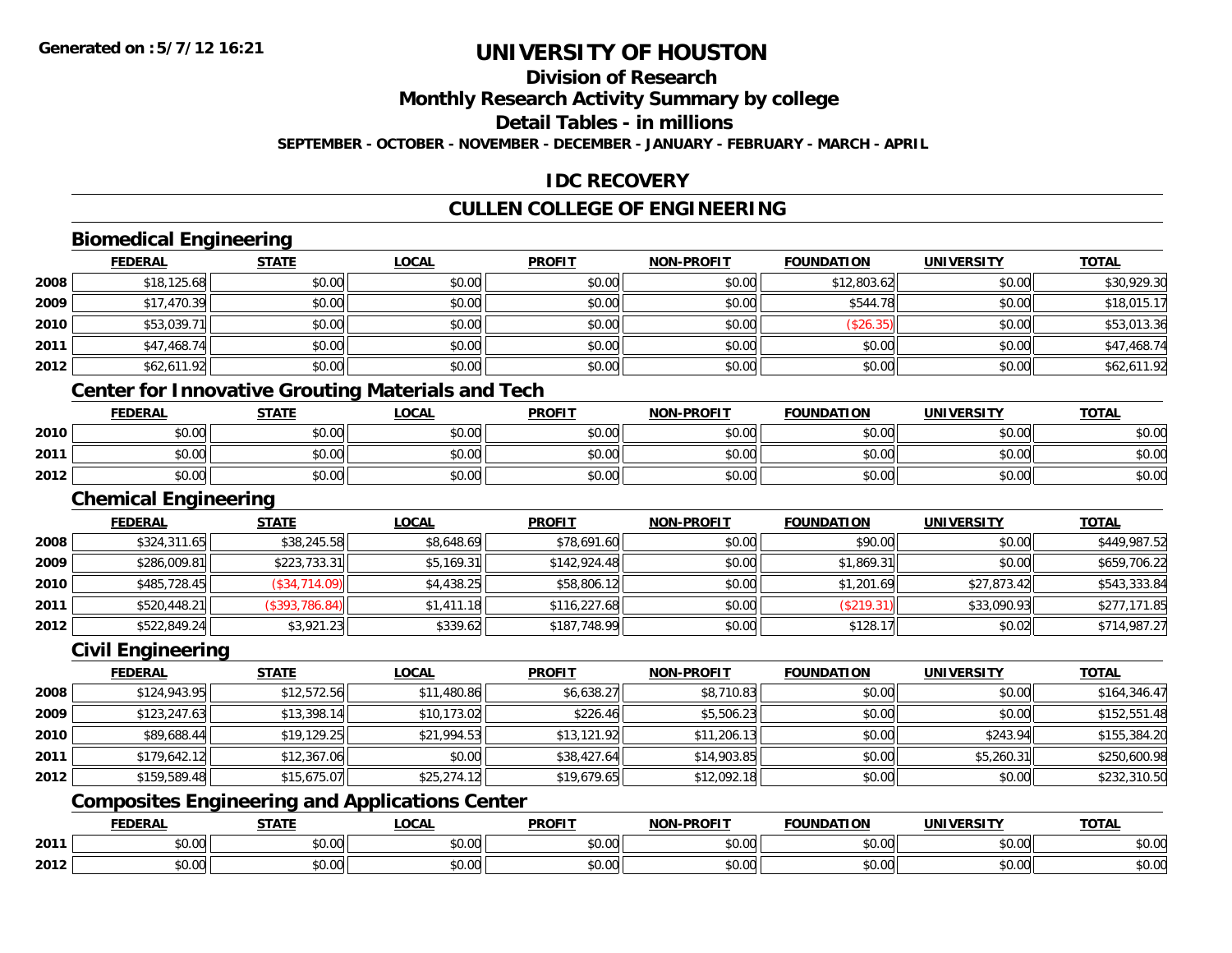# UNIVERSITY OF HOUSTON

## Division of Research

## Monthly Research Activity Summary by college

## Detail Tables - in millions

**SEPTEMBER - OCTOBER - NOVEMBER - DECEMBER - JANUARY - FEBRUARY - MARCH - APRIL**

Generated on :5/7/12 16:21

## IDC RECOVERY

## CULLEN COLLEGE OF ENGINEERING

### Biomedical Engineering

| | FEDERAL | STATE | LOCAL | PROFIT | NON-PROFIT | FOUNDATION | UNIVERSITY | TOTAL |
|---|---|---|---|---|---|---|---|---|
| 2008 | $18,125.68 | $0.00 | $0.00 | $0.00 | $0.00 | $12,803.62 | $0.00 | $30,929.30 |
| 2009 | $17,470.39 | $0.00 | $0.00 | $0.00 | $0.00 | $544.78 | $0.00 | $18,015.17 |
| 2010 | $53,039.71 | $0.00 | $0.00 | $0.00 | $0.00 | ($26.35) | $0.00 | $53,013.36 |
| 2011 | $47,468.74 | $0.00 | $0.00 | $0.00 | $0.00 | $0.00 | $0.00 | $47,468.74 |
| 2012 | $62,611.92 | $0.00 | $0.00 | $0.00 | $0.00 | $0.00 | $0.00 | $62,611.92 |

### Center for Innovative Grouting Materials and Tech

| | FEDERAL | STATE | LOCAL | PROFIT | NON-PROFIT | FOUNDATION | UNIVERSITY | TOTAL |
|---|---|---|---|---|---|---|---|---|
| 2010 | $0.00 | $0.00 | $0.00 | $0.00 | $0.00 | $0.00 | $0.00 | $0.00 |
| 2011 | $0.00 | $0.00 | $0.00 | $0.00 | $0.00 | $0.00 | $0.00 | $0.00 |
| 2012 | $0.00 | $0.00 | $0.00 | $0.00 | $0.00 | $0.00 | $0.00 | $0.00 |

### Chemical Engineering

| | FEDERAL | STATE | LOCAL | PROFIT | NON-PROFIT | FOUNDATION | UNIVERSITY | TOTAL |
|---|---|---|---|---|---|---|---|---|
| 2008 | $324,311.65 | $38,245.58 | $8,648.69 | $78,691.60 | $0.00 | $90.00 | $0.00 | $449,987.52 |
| 2009 | $286,009.81 | $223,733.31 | $5,169.31 | $142,924.48 | $0.00 | $1,869.31 | $0.00 | $659,706.22 |
| 2010 | $485,728.45 | ($34,714.09) | $4,438.25 | $58,806.12 | $0.00 | $1,201.69 | $27,873.42 | $543,333.84 |
| 2011 | $520,448.21 | ($393,786.84) | $1,411.18 | $116,227.68 | $0.00 | ($219.31) | $33,090.93 | $277,171.85 |
| 2012 | $522,849.24 | $3,921.23 | $339.62 | $187,748.99 | $0.00 | $128.17 | $0.02 | $714,987.27 |

### Civil Engineering

| | FEDERAL | STATE | LOCAL | PROFIT | NON-PROFIT | FOUNDATION | UNIVERSITY | TOTAL |
|---|---|---|---|---|---|---|---|---|
| 2008 | $124,943.95 | $12,572.56 | $11,480.86 | $6,638.27 | $8,710.83 | $0.00 | $0.00 | $164,346.47 |
| 2009 | $123,247.63 | $13,398.14 | $10,173.02 | $226.46 | $5,506.23 | $0.00 | $0.00 | $152,551.48 |
| 2010 | $89,688.44 | $19,129.25 | $21,994.53 | $13,121.92 | $11,206.13 | $0.00 | $243.94 | $155,384.20 |
| 2011 | $179,642.12 | $12,367.06 | $0.00 | $38,427.64 | $14,903.85 | $0.00 | $5,260.31 | $250,600.98 |
| 2012 | $159,589.48 | $15,675.07 | $25,274.12 | $19,679.65 | $12,092.18 | $0.00 | $0.00 | $232,310.50 |

### Composites Engineering and Applications Center

| | FEDERAL | STATE | LOCAL | PROFIT | NON-PROFIT | FOUNDATION | UNIVERSITY | TOTAL |
|---|---|---|---|---|---|---|---|---|
| 2011 | $0.00 | $0.00 | $0.00 | $0.00 | $0.00 | $0.00 | $0.00 | $0.00 |
| 2012 | $0.00 | $0.00 | $0.00 | $0.00 | $0.00 | $0.00 | $0.00 | $0.00 |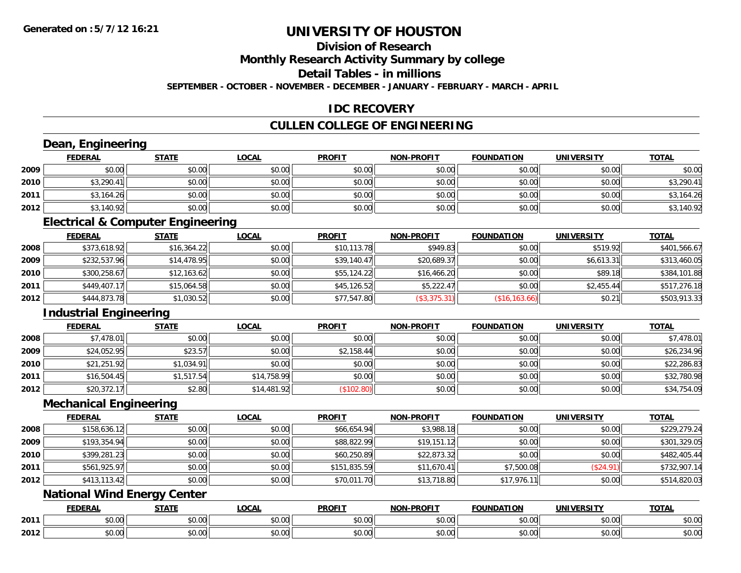Generated on :5/7/12 16:21

# UNIVERSITY OF HOUSTON

## Division of Research

## Monthly Research Activity Summary by college

## Detail Tables - in millions

**SEPTEMBER - OCTOBER - NOVEMBER - DECEMBER - JANUARY - FEBRUARY - MARCH - APRIL**

## IDC RECOVERY

## CULLEN COLLEGE OF ENGINEERING

### Dean, Engineering

| | FEDERAL | STATE | LOCAL | PROFIT | NON-PROFIT | FOUNDATION | UNIVERSITY | TOTAL |
|---|---|---|---|---|---|---|---|---|
| 2009 | $0.00 | $0.00 | $0.00 | $0.00 | $0.00 | $0.00 | $0.00 | $0.00 |
| 2010 | $3,290.41 | $0.00 | $0.00 | $0.00 | $0.00 | $0.00 | $0.00 | $3,290.41 |
| 2011 | $3,164.26 | $0.00 | $0.00 | $0.00 | $0.00 | $0.00 | $0.00 | $3,164.26 |
| 2012 | $3,140.92 | $0.00 | $0.00 | $0.00 | $0.00 | $0.00 | $0.00 | $3,140.92 |

### Electrical & Computer Engineering

| | FEDERAL | STATE | LOCAL | PROFIT | NON-PROFIT | FOUNDATION | UNIVERSITY | TOTAL |
|---|---|---|---|---|---|---|---|---|
| 2008 | $373,618.92 | $16,364.22 | $0.00 | $10,113.78 | $949.83 | $0.00 | $519.92 | $401,566.67 |
| 2009 | $232,537.96 | $14,478.95 | $0.00 | $39,140.47 | $20,689.37 | $0.00 | $6,613.31 | $313,460.05 |
| 2010 | $300,258.67 | $12,163.62 | $0.00 | $55,124.22 | $16,466.20 | $0.00 | $89.18 | $384,101.88 |
| 2011 | $449,407.17 | $15,064.58 | $0.00 | $45,126.52 | $5,222.47 | $0.00 | $2,455.44 | $517,276.18 |
| 2012 | $444,873.78 | $1,030.52 | $0.00 | $77,547.80 | ($3,375.31) | ($16,163.66) | $0.21 | $503,913.33 |

### Industrial Engineering

| | FEDERAL | STATE | LOCAL | PROFIT | NON-PROFIT | FOUNDATION | UNIVERSITY | TOTAL |
|---|---|---|---|---|---|---|---|---|
| 2008 | $7,478.01 | $0.00 | $0.00 | $0.00 | $0.00 | $0.00 | $0.00 | $7,478.01 |
| 2009 | $24,052.95 | $23.57 | $0.00 | $2,158.44 | $0.00 | $0.00 | $0.00 | $26,234.96 |
| 2010 | $21,251.92 | $1,034.91 | $0.00 | $0.00 | $0.00 | $0.00 | $0.00 | $22,286.83 |
| 2011 | $16,504.45 | $1,517.54 | $14,758.99 | $0.00 | $0.00 | $0.00 | $0.00 | $32,780.98 |
| 2012 | $20,372.17 | $2.80 | $14,481.92 | ($102.80) | $0.00 | $0.00 | $0.00 | $34,754.09 |

### Mechanical Engineering

| | FEDERAL | STATE | LOCAL | PROFIT | NON-PROFIT | FOUNDATION | UNIVERSITY | TOTAL |
|---|---|---|---|---|---|---|---|---|
| 2008 | $158,636.12 | $0.00 | $0.00 | $66,654.94 | $3,988.18 | $0.00 | $0.00 | $229,279.24 |
| 2009 | $193,354.94 | $0.00 | $0.00 | $88,822.99 | $19,151.12 | $0.00 | $0.00 | $301,329.05 |
| 2010 | $399,281.23 | $0.00 | $0.00 | $60,250.89 | $22,873.32 | $0.00 | $0.00 | $482,405.44 |
| 2011 | $561,925.97 | $0.00 | $0.00 | $151,835.59 | $11,670.41 | $7,500.08 | ($24.91) | $732,907.14 |
| 2012 | $413,113.42 | $0.00 | $0.00 | $70,011.70 | $13,718.80 | $17,976.11 | $0.00 | $514,820.03 |

### National Wind Energy Center

| | FEDERAL | STATE | LOCAL | PROFIT | NON-PROFIT | FOUNDATION | UNIVERSITY | TOTAL |
|---|---|---|---|---|---|---|---|---|
| 2011 | $0.00 | $0.00 | $0.00 | $0.00 | $0.00 | $0.00 | $0.00 | $0.00 |
| 2012 | $0.00 | $0.00 | $0.00 | $0.00 | $0.00 | $0.00 | $0.00 | $0.00 |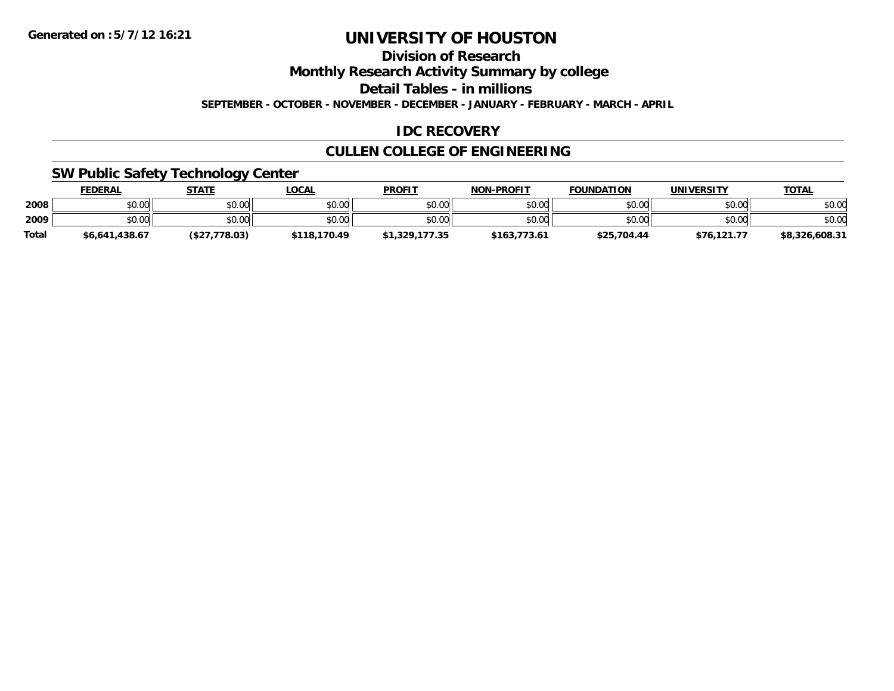**Generated on :5/7/12 16:21**

# UNIVERSITY OF HOUSTON

## Division of Research

## Monthly Research Activity Summary by college

## Detail Tables - in millions

**SEPTEMBER - OCTOBER - NOVEMBER - DECEMBER - JANUARY - FEBRUARY - MARCH - APRIL**

## IDC RECOVERY

## CULLEN COLLEGE OF ENGINEERING

### SW Public Safety Technology Center

| | FEDERAL | STATE | LOCAL | PROFIT | NON-PROFIT | FOUNDATION | UNIVERSITY | TOTAL |
|---|---|---|---|---|---|---|---|---|
| 2008 | $0.00 | $0.00 | $0.00 | $0.00 | $0.00 | $0.00 | $0.00 | $0.00 |
| 2009 | $0.00 | $0.00 | $0.00 | $0.00 | $0.00 | $0.00 | $0.00 | $0.00 |
| Total | $6,641,438.67 | ($27,778.03) | $118,170.49 | $1,329,177.35 | $163,773.61 | $25,704.44 | $76,121.77 | $8,326,608.31 |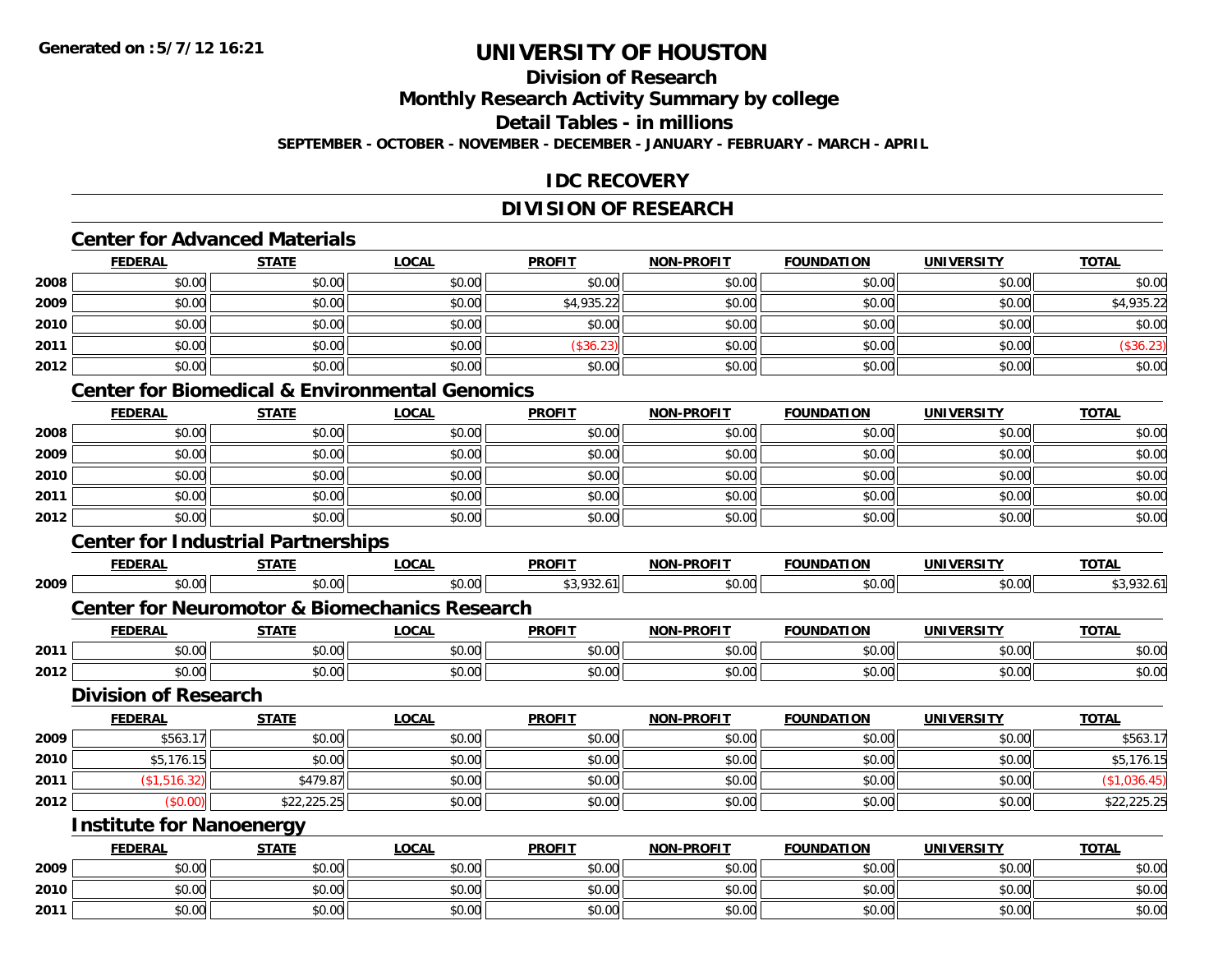**Generated on :5/7/12 16:21**

# UNIVERSITY OF HOUSTON

## Division of Research

## Monthly Research Activity Summary by college

## Detail Tables - in millions

**SEPTEMBER - OCTOBER - NOVEMBER - DECEMBER - JANUARY - FEBRUARY - MARCH - APRIL**

## IDC RECOVERY

## DIVISION OF RESEARCH

### Center for Advanced Materials

| | FEDERAL | STATE | LOCAL | PROFIT | NON-PROFIT | FOUNDATION | UNIVERSITY | TOTAL |
|---|---|---|---|---|---|---|---|---|
| 2008 | $0.00 | $0.00 | $0.00 | $0.00 | $0.00 | $0.00 | $0.00 | $0.00 |
| 2009 | $0.00 | $0.00 | $0.00 | $4,935.22 | $0.00 | $0.00 | $0.00 | $4,935.22 |
| 2010 | $0.00 | $0.00 | $0.00 | $0.00 | $0.00 | $0.00 | $0.00 | $0.00 |
| 2011 | $0.00 | $0.00 | $0.00 | ($36.23) | $0.00 | $0.00 | $0.00 | ($36.23) |
| 2012 | $0.00 | $0.00 | $0.00 | $0.00 | $0.00 | $0.00 | $0.00 | $0.00 |

### Center for Biomedical & Environmental Genomics

| | FEDERAL | STATE | LOCAL | PROFIT | NON-PROFIT | FOUNDATION | UNIVERSITY | TOTAL |
|---|---|---|---|---|---|---|---|---|
| 2008 | $0.00 | $0.00 | $0.00 | $0.00 | $0.00 | $0.00 | $0.00 | $0.00 |
| 2009 | $0.00 | $0.00 | $0.00 | $0.00 | $0.00 | $0.00 | $0.00 | $0.00 |
| 2010 | $0.00 | $0.00 | $0.00 | $0.00 | $0.00 | $0.00 | $0.00 | $0.00 |
| 2011 | $0.00 | $0.00 | $0.00 | $0.00 | $0.00 | $0.00 | $0.00 | $0.00 |
| 2012 | $0.00 | $0.00 | $0.00 | $0.00 | $0.00 | $0.00 | $0.00 | $0.00 |

### Center for Industrial Partnerships

| | FEDERAL | STATE | LOCAL | PROFIT | NON-PROFIT | FOUNDATION | UNIVERSITY | TOTAL |
|---|---|---|---|---|---|---|---|---|
| 2009 | $0.00 | $0.00 | $0.00 | $3,932.61 | $0.00 | $0.00 | $0.00 | $3,932.61 |

### Center for Neuromotor & Biomechanics Research

| | FEDERAL | STATE | LOCAL | PROFIT | NON-PROFIT | FOUNDATION | UNIVERSITY | TOTAL |
|---|---|---|---|---|---|---|---|---|
| 2011 | $0.00 | $0.00 | $0.00 | $0.00 | $0.00 | $0.00 | $0.00 | $0.00 |
| 2012 | $0.00 | $0.00 | $0.00 | $0.00 | $0.00 | $0.00 | $0.00 | $0.00 |

### Division of Research

| | FEDERAL | STATE | LOCAL | PROFIT | NON-PROFIT | FOUNDATION | UNIVERSITY | TOTAL |
|---|---|---|---|---|---|---|---|---|
| 2009 | $563.17 | $0.00 | $0.00 | $0.00 | $0.00 | $0.00 | $0.00 | $563.17 |
| 2010 | $5,176.15 | $0.00 | $0.00 | $0.00 | $0.00 | $0.00 | $0.00 | $5,176.15 |
| 2011 | ($1,516.32) | $479.87 | $0.00 | $0.00 | $0.00 | $0.00 | $0.00 | ($1,036.45) |
| 2012 | ($0.00) | $22,225.25 | $0.00 | $0.00 | $0.00 | $0.00 | $0.00 | $22,225.25 |

### Institute for Nanoenergy

| | FEDERAL | STATE | LOCAL | PROFIT | NON-PROFIT | FOUNDATION | UNIVERSITY | TOTAL |
|---|---|---|---|---|---|---|---|---|
| 2009 | $0.00 | $0.00 | $0.00 | $0.00 | $0.00 | $0.00 | $0.00 | $0.00 |
| 2010 | $0.00 | $0.00 | $0.00 | $0.00 | $0.00 | $0.00 | $0.00 | $0.00 |
| 2011 | $0.00 | $0.00 | $0.00 | $0.00 | $0.00 | $0.00 | $0.00 | $0.00 |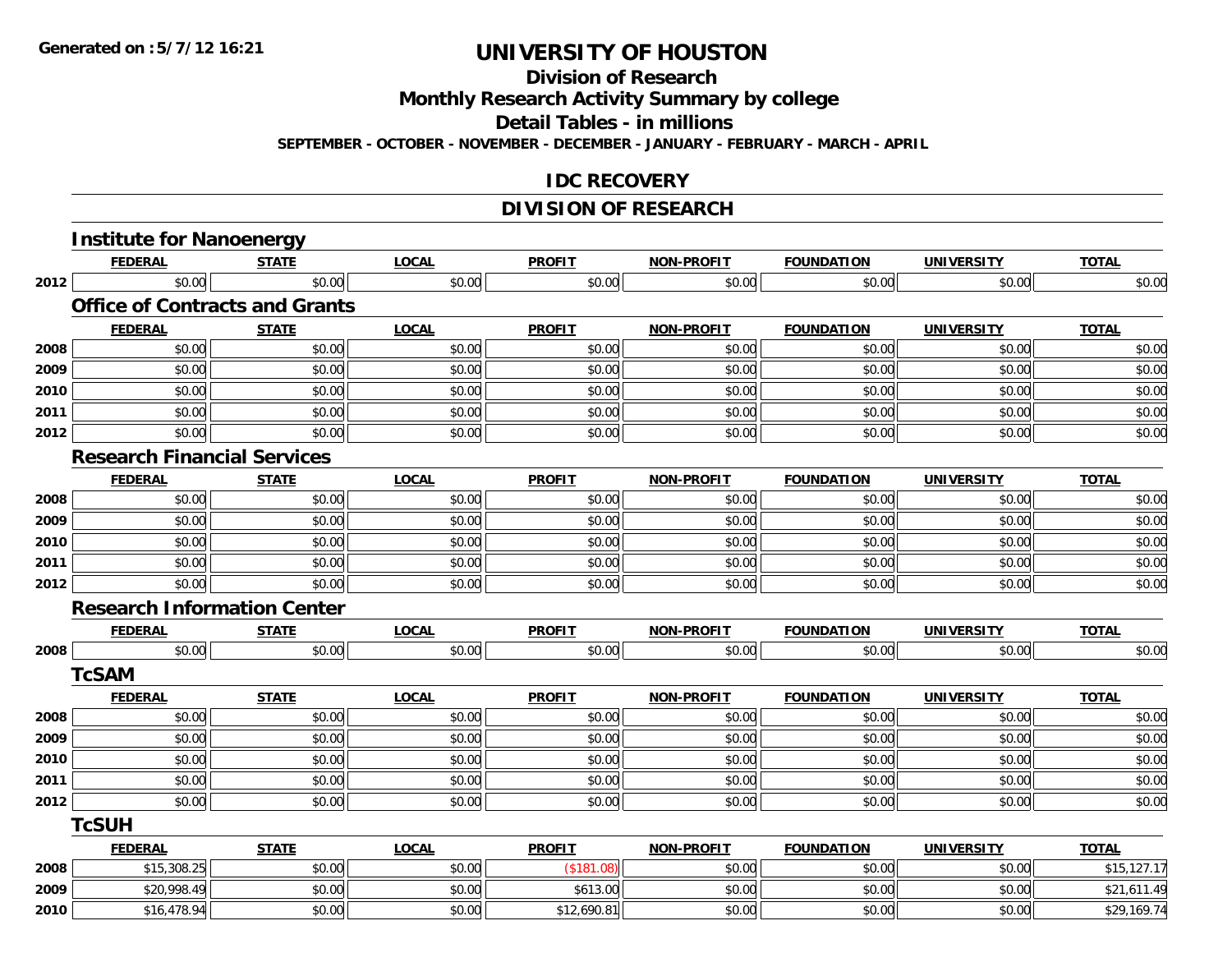Generated on :5/7/12 16:21

# UNIVERSITY OF HOUSTON

## Division of Research

## Monthly Research Activity Summary by college

## Detail Tables - in millions

SEPTEMBER - OCTOBER - NOVEMBER - DECEMBER - JANUARY - FEBRUARY - MARCH - APRIL

## IDC RECOVERY

## DIVISION OF RESEARCH

### Institute for Nanoenergy

| | FEDERAL | STATE | LOCAL | PROFIT | NON-PROFIT | FOUNDATION | UNIVERSITY | TOTAL |
|---|---|---|---|---|---|---|---|---|
| 2012 | $0.00 | $0.00 | $0.00 | $0.00 | $0.00 | $0.00 | $0.00 | $0.00 |

### Office of Contracts and Grants

| | FEDERAL | STATE | LOCAL | PROFIT | NON-PROFIT | FOUNDATION | UNIVERSITY | TOTAL |
|---|---|---|---|---|---|---|---|---|
| 2008 | $0.00 | $0.00 | $0.00 | $0.00 | $0.00 | $0.00 | $0.00 | $0.00 |
| 2009 | $0.00 | $0.00 | $0.00 | $0.00 | $0.00 | $0.00 | $0.00 | $0.00 |
| 2010 | $0.00 | $0.00 | $0.00 | $0.00 | $0.00 | $0.00 | $0.00 | $0.00 |
| 2011 | $0.00 | $0.00 | $0.00 | $0.00 | $0.00 | $0.00 | $0.00 | $0.00 |
| 2012 | $0.00 | $0.00 | $0.00 | $0.00 | $0.00 | $0.00 | $0.00 | $0.00 |

### Research Financial Services

| | FEDERAL | STATE | LOCAL | PROFIT | NON-PROFIT | FOUNDATION | UNIVERSITY | TOTAL |
|---|---|---|---|---|---|---|---|---|
| 2008 | $0.00 | $0.00 | $0.00 | $0.00 | $0.00 | $0.00 | $0.00 | $0.00 |
| 2009 | $0.00 | $0.00 | $0.00 | $0.00 | $0.00 | $0.00 | $0.00 | $0.00 |
| 2010 | $0.00 | $0.00 | $0.00 | $0.00 | $0.00 | $0.00 | $0.00 | $0.00 |
| 2011 | $0.00 | $0.00 | $0.00 | $0.00 | $0.00 | $0.00 | $0.00 | $0.00 |
| 2012 | $0.00 | $0.00 | $0.00 | $0.00 | $0.00 | $0.00 | $0.00 | $0.00 |

### Research Information Center

| | FEDERAL | STATE | LOCAL | PROFIT | NON-PROFIT | FOUNDATION | UNIVERSITY | TOTAL |
|---|---|---|---|---|---|---|---|---|
| 2008 | $0.00 | $0.00 | $0.00 | $0.00 | $0.00 | $0.00 | $0.00 | $0.00 |

### TcSAM

| | FEDERAL | STATE | LOCAL | PROFIT | NON-PROFIT | FOUNDATION | UNIVERSITY | TOTAL |
|---|---|---|---|---|---|---|---|---|
| 2008 | $0.00 | $0.00 | $0.00 | $0.00 | $0.00 | $0.00 | $0.00 | $0.00 |
| 2009 | $0.00 | $0.00 | $0.00 | $0.00 | $0.00 | $0.00 | $0.00 | $0.00 |
| 2010 | $0.00 | $0.00 | $0.00 | $0.00 | $0.00 | $0.00 | $0.00 | $0.00 |
| 2011 | $0.00 | $0.00 | $0.00 | $0.00 | $0.00 | $0.00 | $0.00 | $0.00 |
| 2012 | $0.00 | $0.00 | $0.00 | $0.00 | $0.00 | $0.00 | $0.00 | $0.00 |

### TcSUH

| | FEDERAL | STATE | LOCAL | PROFIT | NON-PROFIT | FOUNDATION | UNIVERSITY | TOTAL |
|---|---|---|---|---|---|---|---|---|
| 2008 | $15,308.25 | $0.00 | $0.00 | ($181.08) | $0.00 | $0.00 | $0.00 | $15,127.17 |
| 2009 | $20,998.49 | $0.00 | $0.00 | $613.00 | $0.00 | $0.00 | $0.00 | $21,611.49 |
| 2010 | $16,478.94 | $0.00 | $0.00 | $12,690.81 | $0.00 | $0.00 | $0.00 | $29,169.74 |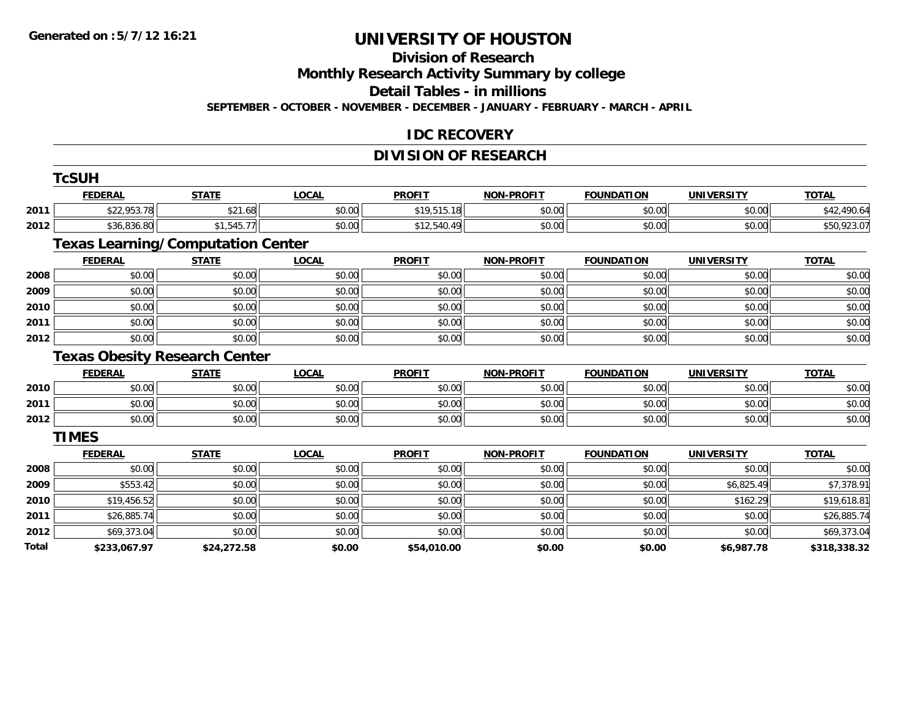**Generated on :5/7/12 16:21**

# UNIVERSITY OF HOUSTON

## Division of Research

## Monthly Research Activity Summary by college

## Detail Tables - in millions

**SEPTEMBER - OCTOBER - NOVEMBER - DECEMBER - JANUARY - FEBRUARY - MARCH - APRIL**

## IDC RECOVERY

## DIVISION OF RESEARCH

### TcSUH

| | FEDERAL | STATE | LOCAL | PROFIT | NON-PROFIT | FOUNDATION | UNIVERSITY | TOTAL |
|---|---|---|---|---|---|---|---|---|
| 2011 | $22,953.78 | $21.68 | $0.00 | $19,515.18 | $0.00 | $0.00 | $0.00 | $42,490.64 |
| 2012 | $36,836.80 | $1,545.77 | $0.00 | $12,540.49 | $0.00 | $0.00 | $0.00 | $50,923.07 |

### Texas Learning/Computation Center

| | FEDERAL | STATE | LOCAL | PROFIT | NON-PROFIT | FOUNDATION | UNIVERSITY | TOTAL |
|---|---|---|---|---|---|---|---|---|
| 2008 | $0.00 | $0.00 | $0.00 | $0.00 | $0.00 | $0.00 | $0.00 | $0.00 |
| 2009 | $0.00 | $0.00 | $0.00 | $0.00 | $0.00 | $0.00 | $0.00 | $0.00 |
| 2010 | $0.00 | $0.00 | $0.00 | $0.00 | $0.00 | $0.00 | $0.00 | $0.00 |
| 2011 | $0.00 | $0.00 | $0.00 | $0.00 | $0.00 | $0.00 | $0.00 | $0.00 |
| 2012 | $0.00 | $0.00 | $0.00 | $0.00 | $0.00 | $0.00 | $0.00 | $0.00 |

### Texas Obesity Research Center

| | FEDERAL | STATE | LOCAL | PROFIT | NON-PROFIT | FOUNDATION | UNIVERSITY | TOTAL |
|---|---|---|---|---|---|---|---|---|
| 2010 | $0.00 | $0.00 | $0.00 | $0.00 | $0.00 | $0.00 | $0.00 | $0.00 |
| 2011 | $0.00 | $0.00 | $0.00 | $0.00 | $0.00 | $0.00 | $0.00 | $0.00 |
| 2012 | $0.00 | $0.00 | $0.00 | $0.00 | $0.00 | $0.00 | $0.00 | $0.00 |

### TIMES

| | FEDERAL | STATE | LOCAL | PROFIT | NON-PROFIT | FOUNDATION | UNIVERSITY | TOTAL |
|---|---|---|---|---|---|---|---|---|
| 2008 | $0.00 | $0.00 | $0.00 | $0.00 | $0.00 | $0.00 | $0.00 | $0.00 |
| 2009 | $553.42 | $0.00 | $0.00 | $0.00 | $0.00 | $0.00 | $6,825.49 | $7,378.91 |
| 2010 | $19,456.52 | $0.00 | $0.00 | $0.00 | $0.00 | $0.00 | $162.29 | $19,618.81 |
| 2011 | $26,885.74 | $0.00 | $0.00 | $0.00 | $0.00 | $0.00 | $0.00 | $26,885.74 |
| 2012 | $69,373.04 | $0.00 | $0.00 | $0.00 | $0.00 | $0.00 | $0.00 | $69,373.04 |
| **Total** | **$233,067.97** | **$24,272.58** | **$0.00** | **$54,010.00** | **$0.00** | **$0.00** | **$6,987.78** | **$318,338.32** |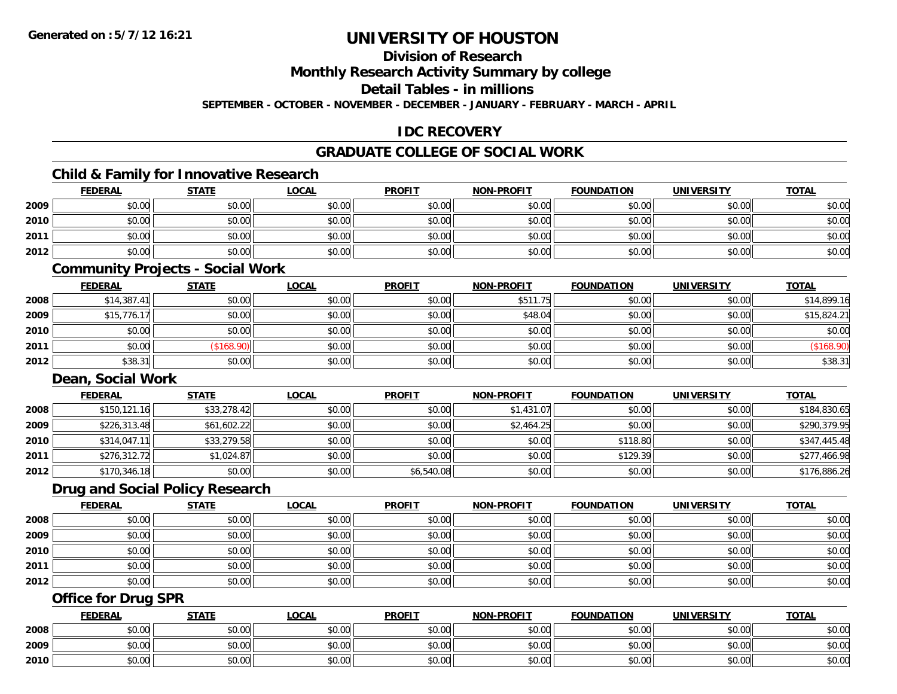# UNIVERSITY OF HOUSTON

## Division of Research

## Monthly Research Activity Summary by college

## Detail Tables - in millions

**SEPTEMBER - OCTOBER - NOVEMBER - DECEMBER - JANUARY - FEBRUARY - MARCH - APRIL**

## IDC RECOVERY

## GRADUATE COLLEGE OF SOCIAL WORK

### Child & Family for Innovative Research

| | FEDERAL | STATE | LOCAL | PROFIT | NON-PROFIT | FOUNDATION | UNIVERSITY | TOTAL |
|---|---|---|---|---|---|---|---|---|
| 2009 | $0.00 | $0.00 | $0.00 | $0.00 | $0.00 | $0.00 | $0.00 | $0.00 |
| 2010 | $0.00 | $0.00 | $0.00 | $0.00 | $0.00 | $0.00 | $0.00 | $0.00 |
| 2011 | $0.00 | $0.00 | $0.00 | $0.00 | $0.00 | $0.00 | $0.00 | $0.00 |
| 2012 | $0.00 | $0.00 | $0.00 | $0.00 | $0.00 | $0.00 | $0.00 | $0.00 |

### Community Projects - Social Work

| | FEDERAL | STATE | LOCAL | PROFIT | NON-PROFIT | FOUNDATION | UNIVERSITY | TOTAL |
|---|---|---|---|---|---|---|---|---|
| 2008 | $14,387.41 | $0.00 | $0.00 | $0.00 | $511.75 | $0.00 | $0.00 | $14,899.16 |
| 2009 | $15,776.17 | $0.00 | $0.00 | $0.00 | $48.04 | $0.00 | $0.00 | $15,824.21 |
| 2010 | $0.00 | $0.00 | $0.00 | $0.00 | $0.00 | $0.00 | $0.00 | $0.00 |
| 2011 | $0.00 | ($168.90) | $0.00 | $0.00 | $0.00 | $0.00 | $0.00 | ($168.90) |
| 2012 | $38.31 | $0.00 | $0.00 | $0.00 | $0.00 | $0.00 | $0.00 | $38.31 |

### Dean, Social Work

| | FEDERAL | STATE | LOCAL | PROFIT | NON-PROFIT | FOUNDATION | UNIVERSITY | TOTAL |
|---|---|---|---|---|---|---|---|---|
| 2008 | $150,121.16 | $33,278.42 | $0.00 | $0.00 | $1,431.07 | $0.00 | $0.00 | $184,830.65 |
| 2009 | $226,313.48 | $61,602.22 | $0.00 | $0.00 | $2,464.25 | $0.00 | $0.00 | $290,379.95 |
| 2010 | $314,047.11 | $33,279.58 | $0.00 | $0.00 | $0.00 | $118.80 | $0.00 | $347,445.48 |
| 2011 | $276,312.72 | $1,024.87 | $0.00 | $0.00 | $0.00 | $129.39 | $0.00 | $277,466.98 |
| 2012 | $170,346.18 | $0.00 | $0.00 | $6,540.08 | $0.00 | $0.00 | $0.00 | $176,886.26 |

### Drug and Social Policy Research

| | FEDERAL | STATE | LOCAL | PROFIT | NON-PROFIT | FOUNDATION | UNIVERSITY | TOTAL |
|---|---|---|---|---|---|---|---|---|
| 2008 | $0.00 | $0.00 | $0.00 | $0.00 | $0.00 | $0.00 | $0.00 | $0.00 |
| 2009 | $0.00 | $0.00 | $0.00 | $0.00 | $0.00 | $0.00 | $0.00 | $0.00 |
| 2010 | $0.00 | $0.00 | $0.00 | $0.00 | $0.00 | $0.00 | $0.00 | $0.00 |
| 2011 | $0.00 | $0.00 | $0.00 | $0.00 | $0.00 | $0.00 | $0.00 | $0.00 |
| 2012 | $0.00 | $0.00 | $0.00 | $0.00 | $0.00 | $0.00 | $0.00 | $0.00 |

### Office for Drug SPR

| | FEDERAL | STATE | LOCAL | PROFIT | NON-PROFIT | FOUNDATION | UNIVERSITY | TOTAL |
|---|---|---|---|---|---|---|---|---|
| 2008 | $0.00 | $0.00 | $0.00 | $0.00 | $0.00 | $0.00 | $0.00 | $0.00 |
| 2009 | $0.00 | $0.00 | $0.00 | $0.00 | $0.00 | $0.00 | $0.00 | $0.00 |
| 2010 | $0.00 | $0.00 | $0.00 | $0.00 | $0.00 | $0.00 | $0.00 | $0.00 |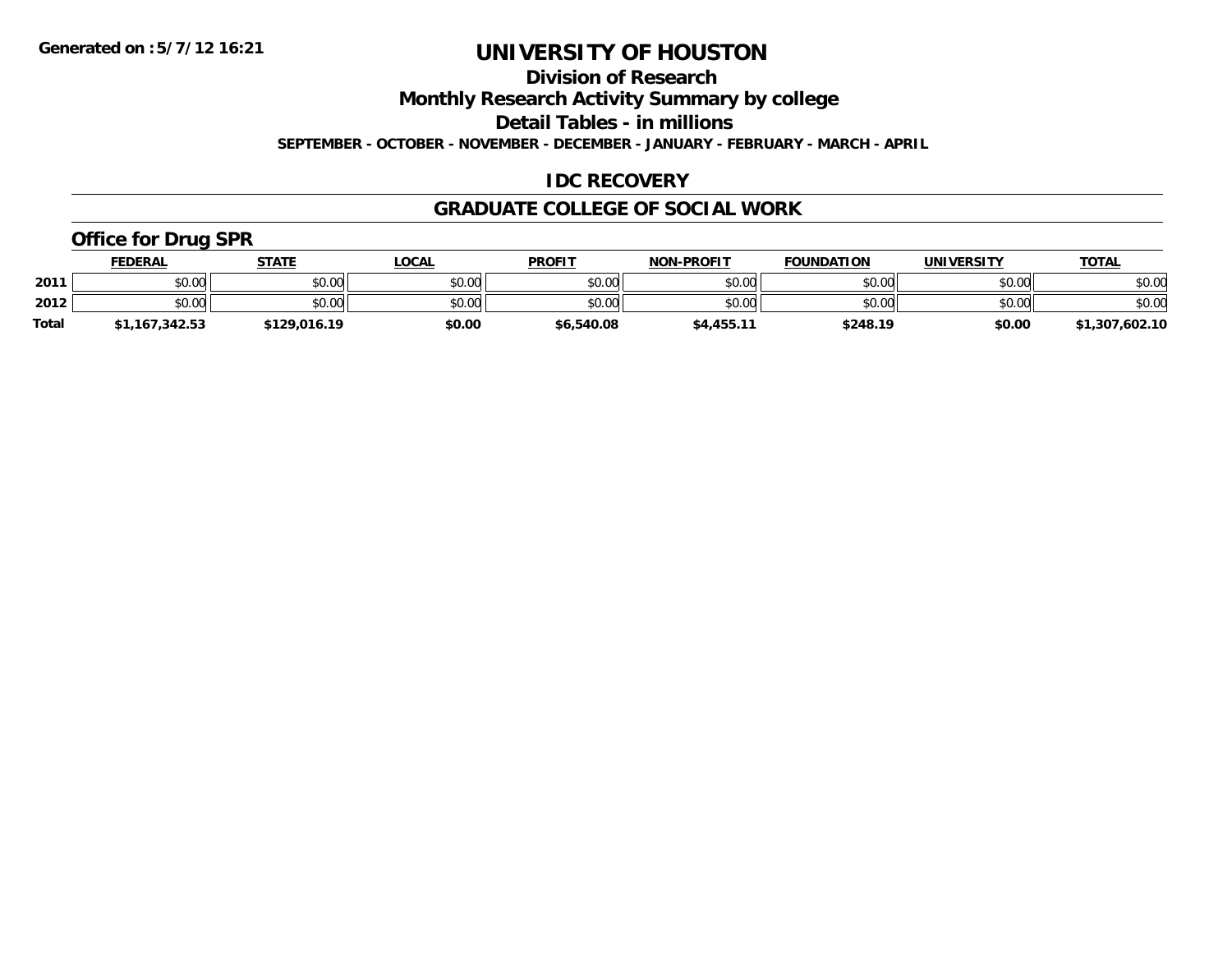Generated on :5/7/12 16:21

# UNIVERSITY OF HOUSTON

## Division of Research

## Monthly Research Activity Summary by college

## Detail Tables - in millions

**SEPTEMBER - OCTOBER - NOVEMBER - DECEMBER - JANUARY - FEBRUARY - MARCH - APRIL**

## IDC RECOVERY

## GRADUATE COLLEGE OF SOCIAL WORK

### Office for Drug SPR

| | FEDERAL | STATE | LOCAL | PROFIT | NON-PROFIT | FOUNDATION | UNIVERSITY | TOTAL |
|---|---|---|---|---|---|---|---|---|
| 2011 | $0.00 | $0.00 | $0.00 | $0.00 | $0.00 | $0.00 | $0.00 | $0.00 |
| 2012 | $0.00 | $0.00 | $0.00 | $0.00 | $0.00 | $0.00 | $0.00 | $0.00 |
| Total | $1,167,342.53 | $129,016.19 | $0.00 | $6,540.08 | $4,455.11 | $248.19 | $0.00 | $1,307,602.10 |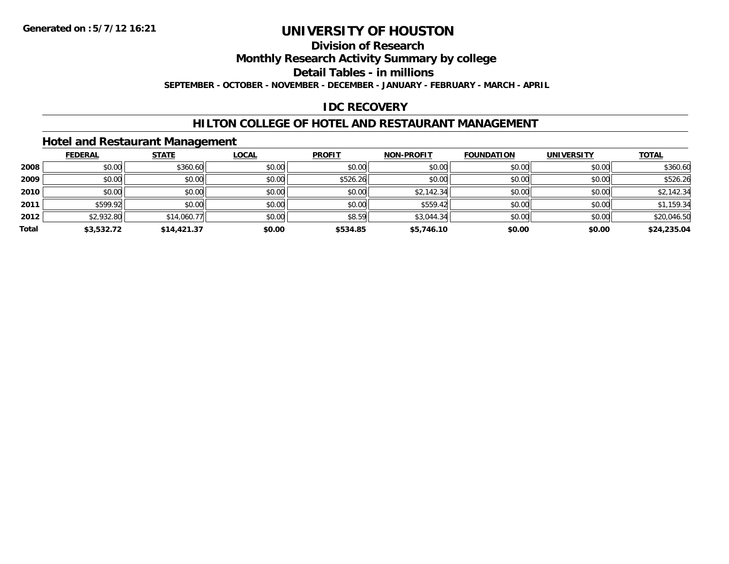Generated on :5/7/12 16:21

# UNIVERSITY OF HOUSTON

## Division of Research

## Monthly Research Activity Summary by college

## Detail Tables - in millions

SEPTEMBER - OCTOBER - NOVEMBER - DECEMBER - JANUARY - FEBRUARY - MARCH - APRIL

## IDC RECOVERY

## HILTON COLLEGE OF HOTEL AND RESTAURANT MANAGEMENT

### Hotel and Restaurant Management

| | FEDERAL | STATE | LOCAL | PROFIT | NON-PROFIT | FOUNDATION | UNIVERSITY | TOTAL |
|---|---|---|---|---|---|---|---|---|
| 2008 | $0.00 | $360.60 | $0.00 | $0.00 | $0.00 | $0.00 | $0.00 | $360.60 |
| 2009 | $0.00 | $0.00 | $0.00 | $526.26 | $0.00 | $0.00 | $0.00 | $526.26 |
| 2010 | $0.00 | $0.00 | $0.00 | $0.00 | $2,142.34 | $0.00 | $0.00 | $2,142.34 |
| 2011 | $599.92 | $0.00 | $0.00 | $0.00 | $559.42 | $0.00 | $0.00 | $1,159.34 |
| 2012 | $2,932.80 | $14,060.77 | $0.00 | $8.59 | $3,044.34 | $0.00 | $0.00 | $20,046.50 |
| **Total** | **$3,532.72** | **$14,421.37** | **$0.00** | **$534.85** | **$5,746.10** | **$0.00** | **$0.00** | **$24,235.04** |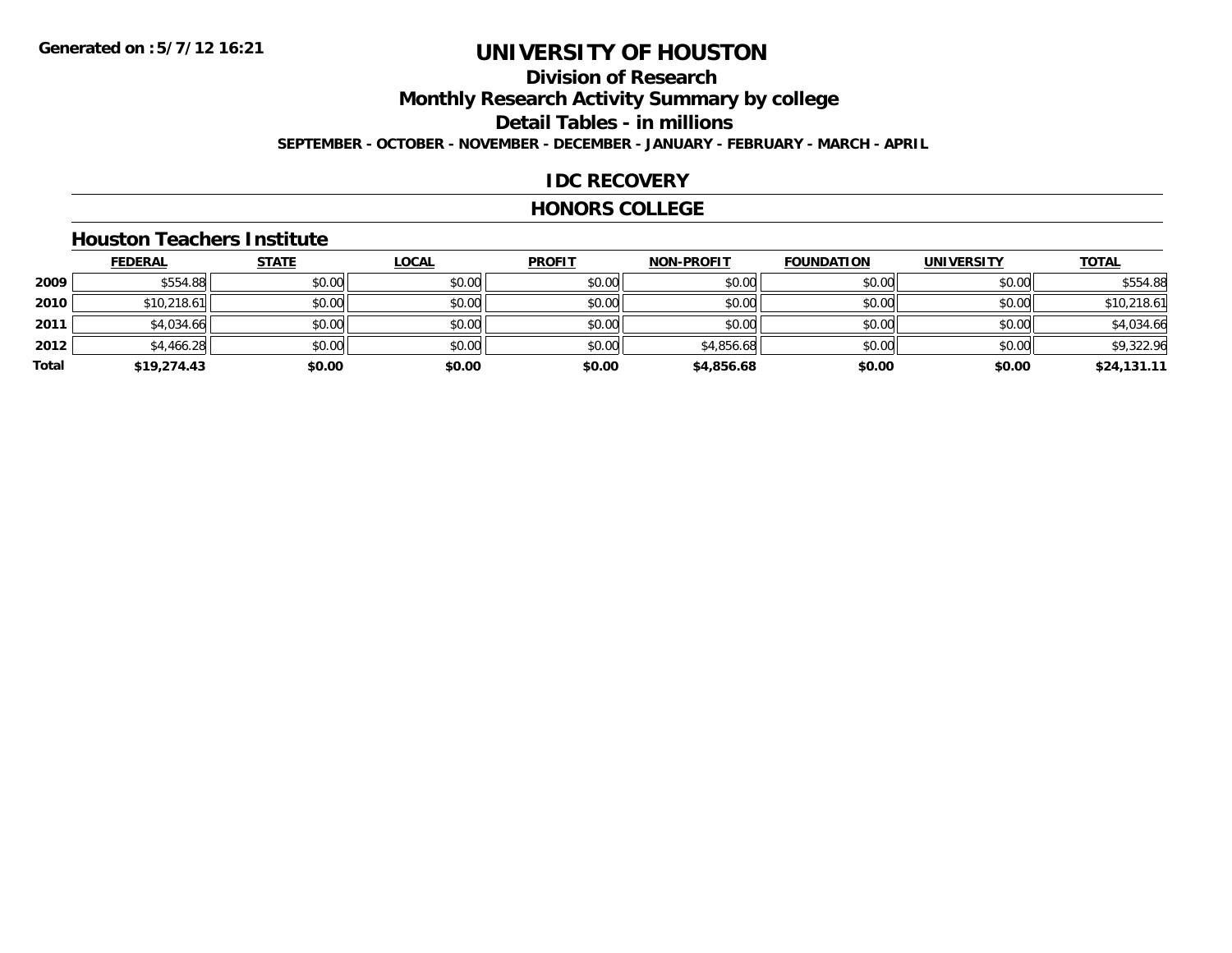**Generated on :5/7/12 16:21**

# UNIVERSITY OF HOUSTON

## Division of Research

## Monthly Research Activity Summary by college

## Detail Tables - in millions

**SEPTEMBER - OCTOBER - NOVEMBER - DECEMBER - JANUARY - FEBRUARY - MARCH - APRIL**

### IDC RECOVERY

### HONORS COLLEGE

#### Houston Teachers Institute

| | FEDERAL | STATE | LOCAL | PROFIT | NON-PROFIT | FOUNDATION | UNIVERSITY | TOTAL |
|---|---|---|---|---|---|---|---|---|
| **2009** | $554.88 | $0.00 | $0.00 | $0.00 | $0.00 | $0.00 | $0.00 | $554.88 |
| **2010** | $10,218.61 | $0.00 | $0.00 | $0.00 | $0.00 | $0.00 | $0.00 | $10,218.61 |
| **2011** | $4,034.66 | $0.00 | $0.00 | $0.00 | $0.00 | $0.00 | $0.00 | $4,034.66 |
| **2012** | $4,466.28 | $0.00 | $0.00 | $0.00 | $4,856.68 | $0.00 | $0.00 | $9,322.96 |
| **Total** | **$19,274.43** | **$0.00** | **$0.00** | **$0.00** | **$4,856.68** | **$0.00** | **$0.00** | **$24,131.11** |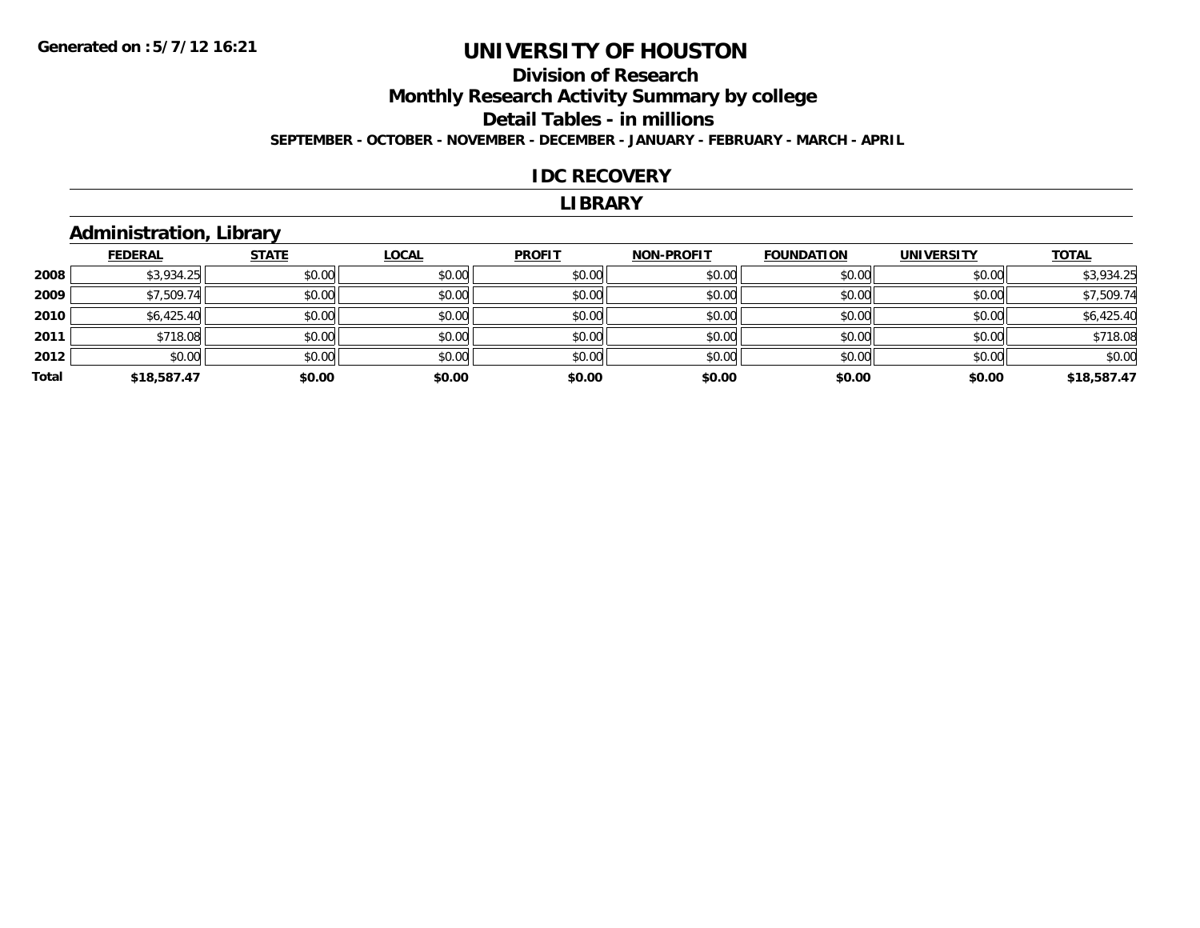Generated on :5/7/12 16:21

# UNIVERSITY OF HOUSTON

## Division of Research

## Monthly Research Activity Summary by college

## Detail Tables - in millions

**SEPTEMBER - OCTOBER - NOVEMBER - DECEMBER - JANUARY - FEBRUARY - MARCH - APRIL**

## IDC RECOVERY

## LIBRARY

### Administration, Library

| | FEDERAL | STATE | LOCAL | PROFIT | NON-PROFIT | FOUNDATION | UNIVERSITY | TOTAL |
|---|---|---|---|---|---|---|---|---|
| 2008 | $3,934.25 | $0.00 | $0.00 | $0.00 | $0.00 | $0.00 | $0.00 | $3,934.25 |
| 2009 | $7,509.74 | $0.00 | $0.00 | $0.00 | $0.00 | $0.00 | $0.00 | $7,509.74 |
| 2010 | $6,425.40 | $0.00 | $0.00 | $0.00 | $0.00 | $0.00 | $0.00 | $6,425.40 |
| 2011 | $718.08 | $0.00 | $0.00 | $0.00 | $0.00 | $0.00 | $0.00 | $718.08 |
| 2012 | $0.00 | $0.00 | $0.00 | $0.00 | $0.00 | $0.00 | $0.00 | $0.00 |
| **Total** | **$18,587.47** | **$0.00** | **$0.00** | **$0.00** | **$0.00** | **$0.00** | **$0.00** | **$18,587.47** |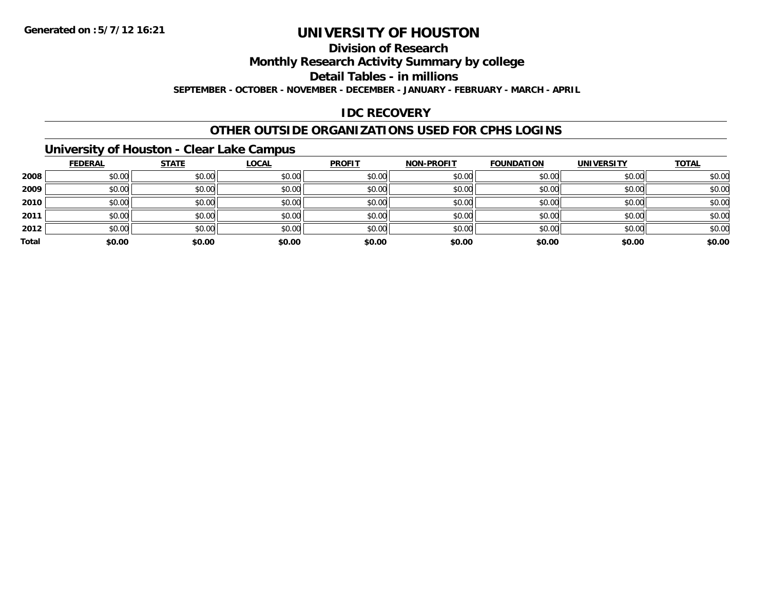Generated on :5/7/12 16:21

# UNIVERSITY OF HOUSTON

## Division of Research

## Monthly Research Activity Summary by college

## Detail Tables - in millions

**SEPTEMBER - OCTOBER - NOVEMBER - DECEMBER - JANUARY - FEBRUARY - MARCH - APRIL**

## IDC RECOVERY

## OTHER OUTSIDE ORGANIZATIONS USED FOR CPHS LOGINS

### University of Houston - Clear Lake Campus

| | FEDERAL | STATE | LOCAL | PROFIT | NON-PROFIT | FOUNDATION | UNIVERSITY | TOTAL |
|---|---|---|---|---|---|---|---|---|
| **2008** | $0.00 | $0.00 | $0.00 | $0.00 | $0.00 | $0.00 | $0.00 | $0.00 |
| **2009** | $0.00 | $0.00 | $0.00 | $0.00 | $0.00 | $0.00 | $0.00 | $0.00 |
| **2010** | $0.00 | $0.00 | $0.00 | $0.00 | $0.00 | $0.00 | $0.00 | $0.00 |
| **2011** | $0.00 | $0.00 | $0.00 | $0.00 | $0.00 | $0.00 | $0.00 | $0.00 |
| **2012** | $0.00 | $0.00 | $0.00 | $0.00 | $0.00 | $0.00 | $0.00 | $0.00 |
| **Total** | **$0.00** | **$0.00** | **$0.00** | **$0.00** | **$0.00** | **$0.00** | **$0.00** | **$0.00** |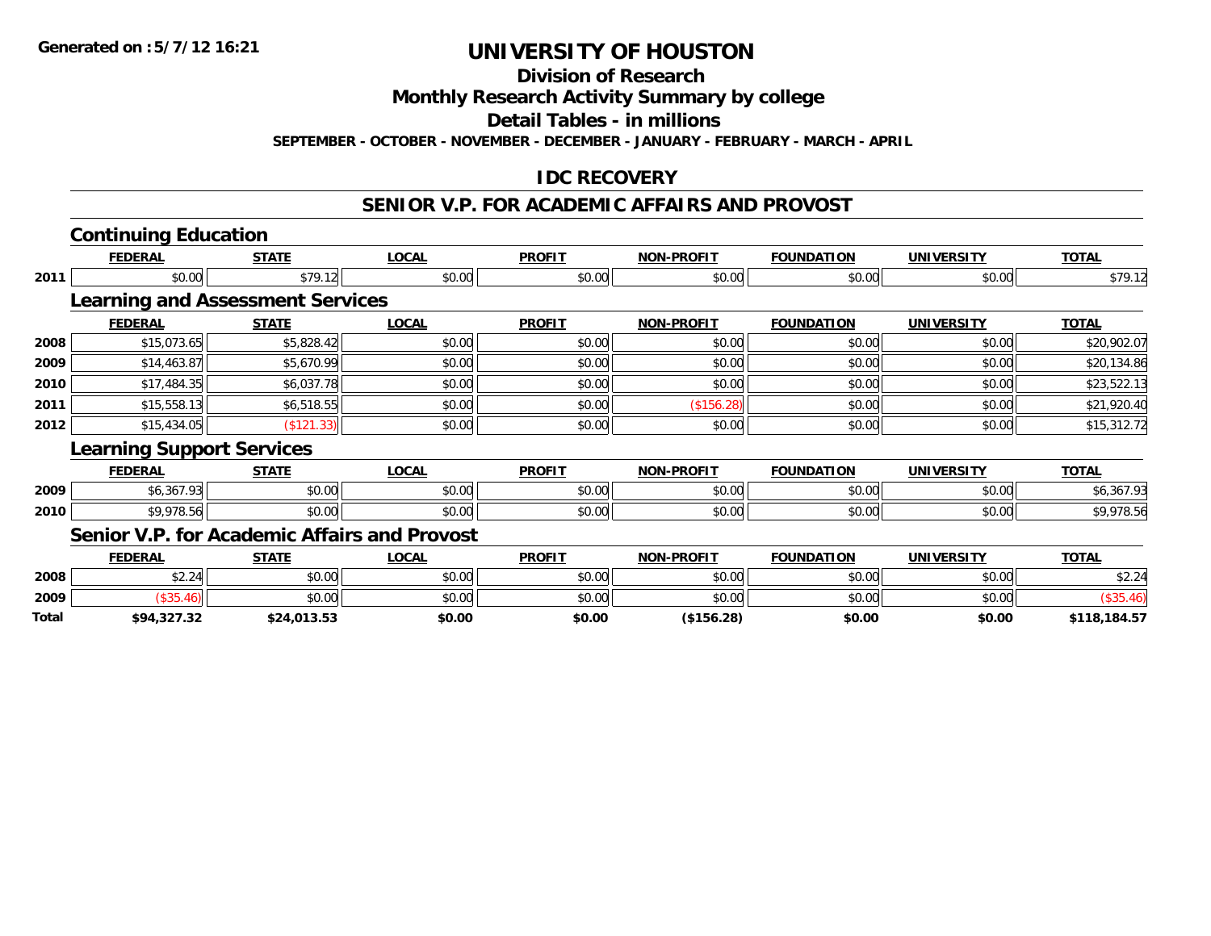Generated on :5/7/12 16:21

# UNIVERSITY OF HOUSTON

## Division of Research

## Monthly Research Activity Summary by college

## Detail Tables - in millions

SEPTEMBER - OCTOBER - NOVEMBER - DECEMBER - JANUARY - FEBRUARY - MARCH - APRIL

## IDC RECOVERY

## SENIOR V.P. FOR ACADEMIC AFFAIRS AND PROVOST

### Continuing Education

| | FEDERAL | STATE | LOCAL | PROFIT | NON-PROFIT | FOUNDATION | UNIVERSITY | TOTAL |
|---|---|---|---|---|---|---|---|---|
| 2011 | $0.00 | $79.12 | $0.00 | $0.00 | $0.00 | $0.00 | $0.00 | $79.12 |

### Learning and Assessment Services

| | FEDERAL | STATE | LOCAL | PROFIT | NON-PROFIT | FOUNDATION | UNIVERSITY | TOTAL |
|---|---|---|---|---|---|---|---|---|
| 2008 | $15,073.65 | $5,828.42 | $0.00 | $0.00 | $0.00 | $0.00 | $0.00 | $20,902.07 |
| 2009 | $14,463.87 | $5,670.99 | $0.00 | $0.00 | $0.00 | $0.00 | $0.00 | $20,134.86 |
| 2010 | $17,484.35 | $6,037.78 | $0.00 | $0.00 | $0.00 | $0.00 | $0.00 | $23,522.13 |
| 2011 | $15,558.13 | $6,518.55 | $0.00 | $0.00 | ($156.28) | $0.00 | $0.00 | $21,920.40 |
| 2012 | $15,434.05 | ($121.33) | $0.00 | $0.00 | $0.00 | $0.00 | $0.00 | $15,312.72 |

### Learning Support Services

| | FEDERAL | STATE | LOCAL | PROFIT | NON-PROFIT | FOUNDATION | UNIVERSITY | TOTAL |
|---|---|---|---|---|---|---|---|---|
| 2009 | $6,367.93 | $0.00 | $0.00 | $0.00 | $0.00 | $0.00 | $0.00 | $6,367.93 |
| 2010 | $9,978.56 | $0.00 | $0.00 | $0.00 | $0.00 | $0.00 | $0.00 | $9,978.56 |

### Senior V.P. for Academic Affairs and Provost

| | FEDERAL | STATE | LOCAL | PROFIT | NON-PROFIT | FOUNDATION | UNIVERSITY | TOTAL |
|---|---|---|---|---|---|---|---|---|
| 2008 | $2.24 | $0.00 | $0.00 | $0.00 | $0.00 | $0.00 | $0.00 | $2.24 |
| 2009 | ($35.46) | $0.00 | $0.00 | $0.00 | $0.00 | $0.00 | $0.00 | ($35.46) |
| **Total** | **$94,327.32** | **$24,013.53** | **$0.00** | **$0.00** | **($156.28)** | **$0.00** | **$0.00** | **$118,184.57** |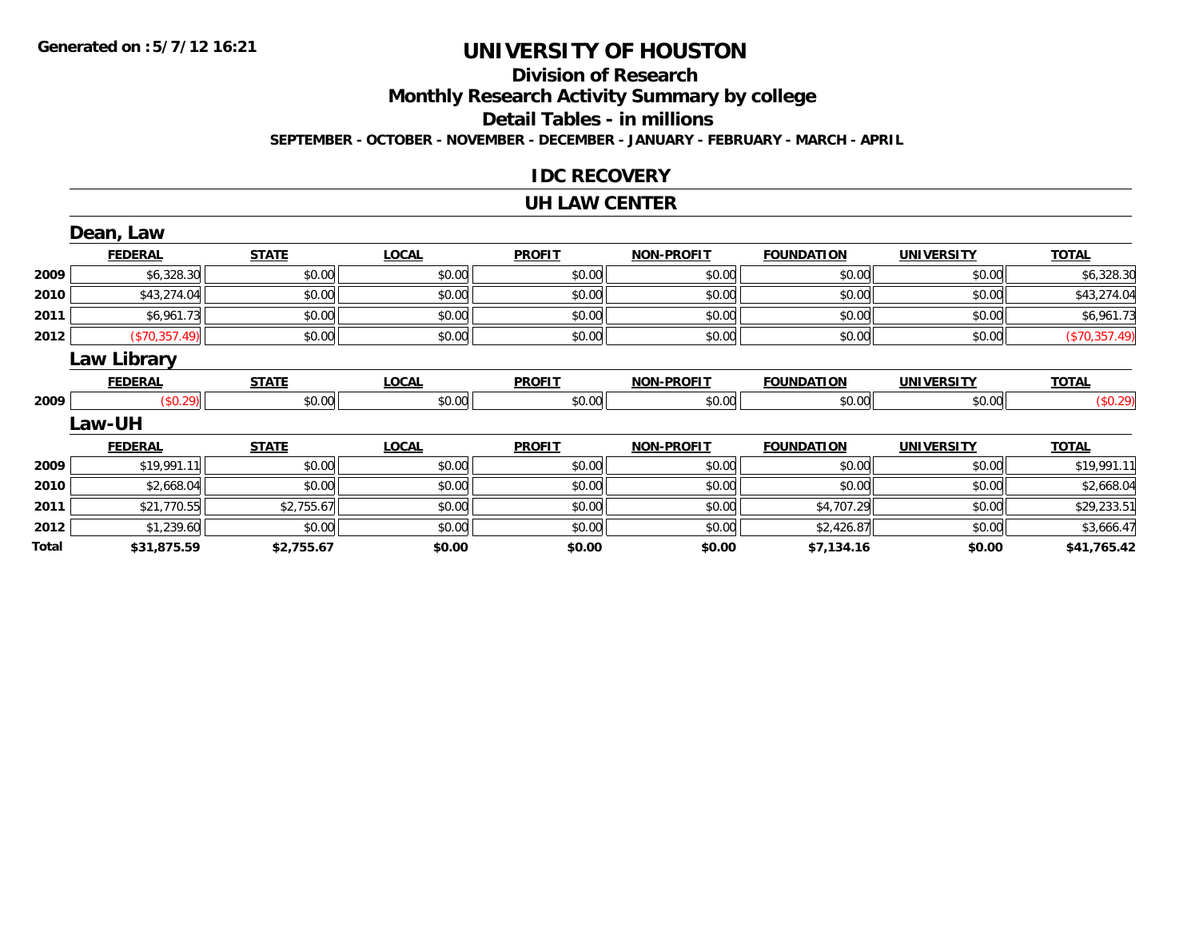**Generated on :5/7/12 16:21**

# UNIVERSITY OF HOUSTON

## Division of Research

## Monthly Research Activity Summary by college

## Detail Tables - in millions

**SEPTEMBER - OCTOBER - NOVEMBER - DECEMBER - JANUARY - FEBRUARY - MARCH - APRIL**

## IDC RECOVERY

## UH LAW CENTER

### Dean, Law

| | FEDERAL | STATE | LOCAL | PROFIT | NON-PROFIT | FOUNDATION | UNIVERSITY | TOTAL |
|---|---|---|---|---|---|---|---|---|
| 2009 | $6,328.30 | $0.00 | $0.00 | $0.00 | $0.00 | $0.00 | $0.00 | $6,328.30 |
| 2010 | $43,274.04 | $0.00 | $0.00 | $0.00 | $0.00 | $0.00 | $0.00 | $43,274.04 |
| 2011 | $6,961.73 | $0.00 | $0.00 | $0.00 | $0.00 | $0.00 | $0.00 | $6,961.73 |
| 2012 | ($70,357.49) | $0.00 | $0.00 | $0.00 | $0.00 | $0.00 | $0.00 | ($70,357.49) |

### Law Library

| | FEDERAL | STATE | LOCAL | PROFIT | NON-PROFIT | FOUNDATION | UNIVERSITY | TOTAL |
|---|---|---|---|---|---|---|---|---|
| 2009 | ($0.29) | $0.00 | $0.00 | $0.00 | $0.00 | $0.00 | $0.00 | ($0.29) |

### Law-UH

| | FEDERAL | STATE | LOCAL | PROFIT | NON-PROFIT | FOUNDATION | UNIVERSITY | TOTAL |
|---|---|---|---|---|---|---|---|---|
| 2009 | $19,991.11 | $0.00 | $0.00 | $0.00 | $0.00 | $0.00 | $0.00 | $19,991.11 |
| 2010 | $2,668.04 | $0.00 | $0.00 | $0.00 | $0.00 | $0.00 | $0.00 | $2,668.04 |
| 2011 | $21,770.55 | $2,755.67 | $0.00 | $0.00 | $0.00 | $4,707.29 | $0.00 | $29,233.51 |
| 2012 | $1,239.60 | $0.00 | $0.00 | $0.00 | $0.00 | $2,426.87 | $0.00 | $3,666.47 |
| **Total** | **$31,875.59** | **$2,755.67** | **$0.00** | **$0.00** | **$0.00** | **$7,134.16** | **$0.00** | **$41,765.42** |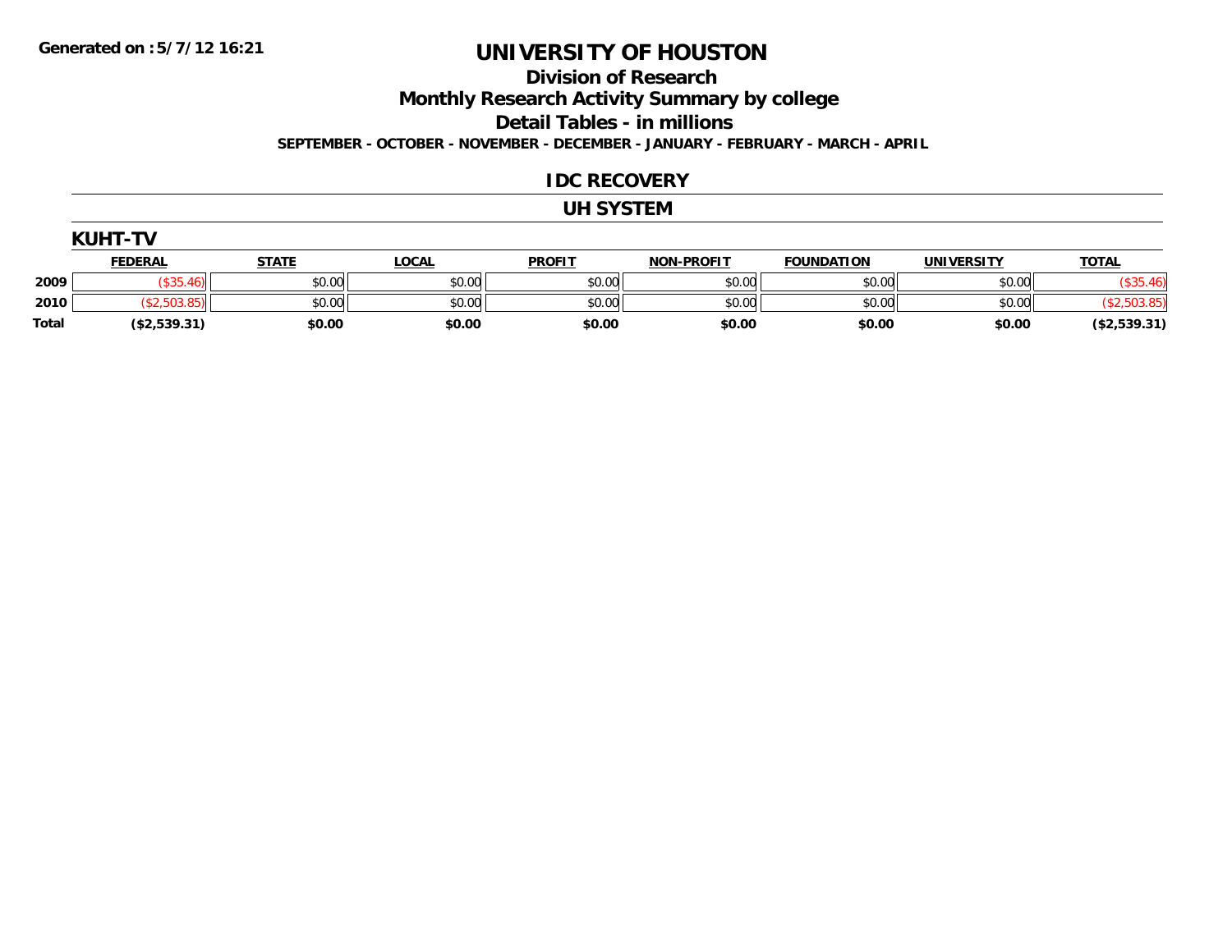# UNIVERSITY OF HOUSTON

## Division of Research

## Monthly Research Activity Summary by college

## Detail Tables - in millions

**SEPTEMBER - OCTOBER - NOVEMBER - DECEMBER - JANUARY - FEBRUARY - MARCH - APRIL**

## IDC RECOVERY

## UH SYSTEM

### KUHT-TV

| | FEDERAL | STATE | LOCAL | PROFIT | NON-PROFIT | FOUNDATION | UNIVERSITY | TOTAL |
|---|---|---|---|---|---|---|---|---|
| 2009 | ($35.46) | $0.00 | $0.00 | $0.00 | $0.00 | $0.00 | $0.00 | ($35.46) |
| 2010 | ($2,503.85) | $0.00 | $0.00 | $0.00 | $0.00 | $0.00 | $0.00 | ($2,503.85) |
| **Total** | **($2,539.31)** | **$0.00** | **$0.00** | **$0.00** | **$0.00** | **$0.00** | **$0.00** | **($2,539.31)** |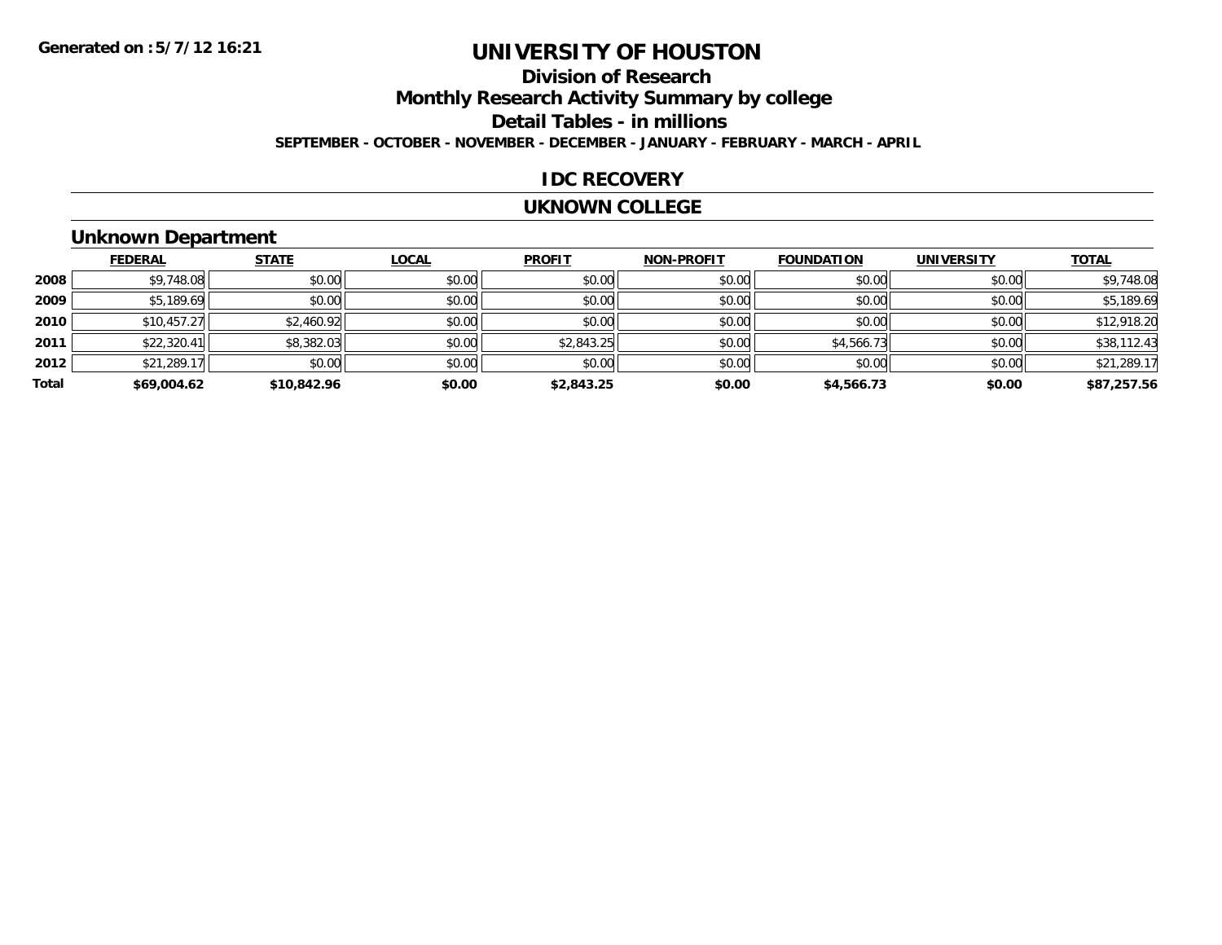# UNIVERSITY OF HOUSTON

## Division of Research

## Monthly Research Activity Summary by college

## Detail Tables - in millions

**SEPTEMBER - OCTOBER - NOVEMBER - DECEMBER - JANUARY - FEBRUARY - MARCH - APRIL**

## IDC RECOVERY

## UKNOWN COLLEGE

### Unknown Department

| | FEDERAL | STATE | LOCAL | PROFIT | NON-PROFIT | FOUNDATION | UNIVERSITY | TOTAL |
|---|---|---|---|---|---|---|---|---|
| 2008 | $9,748.08 | $0.00 | $0.00 | $0.00 | $0.00 | $0.00 | $0.00 | $9,748.08 |
| 2009 | $5,189.69 | $0.00 | $0.00 | $0.00 | $0.00 | $0.00 | $0.00 | $5,189.69 |
| 2010 | $10,457.27 | $2,460.92 | $0.00 | $0.00 | $0.00 | $0.00 | $0.00 | $12,918.20 |
| 2011 | $22,320.41 | $8,382.03 | $0.00 | $2,843.25 | $0.00 | $4,566.73 | $0.00 | $38,112.43 |
| 2012 | $21,289.17 | $0.00 | $0.00 | $0.00 | $0.00 | $0.00 | $0.00 | $21,289.17 |
| **Total** | **$69,004.62** | **$10,842.96** | **$0.00** | **$2,843.25** | **$0.00** | **$4,566.73** | **$0.00** | **$87,257.56** |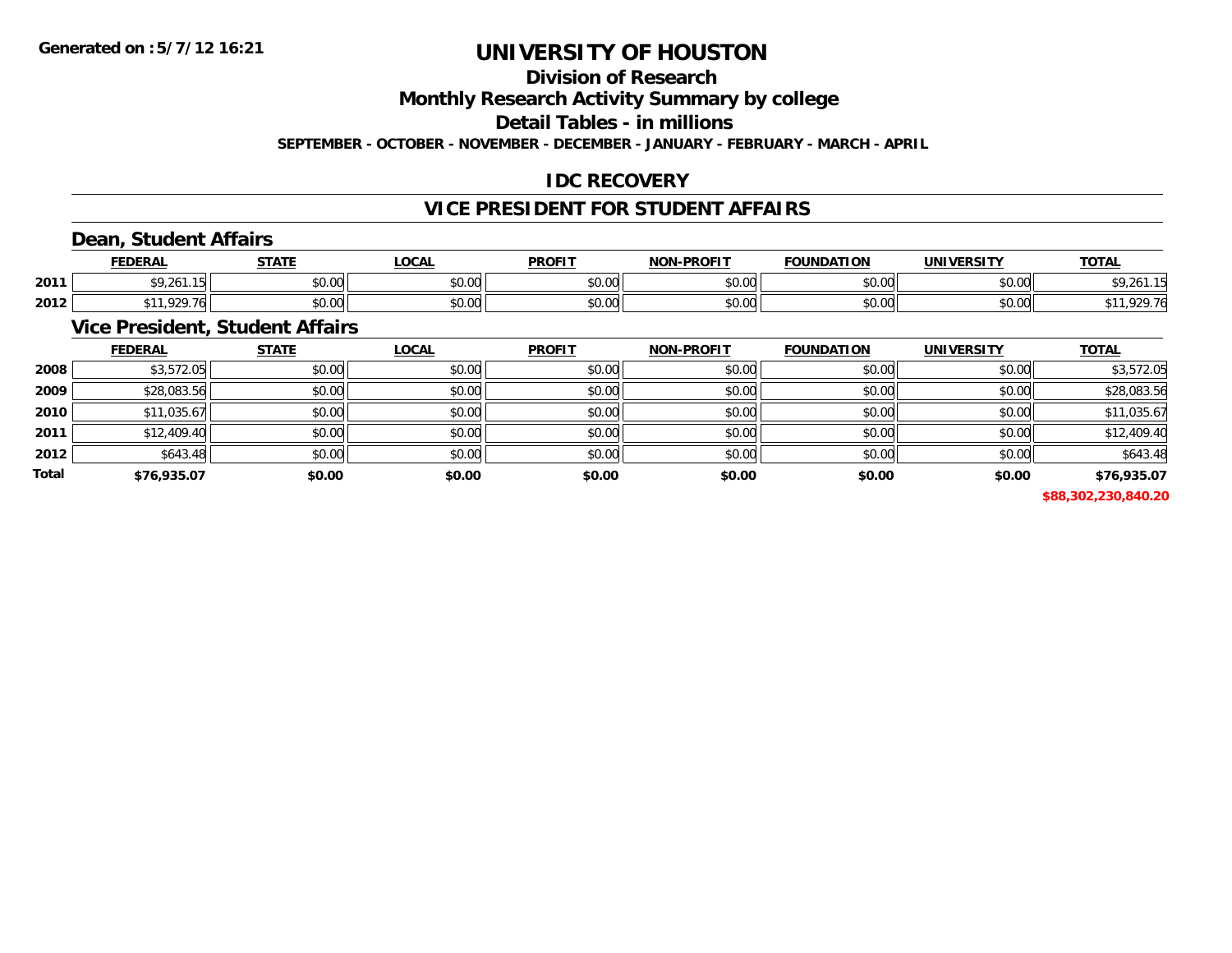Generated on :5/7/12 16:21

# UNIVERSITY OF HOUSTON

## Division of Research

## Monthly Research Activity Summary by college

## Detail Tables - in millions

SEPTEMBER - OCTOBER - NOVEMBER - DECEMBER - JANUARY - FEBRUARY - MARCH - APRIL

## IDC RECOVERY

## VICE PRESIDENT FOR STUDENT AFFAIRS

### Dean, Student Affairs

| | FEDERAL | STATE | LOCAL | PROFIT | NON-PROFIT | FOUNDATION | UNIVERSITY | TOTAL |
|---|---|---|---|---|---|---|---|---|
| 2011 | $9,261.15 | $0.00 | $0.00 | $0.00 | $0.00 | $0.00 | $0.00 | $9,261.15 |
| 2012 | $11,929.76 | $0.00 | $0.00 | $0.00 | $0.00 | $0.00 | $0.00 | $11,929.76 |

### Vice President, Student Affairs

| | FEDERAL | STATE | LOCAL | PROFIT | NON-PROFIT | FOUNDATION | UNIVERSITY | TOTAL |
|---|---|---|---|---|---|---|---|---|
| 2008 | $3,572.05 | $0.00 | $0.00 | $0.00 | $0.00 | $0.00 | $0.00 | $3,572.05 |
| 2009 | $28,083.56 | $0.00 | $0.00 | $0.00 | $0.00 | $0.00 | $0.00 | $28,083.56 |
| 2010 | $11,035.67 | $0.00 | $0.00 | $0.00 | $0.00 | $0.00 | $0.00 | $11,035.67 |
| 2011 | $12,409.40 | $0.00 | $0.00 | $0.00 | $0.00 | $0.00 | $0.00 | $12,409.40 |
| 2012 | $643.48 | $0.00 | $0.00 | $0.00 | $0.00 | $0.00 | $0.00 | $643.48 |
| **Total** | **$76,935.07** | **$0.00** | **$0.00** | **$0.00** | **$0.00** | **$0.00** | **$0.00** | **$76,935.07** |

**$88,302,230,840.20**